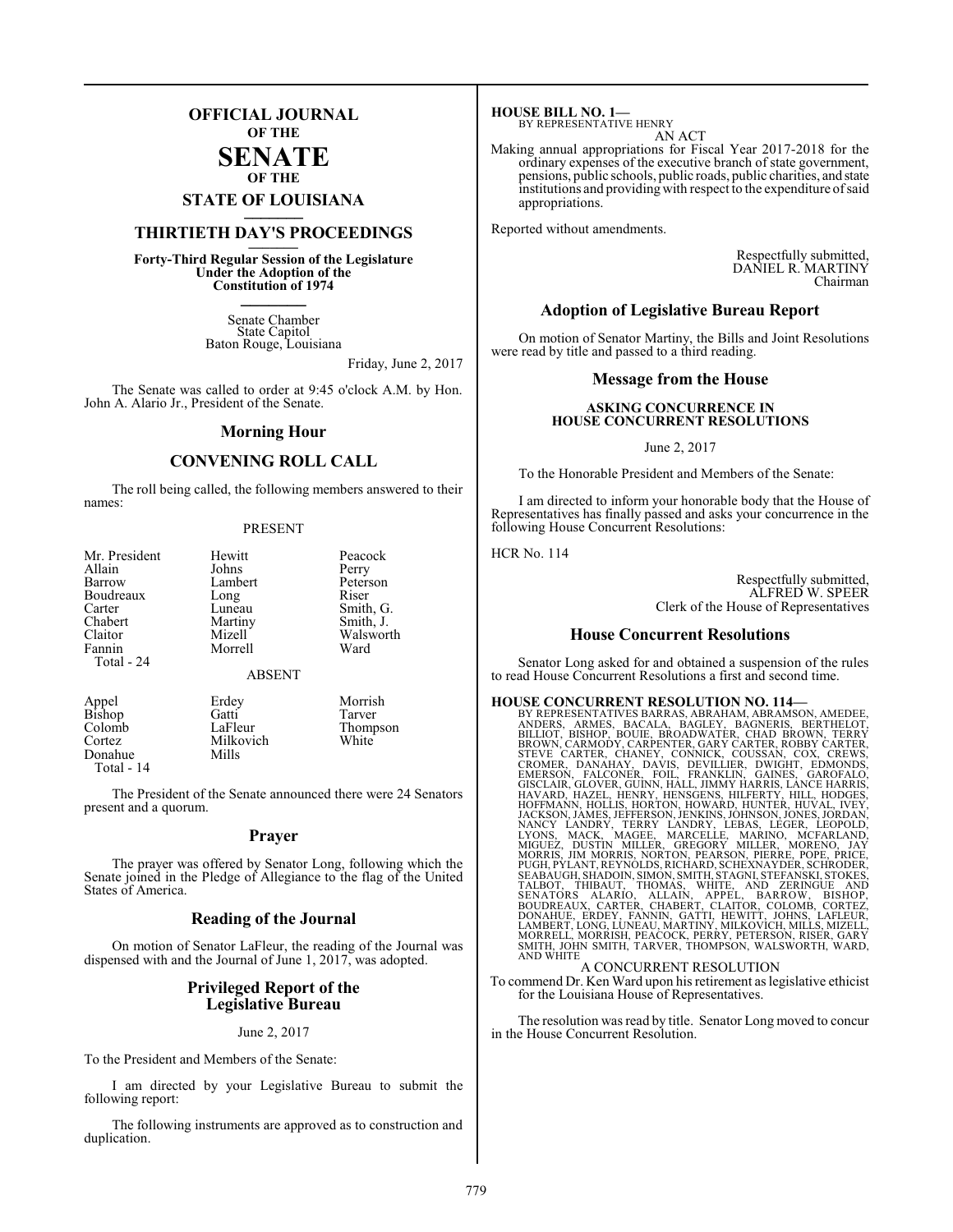# OFFICIAL JOURNAL OF THE SENATE OF THE STATE OF LOUISIANA

## THIRTIETH DAY'S PROCEEDINGS

**Forty-Third Regular Session of the Legislature Under the Adoption of the Constitution of 1974**

Senate Chamber
State Capitol
Baton Rouge, Louisiana

Friday, June 2, 2017

The Senate was called to order at 9:45 o'clock A.M. by Hon. John A. Alario Jr., President of the Senate.

## Morning Hour

## CONVENING ROLL CALL

The roll being called, the following members answered to their names:

PRESENT

| | | |
|---|---|---|
| Mr. President | Hewitt | Peacock |
| Allain | Johns | Perry |
| Barrow | Lambert | Peterson |
| Boudreaux | Long | Riser |
| Carter | Luneau | Smith, G. |
| Chabert | Martiny | Smith, J. |
| Claitor | Mizell | Walsworth |
| Fannin | Morrell | Ward |

Total - 24

ABSENT

| | | |
|---|---|---|
| Appel | Erdey | Morrish |
| Bishop | Gatti | Tarver |
| Colomb | LaFleur | Thompson |
| Cortez | Milkovich | White |
| Donahue | Mills | |

Total - 14

The President of the Senate announced there were 24 Senators present and a quorum.

## Prayer

The prayer was offered by Senator Long, following which the Senate joined in the Pledge of Allegiance to the flag of the United States of America.

## Reading of the Journal

On motion of Senator LaFleur, the reading of the Journal was dispensed with and the Journal of June 1, 2017, was adopted.

## Privileged Report of the Legislative Bureau

June 2, 2017

To the President and Members of the Senate:

I am directed by your Legislative Bureau to submit the following report:

The following instruments are approved as to construction and duplication.

**HOUSE BILL NO. 1—**
BY REPRESENTATIVE HENRY
AN ACT

Making annual appropriations for Fiscal Year 2017-2018 for the ordinary expenses of the executive branch of state government, pensions, public schools, public roads, public charities, and state institutions and providing with respect to the expenditure of said appropriations.

Reported without amendments.

Respectfully submitted,
DANIEL R. MARTINY
Chairman

## Adoption of Legislative Bureau Report

On motion of Senator Martiny, the Bills and Joint Resolutions were read by title and passed to a third reading.

## Message from the House

**ASKING CONCURRENCE IN HOUSE CONCURRENT RESOLUTIONS**

June 2, 2017

To the Honorable President and Members of the Senate:

I am directed to inform your honorable body that the House of Representatives has finally passed and asks your concurrence in the following House Concurrent Resolutions:

HCR No. 114

Respectfully submitted,
ALFRED W. SPEER
Clerk of the House of Representatives

## House Concurrent Resolutions

Senator Long asked for and obtained a suspension of the rules to read House Concurrent Resolutions a first and second time.

**HOUSE CONCURRENT RESOLUTION NO. 114—**
BY REPRESENTATIVES BARRAS, ABRAHAM, ABRAMSON, AMEDEE, ANDERS, ARMES, BACALA, BAGLEY, BAGNERIS, BERTHELOT, BILLIOT, BISHOP, BOUIE, BROADWATER, CHAD BROWN, TERRY BROWN, CARMODY, CARPENTER, GARY CARTER, ROBBY CARTER, STEVE CARTER, CHANEY, CONNICK, COUSSAN, COX, CREWS, CROMER, DANAHAY, DAVIS, DEVILLIER, DWIGHT, EDMONDS, EMERSON, FALCONER, FOIL, FRANKLIN, GAINES, GAROFALO, GISCLAIR, GLOVER, GUINN, HALL, JIMMY HARRIS, LANCE HARRIS, HAVARD, HAZEL, HENRY, HENSGENS, HILFERTY, HILL, HODGES, HOFFMANN, HOLLIS, HORTON, HOWARD, HUNTER, HUVAL, IVEY, JACKSON, JAMES, JEFFERSON, JENKINS, JOHNSON, JONES, JORDAN, NANCY LANDRY, TERRY LANDRY, LEBAS, LEGER, LEOPOLD, LYONS, MACK, MAGEE, MARCELLE, MARINO, MCFARLAND, MIGUEZ, DUSTIN MILLER, GREGORY MILLER, MORENO, JAY MORRIS, JIM MORRIS, NORTON, PEARSON, PIERRE, POPE, PRICE, PUGH, PYLANT, REYNOLDS, RICHARD, SCHEXNAYDER, SCHRODER, SEABAUGH, SHADOIN, SIMON, SMITH, STAGNI, STEFANSKI, STOKES, TALBOT, THIBAUT, THOMAS, WHITE, AND ZERINGUE AND SENATORS ALARIO, ALLAIN, APPEL, BARROW, BISHOP, BOUDREAUX, CARTER, CHABERT, CLAITOR, COLOMB, CORTEZ, DONAHUE, ERDEY, FANNIN, GATTI, HEWITT, JOHNS, LAFLEUR, LAMBERT, LONG, LUNEAU, MARTINY, MILKOVICH, MILLS, MIZELL, MORRELL, MORRISH, PEACOCK, PERRY, PETERSON, RISER, GARY SMITH, JOHN SMITH, TARVER, THOMPSON, WALSWORTH, WARD, AND WHITE

A CONCURRENT RESOLUTION

To commend Dr. Ken Ward upon his retirement as legislative ethicist for the Louisiana House of Representatives.

The resolution was read by title. Senator Long moved to concur in the House Concurrent Resolution.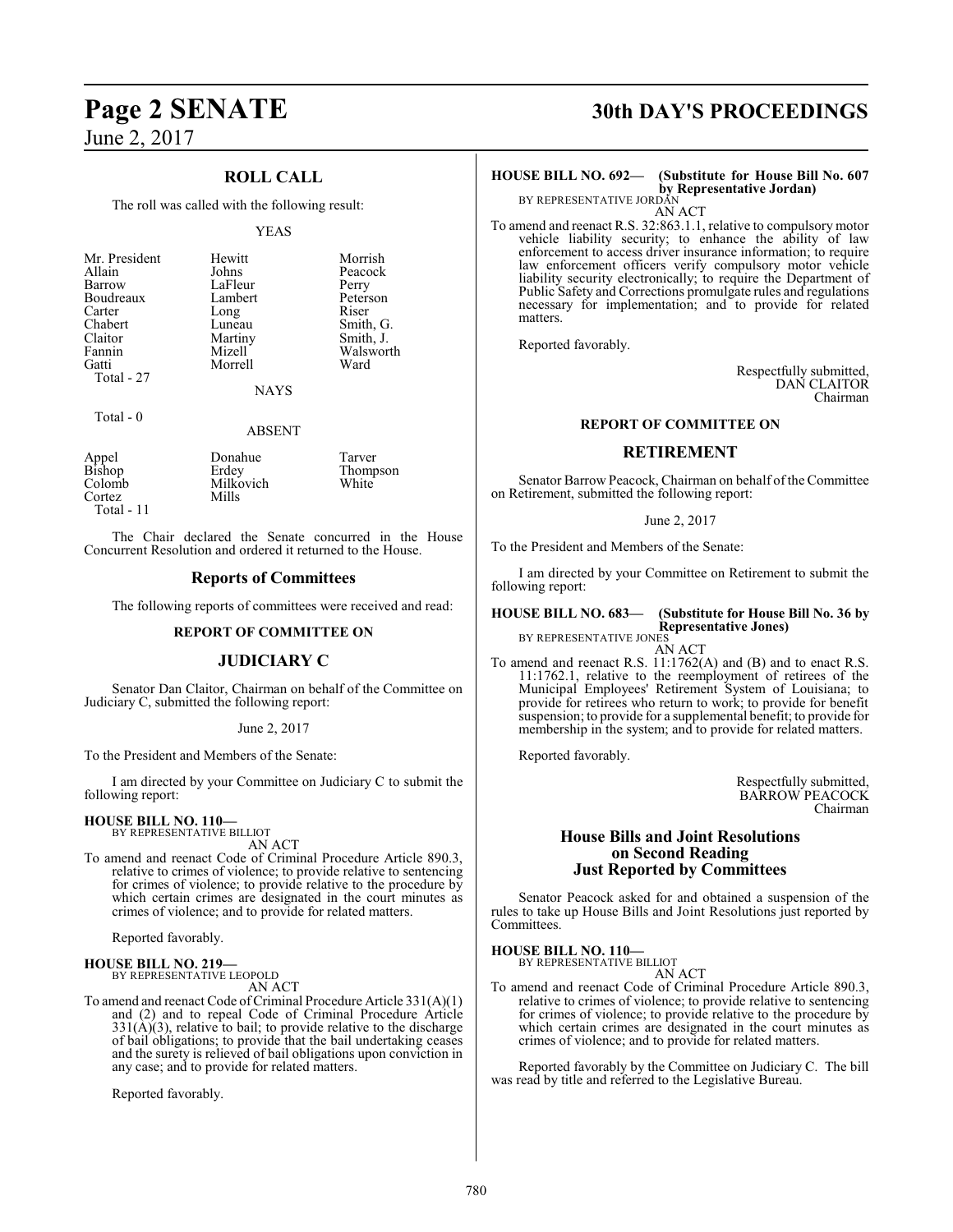## ROLL CALL

The roll was called with the following result:

YEAS

| | | |
|---|---|---|
| Mr. President | Hewitt | Morrish |
| Allain | Johns | Peacock |
| Barrow | LaFleur | Perry |
| Boudreaux | Lambert | Peterson |
| Carter | Long | Riser |
| Chabert | Luneau | Smith, G. |
| Claitor | Martiny | Smith, J. |
| Fannin | Mizell | Walsworth |
| Gatti | Morrell | Ward |
| Total - 27 | | |

NAYS

Total - 0

ABSENT

| | | |
|---|---|---|
| Appel | Donahue | Tarver |
| Bishop | Erdey | Thompson |
| Colomb | Milkovich | White |
| Cortez | Mills | |
| Total - 11 | | |

The Chair declared the Senate concurred in the House Concurrent Resolution and ordered it returned to the House.

## Reports of Committees

The following reports of committees were received and read:

### REPORT OF COMMITTEE ON

## JUDICIARY C

Senator Dan Claitor, Chairman on behalf of the Committee on Judiciary C, submitted the following report:

June 2, 2017

To the President and Members of the Senate:

I am directed by your Committee on Judiciary C to submit the following report:

**HOUSE BILL NO. 110—**
BY REPRESENTATIVE BILLIOT
AN ACT

To amend and reenact Code of Criminal Procedure Article 890.3, relative to crimes of violence; to provide relative to sentencing for crimes of violence; to provide relative to the procedure by which certain crimes are designated in the court minutes as crimes of violence; and to provide for related matters.

Reported favorably.

**HOUSE BILL NO. 219—**
BY REPRESENTATIVE LEOPOLD
AN ACT

To amend and reenact Code of Criminal Procedure Article 331(A)(1) and (2) and to repeal Code of Criminal Procedure Article 331(A)(3), relative to bail; to provide relative to the discharge of bail obligations; to provide that the bail undertaking ceases and the surety is relieved of bail obligations upon conviction in any case; and to provide for related matters.

Reported favorably.

**HOUSE BILL NO. 692— (Substitute for House Bill No. 607 by Representative Jordan)**
BY REPRESENTATIVE JORDAN
AN ACT

To amend and reenact R.S. 32:863.1.1, relative to compulsory motor vehicle liability security; to enhance the ability of law enforcement to access driver insurance information; to require law enforcement officers verify compulsory motor vehicle liability security electronically; to require the Department of Public Safety and Corrections promulgate rules and regulations necessary for implementation; and to provide for related matters.

Reported favorably.

Respectfully submitted,
DAN CLAITOR
Chairman

### REPORT OF COMMITTEE ON

## RETIREMENT

Senator Barrow Peacock, Chairman on behalf of the Committee on Retirement, submitted the following report:

June 2, 2017

To the President and Members of the Senate:

I am directed by your Committee on Retirement to submit the following report:

**HOUSE BILL NO. 683— (Substitute for House Bill No. 36 by Representative Jones)**
BY REPRESENTATIVE JONES
AN ACT

To amend and reenact R.S. 11:1762(A) and (B) and to enact R.S. 11:1762.1, relative to the reemployment of retirees of the Municipal Employees' Retirement System of Louisiana; to provide for retirees who return to work; to provide for benefit suspension; to provide for a supplemental benefit; to provide for membership in the system; and to provide for related matters.

Reported favorably.

Respectfully submitted,
BARROW PEACOCK
Chairman

## House Bills and Joint Resolutions on Second Reading Just Reported by Committees

Senator Peacock asked for and obtained a suspension of the rules to take up House Bills and Joint Resolutions just reported by Committees.

**HOUSE BILL NO. 110—**
BY REPRESENTATIVE BILLIOT
AN ACT

To amend and reenact Code of Criminal Procedure Article 890.3, relative to crimes of violence; to provide relative to sentencing for crimes of violence; to provide relative to the procedure by which certain crimes are designated in the court minutes as crimes of violence; and to provide for related matters.

Reported favorably by the Committee on Judiciary C. The bill was read by title and referred to the Legislative Bureau.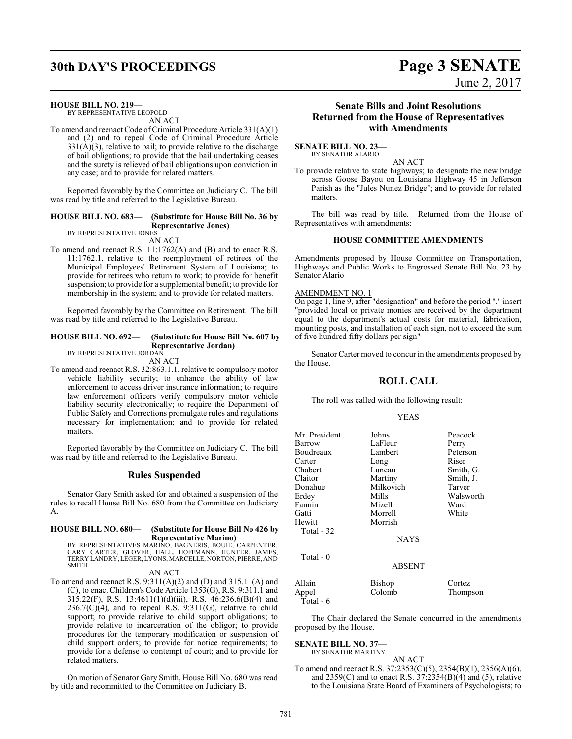**HOUSE BILL NO. 219—**
BY REPRESENTATIVE LEOPOLD

AN ACT

To amend and reenact Code of Criminal Procedure Article 331(A)(1) and (2) and to repeal Code of Criminal Procedure Article 331(A)(3), relative to bail; to provide relative to the discharge of bail obligations; to provide that the bail undertaking ceases and the surety is relieved of bail obligations upon conviction in any case; and to provide for related matters.

Reported favorably by the Committee on Judiciary C. The bill was read by title and referred to the Legislative Bureau.

**HOUSE BILL NO. 683— (Substitute for House Bill No. 36 by Representative Jones)**
BY REPRESENTATIVE JONES

AN ACT

To amend and reenact R.S. 11:1762(A) and (B) and to enact R.S. 11:1762.1, relative to the reemployment of retirees of the Municipal Employees' Retirement System of Louisiana; to provide for retirees who return to work; to provide for benefit suspension; to provide for a supplemental benefit; to provide for membership in the system; and to provide for related matters.

Reported favorably by the Committee on Retirement. The bill was read by title and referred to the Legislative Bureau.

**HOUSE BILL NO. 692— (Substitute for House Bill No. 607 by Representative Jordan)**
BY REPRESENTATIVE JORDAN

AN ACT

To amend and reenact R.S. 32:863.1.1, relative to compulsory motor vehicle liability security; to enhance the ability of law enforcement to access driver insurance information; to require law enforcement officers verify compulsory motor vehicle liability security electronically; to require the Department of Public Safety and Corrections promulgate rules and regulations necessary for implementation; and to provide for related matters.

Reported favorably by the Committee on Judiciary C. The bill was read by title and referred to the Legislative Bureau.

## Rules Suspended

Senator Gary Smith asked for and obtained a suspension of the rules to recall House Bill No. 680 from the Committee on Judiciary A.

**HOUSE BILL NO. 680— (Substitute for House Bill No 426 by Representative Marino)**
BY REPRESENTATIVES MARINO, BAGNERIS, BOUIE, CARPENTER, GARY CARTER, GLOVER, HALL, HOFFMANN, HUNTER, JAMES, TERRY LANDRY, LEGER, LYONS, MARCELLE, NORTON, PIERRE, AND SMITH

AN ACT

To amend and reenact R.S. 9:311(A)(2) and (D) and 315.11(A) and (C), to enact Children's Code Article 1353(G), R.S. 9:311.1 and 315.22(F), R.S. 13:4611(1)(d)(iii), R.S. 46:236.6(B)(4) and 236.7(C)(4), and to repeal R.S. 9:311(G), relative to child support; to provide relative to child support obligations; to provide relative to incarceration of the obligor; to provide procedures for the temporary modification or suspension of child support orders; to provide for notice requirements; to provide for a defense to contempt of court; and to provide for related matters.

On motion of Senator Gary Smith, House Bill No. 680 was read by title and recommitted to the Committee on Judiciary B.

## Senate Bills and Joint Resolutions Returned from the House of Representatives with Amendments

**SENATE BILL NO. 23—**
BY SENATOR ALARIO

AN ACT

To provide relative to state highways; to designate the new bridge across Goose Bayou on Louisiana Highway 45 in Jefferson Parish as the "Jules Nunez Bridge"; and to provide for related matters.

The bill was read by title. Returned from the House of Representatives with amendments:

### HOUSE COMMITTEE AMENDMENTS

Amendments proposed by House Committee on Transportation, Highways and Public Works to Engrossed Senate Bill No. 23 by Senator Alario

AMENDMENT NO. 1

On page 1, line 9, after "designation" and before the period "." insert "provided local or private monies are received by the department equal to the department's actual costs for material, fabrication, mounting posts, and installation of each sign, not to exceed the sum of five hundred fifty dollars per sign"

Senator Carter moved to concur in the amendments proposed by the House.

## ROLL CALL

The roll was called with the following result:

YEAS

| | | |
|---|---|---|
| Mr. President | Johns | Peacock |
| Barrow | LaFleur | Perry |
| Boudreaux | Lambert | Peterson |
| Carter | Long | Riser |
| Chabert | Luneau | Smith, G. |
| Claitor | Martiny | Smith, J. |
| Donahue | Milkovich | Tarver |
| Erdey | Mills | Walsworth |
| Fannin | Mizell | Ward |
| Gatti | Morrell | White |
| Hewitt | Morrish | |

Total - 32

NAYS

Total - 0

ABSENT

| | | |
|---|---|---|
| Allain | Bishop | Cortez |
| Appel | Colomb | Thompson |

Total - 6

The Chair declared the Senate concurred in the amendments proposed by the House.

**SENATE BILL NO. 37—**
BY SENATOR MARTINY

AN ACT

To amend and reenact R.S. 37:2353(C)(5), 2354(B)(1), 2356(A)(6), and 2359(C) and to enact R.S. 37:2354(B)(4) and (5), relative to the Louisiana State Board of Examiners of Psychologists; to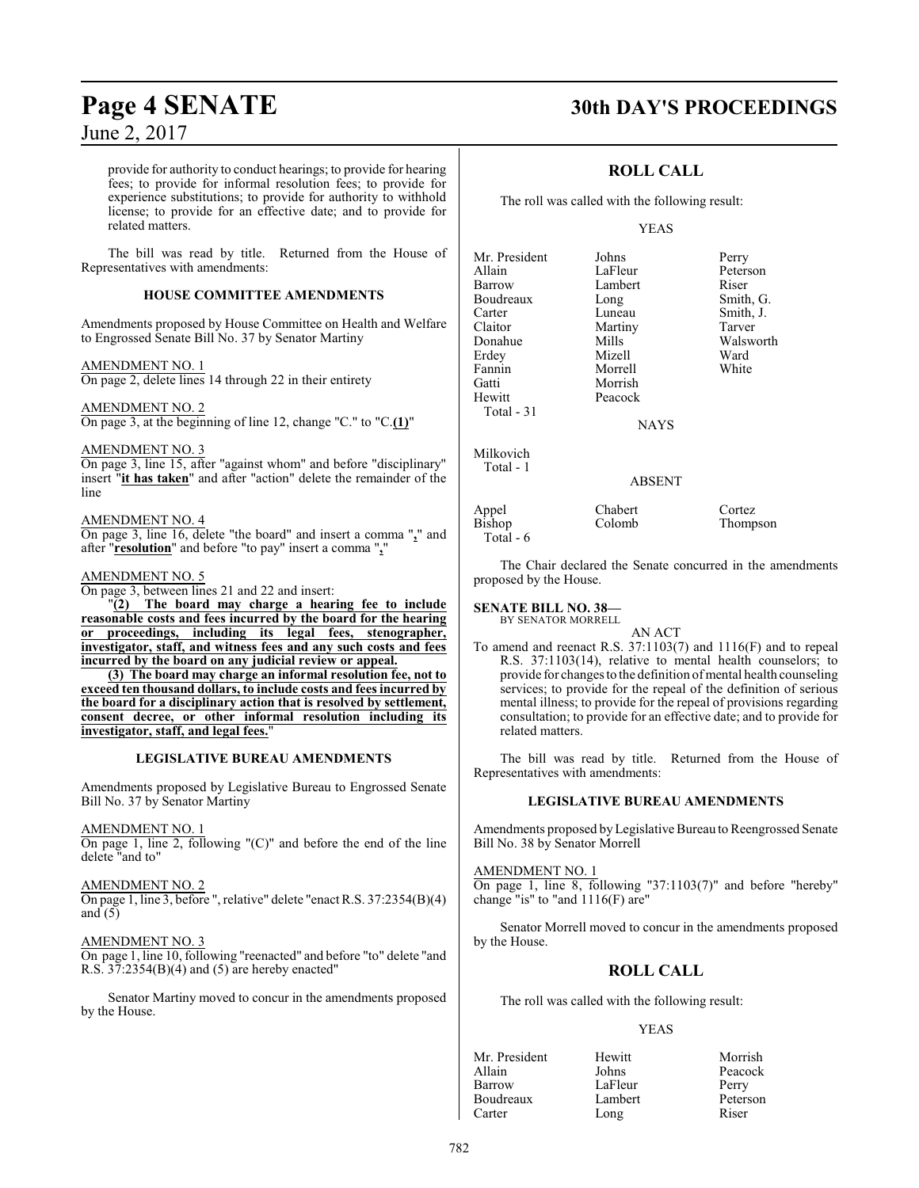provide for authority to conduct hearings; to provide for hearing fees; to provide for informal resolution fees; to provide for experience substitutions; to provide for authority to withhold license; to provide for an effective date; and to provide for related matters.

The bill was read by title. Returned from the House of Representatives with amendments:

### HOUSE COMMITTEE AMENDMENTS

Amendments proposed by House Committee on Health and Welfare to Engrossed Senate Bill No. 37 by Senator Martiny

AMENDMENT NO. 1
On page 2, delete lines 14 through 22 in their entirety

AMENDMENT NO. 2
On page 3, at the beginning of line 12, change "C." to "C.**(1)**"

AMENDMENT NO. 3
On page 3, line 15, after "against whom" and before "disciplinary" insert "**it has taken**" and after "action" delete the remainder of the line

AMENDMENT NO. 4
On page 3, line 16, delete "the board" and insert a comma "**,**" and after "**resolution**" and before "to pay" insert a comma "**,**"

AMENDMENT NO. 5
On page 3, between lines 21 and 22 and insert:

"**(2) The board may charge a hearing fee to include reasonable costs and fees incurred by the board for the hearing or proceedings, including its legal fees, stenographer, investigator, staff, and witness fees and any such costs and fees incurred by the board on any judicial review or appeal.**

**(3) The board may charge an informal resolution fee, not to exceed ten thousand dollars, to include costs and fees incurred by the board for a disciplinary action that is resolved by settlement, consent decree, or other informal resolution including its investigator, staff, and legal fees.**"

### LEGISLATIVE BUREAU AMENDMENTS

Amendments proposed by Legislative Bureau to Engrossed Senate Bill No. 37 by Senator Martiny

AMENDMENT NO. 1
On page 1, line 2, following "(C)" and before the end of the line delete "and to"

AMENDMENT NO. 2
On page 1, line 3, before ", relative" delete "enact R.S. 37:2354(B)(4) and (5)

AMENDMENT NO. 3
On page 1, line 10, following "reenacted" and before "to" delete "and R.S. 37:2354(B)(4) and (5) are hereby enacted"

Senator Martiny moved to concur in the amendments proposed by the House.

## ROLL CALL

The roll was called with the following result:

YEAS

| | | |
|---|---|---|
| Mr. President | Johns | Perry |
| Allain | LaFleur | Peterson |
| Barrow | Lambert | Riser |
| Boudreaux | Long | Smith, G. |
| Carter | Luneau | Smith, J. |
| Claitor | Martiny | Tarver |
| Donahue | Mills | Walsworth |
| Erdey | Mizell | Ward |
| Fannin | Morrell | White |
| Gatti | Morrish | |
| Hewitt | Peacock | |

Total - 31

NAYS

Milkovich
Total - 1

ABSENT

| | | |
|---|---|---|
| Appel | Chabert | Cortez |
| Bishop | Colomb | Thompson |

Total - 6

The Chair declared the Senate concurred in the amendments proposed by the House.

**SENATE BILL NO. 38—**
BY SENATOR MORRELL

AN ACT

To amend and reenact R.S. 37:1103(7) and 1116(F) and to repeal R.S. 37:1103(14), relative to mental health counselors; to provide for changes to the definition of mental health counseling services; to provide for the repeal of the definition of serious mental illness; to provide for the repeal of provisions regarding consultation; to provide for an effective date; and to provide for related matters.

The bill was read by title. Returned from the House of Representatives with amendments:

### LEGISLATIVE BUREAU AMENDMENTS

Amendments proposed by Legislative Bureau to Reengrossed Senate Bill No. 38 by Senator Morrell

AMENDMENT NO. 1
On page 1, line 8, following "37:1103(7)" and before "hereby" change "is" to "and 1116(F) are"

Senator Morrell moved to concur in the amendments proposed by the House.

## ROLL CALL

The roll was called with the following result:

YEAS

| | | |
|---|---|---|
| Mr. President | Hewitt | Morrish |
| Allain | Johns | Peacock |
| Barrow | LaFleur | Perry |
| Boudreaux | Lambert | Peterson |
| Carter | Long | Riser |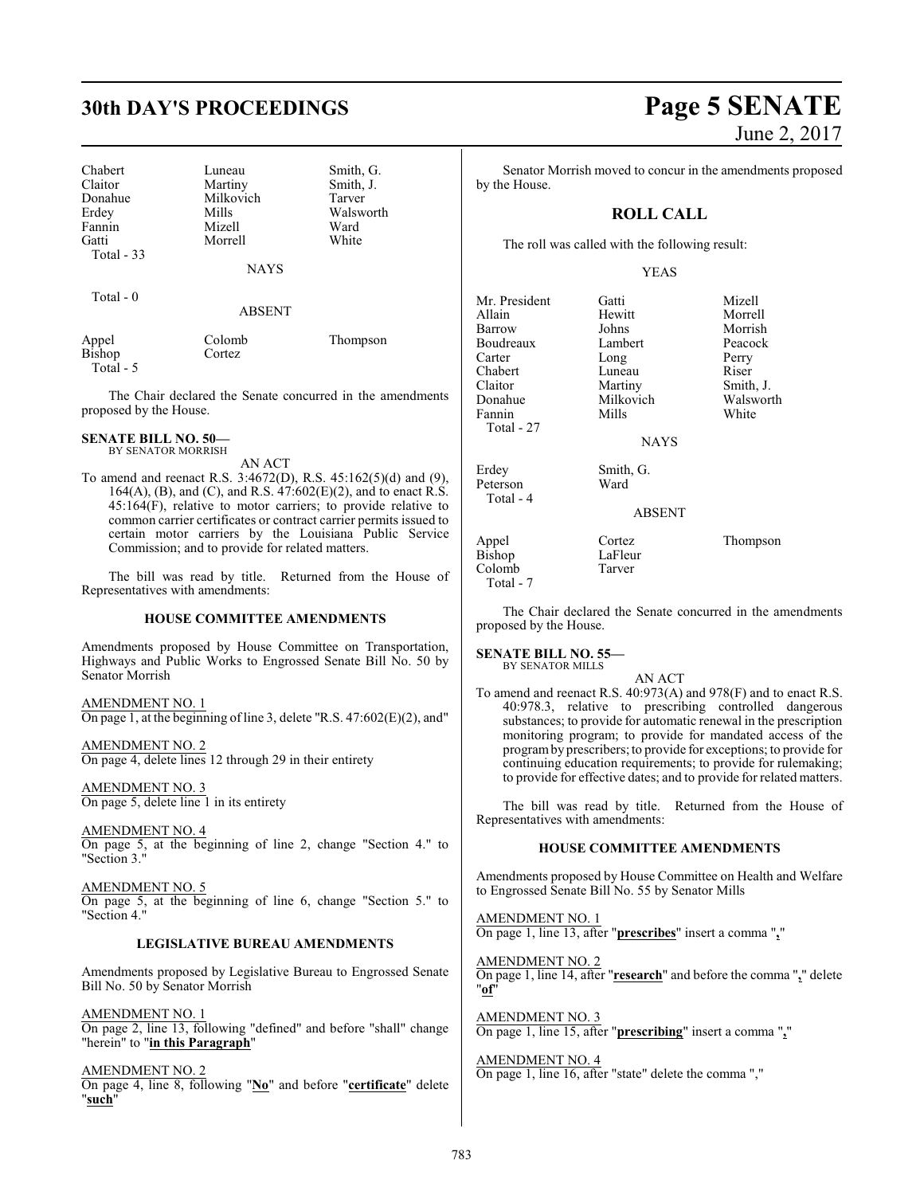| Chabert | Luneau | Smith, G. |
|---|---|---|
| Claitor | Martiny | Smith, J. |
| Donahue | Milkovich | Tarver |
| Erdey | Mills | Walsworth |
| Fannin | Mizell | Ward |
| Gatti | Morrell | White |
| Total - 33 | | |

NAYS

Total - 0

ABSENT

| Appel | Colomb | Thompson |
|---|---|---|
| Bishop | Cortez | |
| Total - 5 | | |

The Chair declared the Senate concurred in the amendments proposed by the House.

**SENATE BILL NO. 50—**
BY SENATOR MORRISH

AN ACT

To amend and reenact R.S. 3:4672(D), R.S. 45:162(5)(d) and (9), 164(A), (B), and (C), and R.S. 47:602(E)(2), and to enact R.S. 45:164(F), relative to motor carriers; to provide relative to common carrier certificates or contract carrier permits issued to certain motor carriers by the Louisiana Public Service Commission; and to provide for related matters.

The bill was read by title. Returned from the House of Representatives with amendments:

**HOUSE COMMITTEE AMENDMENTS**

Amendments proposed by House Committee on Transportation, Highways and Public Works to Engrossed Senate Bill No. 50 by Senator Morrish

AMENDMENT NO. 1
On page 1, at the beginning of line 3, delete "R.S. 47:602(E)(2), and"

AMENDMENT NO. 2
On page 4, delete lines 12 through 29 in their entirety

AMENDMENT NO. 3
On page 5, delete line 1 in its entirety

AMENDMENT NO. 4
On page 5, at the beginning of line 2, change "Section 4." to "Section 3."

AMENDMENT NO. 5
On page 5, at the beginning of line 6, change "Section 5." to "Section 4."

**LEGISLATIVE BUREAU AMENDMENTS**

Amendments proposed by Legislative Bureau to Engrossed Senate Bill No. 50 by Senator Morrish

AMENDMENT NO. 1
On page 2, line 13, following "defined" and before "shall" change "herein" to "**in this Paragraph**"

AMENDMENT NO. 2
On page 4, line 8, following "**No**" and before "**certificate**" delete "**such**"

Senator Morrish moved to concur in the amendments proposed by the House.

**ROLL CALL**

The roll was called with the following result:

YEAS

| Mr. President | Gatti | Mizell |
|---|---|---|
| Allain | Hewitt | Morrell |
| Barrow | Johns | Morrish |
| Boudreaux | Lambert | Peacock |
| Carter | Long | Perry |
| Chabert | Luneau | Riser |
| Claitor | Martiny | Smith, J. |
| Donahue | Milkovich | Walsworth |
| Fannin | Mills | White |
| Total - 27 | | |

NAYS

| Erdey | Smith, G. |
|---|---|
| Peterson | Ward |
| Total - 4 | |

ABSENT

| Appel | Cortez | Thompson |
|---|---|---|
| Bishop | LaFleur | |
| Colomb | Tarver | |
| Total - 7 | | |

The Chair declared the Senate concurred in the amendments proposed by the House.

**SENATE BILL NO. 55—**
BY SENATOR MILLS

AN ACT

To amend and reenact R.S. 40:973(A) and 978(F) and to enact R.S. 40:978.3, relative to prescribing controlled dangerous substances; to provide for automatic renewal in the prescription monitoring program; to provide for mandated access of the program by prescribers; to provide for exceptions; to provide for continuing education requirements; to provide for rulemaking; to provide for effective dates; and to provide for related matters.

The bill was read by title. Returned from the House of Representatives with amendments:

**HOUSE COMMITTEE AMENDMENTS**

Amendments proposed by House Committee on Health and Welfare to Engrossed Senate Bill No. 55 by Senator Mills

AMENDMENT NO. 1
On page 1, line 13, after "**prescribes**" insert a comma "**,**"

AMENDMENT NO. 2
On page 1, line 14, after "**research**" and before the comma "**,**" delete "**of**"

AMENDMENT NO. 3
On page 1, line 15, after "**prescribing**" insert a comma "**,**"

AMENDMENT NO. 4
On page 1, line 16, after "state" delete the comma ","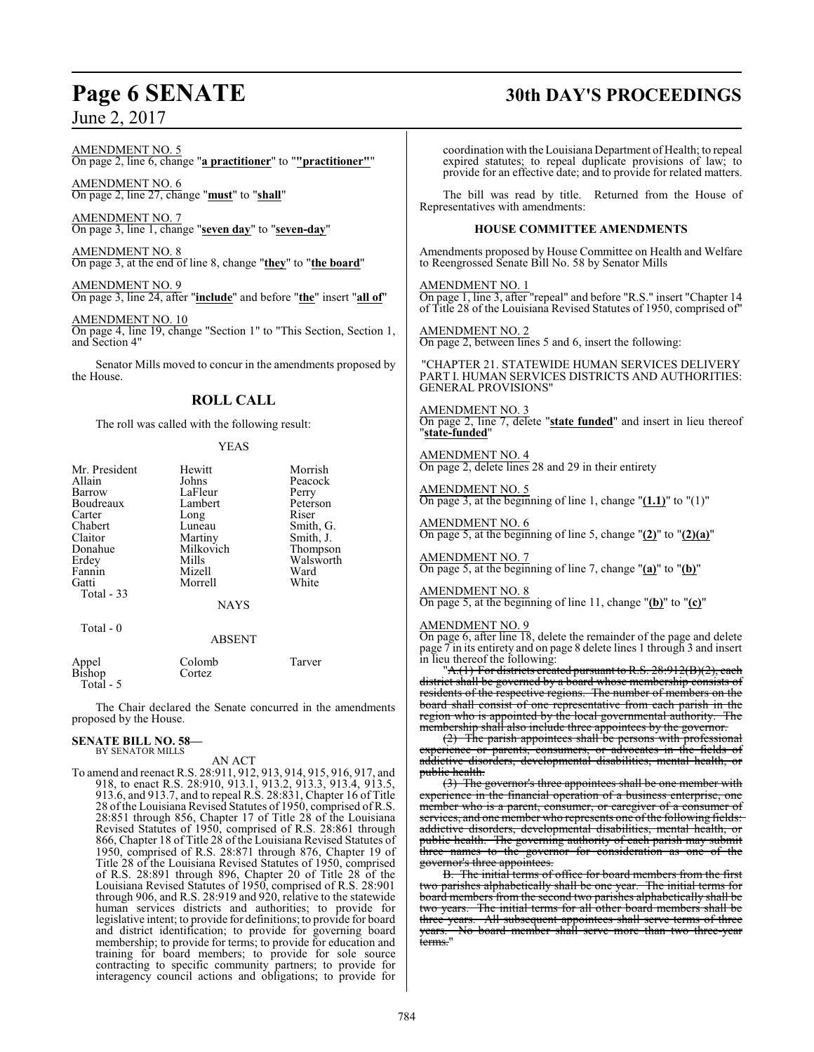AMENDMENT NO. 5
On page 2, line 6, change "**a practitioner**" to "**"practitioner"**"

AMENDMENT NO. 6
On page 2, line 27, change "**must**" to "**shall**"

AMENDMENT NO. 7
On page 3, line 1, change "**seven day**" to "**seven-day**"

AMENDMENT NO. 8
On page 3, at the end of line 8, change "**they**" to "**the board**"

AMENDMENT NO. 9
On page 3, line 24, after "**include**" and before "**the**" insert "**all of**"

AMENDMENT NO. 10
On page 4, line 19, change "Section 1" to "This Section, Section 1, and Section 4"

Senator Mills moved to concur in the amendments proposed by the House.

## ROLL CALL

The roll was called with the following result:

YEAS

| | | |
|---|---|---|
| Mr. President | Hewitt | Morrish |
| Allain | Johns | Peacock |
| Barrow | LaFleur | Perry |
| Boudreaux | Lambert | Peterson |
| Carter | Long | Riser |
| Chabert | Luneau | Smith, G. |
| Claitor | Martiny | Smith, J. |
| Donahue | Milkovich | Thompson |
| Erdey | Mills | Walsworth |
| Fannin | Mizell | Ward |
| Gatti | Morrell | White |

Total - 33

NAYS

Total - 0

ABSENT

| | | |
|---|---|---|
| Appel | Colomb | Tarver |
| Bishop | Cortez | |

Total - 5

The Chair declared the Senate concurred in the amendments proposed by the House.

**SENATE BILL NO. 58—**
BY SENATOR MILLS

AN ACT

To amend and reenact R.S. 28:911, 912, 913, 914, 915, 916, 917, and 918, to enact R.S. 28:910, 913.1, 913.2, 913.3, 913.4, 913.5, 913.6, and 913.7, and to repeal R.S. 28:831, Chapter 16 of Title 28 of the Louisiana Revised Statutes of 1950, comprised of R.S. 28:851 through 856, Chapter 17 of Title 28 of the Louisiana Revised Statutes of 1950, comprised of R.S. 28:861 through 866, Chapter 18 of Title 28 of the Louisiana Revised Statutes of 1950, comprised of R.S. 28:871 through 876, Chapter 19 of Title 28 of the Louisiana Revised Statutes of 1950, comprised of R.S. 28:891 through 896, Chapter 20 of Title 28 of the Louisiana Revised Statutes of 1950, comprised of R.S. 28:901 through 906, and R.S. 28:919 and 920, relative to the statewide human services districts and authorities; to provide for legislative intent; to provide for definitions; to provide for board and district identification; to provide for governing board membership; to provide for terms; to provide for education and training for board members; to provide for sole source contracting to specific community partners; to provide for interagency council actions and obligations; to provide for coordination with the Louisiana Department of Health; to repeal expired statutes; to repeal duplicate provisions of law; to provide for an effective date; and to provide for related matters.

The bill was read by title. Returned from the House of Representatives with amendments:

### HOUSE COMMITTEE AMENDMENTS

Amendments proposed by House Committee on Health and Welfare to Reengrossed Senate Bill No. 58 by Senator Mills

AMENDMENT NO. 1
On page 1, line 3, after "repeal" and before "R.S." insert "Chapter 14 of Title 28 of the Louisiana Revised Statutes of 1950, comprised of"

AMENDMENT NO. 2
On page 2, between lines 5 and 6, insert the following:

"CHAPTER 21. STATEWIDE HUMAN SERVICES DELIVERY
PART I. HUMAN SERVICES DISTRICTS AND AUTHORITIES: GENERAL PROVISIONS"

AMENDMENT NO. 3
On page 2, line 7, delete "**state funded**" and insert in lieu thereof "**state-funded**"

AMENDMENT NO. 4
On page 2, delete lines 28 and 29 in their entirety

AMENDMENT NO. 5
On page 3, at the beginning of line 1, change "**(1.1)**" to "(1)"

AMENDMENT NO. 6
On page 5, at the beginning of line 5, change "**(2)**" to "**(2)(a)**"

AMENDMENT NO. 7
On page 5, at the beginning of line 7, change "**(a)**" to "**(b)**"

AMENDMENT NO. 8
On page 5, at the beginning of line 11, change "**(b)**" to "**(c)**"

AMENDMENT NO. 9
On page 6, after line 18, delete the remainder of the page and delete page 7 in its entirety and on page 8 delete lines 1 through 3 and insert in lieu thereof the following:

"~~A.(1) For districts created pursuant to R.S. 28:912(B)(2), each district shall be governed by a board whose membership consists of residents of the respective regions. The number of members on the board shall consist of one representative from each parish in the region who is appointed by the local governmental authority. The membership shall also include three appointees by the governor.~~

~~(2) The parish appointees shall be persons with professional experience or parents, consumers, or advocates in the fields of addictive disorders, developmental disabilities, mental health, or public health.~~

~~(3) The governor's three appointees shall be one member with experience in the financial operation of a business enterprise, one member who is a parent, consumer, or caregiver of a consumer of services, and one member who represents one of the following fields: addictive disorders, developmental disabilities, mental health, or public health. The governing authority of each parish may submit three names to the governor for consideration as one of the governor's three appointees.~~

~~B. The initial terms of office for board members from the first two parishes alphabetically shall be one year. The initial terms for board members from the second two parishes alphabetically shall be two years. The initial terms for all other board members shall be three years. All subsequent appointees shall serve terms of three years. No board member shall serve more than two three-year terms.~~"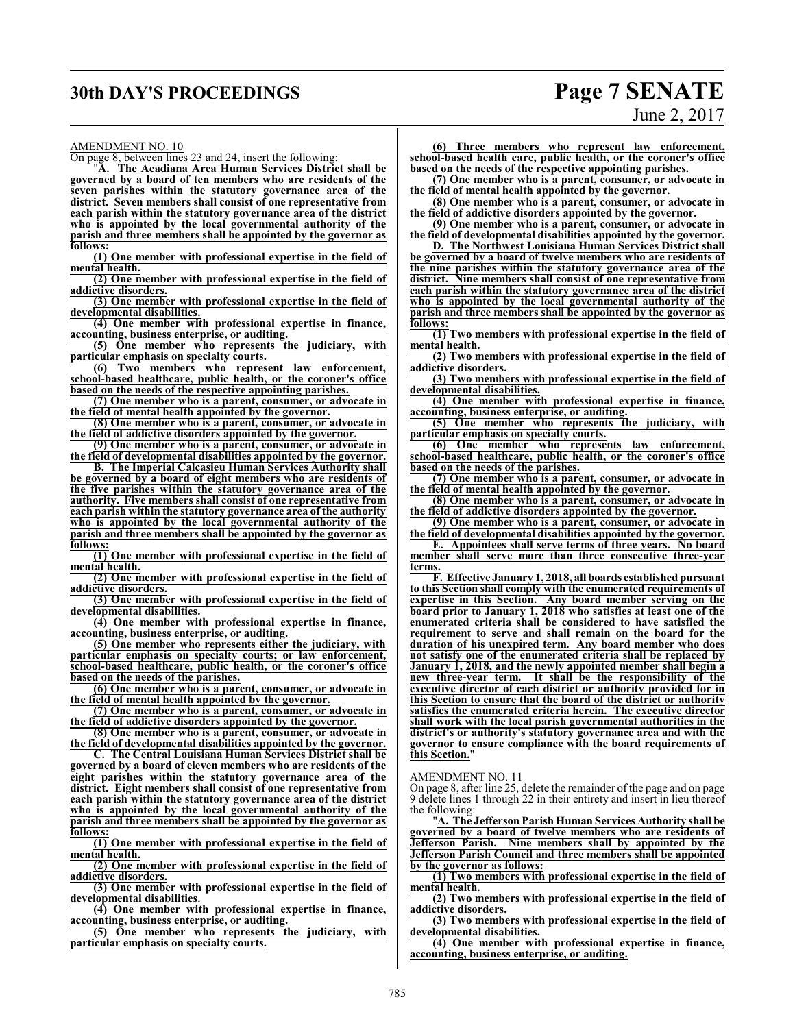AMENDMENT NO. 10

On page 8, between lines 23 and 24, insert the following:

"**A. The Acadiana Area Human Services District shall be governed by a board of ten members who are residents of the seven parishes within the statutory governance area of the district. Seven members shall consist of one representative from each parish within the statutory governance area of the district who is appointed by the local governmental authority of the parish and three members shall be appointed by the governor as follows:**

**(1) One member with professional expertise in the field of mental health.**

**(2) One member with professional expertise in the field of addictive disorders.**

**(3) One member with professional expertise in the field of developmental disabilities.**

**(4) One member with professional expertise in finance, accounting, business enterprise, or auditing.**

**(5) One member who represents the judiciary, with particular emphasis on specialty courts.**

**(6) Two members who represent law enforcement, school-based healthcare, public health, or the coroner's office based on the needs of the respective appointing parishes.**

**(7) One member who is a parent, consumer, or advocate in the field of mental health appointed by the governor.**

**(8) One member who is a parent, consumer, or advocate in the field of addictive disorders appointed by the governor.**

**(9) One member who is a parent, consumer, or advocate in the field of developmental disabilities appointed by the governor.**

**B. The Imperial Calcasieu Human Services Authority shall be governed by a board of eight members who are residents of the five parishes within the statutory governance area of the authority. Five members shall consist of one representative from each parish within the statutory governance area of the authority who is appointed by the local governmental authority of the parish and three members shall be appointed by the governor as follows:**

**(1) One member with professional expertise in the field of mental health.**

**(2) One member with professional expertise in the field of addictive disorders.**

**(3) One member with professional expertise in the field of developmental disabilities.**

**(4) One member with professional expertise in finance, accounting, business enterprise, or auditing.**

**(5) One member who represents either the judiciary, with particular emphasis on specialty courts; or law enforcement, school-based healthcare, public health, or the coroner's office based on the needs of the parishes.**

**(6) One member who is a parent, consumer, or advocate in the field of mental health appointed by the governor.**

**(7) One member who is a parent, consumer, or advocate in the field of addictive disorders appointed by the governor.**

**(8) One member who is a parent, consumer, or advocate in the field of developmental disabilities appointed by the governor.**

**C. The Central Louisiana Human Services District shall be governed by a board of eleven members who are residents of the eight parishes within the statutory governance area of the district. Eight members shall consist of one representative from each parish within the statutory governance area of the district who is appointed by the local governmental authority of the parish and three members shall be appointed by the governor as follows:**

**(1) One member with professional expertise in the field of mental health.**

**(2) One member with professional expertise in the field of addictive disorders.**

**(3) One member with professional expertise in the field of developmental disabilities.**

**(4) One member with professional expertise in finance, accounting, business enterprise, or auditing.**

**(5) One member who represents the judiciary, with particular emphasis on specialty courts.**

**(6) Three members who represent law enforcement, school-based health care, public health, or the coroner's office based on the needs of the respective appointing parishes.**

**(7) One member who is a parent, consumer, or advocate in the field of mental health appointed by the governor.**

**(8) One member who is a parent, consumer, or advocate in the field of addictive disorders appointed by the governor.**

**(9) One member who is a parent, consumer, or advocate in the field of developmental disabilities appointed by the governor.**

**D. The Northwest Louisiana Human Services District shall be governed by a board of twelve members who are residents of the nine parishes within the statutory governance area of the district. Nine members shall consist of one representative from each parish within the statutory governance area of the district who is appointed by the local governmental authority of the parish and three members shall be appointed by the governor as follows:**

**(1) Two members with professional expertise in the field of mental health.**

**(2) Two members with professional expertise in the field of addictive disorders.**

**(3) Two members with professional expertise in the field of developmental disabilities.**

**(4) One member with professional expertise in finance, accounting, business enterprise, or auditing.**

**(5) One member who represents the judiciary, with particular emphasis on specialty courts.**

**(6) One member who represents law enforcement, school-based healthcare, public health, or the coroner's office based on the needs of the parishes.**

**(7) One member who is a parent, consumer, or advocate in the field of mental health appointed by the governor.**

**(8) One member who is a parent, consumer, or advocate in the field of addictive disorders appointed by the governor.**

**(9) One member who is a parent, consumer, or advocate in the field of developmental disabilities appointed by the governor.**

**E. Appointees shall serve terms of three years. No board member shall serve more than three consecutive three-year terms.**

**F. Effective January 1, 2018, all boards established pursuant to this Section shall comply with the enumerated requirements of expertise in this Section. Any board member serving on the board prior to January 1, 2018 who satisfies at least one of the enumerated criteria shall be considered to have satisfied the requirement to serve and shall remain on the board for the duration of his unexpired term. Any board member who does not satisfy one of the enumerated criteria shall be replaced by January 1, 2018, and the newly appointed member shall begin a new three-year term. It shall be the responsibility of the executive director of each district or authority provided for in this Section to ensure that the board of the district or authority satisfies the enumerated criteria herein. The executive director shall work with the local parish governmental authorities in the district's or authority's statutory governance area and with the governor to ensure compliance with the board requirements of this Section.**"

AMENDMENT NO. 11

On page 8, after line 25, delete the remainder of the page and on page 9 delete lines 1 through 22 in their entirety and insert in lieu thereof the following:

"**A. The Jefferson Parish Human Services Authority shall be governed by a board of twelve members who are residents of Jefferson Parish. Nine members shall by appointed by the Jefferson Parish Council and three members shall be appointed by the governor as follows:**

**(1) Two members with professional expertise in the field of mental health.**

**(2) Two members with professional expertise in the field of addictive disorders.**

**(3) Two members with professional expertise in the field of developmental disabilities.**

**(4) One member with professional expertise in finance, accounting, business enterprise, or auditing.**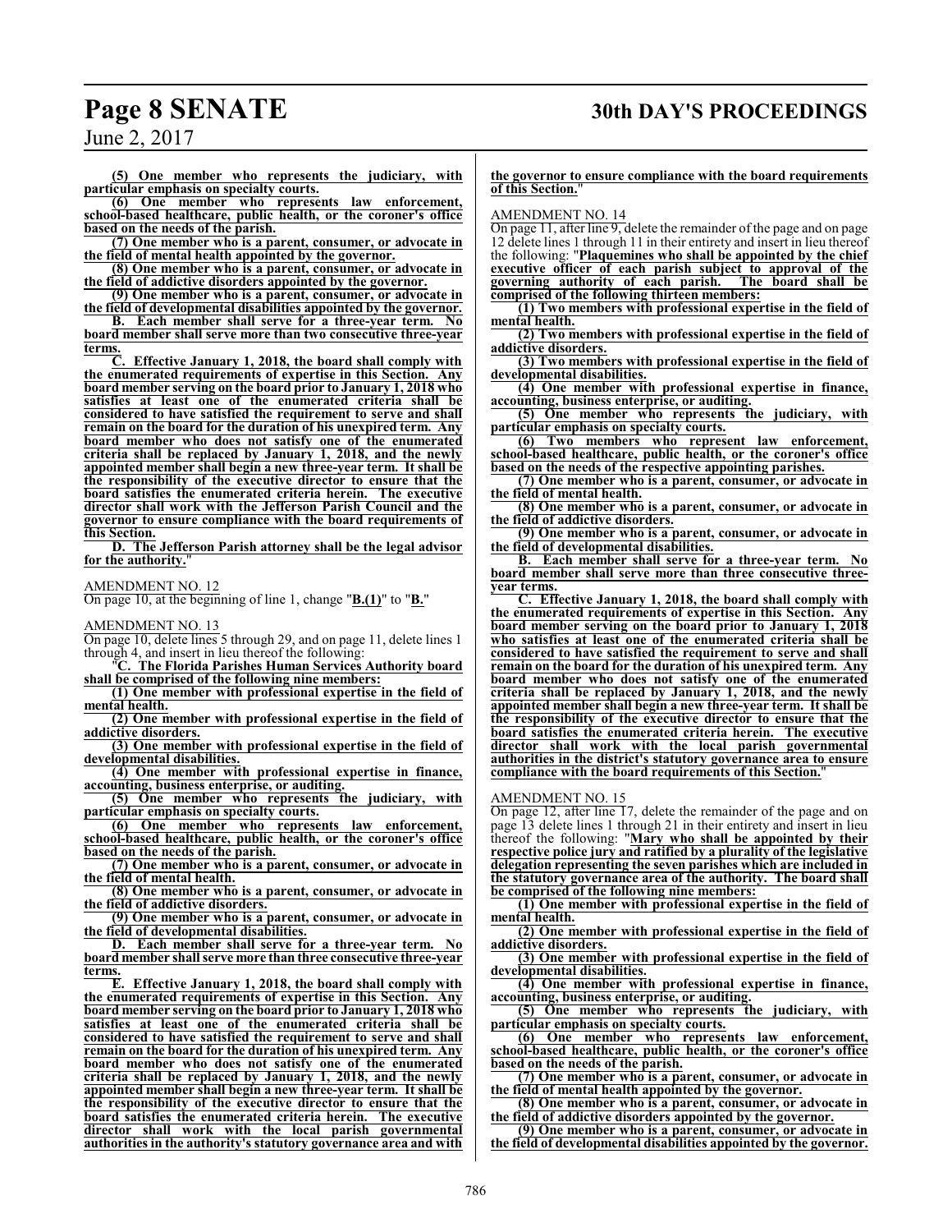**(5) One member who represents the judiciary, with particular emphasis on specialty courts.**

**(6) One member who represents law enforcement, school-based healthcare, public health, or the coroner's office based on the needs of the parish.**

**(7) One member who is a parent, consumer, or advocate in the field of mental health appointed by the governor.**

**(8) One member who is a parent, consumer, or advocate in the field of addictive disorders appointed by the governor.**

**(9) One member who is a parent, consumer, or advocate in the field of developmental disabilities appointed by the governor.**

**B. Each member shall serve for a three-year term. No board member shall serve more than two consecutive three-year terms.**

**C. Effective January 1, 2018, the board shall comply with the enumerated requirements of expertise in this Section. Any board member serving on the board prior to January 1, 2018 who satisfies at least one of the enumerated criteria shall be considered to have satisfied the requirement to serve and shall remain on the board for the duration of his unexpired term. Any board member who does not satisfy one of the enumerated criteria shall be replaced by January 1, 2018, and the newly appointed member shall begin a new three-year term. It shall be the responsibility of the executive director to ensure that the board satisfies the enumerated criteria herein. The executive director shall work with the Jefferson Parish Council and the governor to ensure compliance with the board requirements of this Section.**

**D. The Jefferson Parish attorney shall be the legal advisor for the authority.**"

AMENDMENT NO. 12

On page 10, at the beginning of line 1, change "**B.(1)**" to "**B.**"

AMENDMENT NO. 13

On page 10, delete lines 5 through 29, and on page 11, delete lines 1 through 4, and insert in lieu thereof the following:

"**C. The Florida Parishes Human Services Authority board shall be comprised of the following nine members:**

**(1) One member with professional expertise in the field of mental health.**

**(2) One member with professional expertise in the field of addictive disorders.**

**(3) One member with professional expertise in the field of developmental disabilities.**

**(4) One member with professional expertise in finance, accounting, business enterprise, or auditing.**

**(5) One member who represents the judiciary, with particular emphasis on specialty courts.**

**(6) One member who represents law enforcement, school-based healthcare, public health, or the coroner's office based on the needs of the parish.**

**(7) One member who is a parent, consumer, or advocate in the field of mental health.**

**(8) One member who is a parent, consumer, or advocate in the field of addictive disorders.**

**(9) One member who is a parent, consumer, or advocate in the field of developmental disabilities.**

**D. Each member shall serve for a three-year term. No board member shall serve more than three consecutive three-year terms.**

**E. Effective January 1, 2018, the board shall comply with the enumerated requirements of expertise in this Section. Any board member serving on the board prior to January 1, 2018 who satisfies at least one of the enumerated criteria shall be considered to have satisfied the requirement to serve and shall remain on the board for the duration of his unexpired term. Any board member who does not satisfy one of the enumerated criteria shall be replaced by January 1, 2018, and the newly appointed member shall begin a new three-year term. It shall be the responsibility of the executive director to ensure that the board satisfies the enumerated criteria herein. The executive director shall work with the local parish governmental authorities in the authority's statutory governance area and with the governor to ensure compliance with the board requirements of this Section.**"

AMENDMENT NO. 14

On page 11, after line 9, delete the remainder of the page and on page 12 delete lines 1 through 11 in their entirety and insert in lieu thereof the following: "**Plaquemines who shall be appointed by the chief executive officer of each parish subject to approval of the governing authority of each parish. The board shall be comprised of the following thirteen members:**

**(1) Two members with professional expertise in the field of mental health.**

**(2) Two members with professional expertise in the field of addictive disorders.**

**(3) Two members with professional expertise in the field of developmental disabilities.**

**(4) One member with professional expertise in finance, accounting, business enterprise, or auditing.**

**(5) One member who represents the judiciary, with particular emphasis on specialty courts.**

**(6) Two members who represent law enforcement, school-based healthcare, public health, or the coroner's office based on the needs of the respective appointing parishes.**

**(7) One member who is a parent, consumer, or advocate in the field of mental health.**

**(8) One member who is a parent, consumer, or advocate in the field of addictive disorders.**

**(9) One member who is a parent, consumer, or advocate in the field of developmental disabilities.**

**B. Each member shall serve for a three-year term. No board member shall serve more than three consecutive three-year terms.**

**C. Effective January 1, 2018, the board shall comply with the enumerated requirements of expertise in this Section. Any board member serving on the board prior to January 1, 2018 who satisfies at least one of the enumerated criteria shall be considered to have satisfied the requirement to serve and shall remain on the board for the duration of his unexpired term. Any board member who does not satisfy one of the enumerated criteria shall be replaced by January 1, 2018, and the newly appointed member shall begin a new three-year term. It shall be the responsibility of the executive director to ensure that the board satisfies the enumerated criteria herein. The executive director shall work with the local parish governmental authorities in the district's statutory governance area to ensure compliance with the board requirements of this Section.**"

AMENDMENT NO. 15

On page 12, after line 17, delete the remainder of the page and on page 13 delete lines 1 through 21 in their entirety and insert in lieu thereof the following: "**Mary who shall be appointed by their respective police jury and ratified by a plurality of the legislative delegation representing the seven parishes which are included in the statutory governance area of the authority. The board shall be comprised of the following nine members:**

**(1) One member with professional expertise in the field of mental health.**

**(2) One member with professional expertise in the field of addictive disorders.**

**(3) One member with professional expertise in the field of developmental disabilities.**

**(4) One member with professional expertise in finance, accounting, business enterprise, or auditing.**

**(5) One member who represents the judiciary, with particular emphasis on specialty courts.**

**(6) One member who represents law enforcement, school-based healthcare, public health, or the coroner's office based on the needs of the parish.**

**(7) One member who is a parent, consumer, or advocate in the field of mental health appointed by the governor.**

**(8) One member who is a parent, consumer, or advocate in the field of addictive disorders appointed by the governor.**

**(9) One member who is a parent, consumer, or advocate in the field of developmental disabilities appointed by the governor.**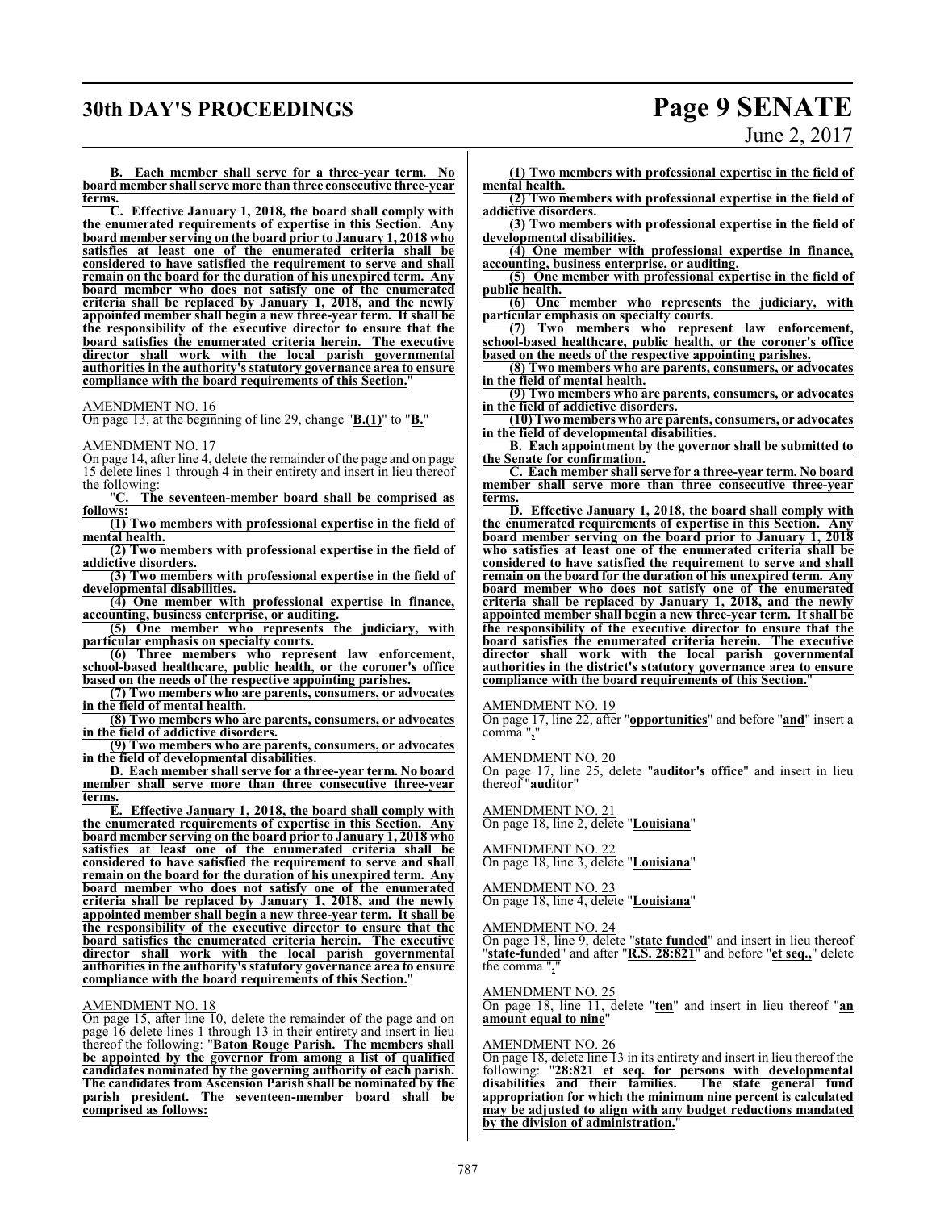**B. Each member shall serve for a three-year term. No board member shall serve more than three consecutive three-year terms.**

**C. Effective January 1, 2018, the board shall comply with the enumerated requirements of expertise in this Section. Any board member serving on the board prior to January 1, 2018 who satisfies at least one of the enumerated criteria shall be considered to have satisfied the requirement to serve and shall remain on the board for the duration of his unexpired term. Any board member who does not satisfy one of the enumerated criteria shall be replaced by January 1, 2018, and the newly appointed member shall begin a new three-year term. It shall be the responsibility of the executive director to ensure that the board satisfies the enumerated criteria herein. The executive director shall work with the local parish governmental authorities in the authority's statutory governance area to ensure compliance with the board requirements of this Section.**"

AMENDMENT NO. 16

On page 13, at the beginning of line 29, change "**B.(1)**" to "**B.**"

AMENDMENT NO. 17

On page 14, after line 4, delete the remainder of the page and on page 15 delete lines 1 through 4 in their entirety and insert in lieu thereof the following:

"**C. The seventeen-member board shall be comprised as follows:**

**(1) Two members with professional expertise in the field of mental health.**

**(2) Two members with professional expertise in the field of addictive disorders.**

**(3) Two members with professional expertise in the field of developmental disabilities.**

**(4) One member with professional expertise in finance, accounting, business enterprise, or auditing.**

**(5) One member who represents the judiciary, with particular emphasis on specialty courts.**

**(6) Three members who represent law enforcement, school-based healthcare, public health, or the coroner's office based on the needs of the respective appointing parishes.**

**(7) Two members who are parents, consumers, or advocates in the field of mental health.**

**(8) Two members who are parents, consumers, or advocates in the field of addictive disorders.**

**(9) Two members who are parents, consumers, or advocates in the field of developmental disabilities.**

**D. Each member shall serve for a three-year term. No board member shall serve more than three consecutive three-year terms.**

**E. Effective January 1, 2018, the board shall comply with the enumerated requirements of expertise in this Section. Any board member serving on the board prior to January 1, 2018 who satisfies at least one of the enumerated criteria shall be considered to have satisfied the requirement to serve and shall remain on the board for the duration of his unexpired term. Any board member who does not satisfy one of the enumerated criteria shall be replaced by January 1, 2018, and the newly appointed member shall begin a new three-year term. It shall be the responsibility of the executive director to ensure that the board satisfies the enumerated criteria herein. The executive director shall work with the local parish governmental authorities in the authority's statutory governance area to ensure compliance with the board requirements of this Section.**"

AMENDMENT NO. 18

On page 15, after line 10, delete the remainder of the page and on page 16 delete lines 1 through 13 in their entirety and insert in lieu thereof the following: "**Baton Rouge Parish. The members shall be appointed by the governor from among a list of qualified candidates nominated by the governing authority of each parish. The candidates from Ascension Parish shall be nominated by the parish president. The seventeen-member board shall be comprised as follows:**

**(1) Two members with professional expertise in the field of mental health.**

**(2) Two members with professional expertise in the field of addictive disorders.**

**(3) Two members with professional expertise in the field of developmental disabilities.**

**(4) One member with professional expertise in finance, accounting, business enterprise, or auditing.**

**(5) One member with professional expertise in the field of public health.**

**(6) One member who represents the judiciary, with particular emphasis on specialty courts.**

**(7) Two members who represent law enforcement, school-based healthcare, public health, or the coroner's office based on the needs of the respective appointing parishes.**

**(8) Two members who are parents, consumers, or advocates in the field of mental health.**

**(9) Two members who are parents, consumers, or advocates in the field of addictive disorders.**

**(10) Two members who are parents, consumers, or advocates in the field of developmental disabilities.**

**B. Each appointment by the governor shall be submitted to the Senate for confirmation.**

**C. Each member shall serve for a three-year term. No board member shall serve more than three consecutive three-year terms.**

**D. Effective January 1, 2018, the board shall comply with the enumerated requirements of expertise in this Section. Any board member serving on the board prior to January 1, 2018 who satisfies at least one of the enumerated criteria shall be considered to have satisfied the requirement to serve and shall remain on the board for the duration of his unexpired term. Any board member who does not satisfy one of the enumerated criteria shall be replaced by January 1, 2018, and the newly appointed member shall begin a new three-year term. It shall be the responsibility of the executive director to ensure that the board satisfies the enumerated criteria herein. The executive director shall work with the local parish governmental authorities in the district's statutory governance area to ensure compliance with the board requirements of this Section.**"

AMENDMENT NO. 19

On page 17, line 22, after "**opportunities**" and before "**and**" insert a comma "**,**"

AMENDMENT NO. 20

On page 17, line 25, delete "**auditor's office**" and insert in lieu thereof "**auditor**"

AMENDMENT NO. 21

On page 18, line 2, delete "**Louisiana**"

AMENDMENT NO. 22

On page 18, line 3, delete "**Louisiana**"

AMENDMENT NO. 23

On page 18, line 4, delete "**Louisiana**"

AMENDMENT NO. 24

On page 18, line 9, delete "**state funded**" and insert in lieu thereof "**state-funded**" and after "**R.S. 28:821**" and before "**et seq.,**" delete the comma "**,**"

AMENDMENT NO. 25

On page 18, line 11, delete "**ten**" and insert in lieu thereof "**an amount equal to nine**"

AMENDMENT NO. 26

On page 18, delete line 13 in its entirety and insert in lieu thereof the following: "**28:821 et seq. for persons with developmental disabilities and their families. The state general fund appropriation for which the minimum nine percent is calculated may be adjusted to align with any budget reductions mandated by the division of administration.**"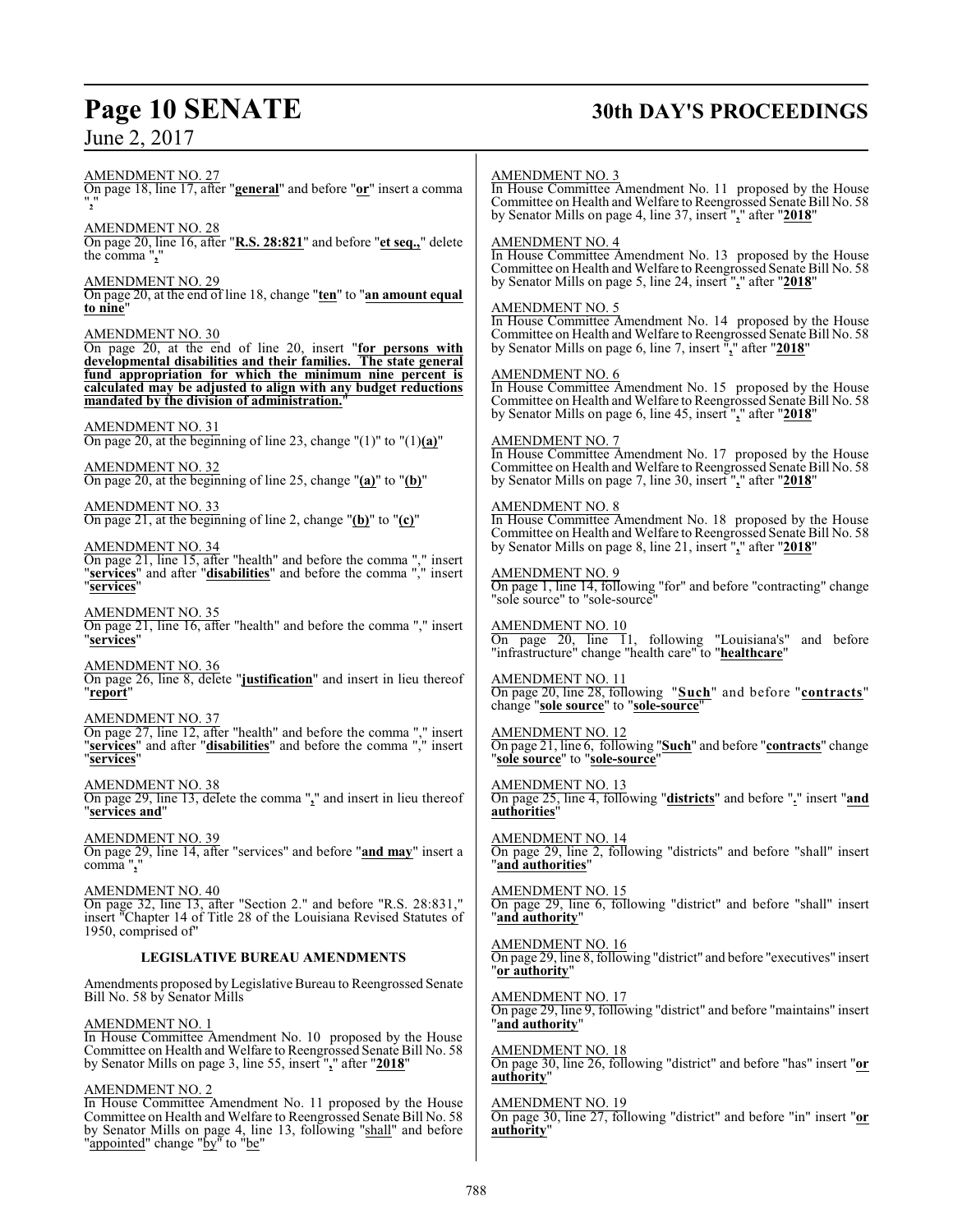AMENDMENT NO. 27

On page 18, line 17, after "**general**" and before "**or**" insert a comma "**,**"

AMENDMENT NO. 28

On page 20, line 16, after "**R.S. 28:821**" and before "**et seq.,**" delete the comma "**,**"

AMENDMENT NO. 29

On page 20, at the end of line 18, change "**ten**" to "**an amount equal to nine**"

AMENDMENT NO. 30

On page 20, at the end of line 20, insert "**for persons with developmental disabilities and their families. The state general fund appropriation for which the minimum nine percent is calculated may be adjusted to align with any budget reductions mandated by the division of administration.**"

AMENDMENT NO. 31

On page 20, at the beginning of line 23, change "(1)" to "(1)**(a)**"

AMENDMENT NO. 32

On page 20, at the beginning of line 25, change "**(a)**" to "**(b)**"

AMENDMENT NO. 33

On page 21, at the beginning of line 2, change "**(b)**" to "**(c)**"

AMENDMENT NO. 34

On page 21, line 15, after "health" and before the comma "," insert "**services**" and after "**disabilities**" and before the comma "," insert "**services**"

AMENDMENT NO. 35

On page 21, line 16, after "health" and before the comma "," insert "**services**"

AMENDMENT NO. 36

On page 26, line 8, delete "**justification**" and insert in lieu thereof "**report**"

AMENDMENT NO. 37

On page 27, line 12, after "health" and before the comma "," insert "**services**" and after "**disabilities**" and before the comma "," insert "**services**"

AMENDMENT NO. 38

On page 29, line 13, delete the comma "**,**" and insert in lieu thereof "**services and**"

AMENDMENT NO. 39

On page 29, line 14, after "services" and before "**and may**" insert a comma "**,**"

AMENDMENT NO. 40

On page 32, line 13, after "Section 2." and before "R.S. 28:831," insert "Chapter 14 of Title 28 of the Louisiana Revised Statutes of 1950, comprised of"

## LEGISLATIVE BUREAU AMENDMENTS

Amendments proposed by Legislative Bureau to Reengrossed Senate Bill No. 58 by Senator Mills

AMENDMENT NO. 1

In House Committee Amendment No. 10 proposed by the House Committee on Health and Welfare to Reengrossed Senate Bill No. 58 by Senator Mills on page 3, line 55, insert "**,**" after "**2018**"

AMENDMENT NO. 2

In House Committee Amendment No. 11 proposed by the House Committee on Health and Welfare to Reengrossed Senate Bill No. 58 by Senator Mills on page 4, line 13, following "shall" and before "appointed" change "by" to "be"

AMENDMENT NO. 3

In House Committee Amendment No. 11 proposed by the House Committee on Health and Welfare to Reengrossed Senate Bill No. 58 by Senator Mills on page 4, line 37, insert "**,**" after "**2018**"

AMENDMENT NO. 4

In House Committee Amendment No. 13 proposed by the House Committee on Health and Welfare to Reengrossed Senate Bill No. 58 by Senator Mills on page 5, line 24, insert "**,**" after "**2018**"

AMENDMENT NO. 5

In House Committee Amendment No. 14 proposed by the House Committee on Health and Welfare to Reengrossed Senate Bill No. 58 by Senator Mills on page 6, line 7, insert "**,**" after "**2018**"

AMENDMENT NO. 6

In House Committee Amendment No. 15 proposed by the House Committee on Health and Welfare to Reengrossed Senate Bill No. 58 by Senator Mills on page 6, line 45, insert "**,**" after "**2018**"

AMENDMENT NO. 7

In House Committee Amendment No. 17 proposed by the House Committee on Health and Welfare to Reengrossed Senate Bill No. 58 by Senator Mills on page 7, line 30, insert "**,**" after "**2018**"

AMENDMENT NO. 8

In House Committee Amendment No. 18 proposed by the House Committee on Health and Welfare to Reengrossed Senate Bill No. 58 by Senator Mills on page 8, line 21, insert "**,**" after "**2018**"

AMENDMENT NO. 9

On page 1, line 14, following "for" and before "contracting" change "sole source" to "sole-source"

AMENDMENT NO. 10

On page 20, line 11, following "Louisiana's" and before "infrastructure" change "health care" to "**healthcare**"

AMENDMENT NO. 11

On page 20, line 28, following "**Such**" and before "**contracts**" change "**sole source**" to "**sole-source**"

AMENDMENT NO. 12

On page 21, line 6, following "**Such**" and before "**contracts**" change "**sole source**" to "**sole-source**"

AMENDMENT NO. 13

On page 25, line 4, following "**districts**" and before "**.**" insert "**and authorities**"

AMENDMENT NO. 14

On page 29, line 2, following "districts" and before "shall" insert "**and authorities**"

AMENDMENT NO. 15

On page 29, line 6, following "district" and before "shall" insert "**and authority**"

AMENDMENT NO. 16

On page 29, line 8, following "district" and before "executives" insert "**or authority**"

AMENDMENT NO. 17

On page 29, line 9, following "district" and before "maintains" insert "**and authority**"

AMENDMENT NO. 18

On page 30, line 26, following "district" and before "has" insert "**or authority**"

AMENDMENT NO. 19

On page 30, line 27, following "district" and before "in" insert "**or authority**"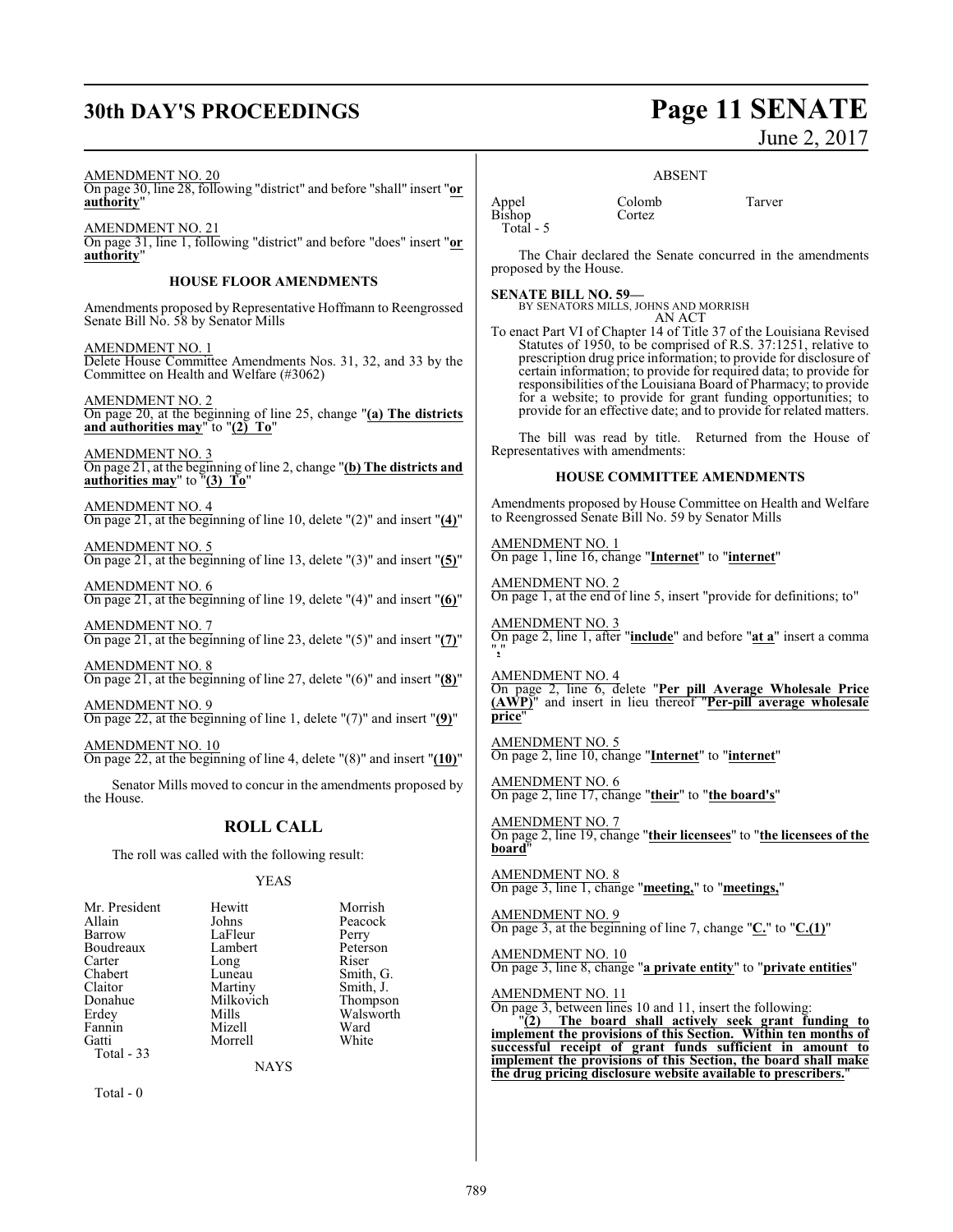AMENDMENT NO. 20
On page 30, line 28, following "district" and before "shall" insert "**or authority**"

AMENDMENT NO. 21
On page 31, line 1, following "district" and before "does" insert "**or authority**"

### HOUSE FLOOR AMENDMENTS

Amendments proposed by Representative Hoffmann to Reengrossed Senate Bill No. 58 by Senator Mills

AMENDMENT NO. 1
Delete House Committee Amendments Nos. 31, 32, and 33 by the Committee on Health and Welfare (#3062)

AMENDMENT NO. 2
On page 20, at the beginning of line 25, change "**(a) The districts and authorities may**" to "**(2) To**"

AMENDMENT NO. 3
On page 21, at the beginning of line 2, change "**(b) The districts and authorities may**" to "**(3) To**"

AMENDMENT NO. 4
On page 21, at the beginning of line 10, delete "(2)" and insert "**(4)**"

AMENDMENT NO. 5
On page 21, at the beginning of line 13, delete "(3)" and insert "**(5)**"

AMENDMENT NO. 6
On page 21, at the beginning of line 19, delete "(4)" and insert "**(6)**"

AMENDMENT NO. 7
On page 21, at the beginning of line 23, delete "(5)" and insert "**(7)**"

AMENDMENT NO. 8
On page 21, at the beginning of line 27, delete "(6)" and insert "**(8)**"

AMENDMENT NO. 9
On page 22, at the beginning of line 1, delete "(7)" and insert "**(9)**"

AMENDMENT NO. 10
On page 22, at the beginning of line 4, delete "(8)" and insert "**(10)**"

Senator Mills moved to concur in the amendments proposed by the House.

## ROLL CALL

The roll was called with the following result:

YEAS

| | | |
|---|---|---|
| Mr. President | Hewitt | Morrish |
| Allain | Johns | Peacock |
| Barrow | LaFleur | Perry |
| Boudreaux | Lambert | Peterson |
| Carter | Long | Riser |
| Chabert | Luneau | Smith, G. |
| Claitor | Martiny | Smith, J. |
| Donahue | Milkovich | Thompson |
| Erdey | Mills | Walsworth |
| Fannin | Mizell | Ward |
| Gatti | Morrell | White |

Total - 33

NAYS

Total - 0

ABSENT

| | | |
|---|---|---|
| Appel | Colomb | Tarver |
| Bishop | Cortez | |

Total - 5

The Chair declared the Senate concurred in the amendments proposed by the House.

**SENATE BILL NO. 59—**
BY SENATORS MILLS, JOHNS AND MORRISH
AN ACT

To enact Part VI of Chapter 14 of Title 37 of the Louisiana Revised Statutes of 1950, to be comprised of R.S. 37:1251, relative to prescription drug price information; to provide for disclosure of certain information; to provide for required data; to provide for responsibilities of the Louisiana Board of Pharmacy; to provide for a website; to provide for grant funding opportunities; to provide for an effective date; and to provide for related matters.

The bill was read by title. Returned from the House of Representatives with amendments:

### HOUSE COMMITTEE AMENDMENTS

Amendments proposed by House Committee on Health and Welfare to Reengrossed Senate Bill No. 59 by Senator Mills

AMENDMENT NO. 1
On page 1, line 16, change "**Internet**" to "**internet**"

AMENDMENT NO. 2
On page 1, at the end of line 5, insert "provide for definitions; to"

AMENDMENT NO. 3
On page 2, line 1, after "**include**" and before "**at a**" insert a comma "**,**"

AMENDMENT NO. 4
On page 2, line 6, delete "**Per pill Average Wholesale Price (AWP)**" and insert in lieu thereof "**Per-pill average wholesale price**"

AMENDMENT NO. 5
On page 2, line 10, change "**Internet**" to "**internet**"

AMENDMENT NO. 6
On page 2, line 17, change "**their**" to "**the board's**"

AMENDMENT NO. 7
On page 2, line 19, change "**their licensees**" to "**the licensees of the board**"

AMENDMENT NO. 8
On page 3, line 1, change "**meeting,**" to "**meetings,**"

AMENDMENT NO. 9
On page 3, at the beginning of line 7, change "**C.**" to "**C.(1)**"

AMENDMENT NO. 10
On page 3, line 8, change "**a private entity**" to "**private entities**"

AMENDMENT NO. 11
On page 3, between lines 10 and 11, insert the following:
"**(2) The board shall actively seek grant funding to implement the provisions of this Section. Within ten months of successful receipt of grant funds sufficient in amount to implement the provisions of this Section, the board shall make the drug pricing disclosure website available to prescribers.**"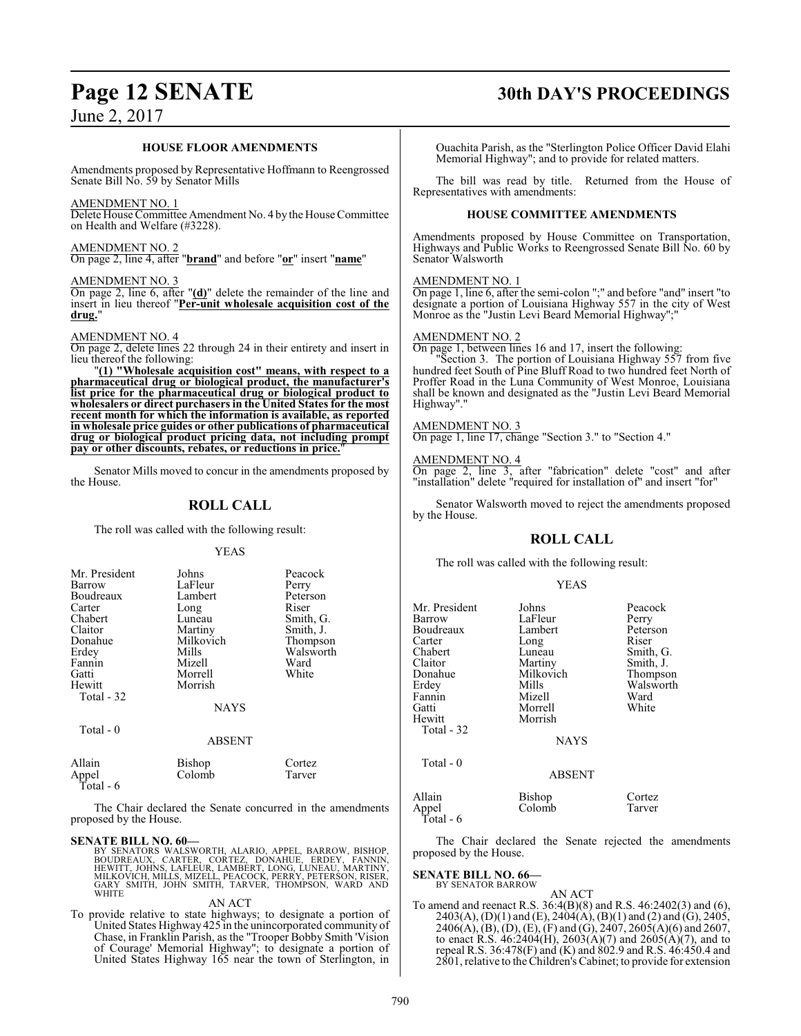### HOUSE FLOOR AMENDMENTS

Amendments proposed by Representative Hoffmann to Reengrossed Senate Bill No. 59 by Senator Mills

AMENDMENT NO. 1

Delete House Committee Amendment No. 4 by the House Committee on Health and Welfare (#3228).

AMENDMENT NO. 2

On page 2, line 4, after "**brand**" and before "**or**" insert "**name**"

AMENDMENT NO. 3

On page 2, line 6, after "**(d)**" delete the remainder of the line and insert in lieu thereof "**Per-unit wholesale acquisition cost of the drug.**"

AMENDMENT NO. 4

On page 2, delete lines 22 through 24 in their entirety and insert in lieu thereof the following:

"**(1) "Wholesale acquisition cost" means, with respect to a pharmaceutical drug or biological product, the manufacturer's list price for the pharmaceutical drug or biological product to wholesalers or direct purchasers in the United States for the most recent month for which the information is available, as reported in wholesale price guides or other publications of pharmaceutical drug or biological product pricing data, not including prompt pay or other discounts, rebates, or reductions in price.**"

Senator Mills moved to concur in the amendments proposed by the House.

## ROLL CALL

The roll was called with the following result:

YEAS

| | | |
|---|---|---|
| Mr. President | Johns | Peacock |
| Barrow | LaFleur | Perry |
| Boudreaux | Lambert | Peterson |
| Carter | Long | Riser |
| Chabert | Luneau | Smith, G. |
| Claitor | Martiny | Smith, J. |
| Donahue | Milkovich | Thompson |
| Erdey | Mills | Walsworth |
| Fannin | Mizell | Ward |
| Gatti | Morrell | White |
| Hewitt | Morrish | |

Total - 32

NAYS

Total - 0

ABSENT

| | | |
|---|---|---|
| Allain | Bishop | Cortez |
| Appel | Colomb | Tarver |

Total - 6

The Chair declared the Senate concurred in the amendments proposed by the House.

**SENATE BILL NO. 60—**

BY SENATORS WALSWORTH, ALARIO, APPEL, BARROW, BISHOP, BOUDREAUX, CARTER, CORTEZ, DONAHUE, ERDEY, FANNIN, HEWITT, JOHNS, LAFLEUR, LAMBERT, LONG, LUNEAU, MARTINY, MILKOVICH, MILLS, MIZELL, PEACOCK, PERRY, PETERSON, RISER, GARY SMITH, JOHN SMITH, TARVER, THOMPSON, WARD AND WHITE

AN ACT

To provide relative to state highways; to designate a portion of United States Highway 425 in the unincorporated community of Chase, in Franklin Parish, as the "Trooper Bobby Smith 'Vision of Courage' Memorial Highway"; to designate a portion of United States Highway 165 near the town of Sterlington, in Ouachita Parish, as the "Sterlington Police Officer David Elahi Memorial Highway"; and to provide for related matters.

The bill was read by title. Returned from the House of Representatives with amendments:

### HOUSE COMMITTEE AMENDMENTS

Amendments proposed by House Committee on Transportation, Highways and Public Works to Reengrossed Senate Bill No. 60 by Senator Walsworth

AMENDMENT NO. 1

On page 1, line 6, after the semi-colon ";" and before "and" insert "to designate a portion of Louisiana Highway 557 in the city of West Monroe as the "Justin Levi Beard Memorial Highway";"

AMENDMENT NO. 2

On page 1, between lines 16 and 17, insert the following:

"Section 3. The portion of Louisiana Highway 557 from five hundred feet South of Pine Bluff Road to two hundred feet North of Proffer Road in the Luna Community of West Monroe, Louisiana shall be known and designated as the "Justin Levi Beard Memorial Highway"."

AMENDMENT NO. 3

On page 1, line 17, change "Section 3." to "Section 4."

AMENDMENT NO. 4

On page 2, line 3, after "fabrication" delete "cost" and after "installation" delete "required for installation of" and insert "for"

Senator Walsworth moved to reject the amendments proposed by the House.

## ROLL CALL

The roll was called with the following result:

YEAS

| | | |
|---|---|---|
| Mr. President | Johns | Peacock |
| Barrow | LaFleur | Perry |
| Boudreaux | Lambert | Peterson |
| Carter | Long | Riser |
| Chabert | Luneau | Smith, G. |
| Claitor | Martiny | Smith, J. |
| Donahue | Milkovich | Thompson |
| Erdey | Mills | Walsworth |
| Fannin | Mizell | Ward |
| Gatti | Morrell | White |
| Hewitt | Morrish | |

Total - 32

NAYS

Total - 0

ABSENT

| | | |
|---|---|---|
| Allain | Bishop | Cortez |
| Appel | Colomb | Tarver |

Total - 6

The Chair declared the Senate rejected the amendments proposed by the House.

**SENATE BILL NO. 66—**

BY SENATOR BARROW

AN ACT

To amend and reenact R.S. 36:4(B)(8) and R.S. 46:2402(3) and (6), 2403(A), (D)(1) and (E), 2404(A), (B)(1) and (2) and (G), 2405, 2406(A), (B), (D), (E), (F) and (G), 2407, 2605(A)(6) and 2607, to enact R.S. 46:2404(H), 2603(A)(7) and 2605(A)(7), and to repeal R.S. 36:478(F) and (K) and 802.9 and R.S. 46:450.4 and 2801, relative to the Children's Cabinet; to provide for extension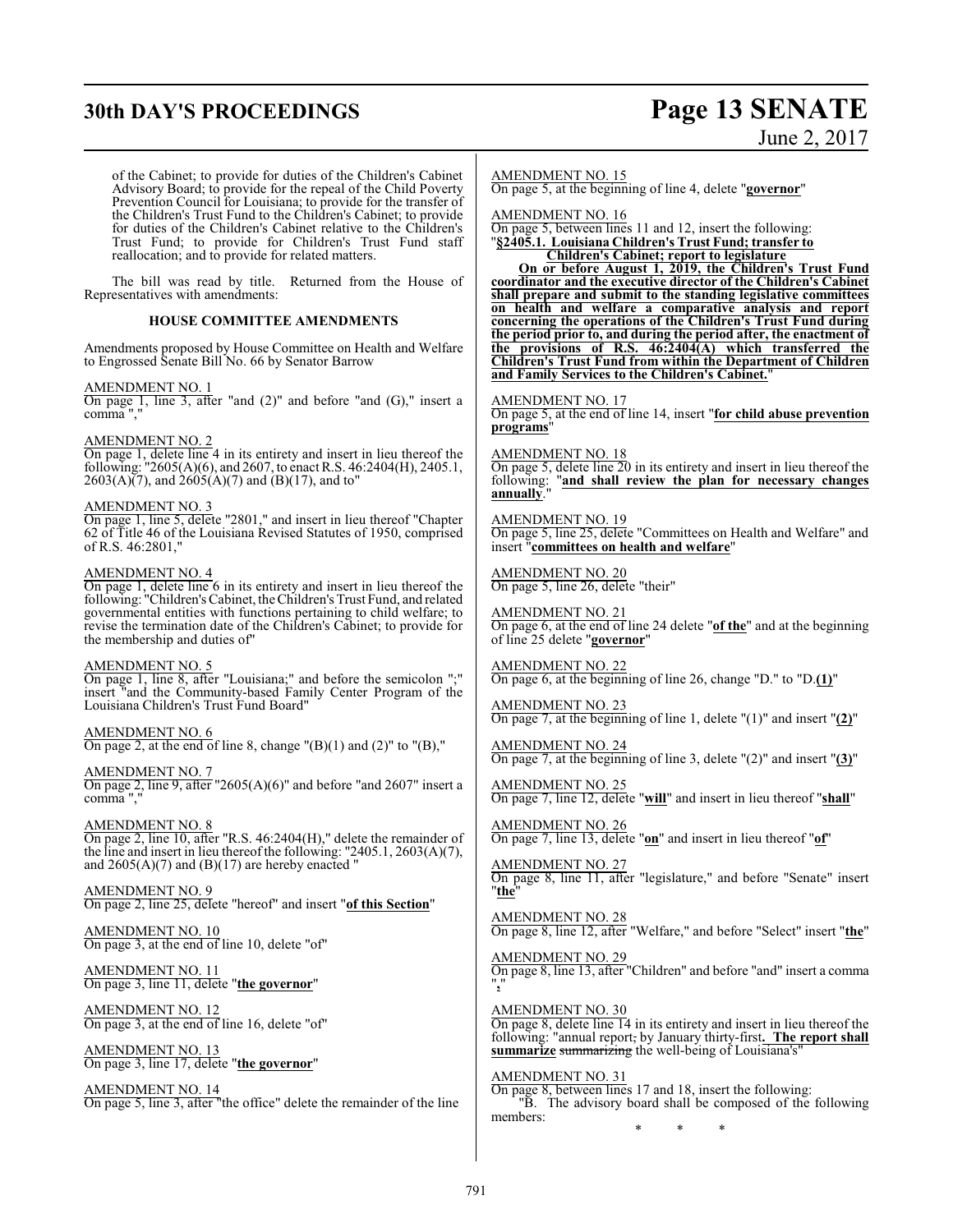of the Cabinet; to provide for duties of the Children's Cabinet Advisory Board; to provide for the repeal of the Child Poverty Prevention Council for Louisiana; to provide for the transfer of the Children's Trust Fund to the Children's Cabinet; to provide for duties of the Children's Cabinet relative to the Children's Trust Fund; to provide for Children's Trust Fund staff reallocation; and to provide for related matters.

The bill was read by title. Returned from the House of Representatives with amendments:

### HOUSE COMMITTEE AMENDMENTS

Amendments proposed by House Committee on Health and Welfare to Engrossed Senate Bill No. 66 by Senator Barrow

AMENDMENT NO. 1
On page 1, line 3, after "and (2)" and before "and (G)," insert a comma ","

AMENDMENT NO. 2
On page 1, delete line 4 in its entirety and insert in lieu thereof the following: "2605(A)(6), and 2607, to enact R.S. 46:2404(H), 2405.1, 2603(A)(7), and 2605(A)(7) and (B)(17), and to"

AMENDMENT NO. 3
On page 1, line 5, delete "2801," and insert in lieu thereof "Chapter 62 of Title 46 of the Louisiana Revised Statutes of 1950, comprised of R.S. 46:2801,"

AMENDMENT NO. 4
On page 1, delete line 6 in its entirety and insert in lieu thereof the following: "Children's Cabinet, the Children's Trust Fund, and related governmental entities with functions pertaining to child welfare; to revise the termination date of the Children's Cabinet; to provide for the membership and duties of"

AMENDMENT NO. 5
On page 1, line 8, after "Louisiana;" and before the semicolon ";" insert "and the Community-based Family Center Program of the Louisiana Children's Trust Fund Board"

AMENDMENT NO. 6
On page 2, at the end of line 8, change "(B)(1) and (2)" to "(B),"

AMENDMENT NO. 7
On page 2, line 9, after "2605(A)(6)" and before "and 2607" insert a comma ","

AMENDMENT NO. 8
On page 2, line 10, after "R.S. 46:2404(H)," delete the remainder of the line and insert in lieu thereof the following: "2405.1, 2603(A)(7), and 2605(A)(7) and (B)(17) are hereby enacted "

AMENDMENT NO. 9
On page 2, line 25, delete "hereof" and insert "**of this Section**"

AMENDMENT NO. 10
On page 3, at the end of line 10, delete "of"

AMENDMENT NO. 11
On page 3, line 11, delete "**the governor**"

AMENDMENT NO. 12
On page 3, at the end of line 16, delete "of"

AMENDMENT NO. 13
On page 3, line 17, delete "**the governor**"

AMENDMENT NO. 14
On page 5, line 3, after "the office" delete the remainder of the line

AMENDMENT NO. 15
On page 5, at the beginning of line 4, delete "**governor**"

AMENDMENT NO. 16
On page 5, between lines 11 and 12, insert the following:
"**§2405.1. Louisiana Children's Trust Fund; transfer to Children's Cabinet; report to legislature**

**On or before August 1, 2019, the Children's Trust Fund coordinator and the executive director of the Children's Cabinet shall prepare and submit to the standing legislative committees on health and welfare a comparative analysis and report concerning the operations of the Children's Trust Fund during the period prior to, and during the period after, the enactment of the provisions of R.S. 46:2404(A) which transferred the Children's Trust Fund from within the Department of Children and Family Services to the Children's Cabinet.**"

AMENDMENT NO. 17
On page 5, at the end of line 14, insert "**for child abuse prevention programs**"

AMENDMENT NO. 18
On page 5, delete line 20 in its entirety and insert in lieu thereof the following: "**and shall review the plan for necessary changes annually**."

AMENDMENT NO. 19
On page 5, line 25, delete "Committees on Health and Welfare" and insert "**committees on health and welfare**"

AMENDMENT NO. 20
On page 5, line 26, delete "their"

AMENDMENT NO. 21
On page 6, at the end of line 24 delete "**of the**" and at the beginning of line 25 delete "**governor**"

AMENDMENT NO. 22
On page 6, at the beginning of line 26, change "D." to "D.**(1)**"

AMENDMENT NO. 23
On page 7, at the beginning of line 1, delete "(1)" and insert "**(2)**"

AMENDMENT NO. 24
On page 7, at the beginning of line 3, delete "(2)" and insert "**(3)**"

AMENDMENT NO. 25
On page 7, line 12, delete "**will**" and insert in lieu thereof "**shall**"

AMENDMENT NO. 26
On page 7, line 13, delete "**on**" and insert in lieu thereof "**of**"

AMENDMENT NO. 27
On page 8, line 11, after "legislature," and before "Senate" insert "**the**"

AMENDMENT NO. 28
On page 8, line 12, after "Welfare," and before "Select" insert "**the**"

AMENDMENT NO. 29
On page 8, line 13, after "Children" and before "and" insert a comma "**,**"

AMENDMENT NO. 30
On page 8, delete line 14 in its entirety and insert in lieu thereof the following: "annual report, by January thirty-first**. The report shall summarize** ~~summarizing~~ the well-being of Louisiana's"

AMENDMENT NO. 31
On page 8, between lines 17 and 18, insert the following:

"B. The advisory board shall be composed of the following members:

\* \* \*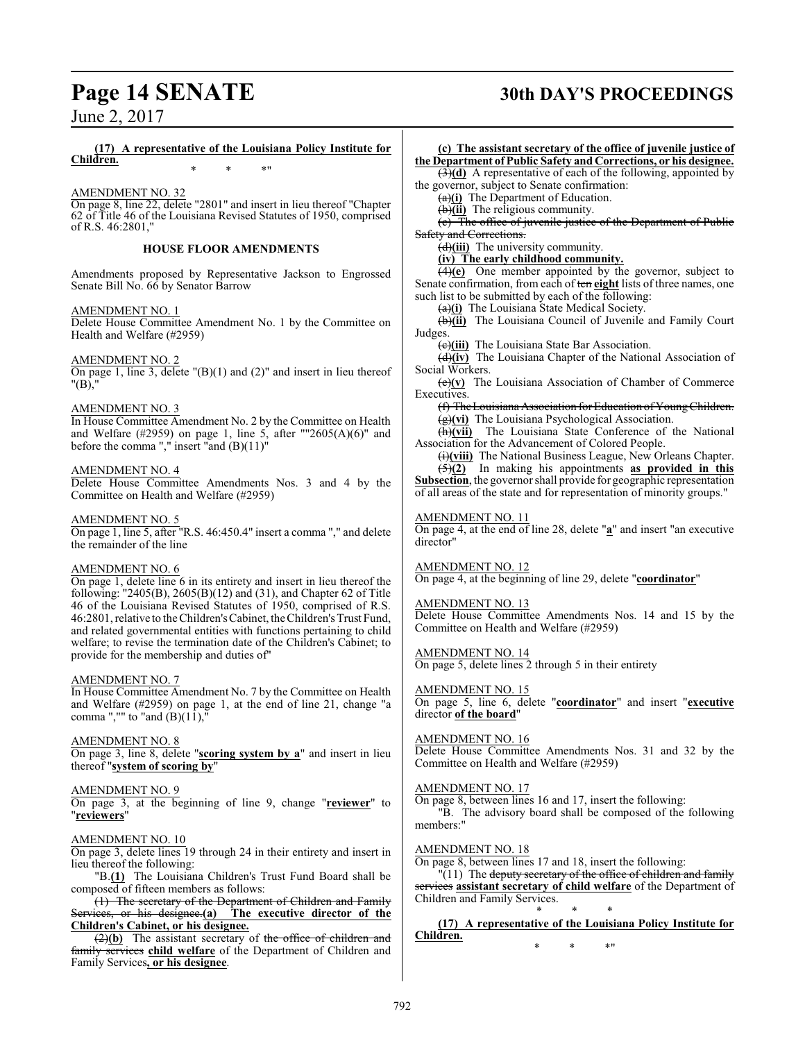**(17) A representative of the Louisiana Policy Institute for Children.**

\* \* \*"

AMENDMENT NO. 32

On page 8, line 22, delete "2801" and insert in lieu thereof "Chapter 62 of Title 46 of the Louisiana Revised Statutes of 1950, comprised of R.S. 46:2801,"

## HOUSE FLOOR AMENDMENTS

Amendments proposed by Representative Jackson to Engrossed Senate Bill No. 66 by Senator Barrow

AMENDMENT NO. 1

Delete House Committee Amendment No. 1 by the Committee on Health and Welfare (#2959)

AMENDMENT NO. 2

On page 1, line 3, delete "(B)(1) and (2)" and insert in lieu thereof "(B),"

AMENDMENT NO. 3

In House Committee Amendment No. 2 by the Committee on Health and Welfare (#2959) on page 1, line 5, after ""2605(A)(6)" and before the comma "," insert "and (B)(11)"

AMENDMENT NO. 4

Delete House Committee Amendments Nos. 3 and 4 by the Committee on Health and Welfare (#2959)

AMENDMENT NO. 5

On page 1, line 5, after "R.S. 46:450.4" insert a comma "," and delete the remainder of the line

AMENDMENT NO. 6

On page 1, delete line 6 in its entirety and insert in lieu thereof the following: "2405(B), 2605(B)(12) and (31), and Chapter 62 of Title 46 of the Louisiana Revised Statutes of 1950, comprised of R.S. 46:2801, relative to the Children's Cabinet, the Children's Trust Fund, and related governmental entities with functions pertaining to child welfare; to revise the termination date of the Children's Cabinet; to provide for the membership and duties of"

AMENDMENT NO. 7

In House Committee Amendment No. 7 by the Committee on Health and Welfare (#2959) on page 1, at the end of line 21, change "a comma ","" to "and (B)(11),"

AMENDMENT NO. 8

On page 3, line 8, delete "**scoring system by a**" and insert in lieu thereof "**system of scoring by**"

AMENDMENT NO. 9

On page 3, at the beginning of line 9, change "**reviewer**" to "**reviewers**"

AMENDMENT NO. 10

On page 3, delete lines 19 through 24 in their entirety and insert in lieu thereof the following:

"B.**(1)** The Louisiana Children's Trust Fund Board shall be composed of fifteen members as follows:

~~(1) The secretary of the Department of Children and Family Services, or his designee.~~**(a) The executive director of the Children's Cabinet, or his designee.**

~~(2)~~**(b)** The assistant secretary of ~~the office of children and family services~~ **child welfare** of the Department of Children and Family Services**, or his designee**.

**(c) The assistant secretary of the office of juvenile justice of the Department of Public Safety and Corrections, or his designee.**

~~(3)~~**(d)** A representative of each of the following, appointed by the governor, subject to Senate confirmation:

~~(a)~~**(i)** The Department of Education.

~~(b)~~**(ii)** The religious community.

~~(c) The office of juvenile justice of the Department of Public Safety and Corrections.~~

~~(d)~~**(iii)** The university community.

**(iv) The early childhood community.**

~~(4)~~**(e)** One member appointed by the governor, subject to Senate confirmation, from each of ~~ten~~ **eight** lists of three names, one such list to be submitted by each of the following:

~~(a)~~**(i)** The Louisiana State Medical Society.

~~(b)~~**(ii)** The Louisiana Council of Juvenile and Family Court Judges.

~~(c)~~**(iii)** The Louisiana State Bar Association.

~~(d)~~**(iv)** The Louisiana Chapter of the National Association of Social Workers.

~~(e)~~**(v)** The Louisiana Association of Chamber of Commerce Executives.

~~(f) The Louisiana Association for Education of Young Children.~~

~~(g)~~**(vi)** The Louisiana Psychological Association.

~~(h)~~**(vii)** The Louisiana State Conference of the National Association for the Advancement of Colored People.

~~(i)~~**(viii)** The National Business League, New Orleans Chapter.

~~(5)~~**(2)** In making his appointments **as provided in this Subsection**, the governor shall provide for geographic representation of all areas of the state and for representation of minority groups."

AMENDMENT NO. 11

On page 4, at the end of line 28, delete "**a**" and insert "an executive director"

AMENDMENT NO. 12

On page 4, at the beginning of line 29, delete "**coordinator**"

AMENDMENT NO. 13

Delete House Committee Amendments Nos. 14 and 15 by the Committee on Health and Welfare (#2959)

AMENDMENT NO. 14

On page 5, delete lines 2 through 5 in their entirety

AMENDMENT NO. 15

On page 5, line 6, delete "**coordinator**" and insert "**executive** director **of the board**"

AMENDMENT NO. 16

Delete House Committee Amendments Nos. 31 and 32 by the Committee on Health and Welfare (#2959)

AMENDMENT NO. 17

On page 8, between lines 16 and 17, insert the following:

"B. The advisory board shall be composed of the following members:"

AMENDMENT NO. 18

On page 8, between lines 17 and 18, insert the following:

"(11) The ~~deputy secretary of the office of children and family services~~ **assistant secretary of child welfare** of the Department of Children and Family Services.

\* \* \*

**(17) A representative of the Louisiana Policy Institute for Children.**

\* \* \*"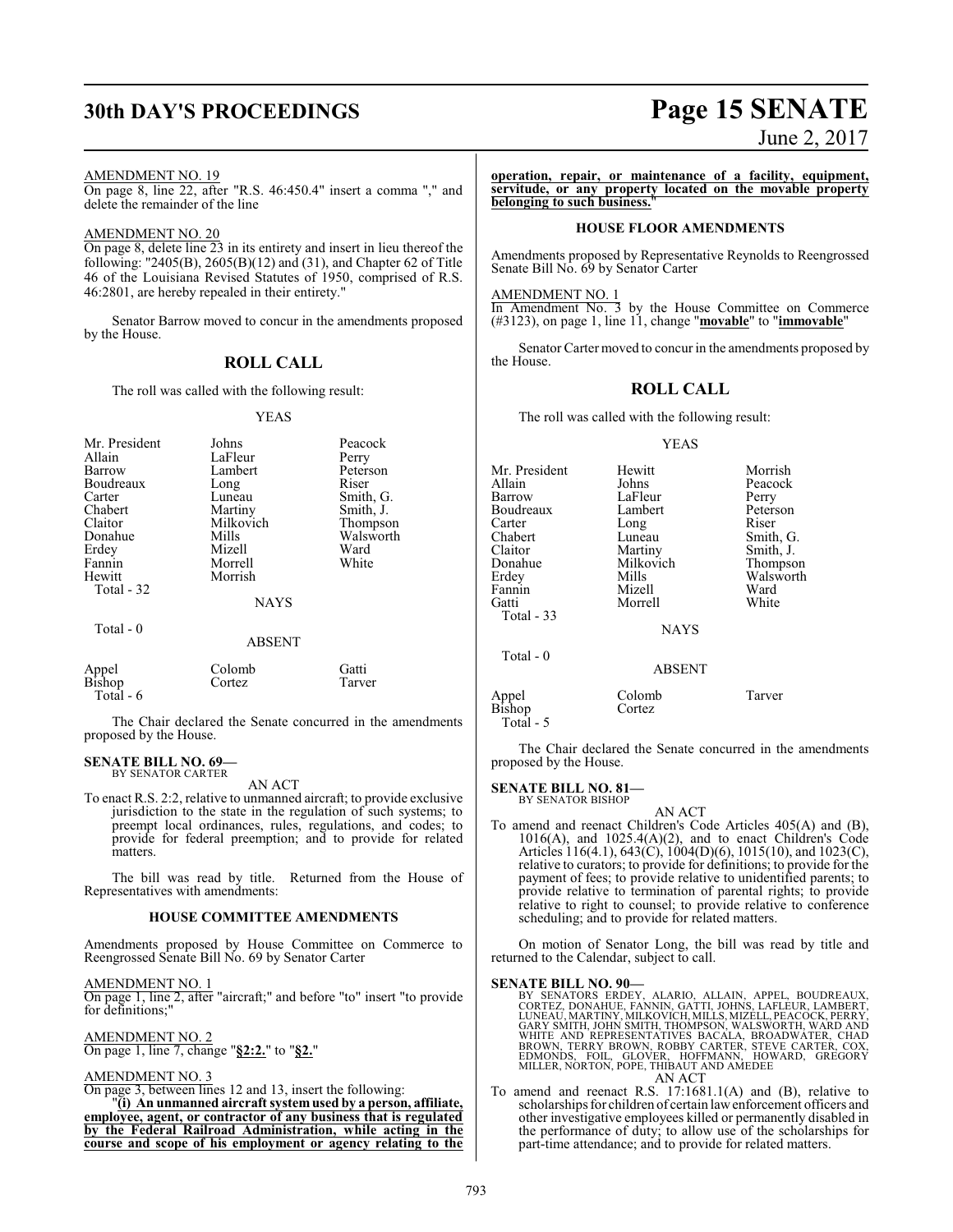AMENDMENT NO. 19

On page 8, line 22, after "R.S. 46:450.4" insert a comma "," and delete the remainder of the line

AMENDMENT NO. 20

On page 8, delete line 23 in its entirety and insert in lieu thereof the following: "2405(B), 2605(B)(12) and (31), and Chapter 62 of Title 46 of the Louisiana Revised Statutes of 1950, comprised of R.S. 46:2801, are hereby repealed in their entirety."

Senator Barrow moved to concur in the amendments proposed by the House.

## ROLL CALL

The roll was called with the following result:

YEAS

| | | |
|---|---|---|
| Mr. President | Johns | Peacock |
| Allain | LaFleur | Perry |
| Barrow | Lambert | Peterson |
| Boudreaux | Long | Riser |
| Carter | Luneau | Smith, G. |
| Chabert | Martiny | Smith, J. |
| Claitor | Milkovich | Thompson |
| Donahue | Mills | Walsworth |
| Erdey | Mizell | Ward |
| Fannin | Morrell | White |
| Hewitt | Morrish | |
| Total - 32 | | |

NAYS

Total - 0

ABSENT

| | | |
|---|---|---|
| Appel | Colomb | Gatti |
| Bishop | Cortez | Tarver |
| Total - 6 | | |

The Chair declared the Senate concurred in the amendments proposed by the House.

**SENATE BILL NO. 69—**
BY SENATOR CARTER

AN ACT

To enact R.S. 2:2, relative to unmanned aircraft; to provide exclusive jurisdiction to the state in the regulation of such systems; to preempt local ordinances, rules, regulations, and codes; to provide for federal preemption; and to provide for related matters.

The bill was read by title. Returned from the House of Representatives with amendments:

### HOUSE COMMITTEE AMENDMENTS

Amendments proposed by House Committee on Commerce to Reengrossed Senate Bill No. 69 by Senator Carter

AMENDMENT NO. 1

On page 1, line 2, after "aircraft;" and before "to" insert "to provide for definitions;"

AMENDMENT NO. 2

On page 1, line 7, change "**§2:2.**" to "**§2.**"

AMENDMENT NO. 3

On page 3, between lines 12 and 13, insert the following:

"**(i) An unmanned aircraft system used by a person, affiliate, employee, agent, or contractor of any business that is regulated by the Federal Railroad Administration, while acting in the course and scope of his employment or agency relating to the operation, repair, or maintenance of a facility, equipment, servitude, or any property located on the movable property belonging to such business.**"

### HOUSE FLOOR AMENDMENTS

Amendments proposed by Representative Reynolds to Reengrossed Senate Bill No. 69 by Senator Carter

AMENDMENT NO. 1

In Amendment No. 3 by the House Committee on Commerce (#3123), on page 1, line 11, change "**movable**" to "**immovable**"

Senator Carter moved to concur in the amendments proposed by the House.

## ROLL CALL

The roll was called with the following result:

YEAS

| | | |
|---|---|---|
| Mr. President | Hewitt | Morrish |
| Allain | Johns | Peacock |
| Barrow | LaFleur | Perry |
| Boudreaux | Lambert | Peterson |
| Carter | Long | Riser |
| Chabert | Luneau | Smith, G. |
| Claitor | Martiny | Smith, J. |
| Donahue | Milkovich | Thompson |
| Erdey | Mills | Walsworth |
| Fannin | Mizell | Ward |
| Gatti | Morrell | White |
| Total - 33 | | |

NAYS

Total - 0

ABSENT

| | | |
|---|---|---|
| Appel | Colomb | Tarver |
| Bishop | Cortez | |
| Total - 5 | | |

The Chair declared the Senate concurred in the amendments proposed by the House.

**SENATE BILL NO. 81—**
BY SENATOR BISHOP

AN ACT

To amend and reenact Children's Code Articles 405(A) and (B), 1016(A), and 1025.4(A)(2), and to enact Children's Code Articles 116(4.1), 643(C), 1004(D)(6), 1015(10), and 1023(C), relative to curators; to provide for definitions; to provide for the payment of fees; to provide relative to unidentified parents; to provide relative to termination of parental rights; to provide relative to right to counsel; to provide relative to conference scheduling; and to provide for related matters.

On motion of Senator Long, the bill was read by title and returned to the Calendar, subject to call.

**SENATE BILL NO. 90—**
BY SENATORS ERDEY, ALARIO, ALLAIN, APPEL, BOUDREAUX, CORTEZ, DONAHUE, FANNIN, GATTI, JOHNS, LAFLEUR, LAMBERT, LUNEAU, MARTINY, MILKOVICH, MILLS, MIZELL, PEACOCK, PERRY, GARY SMITH, JOHN SMITH, THOMPSON, WALSWORTH, WARD AND WHITE AND REPRESENTATIVES BACALA, BROADWATER, CHAD BROWN, TERRY BROWN, ROBBY CARTER, STEVE CARTER, COX, EDMONDS, FOIL, GLOVER, HOFFMANN, HOWARD, GREGORY MILLER, NORTON, POPE, THIBAUT AND AMEDEE

AN ACT

To amend and reenact R.S. 17:1681.1(A) and (B), relative to scholarships for children of certain law enforcement officers and other investigative employees killed or permanently disabled in the performance of duty; to allow use of the scholarships for part-time attendance; and to provide for related matters.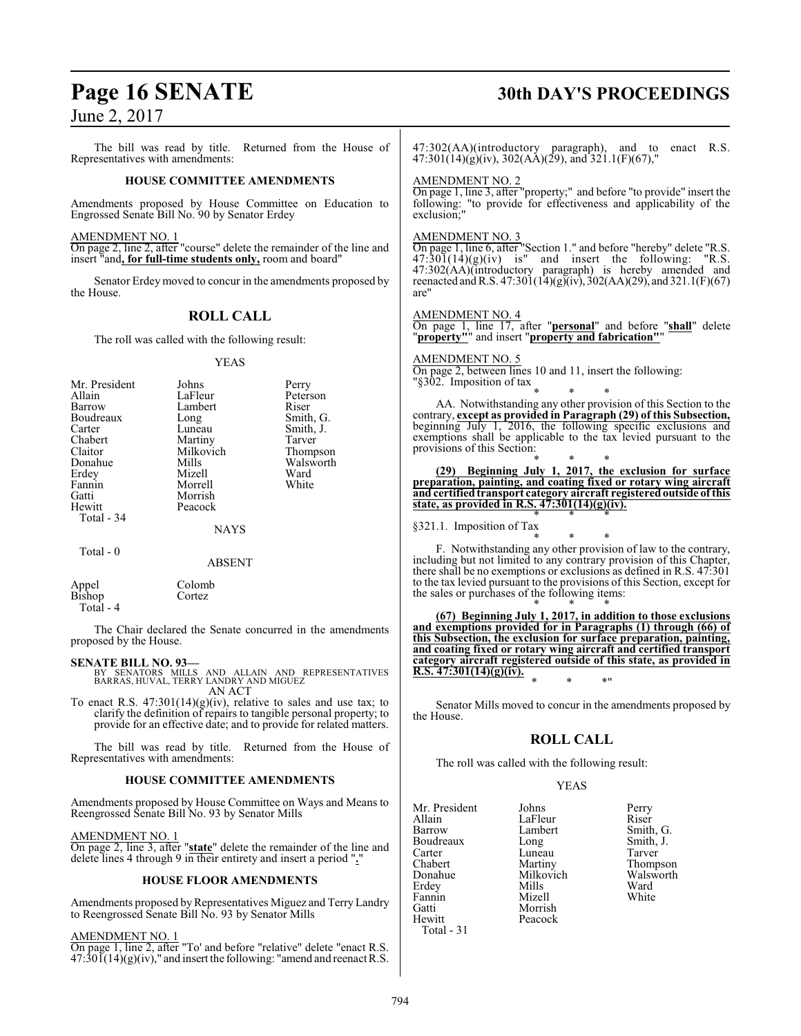The bill was read by title. Returned from the House of Representatives with amendments:

**HOUSE COMMITTEE AMENDMENTS**

Amendments proposed by House Committee on Education to Engrossed Senate Bill No. 90 by Senator Erdey

AMENDMENT NO. 1

On page 2, line 2, after "course" delete the remainder of the line and insert "and**, for full-time students only,** room and board"

Senator Erdey moved to concur in the amendments proposed by the House.

## ROLL CALL

The roll was called with the following result:

YEAS

| | | |
|---|---|---|
| Mr. President | Johns | Perry |
| Allain | LaFleur | Peterson |
| Barrow | Lambert | Riser |
| Boudreaux | Long | Smith, G. |
| Carter | Luneau | Smith, J. |
| Chabert | Martiny | Tarver |
| Claitor | Milkovich | Thompson |
| Donahue | Mills | Walsworth |
| Erdey | Mizell | Ward |
| Fannin | Morrell | White |
| Gatti | Morrish | |
| Hewitt | Peacock | |
| Total - 34 | | |

NAYS

Total - 0

ABSENT

| | |
|---|---|
| Appel | Colomb |
| Bishop | Cortez |
| Total - 4 | |

The Chair declared the Senate concurred in the amendments proposed by the House.

**SENATE BILL NO. 93—**
BY SENATORS MILLS AND ALLAIN AND REPRESENTATIVES BARRAS, HUVAL, TERRY LANDRY AND MIGUEZ
AN ACT

To enact R.S. 47:301(14)(g)(iv), relative to sales and use tax; to clarify the definition of repairs to tangible personal property; to provide for an effective date; and to provide for related matters.

The bill was read by title. Returned from the House of Representatives with amendments:

**HOUSE COMMITTEE AMENDMENTS**

Amendments proposed by House Committee on Ways and Means to Reengrossed Senate Bill No. 93 by Senator Mills

AMENDMENT NO. 1

On page 2, line 3, after "**state**" delete the remainder of the line and delete lines 4 through 9 in their entirety and insert a period "**.**"

**HOUSE FLOOR AMENDMENTS**

Amendments proposed by Representatives Miguez and Terry Landry to Reengrossed Senate Bill No. 93 by Senator Mills

AMENDMENT NO. 1

On page 1, line 2, after "To' and before "relative" delete "enact R.S. 47:301(14)(g)(iv)," and insert the following: "amend and reenact R.S. 47:302(AA)(introductory paragraph), and to enact R.S. 47:301(14)(g)(iv), 302(AA)(29), and 321.1(F)(67),"

AMENDMENT NO. 2

On page 1, line 3, after "property;" and before "to provide" insert the following: "to provide for effectiveness and applicability of the exclusion;"

AMENDMENT NO. 3

On page 1, line 6, after "Section 1." and before "hereby" delete "R.S. 47:301(14)(g)(iv) is" and insert the following: "R.S. 47:302(AA)(introductory paragraph) is hereby amended and reenacted and R.S. 47:301(14)(g)(iv), 302(AA)(29), and 321.1(F)(67) are"

AMENDMENT NO. 4

On page 1, line 17, after "**personal**" and before "**shall**" delete "**property"**" and insert "**property and fabrication"**"

AMENDMENT NO. 5

On page 2, between lines 10 and 11, insert the following:

"§302. Imposition of tax

\* \* \*

AA. Notwithstanding any other provision of this Section to the contrary, **except as provided in Paragraph (29) of this Subsection,** beginning July 1, 2016, the following specific exclusions and exemptions shall be applicable to the tax levied pursuant to the provisions of this Section:

\* \* \*

**(29) Beginning July 1, 2017, the exclusion for surface preparation, painting, and coating fixed or rotary wing aircraft and certified transport category aircraft registered outside of this state, as provided in R.S. 47:301(14)(g)(iv).**

\* \* \*

§321.1. Imposition of Tax

\* \* \*

F. Notwithstanding any other provision of law to the contrary, including but not limited to any contrary provision of this Chapter, there shall be no exemptions or exclusions as defined in R.S. 47:301 to the tax levied pursuant to the provisions of this Section, except for the sales or purchases of the following items:

\* \* \*

**(67) Beginning July 1, 2017, in addition to those exclusions and exemptions provided for in Paragraphs (1) through (66) of this Subsection, the exclusion for surface preparation, painting, and coating fixed or rotary wing aircraft and certified transport category aircraft registered outside of this state, as provided in R.S. 47:301(14)(g)(iv).**

\* \* \*"

Senator Mills moved to concur in the amendments proposed by the House.

## ROLL CALL

The roll was called with the following result:

YEAS

| | | |
|---|---|---|
| Mr. President | Johns | Perry |
| Allain | LaFleur | Riser |
| Barrow | Lambert | Smith, G. |
| Boudreaux | Long | Smith, J. |
| Carter | Luneau | Tarver |
| Chabert | Martiny | Thompson |
| Donahue | Milkovich | Walsworth |
| Erdey | Mills | Ward |
| Fannin | Mizell | White |
| Gatti | Morrish | |
| Hewitt | Peacock | |
| Total - 31 | | |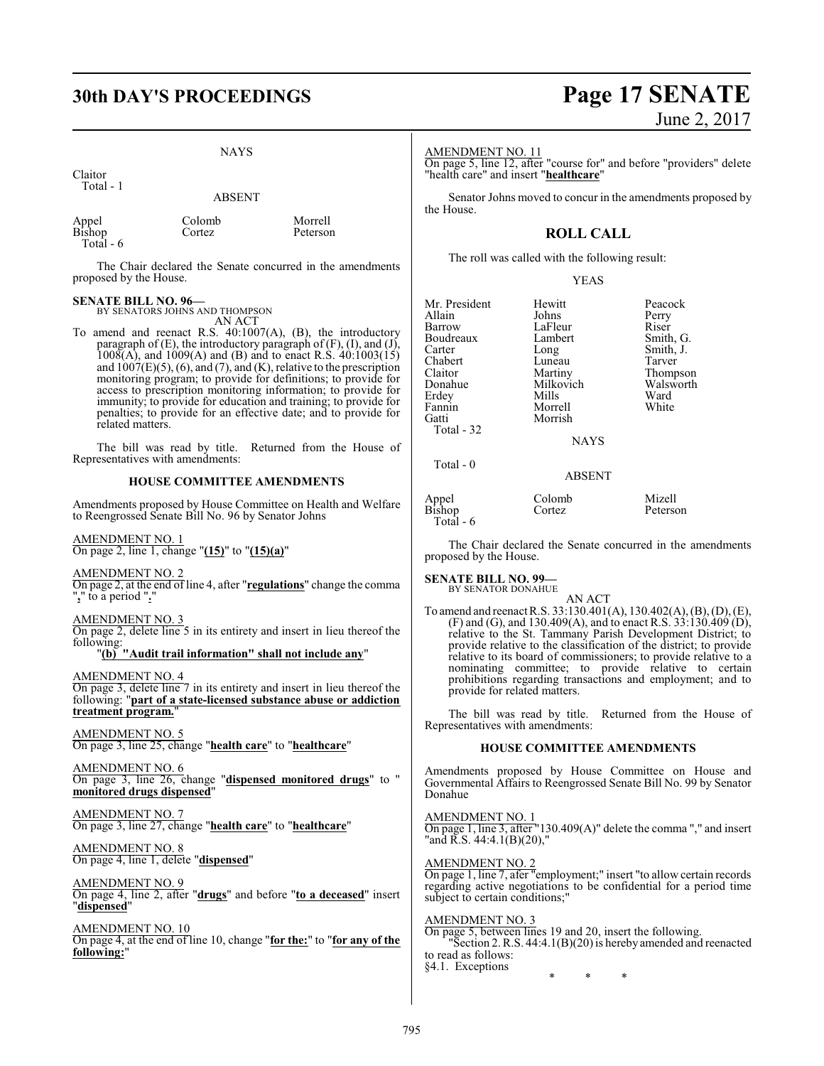NAYS

Claitor
Total - 1

ABSENT

| | | |
|---|---|---|
| Appel | Colomb | Morrell |
| Bishop | Cortez | Peterson |
| Total - 6 | | |

The Chair declared the Senate concurred in the amendments proposed by the House.

**SENATE BILL NO. 96—**
BY SENATORS JOHNS AND THOMPSON
AN ACT

To amend and reenact R.S. 40:1007(A), (B), the introductory paragraph of (E), the introductory paragraph of (F), (I), and (J), 1008(A), and 1009(A) and (B) and to enact R.S. 40:1003(15) and 1007(E)(5), (6), and (7), and (K), relative to the prescription monitoring program; to provide for definitions; to provide for access to prescription monitoring information; to provide for immunity; to provide for education and training; to provide for penalties; to provide for an effective date; and to provide for related matters.

The bill was read by title. Returned from the House of Representatives with amendments:

### HOUSE COMMITTEE AMENDMENTS

Amendments proposed by House Committee on Health and Welfare to Reengrossed Senate Bill No. 96 by Senator Johns

AMENDMENT NO. 1
On page 2, line 1, change "**(15)**" to "**(15)(a)**"

AMENDMENT NO. 2
On page 2, at the end of line 4, after "**regulations**" change the comma "**,**" to a period "**.**"

AMENDMENT NO. 3
On page 2, delete line 5 in its entirety and insert in lieu thereof the following:
"**(b) "Audit trail information" shall not include any**"

AMENDMENT NO. 4
On page 3, delete line 7 in its entirety and insert in lieu thereof the following: "**part of a state-licensed substance abuse or addiction treatment program.**"

AMENDMENT NO. 5
On page 3, line 25, change "**health care**" to "**healthcare**"

AMENDMENT NO. 6
On page 3, line 26, change "**dispensed monitored drugs**" to "**monitored drugs dispensed**"

AMENDMENT NO. 7
On page 3, line 27, change "**health care**" to "**healthcare**"

AMENDMENT NO. 8
On page 4, line 1, delete "**dispensed**"

AMENDMENT NO. 9
On page 4, line 2, after "**drugs**" and before "**to a deceased**" insert "**dispensed**"

AMENDMENT NO. 10
On page 4, at the end of line 10, change "**for the:**" to "**for any of the following:**"

AMENDMENT NO. 11
On page 5, line 12, after "course for" and before "providers" delete "health care" and insert "**healthcare**"

Senator Johns moved to concur in the amendments proposed by the House.

### ROLL CALL

The roll was called with the following result:

YEAS

| | | |
|---|---|---|
| Mr. President | Hewitt | Peacock |
| Allain | Johns | Perry |
| Barrow | LaFleur | Riser |
| Boudreaux | Lambert | Smith, G. |
| Carter | Long | Smith, J. |
| Chabert | Luneau | Tarver |
| Claitor | Martiny | Thompson |
| Donahue | Milkovich | Walsworth |
| Erdey | Mills | Ward |
| Fannin | Morrell | White |
| Gatti | Morrish | |
| Total - 32 | | |

NAYS

Total - 0

ABSENT

| | | |
|---|---|---|
| Appel | Colomb | Mizell |
| Bishop | Cortez | Peterson |
| Total - 6 | | |

The Chair declared the Senate concurred in the amendments proposed by the House.

**SENATE BILL NO. 99—**
BY SENATOR DONAHUE
AN ACT

To amend and reenact R.S. 33:130.401(A), 130.402(A), (B), (D), (E), (F) and (G), and 130.409(A), and to enact R.S. 33:130.409 (D), relative to the St. Tammany Parish Development District; to provide relative to the classification of the district; to provide relative to its board of commissioners; to provide relative to a nominating committee; to provide relative to certain prohibitions regarding transactions and employment; and to provide for related matters.

The bill was read by title. Returned from the House of Representatives with amendments:

### HOUSE COMMITTEE AMENDMENTS

Amendments proposed by House Committee on House and Governmental Affairs to Reengrossed Senate Bill No. 99 by Senator Donahue

AMENDMENT NO. 1
On page 1, line 3, after "130.409(A)" delete the comma "," and insert "and R.S. 44:4.1(B)(20),"

AMENDMENT NO. 2
On page 1, line 7, afer "employment;" insert "to allow certain records regarding active negotiations to be confidential for a period time subject to certain conditions;"

AMENDMENT NO. 3
On page 5, between lines 19 and 20, insert the following.
"Section 2. R.S. 44:4.1(B)(20) is hereby amended and reenacted to read as follows:
§4.1. Exceptions

\* \* \*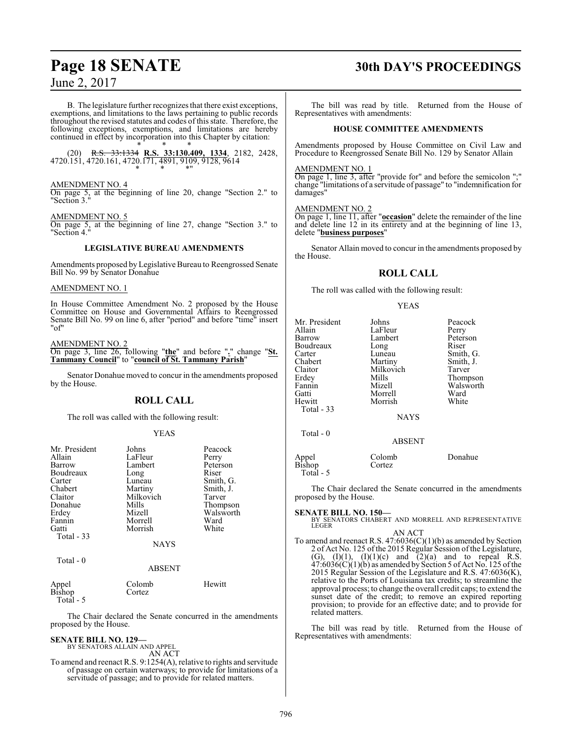B. The legislature further recognizes that there exist exceptions, exemptions, and limitations to the laws pertaining to public records throughout the revised statutes and codes of this state. Therefore, the following exceptions, exemptions, and limitations are hereby continued in effect by incorporation into this Chapter by citation:

\* \* \*

(20) ~~R.S. 33:1334~~ **R.S. 33:130.409, 1334**, 2182, 2428, 4720.151, 4720.161, 4720.171, 4891, 9109, 9128, 9614

\* \* \*"

AMENDMENT NO. 4

On page 5, at the beginning of line 20, change "Section 2." to "Section 3."

AMENDMENT NO. 5

On page 5, at the beginning of line 27, change "Section 3." to "Section 4."

### LEGISLATIVE BUREAU AMENDMENTS

Amendments proposed by Legislative Bureau to Reengrossed Senate Bill No. 99 by Senator Donahue

AMENDMENT NO. 1

In House Committee Amendment No. 2 proposed by the House Committee on House and Governmental Affairs to Reengrossed Senate Bill No. 99 on line 6, after "period" and before "time" insert "of"

AMENDMENT NO. 2

On page 3, line 26, following "**the**" and before "**.**" change "**St. Tammany Council**" to "**council of St. Tammany Parish**"

Senator Donahue moved to concur in the amendments proposed by the House.

## ROLL CALL

The roll was called with the following result:

YEAS

| | | |
|---|---|---|
| Mr. President | Johns | Peacock |
| Allain | LaFleur | Perry |
| Barrow | Lambert | Peterson |
| Boudreaux | Long | Riser |
| Carter | Luneau | Smith, G. |
| Chabert | Martiny | Smith, J. |
| Claitor | Milkovich | Tarver |
| Donahue | Mills | Thompson |
| Erdey | Mizell | Walsworth |
| Fannin | Morrell | Ward |
| Gatti | Morrish | White |

Total - 33

NAYS

Total - 0

ABSENT

| | | |
|---|---|---|
| Appel | Colomb | Hewitt |
| Bishop | Cortez | |

Total - 5

The Chair declared the Senate concurred in the amendments proposed by the House.

**SENATE BILL NO. 129—**
BY SENATORS ALLAIN AND APPEL

AN ACT

To amend and reenact R.S. 9:1254(A), relative to rights and servitude of passage on certain waterways; to provide for limitations of a servitude of passage; and to provide for related matters.

The bill was read by title. Returned from the House of Representatives with amendments:

### HOUSE COMMITTEE AMENDMENTS

Amendments proposed by House Committee on Civil Law and Procedure to Reengrossed Senate Bill No. 129 by Senator Allain

AMENDMENT NO. 1

On page 1, line 3, after "provide for" and before the semicolon ";" change "limitations of a servitude of passage" to "indemnification for damages"

AMENDMENT NO. 2

On page 1, line 11, after "**occasion**" delete the remainder of the line and delete line 12 in its entirety and at the beginning of line 13, delete "**business purposes**"

Senator Allain moved to concur in the amendments proposed by the House.

## ROLL CALL

The roll was called with the following result:

YEAS

| | | |
|---|---|---|
| Mr. President | Johns | Peacock |
| Allain | LaFleur | Perry |
| Barrow | Lambert | Peterson |
| Boudreaux | Long | Riser |
| Carter | Luneau | Smith, G. |
| Chabert | Martiny | Smith, J. |
| Claitor | Milkovich | Tarver |
| Erdey | Mills | Thompson |
| Fannin | Mizell | Walsworth |
| Gatti | Morrell | Ward |
| Hewitt | Morrish | White |

Total - 33

NAYS

Total - 0

ABSENT

| | | |
|---|---|---|
| Appel | Colomb | Donahue |
| Bishop | Cortez | |

Total - 5

The Chair declared the Senate concurred in the amendments proposed by the House.

**SENATE BILL NO. 150—**
BY SENATORS CHABERT AND MORRELL AND REPRESENTATIVE LEGER

AN ACT

To amend and reenact R.S. 47:6036(C)(1)(b) as amended by Section 2 of Act No. 125 of the 2015 Regular Session of the Legislature, (G), (I)(1), (I)(1)(c) and (2)(a) and to repeal R.S. 47:6036(C)(1)(b) as amended by Section 5 of Act No. 125 of the 2015 Regular Session of the Legislature and R.S. 47:6036(K), relative to the Ports of Louisiana tax credits; to streamline the approval process; to change the overall credit caps; to extend the sunset date of the credit; to remove an expired reporting provision; to provide for an effective date; and to provide for related matters.

The bill was read by title. Returned from the House of Representatives with amendments: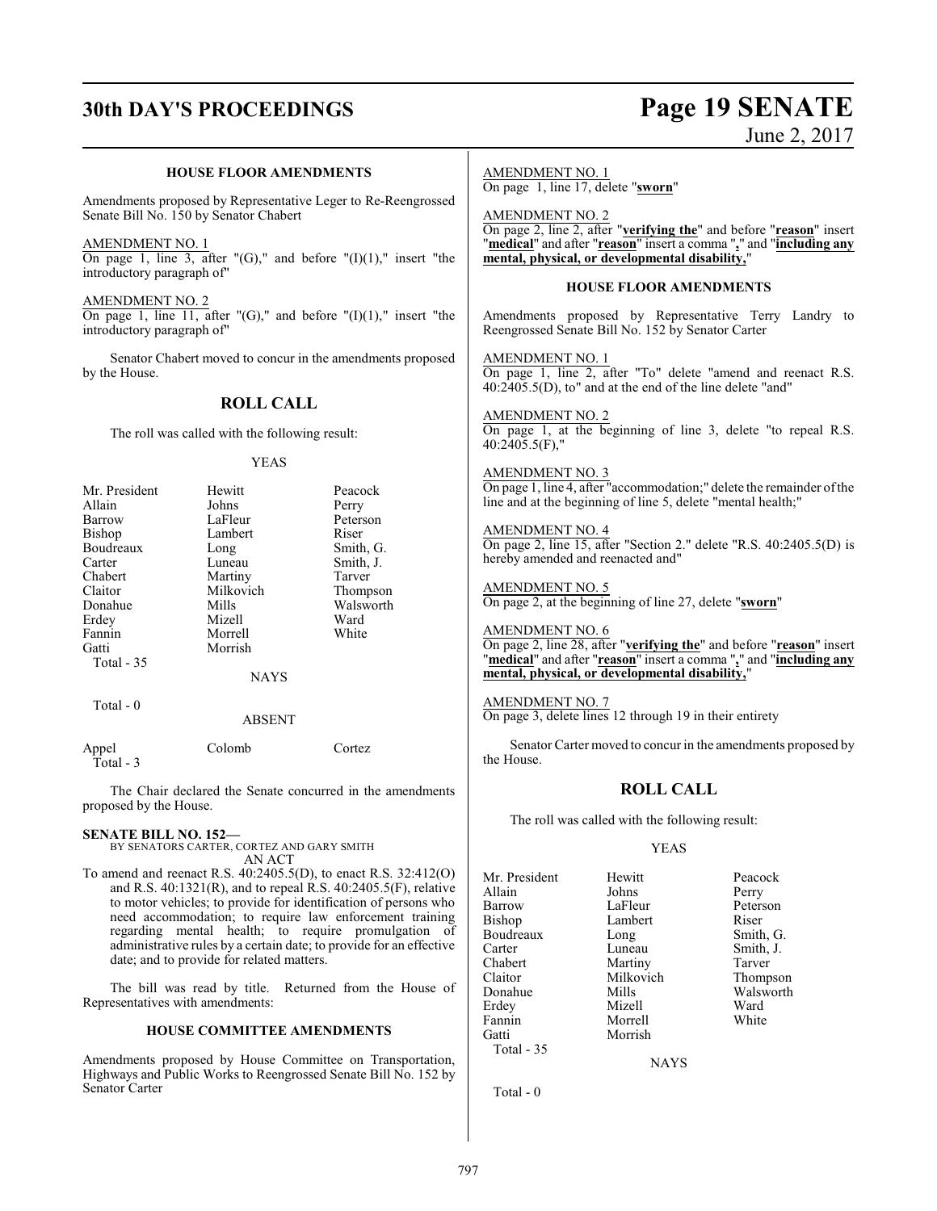### HOUSE FLOOR AMENDMENTS

Amendments proposed by Representative Leger to Re-Reengrossed Senate Bill No. 150 by Senator Chabert

AMENDMENT NO. 1

On page 1, line 3, after "(G)," and before "(I)(1)," insert "the introductory paragraph of"

AMENDMENT NO. 2

On page 1, line 11, after "(G)," and before "(I)(1)," insert "the introductory paragraph of"

Senator Chabert moved to concur in the amendments proposed by the House.

## ROLL CALL

The roll was called with the following result:

YEAS

| | | |
|---|---|---|
| Mr. President | Hewitt | Peacock |
| Allain | Johns | Perry |
| Barrow | LaFleur | Peterson |
| Bishop | Lambert | Riser |
| Boudreaux | Long | Smith, G. |
| Carter | Luneau | Smith, J. |
| Chabert | Martiny | Tarver |
| Claitor | Milkovich | Thompson |
| Donahue | Mills | Walsworth |
| Erdey | Mizell | Ward |
| Fannin | Morrell | White |
| Gatti | Morrish | |
| Total - 35 | | |

NAYS

Total - 0

ABSENT

| | | |
|---|---|---|
| Appel | Colomb | Cortez |
| Total - 3 | | |

The Chair declared the Senate concurred in the amendments proposed by the House.

**SENATE BILL NO. 152—**
BY SENATORS CARTER, CORTEZ AND GARY SMITH
AN ACT

To amend and reenact R.S. 40:2405.5(D), to enact R.S. 32:412(O) and R.S. 40:1321(R), and to repeal R.S. 40:2405.5(F), relative to motor vehicles; to provide for identification of persons who need accommodation; to require law enforcement training regarding mental health; to require promulgation of administrative rules by a certain date; to provide for an effective date; and to provide for related matters.

The bill was read by title. Returned from the House of Representatives with amendments:

### HOUSE COMMITTEE AMENDMENTS

Amendments proposed by House Committee on Transportation, Highways and Public Works to Reengrossed Senate Bill No. 152 by Senator Carter

AMENDMENT NO. 1

On page 1, line 17, delete "**sworn**"

AMENDMENT NO. 2

On page 2, line 2, after "**verifying the**" and before "**reason**" insert "**medical**" and after "**reason**" insert a comma "**,**" and "**including any mental, physical, or developmental disability,**"

### HOUSE FLOOR AMENDMENTS

Amendments proposed by Representative Terry Landry to Reengrossed Senate Bill No. 152 by Senator Carter

AMENDMENT NO. 1

On page 1, line 2, after "To" delete "amend and reenact R.S. 40:2405.5(D), to" and at the end of the line delete "and"

AMENDMENT NO. 2

On page 1, at the beginning of line 3, delete "to repeal R.S. 40:2405.5(F),"

AMENDMENT NO. 3

On page 1, line 4, after "accommodation;" delete the remainder of the line and at the beginning of line 5, delete "mental health;"

AMENDMENT NO. 4

On page 2, line 15, after "Section 2." delete "R.S. 40:2405.5(D) is hereby amended and reenacted and"

AMENDMENT NO. 5

On page 2, at the beginning of line 27, delete "**sworn**"

AMENDMENT NO. 6

On page 2, line 28, after "**verifying the**" and before "**reason**" insert "**medical**" and after "**reason**" insert a comma "**,**" and "**including any mental, physical, or developmental disability,**"

AMENDMENT NO. 7

On page 3, delete lines 12 through 19 in their entirety

Senator Carter moved to concur in the amendments proposed by the House.

## ROLL CALL

The roll was called with the following result:

YEAS

| | | |
|---|---|---|
| Mr. President | Hewitt | Peacock |
| Allain | Johns | Perry |
| Barrow | LaFleur | Peterson |
| Bishop | Lambert | Riser |
| Boudreaux | Long | Smith, G. |
| Carter | Luneau | Smith, J. |
| Chabert | Martiny | Tarver |
| Claitor | Milkovich | Thompson |
| Donahue | Mills | Walsworth |
| Erdey | Mizell | Ward |
| Fannin | Morrell | White |
| Gatti | Morrish | |
| Total - 35 | | |

NAYS

Total - 0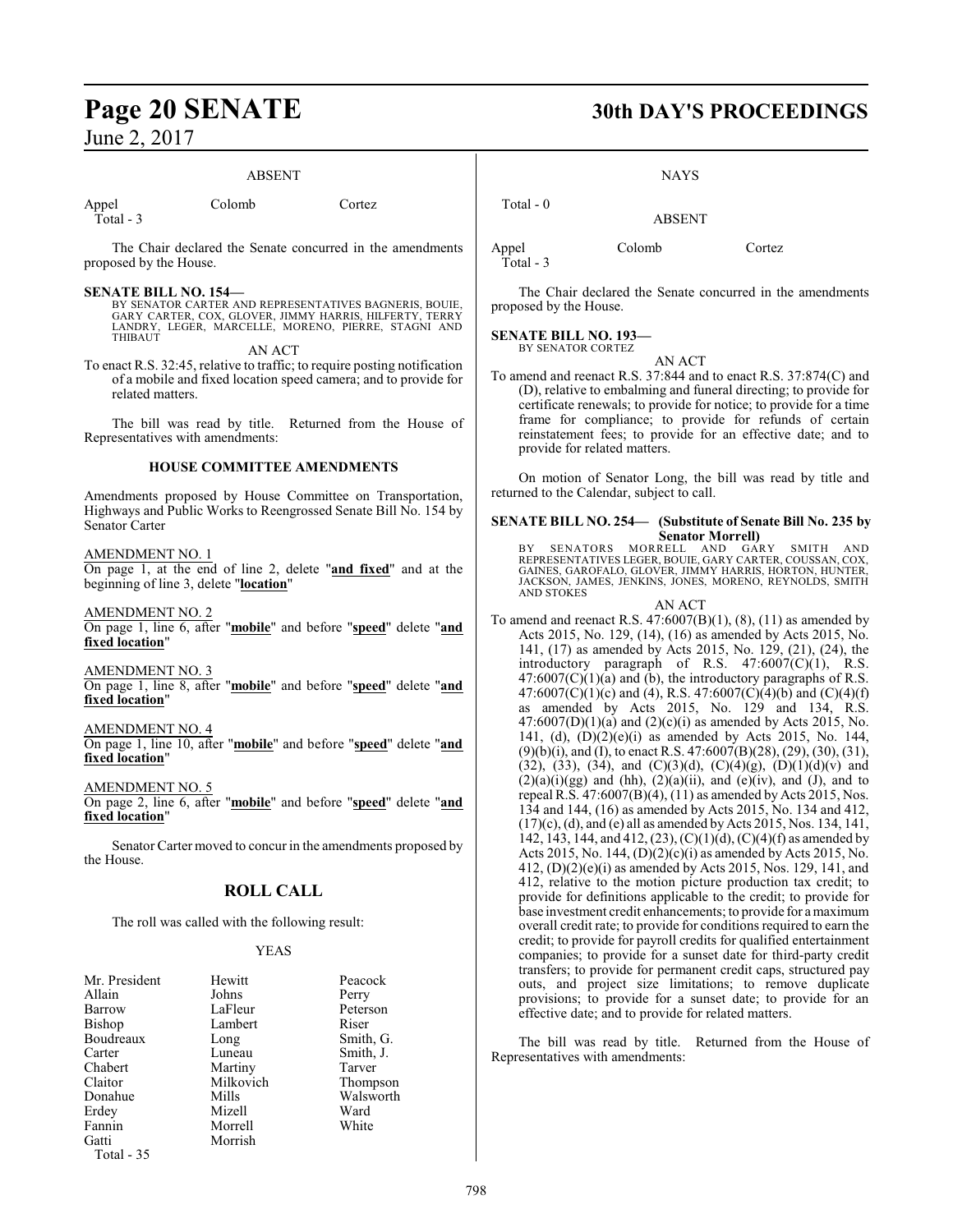ABSENT

| Appel | Colomb | Cortez |
|---|---|---|
| Total - 3 | | |

The Chair declared the Senate concurred in the amendments proposed by the House.

**SENATE BILL NO. 154—**
BY SENATOR CARTER AND REPRESENTATIVES BAGNERIS, BOUIE, GARY CARTER, COX, GLOVER, JIMMY HARRIS, HILFERTY, TERRY LANDRY, LEGER, MARCELLE, MORENO, PIERRE, STAGNI AND THIBAUT

AN ACT

To enact R.S. 32:45, relative to traffic; to require posting notification of a mobile and fixed location speed camera; and to provide for related matters.

The bill was read by title. Returned from the House of Representatives with amendments:

**HOUSE COMMITTEE AMENDMENTS**

Amendments proposed by House Committee on Transportation, Highways and Public Works to Reengrossed Senate Bill No. 154 by Senator Carter

AMENDMENT NO. 1

On page 1, at the end of line 2, delete "**and fixed**" and at the beginning of line 3, delete "**location**"

AMENDMENT NO. 2

On page 1, line 6, after "**mobile**" and before "**speed**" delete "**and fixed location**"

AMENDMENT NO. 3

On page 1, line 8, after "**mobile**" and before "**speed**" delete "**and fixed location**"

AMENDMENT NO. 4

On page 1, line 10, after "**mobile**" and before "**speed**" delete "**and fixed location**"

AMENDMENT NO. 5

On page 2, line 6, after "**mobile**" and before "**speed**" delete "**and fixed location**"

Senator Carter moved to concur in the amendments proposed by the House.

## ROLL CALL

The roll was called with the following result:

YEAS

| | | |
|---|---|---|
| Mr. President | Hewitt | Peacock |
| Allain | Johns | Perry |
| Barrow | LaFleur | Peterson |
| Bishop | Lambert | Riser |
| Boudreaux | Long | Smith, G. |
| Carter | Luneau | Smith, J. |
| Chabert | Martiny | Tarver |
| Claitor | Milkovich | Thompson |
| Donahue | Mills | Walsworth |
| Erdey | Mizell | Ward |
| Fannin | Morrell | White |
| Gatti | Morrish | |
| Total - 35 | | |

NAYS

Total - 0

ABSENT

| Appel | Colomb | Cortez |
|---|---|---|
| Total - 3 | | |

The Chair declared the Senate concurred in the amendments proposed by the House.

**SENATE BILL NO. 193—**
BY SENATOR CORTEZ

AN ACT

To amend and reenact R.S. 37:844 and to enact R.S. 37:874(C) and (D), relative to embalming and funeral directing; to provide for certificate renewals; to provide for notice; to provide for a time frame for compliance; to provide for refunds of certain reinstatement fees; to provide for an effective date; and to provide for related matters.

On motion of Senator Long, the bill was read by title and returned to the Calendar, subject to call.

**SENATE BILL NO. 254— (Substitute of Senate Bill No. 235 by Senator Morrell)**
BY SENATORS MORRELL AND GARY SMITH AND REPRESENTATIVES LEGER, BOUIE, GARY CARTER, COUSSAN, COX, GAINES, GAROFALO, GLOVER, JIMMY HARRIS, HORTON, HUNTER, JACKSON, JAMES, JENKINS, JONES, MORENO, REYNOLDS, SMITH AND STOKES

AN ACT

To amend and reenact R.S. 47:6007(B)(1), (8), (11) as amended by Acts 2015, No. 129, (14), (16) as amended by Acts 2015, No. 141, (17) as amended by Acts 2015, No. 129, (21), (24), the introductory paragraph of R.S. 47:6007(C)(1), R.S. 47:6007(C)(1)(a) and (b), the introductory paragraphs of R.S. 47:6007(C)(1)(c) and (4), R.S. 47:6007(C)(4)(b) and (C)(4)(f) as amended by Acts 2015, No. 129 and 134, R.S. 47:6007(D)(1)(a) and (2)(c)(i) as amended by Acts 2015, No. 141, (d), (D)(2)(e)(i) as amended by Acts 2015, No. 144, (9)(b)(i), and (I), to enact R.S. 47:6007(B)(28), (29), (30), (31), (32), (33), (34), and (C)(3)(d), (C)(4)(g), (D)(1)(d)(v) and (2)(a)(i)(gg) and (hh), (2)(a)(ii), and (e)(iv), and (J), and to repeal R.S. 47:6007(B)(4), (11) as amended by Acts 2015, Nos. 134 and 144, (16) as amended by Acts 2015, No. 134 and 412, (17)(c), (d), and (e) all as amended by Acts 2015, Nos. 134, 141, 142, 143, 144, and 412, (23), (C)(1)(d), (C)(4)(f) as amended by Acts 2015, No. 144, (D)(2)(c)(i) as amended by Acts 2015, No. 412, (D)(2)(e)(i) as amended by Acts 2015, Nos. 129, 141, and 412, relative to the motion picture production tax credit; to provide for definitions applicable to the credit; to provide for base investment credit enhancements; to provide for a maximum overall credit rate; to provide for conditions required to earn the credit; to provide for payroll credits for qualified entertainment companies; to provide for a sunset date for third-party credit transfers; to provide for permanent credit caps, structured pay outs, and project size limitations; to remove duplicate provisions; to provide for a sunset date; to provide for an effective date; and to provide for related matters.

The bill was read by title. Returned from the House of Representatives with amendments: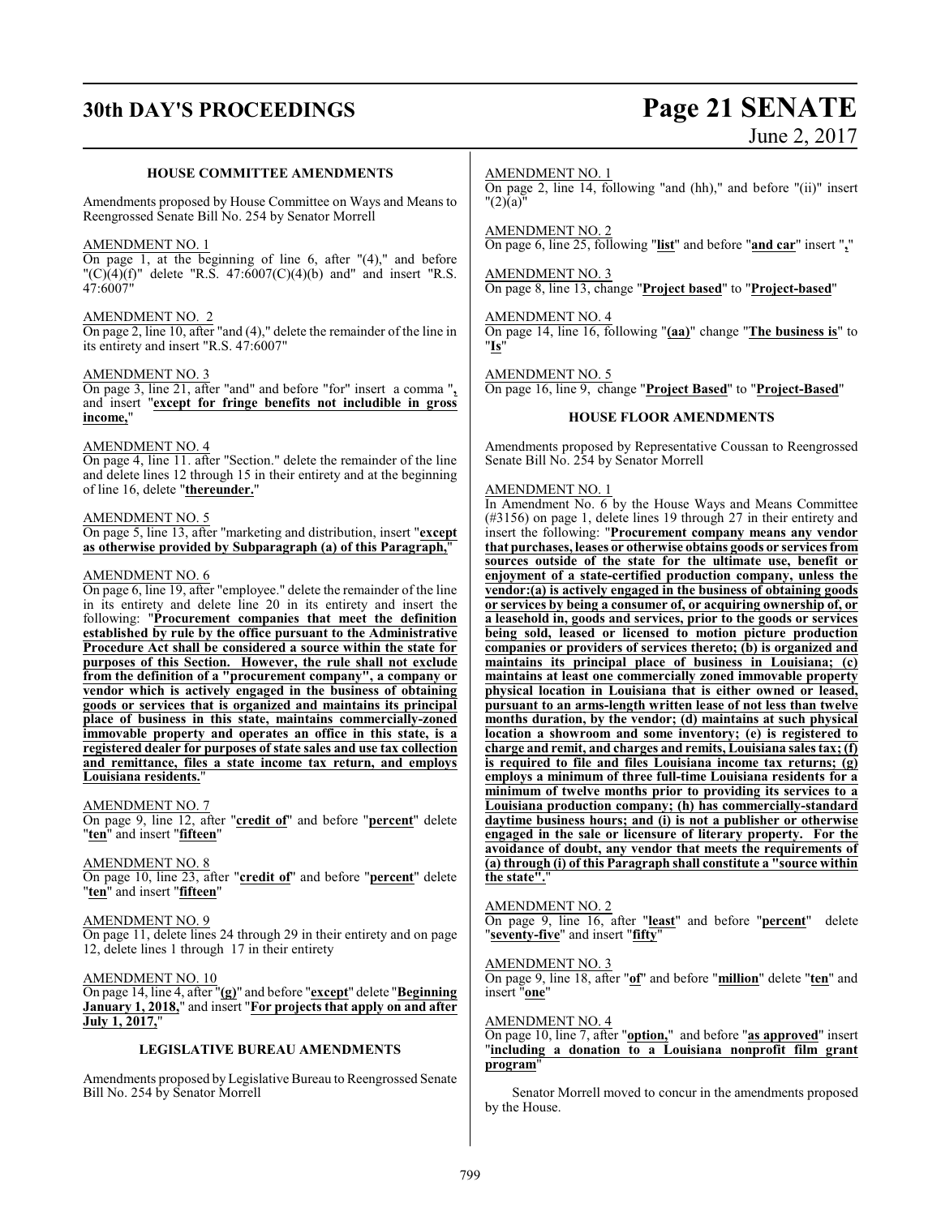### HOUSE COMMITTEE AMENDMENTS

Amendments proposed by House Committee on Ways and Means to Reengrossed Senate Bill No. 254 by Senator Morrell

AMENDMENT NO. 1

On page 1, at the beginning of line 6, after "(4)," and before "(C)(4)(f)" delete "R.S. 47:6007(C)(4)(b) and" and insert "R.S. 47:6007"

AMENDMENT NO. 2

On page 2, line 10, after "and (4)," delete the remainder of the line in its entirety and insert "R.S. 47:6007"

AMENDMENT NO. 3

On page 3, line 21, after "and" and before "for" insert a comma "**,**" and insert "**except for fringe benefits not includible in gross income,**"

AMENDMENT NO. 4

On page 4, line 11. after "Section." delete the remainder of the line and delete lines 12 through 15 in their entirety and at the beginning of line 16, delete "**thereunder.**"

AMENDMENT NO. 5

On page 5, line 13, after "marketing and distribution, insert "**except as otherwise provided by Subparagraph (a) of this Paragraph,**"

AMENDMENT NO. 6

On page 6, line 19, after "employee." delete the remainder of the line in its entirety and delete line 20 in its entirety and insert the following: "**Procurement companies that meet the definition established by rule by the office pursuant to the Administrative Procedure Act shall be considered a source within the state for purposes of this Section. However, the rule shall not exclude from the definition of a "procurement company", a company or vendor which is actively engaged in the business of obtaining goods or services that is organized and maintains its principal place of business in this state, maintains commercially-zoned immovable property and operates an office in this state, is a registered dealer for purposes of state sales and use tax collection and remittance, files a state income tax return, and employs Louisiana residents.**"

AMENDMENT NO. 7

On page 9, line 12, after "**credit of**" and before "**percent**" delete "**ten**" and insert "**fifteen**"

AMENDMENT NO. 8

On page 10, line 23, after "**credit of**" and before "**percent**" delete "**ten**" and insert "**fifteen**"

AMENDMENT NO. 9

On page 11, delete lines 24 through 29 in their entirety and on page 12, delete lines 1 through 17 in their entirety

AMENDMENT NO. 10

On page 14, line 4, after "**(g)**" and before "**except**" delete "**Beginning January 1, 2018,**" and insert "**For projects that apply on and after July 1, 2017,**"

### LEGISLATIVE BUREAU AMENDMENTS

Amendments proposed by Legislative Bureau to Reengrossed Senate Bill No. 254 by Senator Morrell

AMENDMENT NO. 1

On page 2, line 14, following "and (hh)," and before "(ii)" insert "(2)(a)"

AMENDMENT NO. 2

On page 6, line 25, following "**list**" and before "**and car**" insert "**,**"

AMENDMENT NO. 3

On page 8, line 13, change "**Project based**" to "**Project-based**"

AMENDMENT NO. 4

On page 14, line 16, following "**(aa)**" change "**The business is**" to "**Is**"

AMENDMENT NO. 5

On page 16, line 9, change "**Project Based**" to "**Project-Based**"

### HOUSE FLOOR AMENDMENTS

Amendments proposed by Representative Coussan to Reengrossed Senate Bill No. 254 by Senator Morrell

AMENDMENT NO. 1

In Amendment No. 6 by the House Ways and Means Committee (#3156) on page 1, delete lines 19 through 27 in their entirety and insert the following: "**Procurement company means any vendor that purchases, leases or otherwise obtains goods or services from sources outside of the state for the ultimate use, benefit or enjoyment of a state-certified production company, unless the vendor:(a) is actively engaged in the business of obtaining goods or services by being a consumer of, or acquiring ownership of, or a leasehold in, goods and services, prior to the goods or services being sold, leased or licensed to motion picture production companies or providers of services thereto; (b) is organized and maintains its principal place of business in Louisiana; (c) maintains at least one commercially zoned immovable property physical location in Louisiana that is either owned or leased, pursuant to an arms-length written lease of not less than twelve months duration, by the vendor; (d) maintains at such physical location a showroom and some inventory; (e) is registered to charge and remit, and charges and remits, Louisiana sales tax; (f) is required to file and files Louisiana income tax returns; (g) employs a minimum of three full-time Louisiana residents for a minimum of twelve months prior to providing its services to a Louisiana production company; (h) has commercially-standard daytime business hours; and (i) is not a publisher or otherwise engaged in the sale or licensure of literary property. For the avoidance of doubt, any vendor that meets the requirements of (a) through (i) of this Paragraph shall constitute a "source within the state".**"

AMENDMENT NO. 2

On page 9, line 16, after "**least**" and before "**percent**" delete "**seventy-five**" and insert "**fifty**"

AMENDMENT NO. 3

On page 9, line 18, after "**of**" and before "**million**" delete "**ten**" and insert "**one**"

AMENDMENT NO. 4

On page 10, line 7, after "**option,**" and before "**as approved**" insert "**including a donation to a Louisiana nonprofit film grant program**"

Senator Morrell moved to concur in the amendments proposed by the House.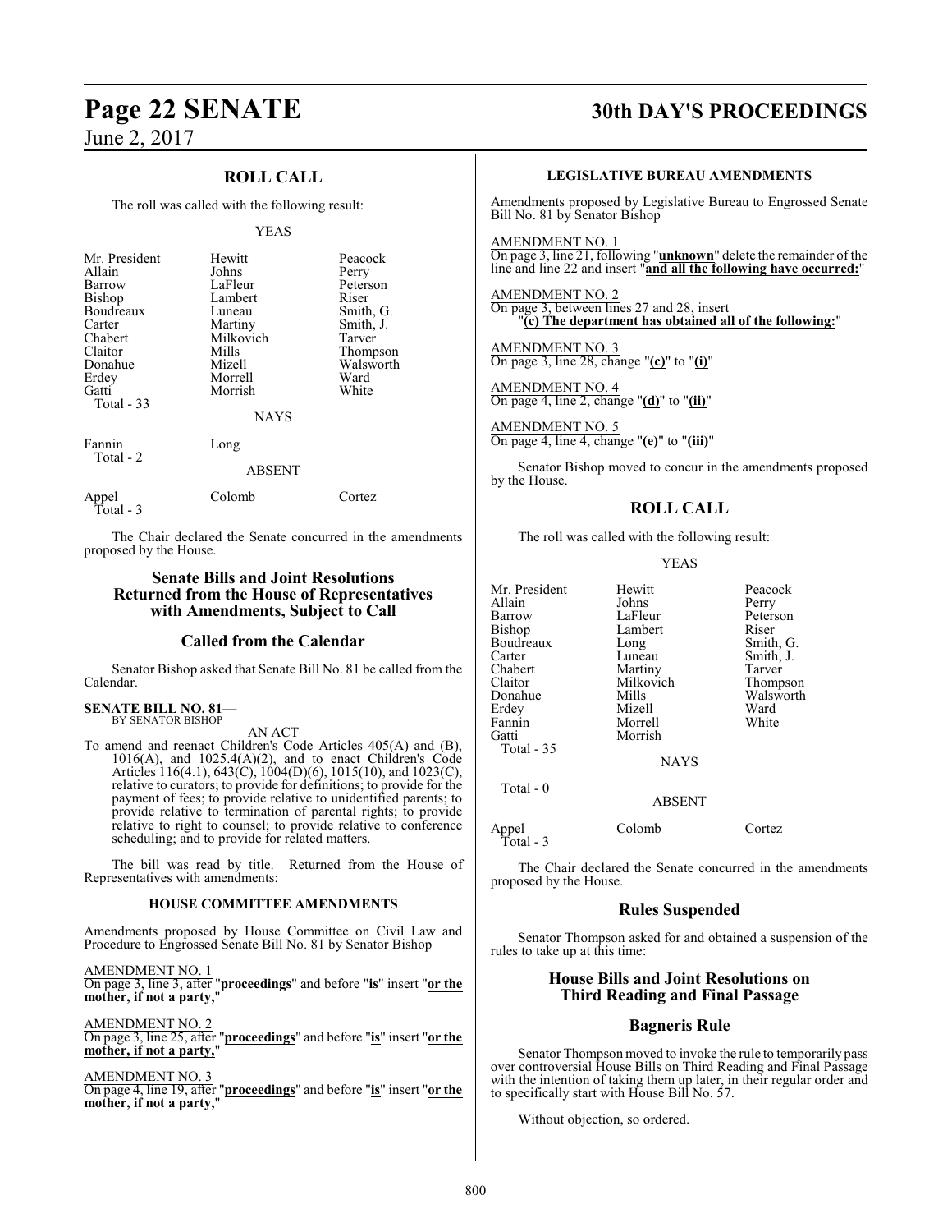## ROLL CALL

The roll was called with the following result:

YEAS

| | | |
|---|---|---|
| Mr. President | Hewitt | Peacock |
| Allain | Johns | Perry |
| Barrow | LaFleur | Peterson |
| Bishop | Lambert | Riser |
| Boudreaux | Luneau | Smith, G. |
| Carter | Martiny | Smith, J. |
| Chabert | Milkovich | Tarver |
| Claitor | Mills | Thompson |
| Donahue | Mizell | Walsworth |
| Erdey | Morrell | Ward |
| Gatti | Morrish | White |
| Total - 33 | | |

NAYS

| | |
|---|---|
| Fannin | Long |
| Total - 2 | |

ABSENT

| | | |
|---|---|---|
| Appel | Colomb | Cortez |
| Total - 3 | | |

The Chair declared the Senate concurred in the amendments proposed by the House.

## Senate Bills and Joint Resolutions Returned from the House of Representatives with Amendments, Subject to Call

## Called from the Calendar

Senator Bishop asked that Senate Bill No. 81 be called from the Calendar.

**SENATE BILL NO. 81—**
BY SENATOR BISHOP

AN ACT

To amend and reenact Children's Code Articles 405(A) and (B), 1016(A), and 1025.4(A)(2), and to enact Children's Code Articles 116(4.1), 643(C), 1004(D)(6), 1015(10), and 1023(C), relative to curators; to provide for definitions; to provide for the payment of fees; to provide relative to unidentified parents; to provide relative to termination of parental rights; to provide relative to right to counsel; to provide relative to conference scheduling; and to provide for related matters.

The bill was read by title. Returned from the House of Representatives with amendments:

### HOUSE COMMITTEE AMENDMENTS

Amendments proposed by House Committee on Civil Law and Procedure to Engrossed Senate Bill No. 81 by Senator Bishop

AMENDMENT NO. 1
On page 3, line 3, after "**proceedings**" and before "**is**" insert "**or the mother, if not a party,**"

AMENDMENT NO. 2
On page 3, line 25, after "**proceedings**" and before "**is**" insert "**or the mother, if not a party,**"

AMENDMENT NO. 3
On page 4, line 19, after "**proceedings**" and before "**is**" insert "**or the mother, if not a party,**"

### LEGISLATIVE BUREAU AMENDMENTS

Amendments proposed by Legislative Bureau to Engrossed Senate Bill No. 81 by Senator Bishop

AMENDMENT NO. 1
On page 3, line 21, following "**unknown**" delete the remainder of the line and line 22 and insert "**and all the following have occurred:**"

AMENDMENT NO. 2
On page 3, between lines 27 and 28, insert
"**(c) The department has obtained all of the following:**"

AMENDMENT NO. 3
On page 3, line 28, change "**(c)**" to "**(i)**"

AMENDMENT NO. 4
On page 4, line 2, change "**(d)**" to "**(ii)**"

AMENDMENT NO. 5
On page 4, line 4, change "**(e)**" to "**(iii)**"

Senator Bishop moved to concur in the amendments proposed by the House.

## ROLL CALL

The roll was called with the following result:

YEAS

| | | |
|---|---|---|
| Mr. President | Hewitt | Peacock |
| Allain | Johns | Perry |
| Barrow | LaFleur | Peterson |
| Bishop | Lambert | Riser |
| Boudreaux | Long | Smith, G. |
| Carter | Luneau | Smith, J. |
| Chabert | Martiny | Tarver |
| Claitor | Milkovich | Thompson |
| Donahue | Mills | Walsworth |
| Erdey | Mizell | Ward |
| Fannin | Morrell | White |
| Gatti | Morrish | |
| Total - 35 | | |

NAYS

Total - 0

ABSENT

| | | |
|---|---|---|
| Appel | Colomb | Cortez |
| Total - 3 | | |

The Chair declared the Senate concurred in the amendments proposed by the House.

## Rules Suspended

Senator Thompson asked for and obtained a suspension of the rules to take up at this time:

## House Bills and Joint Resolutions on Third Reading and Final Passage

## Bagneris Rule

Senator Thompson moved to invoke the rule to temporarily pass over controversial House Bills on Third Reading and Final Passage with the intention of taking them up later, in their regular order and to specifically start with House Bill No. 57.

Without objection, so ordered.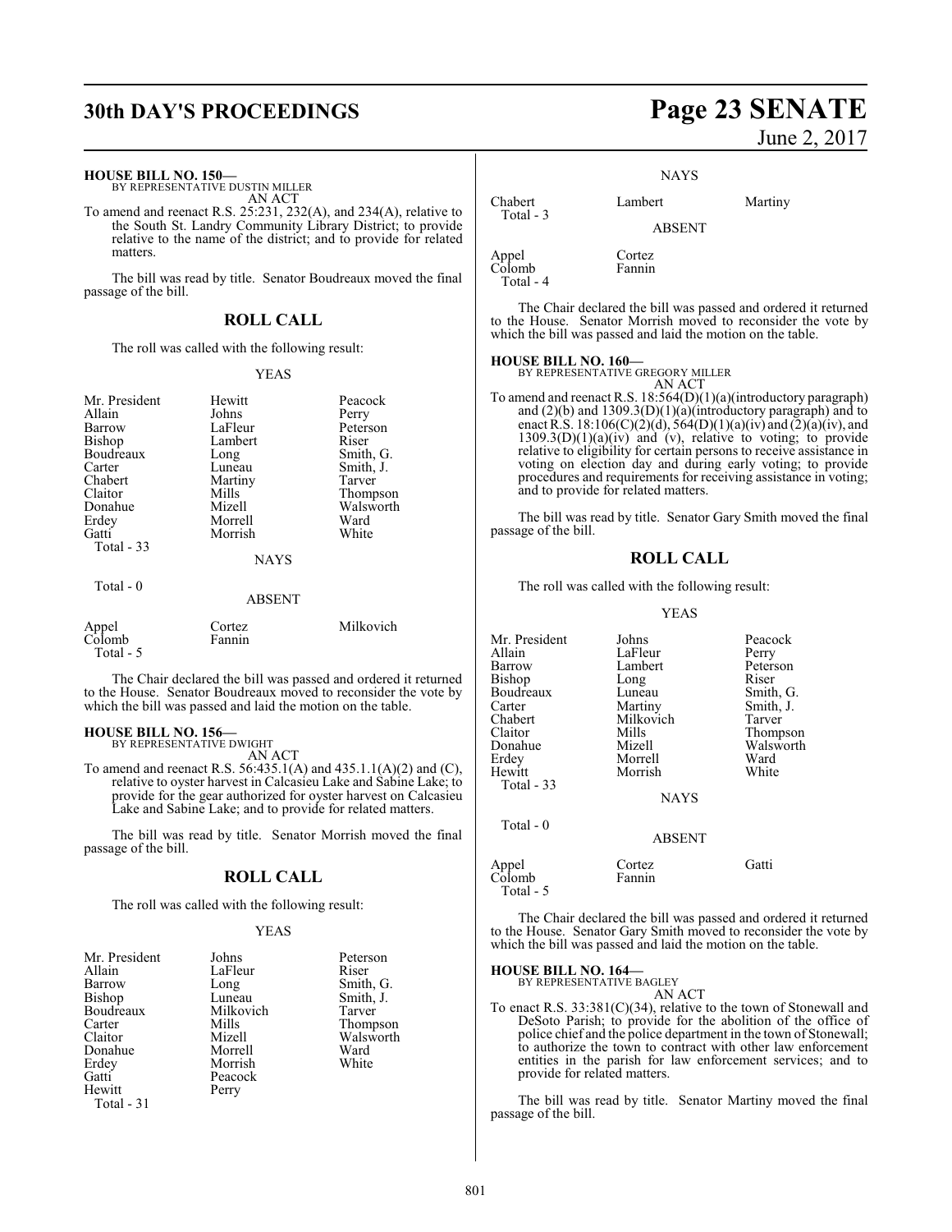**HOUSE BILL NO. 150—**
BY REPRESENTATIVE DUSTIN MILLER
AN ACT

To amend and reenact R.S. 25:231, 232(A), and 234(A), relative to the South St. Landry Community Library District; to provide relative to the name of the district; and to provide for related matters.

The bill was read by title. Senator Boudreaux moved the final passage of the bill.

## ROLL CALL

The roll was called with the following result:

YEAS

| | | |
|---|---|---|
| Mr. President | Hewitt | Peacock |
| Allain | Johns | Perry |
| Barrow | LaFleur | Peterson |
| Bishop | Lambert | Riser |
| Boudreaux | Long | Smith, G. |
| Carter | Luneau | Smith, J. |
| Chabert | Martiny | Tarver |
| Claitor | Mills | Thompson |
| Donahue | Mizell | Walsworth |
| Erdey | Morrell | Ward |
| Gatti | Morrish | White |

Total - 33

NAYS

Total - 0

ABSENT

| | | |
|---|---|---|
| Appel | Cortez | Milkovich |
| Colomb | Fannin | |

Total - 5

The Chair declared the bill was passed and ordered it returned to the House. Senator Boudreaux moved to reconsider the vote by which the bill was passed and laid the motion on the table.

**HOUSE BILL NO. 156—**
BY REPRESENTATIVE DWIGHT
AN ACT

To amend and reenact R.S. 56:435.1(A) and 435.1.1(A)(2) and (C), relative to oyster harvest in Calcasieu Lake and Sabine Lake; to provide for the gear authorized for oyster harvest on Calcasieu Lake and Sabine Lake; and to provide for related matters.

The bill was read by title. Senator Morrish moved the final passage of the bill.

## ROLL CALL

The roll was called with the following result:

YEAS

| | | |
|---|---|---|
| Mr. President | Johns | Peterson |
| Allain | LaFleur | Riser |
| Barrow | Long | Smith, G. |
| Bishop | Luneau | Smith, J. |
| Boudreaux | Milkovich | Tarver |
| Carter | Mills | Thompson |
| Claitor | Mizell | Walsworth |
| Donahue | Morrell | Ward |
| Erdey | Morrish | White |
| Gatti | Peacock | |
| Hewitt | Perry | |

Total - 31

NAYS

| | | |
|---|---|---|
| Chabert | Lambert | Martiny |

Total - 3

ABSENT

| | |
|---|---|
| Appel | Cortez |
| Colomb | Fannin |

Total - 4

The Chair declared the bill was passed and ordered it returned to the House. Senator Morrish moved to reconsider the vote by which the bill was passed and laid the motion on the table.

**HOUSE BILL NO. 160—**
BY REPRESENTATIVE GREGORY MILLER
AN ACT

To amend and reenact R.S. 18:564(D)(1)(a)(introductory paragraph) and (2)(b) and 1309.3(D)(1)(a)(introductory paragraph) and to enact R.S. 18:106(C)(2)(d), 564(D)(1)(a)(iv) and (2)(a)(iv), and 1309.3(D)(1)(a)(iv) and (v), relative to voting; to provide relative to eligibility for certain persons to receive assistance in voting on election day and during early voting; to provide procedures and requirements for receiving assistance in voting; and to provide for related matters.

The bill was read by title. Senator Gary Smith moved the final passage of the bill.

## ROLL CALL

The roll was called with the following result:

YEAS

| | | |
|---|---|---|
| Mr. President | Johns | Peacock |
| Allain | LaFleur | Perry |
| Barrow | Lambert | Peterson |
| Bishop | Long | Riser |
| Boudreaux | Luneau | Smith, G. |
| Carter | Martiny | Smith, J. |
| Chabert | Milkovich | Tarver |
| Claitor | Mills | Thompson |
| Donahue | Mizell | Walsworth |
| Erdey | Morrell | Ward |
| Hewitt | Morrish | White |

Total - 33

NAYS

Total - 0

ABSENT

| | | |
|---|---|---|
| Appel | Cortez | Gatti |
| Colomb | Fannin | |

Total - 5

The Chair declared the bill was passed and ordered it returned to the House. Senator Gary Smith moved to reconsider the vote by which the bill was passed and laid the motion on the table.

**HOUSE BILL NO. 164—**
BY REPRESENTATIVE BAGLEY
AN ACT

To enact R.S. 33:381(C)(34), relative to the town of Stonewall and DeSoto Parish; to provide for the abolition of the office of police chief and the police department in the town of Stonewall; to authorize the town to contract with other law enforcement entities in the parish for law enforcement services; and to provide for related matters.

The bill was read by title. Senator Martiny moved the final passage of the bill.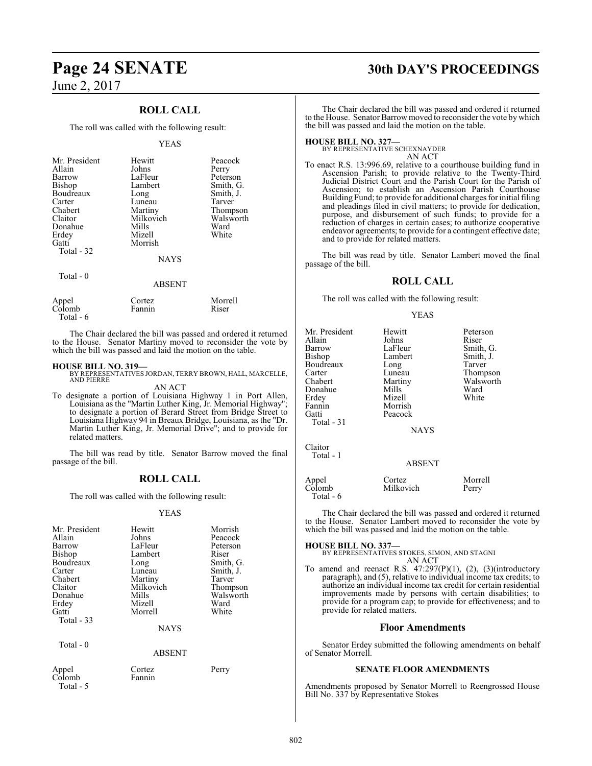## ROLL CALL

The roll was called with the following result:

YEAS

| | | |
|---|---|---|
| Mr. President | Hewitt | Peacock |
| Allain | Johns | Perry |
| Barrow | LaFleur | Peterson |
| Bishop | Lambert | Smith, G. |
| Boudreaux | Long | Smith, J. |
| Carter | Luneau | Tarver |
| Chabert | Martiny | Thompson |
| Claitor | Milkovich | Walsworth |
| Donahue | Mills | Ward |
| Erdey | Mizell | White |
| Gatti | Morrish | |

Total - 32

NAYS

Total - 0

ABSENT

| | | |
|---|---|---|
| Appel | Cortez | Morrell |
| Colomb | Fannin | Riser |

Total - 6

The Chair declared the bill was passed and ordered it returned to the House. Senator Martiny moved to reconsider the vote by which the bill was passed and laid the motion on the table.

**HOUSE BILL NO. 319—**
BY REPRESENTATIVES JORDAN, TERRY BROWN, HALL, MARCELLE, AND PIERRE

AN ACT

To designate a portion of Louisiana Highway 1 in Port Allen, Louisiana as the "Martin Luther King, Jr. Memorial Highway"; to designate a portion of Berard Street from Bridge Street to Louisiana Highway 94 in Breaux Bridge, Louisiana, as the "Dr. Martin Luther King, Jr. Memorial Drive"; and to provide for related matters.

The bill was read by title. Senator Barrow moved the final passage of the bill.

## ROLL CALL

The roll was called with the following result:

YEAS

| | | |
|---|---|---|
| Mr. President | Hewitt | Morrish |
| Allain | Johns | Peacock |
| Barrow | LaFleur | Peterson |
| Bishop | Lambert | Riser |
| Boudreaux | Long | Smith, G. |
| Carter | Luneau | Smith, J. |
| Chabert | Martiny | Tarver |
| Claitor | Milkovich | Thompson |
| Donahue | Mills | Walsworth |
| Erdey | Mizell | Ward |
| Gatti | Morrell | White |

Total - 33

NAYS

Total - 0

ABSENT

| | | |
|---|---|---|
| Appel | Cortez | Perry |
| Colomb | Fannin | |

Total - 5

The Chair declared the bill was passed and ordered it returned to the House. Senator Barrow moved to reconsider the vote by which the bill was passed and laid the motion on the table.

**HOUSE BILL NO. 327—**
BY REPRESENTATIVE SCHEXNAYDER

AN ACT

To enact R.S. 13:996.69, relative to a courthouse building fund in Ascension Parish; to provide relative to the Twenty-Third Judicial District Court and the Parish Court for the Parish of Ascension; to establish an Ascension Parish Courthouse Building Fund; to provide for additional charges for initial filing and pleadings filed in civil matters; to provide for dedication, purpose, and disbursement of such funds; to provide for a reduction of charges in certain cases; to authorize cooperative endeavor agreements; to provide for a contingent effective date; and to provide for related matters.

The bill was read by title. Senator Lambert moved the final passage of the bill.

## ROLL CALL

The roll was called with the following result:

YEAS

| | | |
|---|---|---|
| Mr. President | Hewitt | Peterson |
| Allain | Johns | Riser |
| Barrow | LaFleur | Smith, G. |
| Bishop | Lambert | Smith, J. |
| Boudreaux | Long | Tarver |
| Carter | Luneau | Thompson |
| Chabert | Martiny | Walsworth |
| Donahue | Mills | Ward |
| Erdey | Mizell | White |
| Fannin | Morrish | |
| Gatti | Peacock | |

Total - 31

NAYS

Claitor

Total - 1

ABSENT

| | | |
|---|---|---|
| Appel | Cortez | Morrell |
| Colomb | Milkovich | Perry |

Total - 6

The Chair declared the bill was passed and ordered it returned to the House. Senator Lambert moved to reconsider the vote by which the bill was passed and laid the motion on the table.

**HOUSE BILL NO. 337—**
BY REPRESENTATIVES STOKES, SIMON, AND STAGNI

AN ACT

To amend and reenact R.S. 47:297(P)(1), (2), (3)(introductory paragraph), and (5), relative to individual income tax credits; to authorize an individual income tax credit for certain residential improvements made by persons with certain disabilities; to provide for a program cap; to provide for effectiveness; and to provide for related matters.

### Floor Amendments

Senator Erdey submitted the following amendments on behalf of Senator Morrell.

#### SENATE FLOOR AMENDMENTS

Amendments proposed by Senator Morrell to Reengrossed House Bill No. 337 by Representative Stokes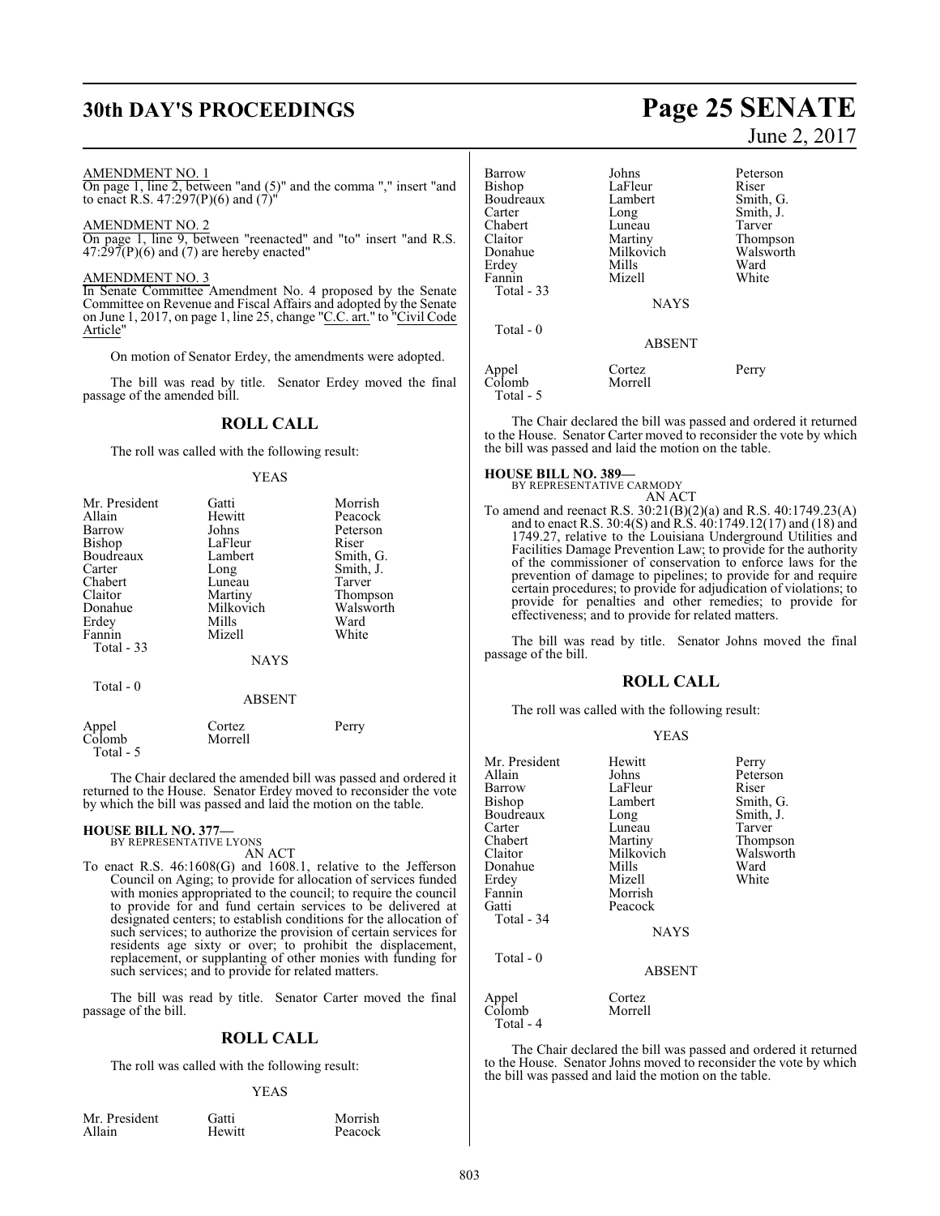AMENDMENT NO. 1

On page 1, line 2, between "and (5)" and the comma "," insert "and to enact R.S. 47:297(P)(6) and (7)"

AMENDMENT NO. 2

On page 1, line 9, between "reenacted" and "to" insert "and R.S. 47:297(P)(6) and (7) are hereby enacted"

AMENDMENT NO. 3

In Senate Committee Amendment No. 4 proposed by the Senate Committee on Revenue and Fiscal Affairs and adopted by the Senate on June 1, 2017, on page 1, line 25, change "C.C. art." to "Civil Code Article"

On motion of Senator Erdey, the amendments were adopted.

The bill was read by title. Senator Erdey moved the final passage of the amended bill.

## ROLL CALL

The roll was called with the following result:

YEAS

| | | |
|---|---|---|
| Mr. President | Gatti | Morrish |
| Allain | Hewitt | Peacock |
| Barrow | Johns | Peterson |
| Bishop | LaFleur | Riser |
| Boudreaux | Lambert | Smith, G. |
| Carter | Long | Smith, J. |
| Chabert | Luneau | Tarver |
| Claitor | Martiny | Thompson |
| Donahue | Milkovich | Walsworth |
| Erdey | Mills | Ward |
| Fannin | Mizell | White |

Total - 33

NAYS

Total - 0

ABSENT

| | | |
|---|---|---|
| Appel | Cortez | Perry |
| Colomb | Morrell | |

Total - 5

The Chair declared the amended bill was passed and ordered it returned to the House. Senator Erdey moved to reconsider the vote by which the bill was passed and laid the motion on the table.

**HOUSE BILL NO. 377—**
BY REPRESENTATIVE LYONS

AN ACT

To enact R.S. 46:1608(G) and 1608.1, relative to the Jefferson Council on Aging; to provide for allocation of services funded with monies appropriated to the council; to require the council to provide for and fund certain services to be delivered at designated centers; to establish conditions for the allocation of such services; to authorize the provision of certain services for residents age sixty or over; to prohibit the displacement, replacement, or supplanting of other monies with funding for such services; and to provide for related matters.

The bill was read by title. Senator Carter moved the final passage of the bill.

## ROLL CALL

The roll was called with the following result:

YEAS

| | | |
|---|---|---|
| Mr. President | Gatti | Morrish |
| Allain | Hewitt | Peacock |
| Barrow | Johns | Peterson |
| Bishop | LaFleur | Riser |
| Boudreaux | Lambert | Smith, G. |
| Carter | Long | Smith, J. |
| Chabert | Luneau | Tarver |
| Claitor | Martiny | Thompson |
| Donahue | Milkovich | Walsworth |
| Erdey | Mills | Ward |
| Fannin | Mizell | White |

Total - 33

NAYS

Total - 0

ABSENT

| | | |
|---|---|---|
| Appel | Cortez | Perry |
| Colomb | Morrell | |

Total - 5

The Chair declared the bill was passed and ordered it returned to the House. Senator Carter moved to reconsider the vote by which the bill was passed and laid the motion on the table.

**HOUSE BILL NO. 389—**
BY REPRESENTATIVE CARMODY

AN ACT

To amend and reenact R.S. 30:21(B)(2)(a) and R.S. 40:1749.23(A) and to enact R.S. 30:4(S) and R.S. 40:1749.12(17) and (18) and 1749.27, relative to the Louisiana Underground Utilities and Facilities Damage Prevention Law; to provide for the authority of the commissioner of conservation to enforce laws for the prevention of damage to pipelines; to provide for and require certain procedures; to provide for adjudication of violations; to provide for penalties and other remedies; to provide for effectiveness; and to provide for related matters.

The bill was read by title. Senator Johns moved the final passage of the bill.

## ROLL CALL

The roll was called with the following result:

YEAS

| | | |
|---|---|---|
| Mr. President | Hewitt | Perry |
| Allain | Johns | Peterson |
| Barrow | LaFleur | Riser |
| Bishop | Lambert | Smith, G. |
| Boudreaux | Long | Smith, J. |
| Carter | Luneau | Tarver |
| Chabert | Martiny | Thompson |
| Claitor | Milkovich | Walsworth |
| Donahue | Mills | Ward |
| Erdey | Mizell | White |
| Fannin | Morrish | |
| Gatti | Peacock | |

Total - 34

NAYS

Total - 0

ABSENT

| | |
|---|---|
| Appel | Cortez |
| Colomb | Morrell |

Total - 4

The Chair declared the bill was passed and ordered it returned to the House. Senator Johns moved to reconsider the vote by which the bill was passed and laid the motion on the table.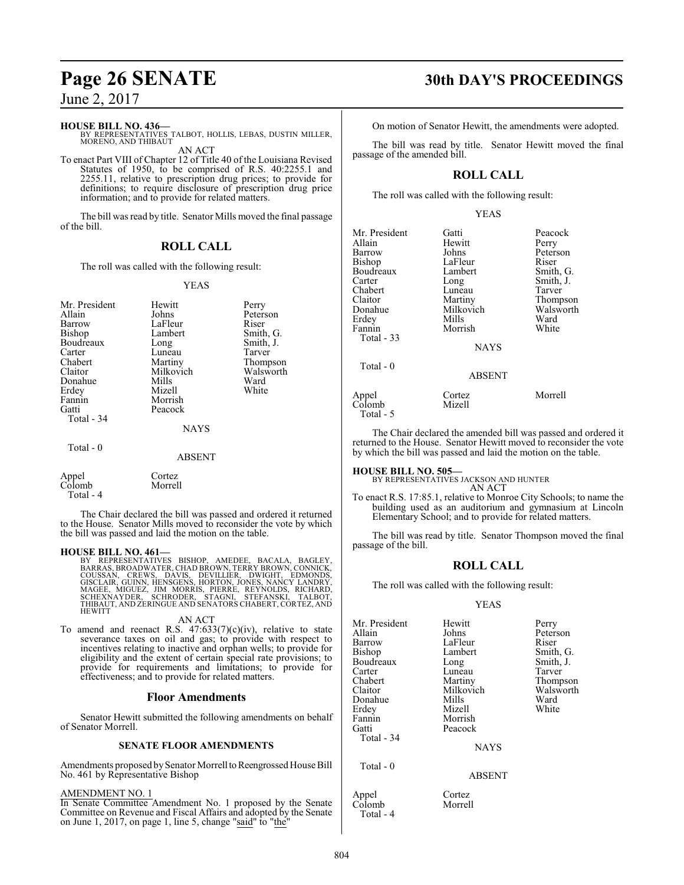**HOUSE BILL NO. 436—**
BY REPRESENTATIVES TALBOT, HOLLIS, LEBAS, DUSTIN MILLER, MORENO, AND THIBAUT

AN ACT

To enact Part VIII of Chapter 12 of Title 40 of the Louisiana Revised Statutes of 1950, to be comprised of R.S. 40:2255.1 and 2255.11, relative to prescription drug prices; to provide for definitions; to require disclosure of prescription drug price information; and to provide for related matters.

The bill was read by title. Senator Mills moved the final passage of the bill.

## ROLL CALL

The roll was called with the following result:

YEAS

| | | |
|---|---|---|
| Mr. President | Hewitt | Perry |
| Allain | Johns | Peterson |
| Barrow | LaFleur | Riser |
| Bishop | Lambert | Smith, G. |
| Boudreaux | Long | Smith, J. |
| Carter | Luneau | Tarver |
| Chabert | Martiny | Thompson |
| Claitor | Milkovich | Walsworth |
| Donahue | Mills | Ward |
| Erdey | Mizell | White |
| Fannin | Morrish | |
| Gatti | Peacock | |

Total - 34

NAYS

Total - 0

ABSENT

| | |
|---|---|
| Appel | Cortez |
| Colomb | Morrell |

Total - 4

The Chair declared the bill was passed and ordered it returned to the House. Senator Mills moved to reconsider the vote by which the bill was passed and laid the motion on the table.

**HOUSE BILL NO. 461—**
BY REPRESENTATIVES BISHOP, AMEDEE, BACALA, BAGLEY, BARRAS, BROADWATER, CHAD BROWN, TERRY BROWN, CONNICK, COUSSAN, CREWS, DAVIS, DEVILLIER, DWIGHT, EDMONDS, GISCLAIR, GUINN, HENSGENS, HORTON, JONES, NANCY LANDRY, MAGEE, MIGUEZ, JIM MORRIS, PIERRE, REYNOLDS, RICHARD, SCHEXNAYDER, SCHRODER, STAGNI, STEFANSKI, TALBOT, THIBAUT, AND ZERINGUE AND SENATORS CHABERT, CORTEZ, AND HEWITT

AN ACT

To amend and reenact R.S. 47:633(7)(c)(iv), relative to state severance taxes on oil and gas; to provide with respect to incentives relating to inactive and orphan wells; to provide for eligibility and the extent of certain special rate provisions; to provide for requirements and limitations; to provide for effectiveness; and to provide for related matters.

## Floor Amendments

Senator Hewitt submitted the following amendments on behalf of Senator Morrell.

### SENATE FLOOR AMENDMENTS

Amendments proposed by Senator Morrell to Reengrossed House Bill No. 461 by Representative Bishop

AMENDMENT NO. 1

In Senate Committee Amendment No. 1 proposed by the Senate Committee on Revenue and Fiscal Affairs and adopted by the Senate on June 1, 2017, on page 1, line 5, change "said" to "the"

On motion of Senator Hewitt, the amendments were adopted.

The bill was read by title. Senator Hewitt moved the final passage of the amended bill.

## ROLL CALL

The roll was called with the following result:

YEAS

| | | |
|---|---|---|
| Mr. President | Gatti | Peacock |
| Allain | Hewitt | Perry |
| Barrow | Johns | Peterson |
| Bishop | LaFleur | Riser |
| Boudreaux | Lambert | Smith, G. |
| Carter | Long | Smith, J. |
| Chabert | Luneau | Tarver |
| Claitor | Martiny | Thompson |
| Donahue | Milkovich | Walsworth |
| Erdey | Mills | Ward |
| Fannin | Morrish | White |

Total - 33

NAYS

Total - 0

ABSENT

| | | |
|---|---|---|
| Appel | Cortez | Morrell |
| Colomb | Mizell | |

Total - 5

The Chair declared the amended bill was passed and ordered it returned to the House. Senator Hewitt moved to reconsider the vote by which the bill was passed and laid the motion on the table.

**HOUSE BILL NO. 505—**
BY REPRESENTATIVES JACKSON AND HUNTER

AN ACT

To enact R.S. 17:85.1, relative to Monroe City Schools; to name the building used as an auditorium and gymnasium at Lincoln Elementary School; and to provide for related matters.

The bill was read by title. Senator Thompson moved the final passage of the bill.

## ROLL CALL

The roll was called with the following result:

YEAS

| | | |
|---|---|---|
| Mr. President | Hewitt | Perry |
| Allain | Johns | Peterson |
| Barrow | LaFleur | Riser |
| Bishop | Lambert | Smith, G. |
| Boudreaux | Long | Smith, J. |
| Carter | Luneau | Tarver |
| Chabert | Martiny | Thompson |
| Claitor | Milkovich | Walsworth |
| Donahue | Mills | Ward |
| Erdey | Mizell | White |
| Fannin | Morrish | |
| Gatti | Peacock | |

Total - 34

NAYS

Total - 0

ABSENT

| | |
|---|---|
| Appel | Cortez |
| Colomb | Morrell |

Total - 4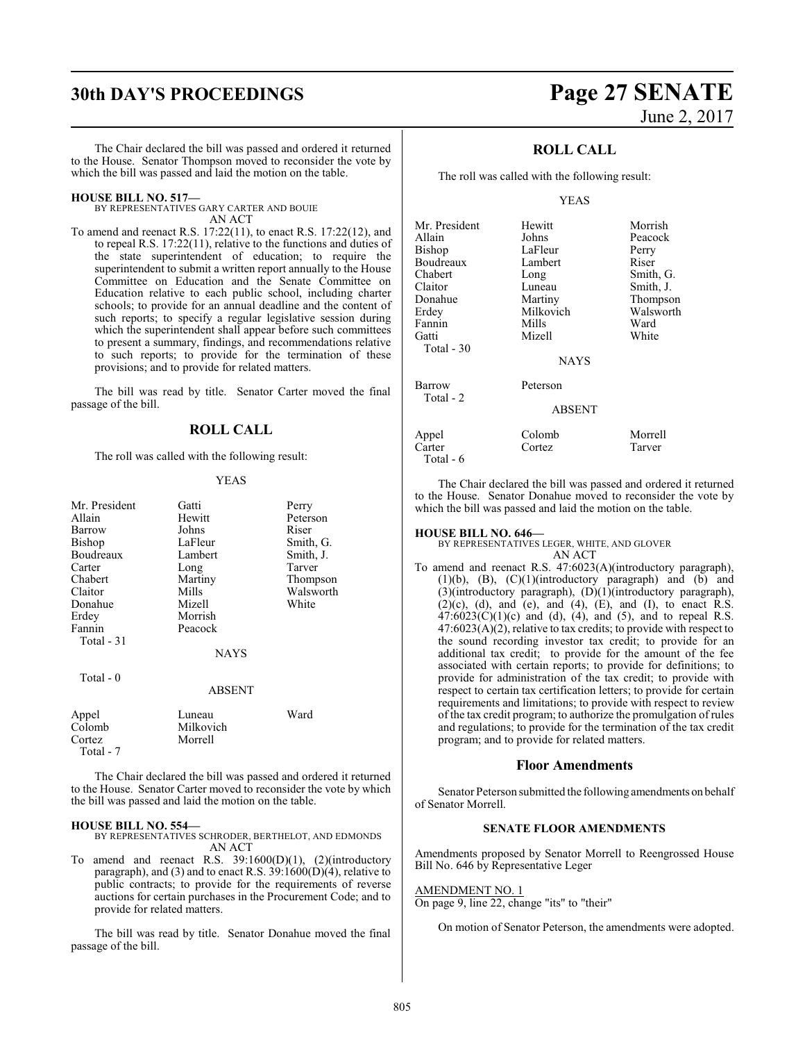The Chair declared the bill was passed and ordered it returned to the House. Senator Thompson moved to reconsider the vote by which the bill was passed and laid the motion on the table.

**HOUSE BILL NO. 517—**
BY REPRESENTATIVES GARY CARTER AND BOUIE
AN ACT

To amend and reenact R.S. 17:22(11), to enact R.S. 17:22(12), and to repeal R.S. 17:22(11), relative to the functions and duties of the state superintendent of education; to require the superintendent to submit a written report annually to the House Committee on Education and the Senate Committee on Education relative to each public school, including charter schools; to provide for an annual deadline and the content of such reports; to specify a regular legislative session during which the superintendent shall appear before such committees to present a summary, findings, and recommendations relative to such reports; to provide for the termination of these provisions; and to provide for related matters.

The bill was read by title. Senator Carter moved the final passage of the bill.

## ROLL CALL

The roll was called with the following result:

YEAS

| | | |
|---|---|---|
| Mr. President | Gatti | Perry |
| Allain | Hewitt | Peterson |
| Barrow | Johns | Riser |
| Bishop | LaFleur | Smith, G. |
| Boudreaux | Lambert | Smith, J. |
| Carter | Long | Tarver |
| Chabert | Martiny | Thompson |
| Claitor | Mills | Walsworth |
| Donahue | Mizell | White |
| Erdey | Morrish | |
| Fannin | Peacock | |

Total - 31

NAYS

Total - 0

ABSENT

| | | |
|---|---|---|
| Appel | Luneau | Ward |
| Colomb | Milkovich | |
| Cortez | Morrell | |

Total - 7

The Chair declared the bill was passed and ordered it returned to the House. Senator Carter moved to reconsider the vote by which the bill was passed and laid the motion on the table.

**HOUSE BILL NO. 554—**
BY REPRESENTATIVES SCHRODER, BERTHELOT, AND EDMONDS
AN ACT

To amend and reenact R.S. 39:1600(D)(1), (2)(introductory paragraph), and (3) and to enact R.S. 39:1600(D)(4), relative to public contracts; to provide for the requirements of reverse auctions for certain purchases in the Procurement Code; and to provide for related matters.

The bill was read by title. Senator Donahue moved the final passage of the bill.

## ROLL CALL

The roll was called with the following result:

YEAS

| | | |
|---|---|---|
| Mr. President | Hewitt | Morrish |
| Allain | Johns | Peacock |
| Bishop | LaFleur | Perry |
| Boudreaux | Lambert | Riser |
| Chabert | Long | Smith, G. |
| Claitor | Luneau | Smith, J. |
| Donahue | Martiny | Thompson |
| Erdey | Milkovich | Walsworth |
| Fannin | Mills | Ward |
| Gatti | Mizell | White |

Total - 30

NAYS

| | |
|---|---|
| Barrow | Peterson |

Total - 2

ABSENT

| | | |
|---|---|---|
| Appel | Colomb | Morrell |
| Carter | Cortez | Tarver |

Total - 6

The Chair declared the bill was passed and ordered it returned to the House. Senator Donahue moved to reconsider the vote by which the bill was passed and laid the motion on the table.

**HOUSE BILL NO. 646—**
BY REPRESENTATIVES LEGER, WHITE, AND GLOVER
AN ACT

To amend and reenact R.S. 47:6023(A)(introductory paragraph), (1)(b), (B), (C)(1)(introductory paragraph) and (b) and (3)(introductory paragraph), (D)(1)(introductory paragraph), (2)(c), (d), and (e), and (4), (E), and (I), to enact R.S. 47:6023(C)(1)(c) and (d), (4), and (5), and to repeal R.S. 47:6023(A)(2), relative to tax credits; to provide with respect to the sound recording investor tax credit; to provide for an additional tax credit; to provide for the amount of the fee associated with certain reports; to provide for definitions; to provide for administration of the tax credit; to provide with respect to certain tax certification letters; to provide for certain requirements and limitations; to provide with respect to review of the tax credit program; to authorize the promulgation of rules and regulations; to provide for the termination of the tax credit program; and to provide for related matters.

## Floor Amendments

Senator Peterson submitted the following amendments on behalf of Senator Morrell.

### SENATE FLOOR AMENDMENTS

Amendments proposed by Senator Morrell to Reengrossed House Bill No. 646 by Representative Leger

AMENDMENT NO. 1
On page 9, line 22, change "its" to "their"

On motion of Senator Peterson, the amendments were adopted.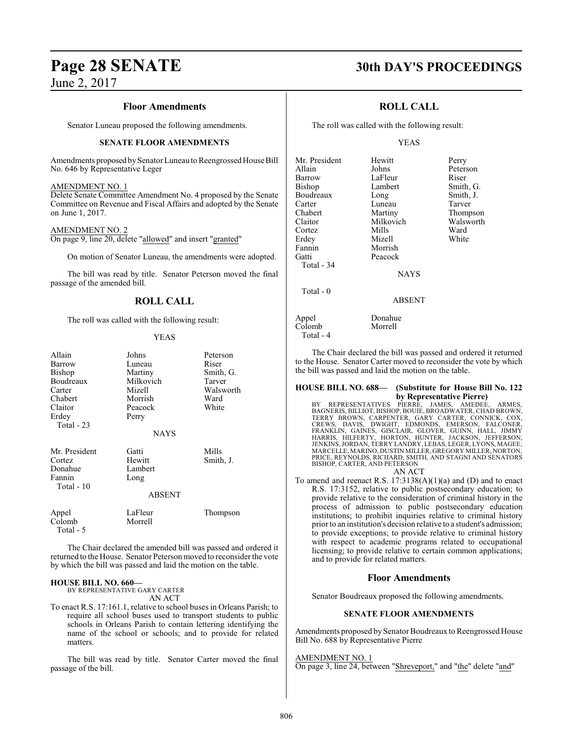## Floor Amendments

Senator Luneau proposed the following amendments.

### SENATE FLOOR AMENDMENTS

Amendments proposed by Senator Luneau to Reengrossed House Bill No. 646 by Representative Leger

AMENDMENT NO. 1
Delete Senate Committee Amendment No. 4 proposed by the Senate Committee on Revenue and Fiscal Affairs and adopted by the Senate on June 1, 2017.

AMENDMENT NO. 2
On page 9, line 20, delete "allowed" and insert "granted"

On motion of Senator Luneau, the amendments were adopted.

The bill was read by title. Senator Peterson moved the final passage of the amended bill.

## ROLL CALL

The roll was called with the following result:

YEAS

| | | |
|---|---|---|
| Allain | Johns | Peterson |
| Barrow | Luneau | Riser |
| Bishop | Martiny | Smith, G. |
| Boudreaux | Milkovich | Tarver |
| Carter | Mizell | Walsworth |
| Chabert | Morrish | Ward |
| Claitor | Peacock | White |
| Erdey | Perry | |
| Total - 23 | | |

NAYS

| | | |
|---|---|---|
| Mr. President | Gatti | Mills |
| Cortez | Hewitt | Smith, J. |
| Donahue | Lambert | |
| Fannin | Long | |
| Total - 10 | | |

ABSENT

| | | |
|---|---|---|
| Appel | LaFleur | Thompson |
| Colomb | Morrell | |
| Total - 5 | | |

The Chair declared the amended bill was passed and ordered it returned to the House. Senator Peterson moved to reconsider the vote by which the bill was passed and laid the motion on the table.

**HOUSE BILL NO. 660—**
BY REPRESENTATIVE GARY CARTER
AN ACT

To enact R.S. 17:161.1, relative to school buses in Orleans Parish; to require all school buses used to transport students to public schools in Orleans Parish to contain lettering identifying the name of the school or schools; and to provide for related matters.

The bill was read by title. Senator Carter moved the final passage of the bill.

## ROLL CALL

The roll was called with the following result:

YEAS

| | | |
|---|---|---|
| Mr. President | Hewitt | Perry |
| Allain | Johns | Peterson |
| Barrow | LaFleur | Riser |
| Bishop | Lambert | Smith, G. |
| Boudreaux | Long | Smith, J. |
| Carter | Luneau | Tarver |
| Chabert | Martiny | Thompson |
| Claitor | Milkovich | Walsworth |
| Cortez | Mills | Ward |
| Erdey | Mizell | White |
| Fannin | Morrish | |
| Gatti | Peacock | |
| Total - 34 | | |

NAYS

Total - 0

ABSENT

| | |
|---|---|
| Appel | Donahue |
| Colomb | Morrell |
| Total - 4 | |

The Chair declared the bill was passed and ordered it returned to the House. Senator Carter moved to reconsider the vote by which the bill was passed and laid the motion on the table.

**HOUSE BILL NO. 688— (Substitute for House Bill No. 122 by Representative Pierre)**
BY REPRESENTATIVES PIERRE, JAMES, AMEDEE, ARMES, BAGNERIS, BILLIOT, BISHOP, BOUIE, BROADWATER, CHAD BROWN, TERRY BROWN, CARPENTER, GARY CARTER, CONNICK, COX, CREWS, DAVIS, DWIGHT, EDMONDS, EMERSON, FALCONER, FRANKLIN, GAINES, GISCLAIR, GLOVER, GUINN, HALL, JIMMY HARRIS, HILFERTY, HORTON, HUNTER, JACKSON, JEFFERSON, JENKINS, JORDAN, TERRY LANDRY, LEBAS, LEGER, LYONS, MAGEE, MARCELLE, MARINO, DUSTIN MILLER, GREGORY MILLER, NORTON, PRICE, REYNOLDS, RICHARD, SMITH, AND STAGNI AND SENATORS BISHOP, CARTER, AND PETERSON
AN ACT

To amend and reenact R.S. 17:3138(A)(1)(a) and (D) and to enact R.S. 17:3152, relative to public postsecondary education; to provide relative to the consideration of criminal history in the process of admission to public postsecondary education institutions; to prohibit inquiries relative to criminal history prior to an institution's decision relative to a student's admission; to provide exceptions; to provide relative to criminal history with respect to academic programs related to occupational licensing; to provide relative to certain common applications; and to provide for related matters.

## Floor Amendments

Senator Boudreaux proposed the following amendments.

### SENATE FLOOR AMENDMENTS

Amendments proposed by Senator Boudreaux to Reengrossed House Bill No. 688 by Representative Pierre

AMENDMENT NO. 1
On page 3, line 24, between "Shreveport," and "the" delete "and"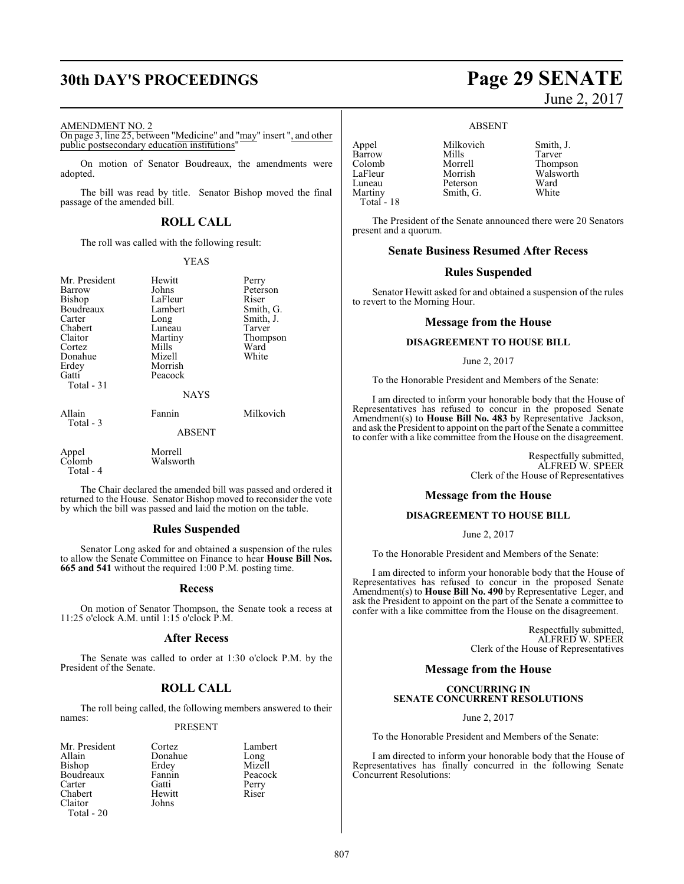AMENDMENT NO. 2

On page 3, line 25, between "Medicine" and "may" insert ", and other public postsecondary education institutions"

On motion of Senator Boudreaux, the amendments were adopted.

The bill was read by title. Senator Bishop moved the final passage of the amended bill.

## ROLL CALL

The roll was called with the following result:

YEAS

| | | |
|---|---|---|
| Mr. President | Hewitt | Perry |
| Barrow | Johns | Peterson |
| Bishop | LaFleur | Riser |
| Boudreaux | Lambert | Smith, G. |
| Carter | Long | Smith, J. |
| Chabert | Luneau | Tarver |
| Claitor | Martiny | Thompson |
| Cortez | Mills | Ward |
| Donahue | Mizell | White |
| Erdey | Morrish | |
| Gatti | Peacock | |
| Total - 31 | | |

NAYS

| | | |
|---|---|---|
| Allain | Fannin | Milkovich |
| Total - 3 | | |

ABSENT

| | |
|---|---|
| Appel | Morrell |
| Colomb | Walsworth |
| Total - 4 | |

The Chair declared the amended bill was passed and ordered it returned to the House. Senator Bishop moved to reconsider the vote by which the bill was passed and laid the motion on the table.

## Rules Suspended

Senator Long asked for and obtained a suspension of the rules to allow the Senate Committee on Finance to hear **House Bill Nos. 665 and 541** without the required 1:00 P.M. posting time.

## Recess

On motion of Senator Thompson, the Senate took a recess at 11:25 o'clock A.M. until 1:15 o'clock P.M.

## After Recess

The Senate was called to order at 1:30 o'clock P.M. by the President of the Senate.

## ROLL CALL

The roll being called, the following members answered to their names:

PRESENT

| | | |
|---|---|---|
| Mr. President | Cortez | Lambert |
| Allain | Donahue | Long |
| Bishop | Erdey | Mizell |
| Boudreaux | Fannin | Peacock |
| Carter | Gatti | Perry |
| Chabert | Hewitt | Riser |
| Claitor | Johns | |
| Total - 20 | | |

ABSENT

| | | |
|---|---|---|
| Appel | Milkovich | Smith, J. |
| Barrow | Mills | Tarver |
| Colomb | Morrell | Thompson |
| LaFleur | Morrish | Walsworth |
| Luneau | Peterson | Ward |
| Martiny | Smith, G. | White |
| Total - 18 | | |

The President of the Senate announced there were 20 Senators present and a quorum.

## Senate Business Resumed After Recess

## Rules Suspended

Senator Hewitt asked for and obtained a suspension of the rules to revert to the Morning Hour.

## Message from the House

### DISAGREEMENT TO HOUSE BILL

June 2, 2017

To the Honorable President and Members of the Senate:

I am directed to inform your honorable body that the House of Representatives has refused to concur in the proposed Senate Amendment(s) to **House Bill No. 483** by Representative Jackson, and ask the President to appoint on the part of the Senate a committee to confer with a like committee from the House on the disagreement.

Respectfully submitted,
ALFRED W. SPEER
Clerk of the House of Representatives

## Message from the House

### DISAGREEMENT TO HOUSE BILL

June 2, 2017

To the Honorable President and Members of the Senate:

I am directed to inform your honorable body that the House of Representatives has refused to concur in the proposed Senate Amendment(s) to **House Bill No. 490** by Representative Leger, and ask the President to appoint on the part of the Senate a committee to confer with a like committee from the House on the disagreement.

Respectfully submitted,
ALFRED W. SPEER
Clerk of the House of Representatives

## Message from the House

### CONCURRING IN SENATE CONCURRENT RESOLUTIONS

June 2, 2017

To the Honorable President and Members of the Senate:

I am directed to inform your honorable body that the House of Representatives has finally concurred in the following Senate Concurrent Resolutions: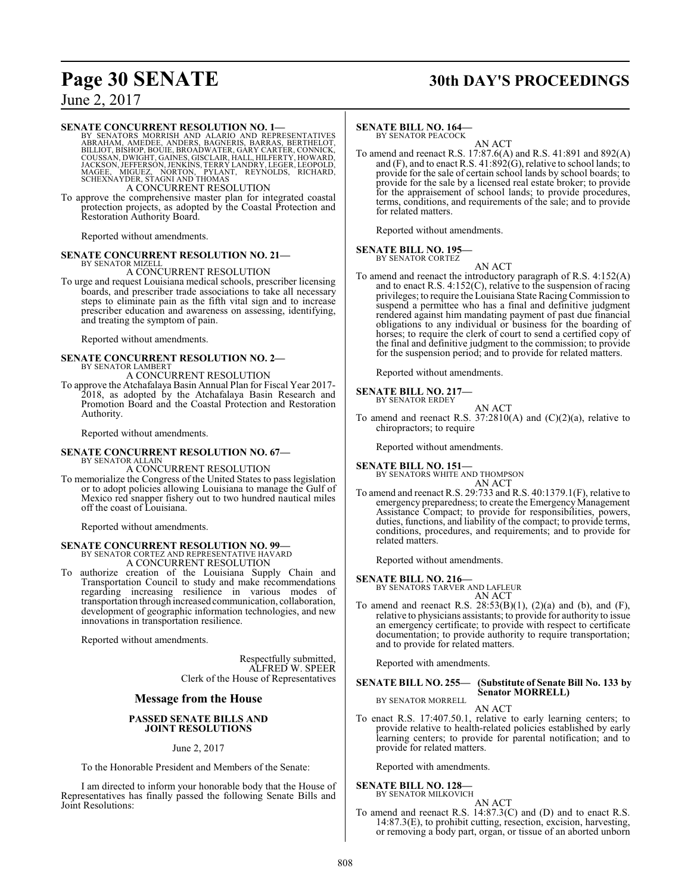**SENATE CONCURRENT RESOLUTION NO. 1—**
BY SENATORS MORRISH AND ALARIO AND REPRESENTATIVES ABRAHAM, AMEDEE, ANDERS, BAGNERIS, BARRAS, BERTHELOT, BILLIOT, BISHOP, BOUIE, BROADWATER, GARY CARTER, CONNICK, COUSSAN, DWIGHT, GAINES, GISCLAIR, HALL, HILFERTY, HOWARD, JACKSON, JEFFERSON, JENKINS, TERRY LANDRY, LEGER, LEOPOLD, MAGEE, MIGUEZ, NORTON, PYLANT, REYNOLDS, RICHARD, SCHEXNAYDER, STAGNI AND THOMAS

A CONCURRENT RESOLUTION

To approve the comprehensive master plan for integrated coastal protection projects, as adopted by the Coastal Protection and Restoration Authority Board.

Reported without amendments.

**SENATE CONCURRENT RESOLUTION NO. 21—**
BY SENATOR MIZELL

A CONCURRENT RESOLUTION

To urge and request Louisiana medical schools, prescriber licensing boards, and prescriber trade associations to take all necessary steps to eliminate pain as the fifth vital sign and to increase prescriber education and awareness on assessing, identifying, and treating the symptom of pain.

Reported without amendments.

**SENATE CONCURRENT RESOLUTION NO. 2—**
BY SENATOR LAMBERT

A CONCURRENT RESOLUTION

To approve the Atchafalaya Basin Annual Plan for Fiscal Year 2017-2018, as adopted by the Atchafalaya Basin Research and Promotion Board and the Coastal Protection and Restoration Authority.

Reported without amendments.

**SENATE CONCURRENT RESOLUTION NO. 67—**
BY SENATOR ALLAIN

A CONCURRENT RESOLUTION

To memorialize the Congress of the United States to pass legislation or to adopt policies allowing Louisiana to manage the Gulf of Mexico red snapper fishery out to two hundred nautical miles off the coast of Louisiana.

Reported without amendments.

**SENATE CONCURRENT RESOLUTION NO. 99—**
BY SENATOR CORTEZ AND REPRESENTATIVE HAVARD

A CONCURRENT RESOLUTION

To authorize creation of the Louisiana Supply Chain and Transportation Council to study and make recommendations regarding increasing resilience in various modes of transportation through increased communication, collaboration, development of geographic information technologies, and new innovations in transportation resilience.

Reported without amendments.

Respectfully submitted,
ALFRED W. SPEER
Clerk of the House of Representatives

## Message from the House

**PASSED SENATE BILLS AND JOINT RESOLUTIONS**

June 2, 2017

To the Honorable President and Members of the Senate:

I am directed to inform your honorable body that the House of Representatives has finally passed the following Senate Bills and Joint Resolutions:

**SENATE BILL NO. 164—**
BY SENATOR PEACOCK

AN ACT

To amend and reenact R.S. 17:87.6(A) and R.S. 41:891 and 892(A) and (F), and to enact R.S. 41:892(G), relative to school lands; to provide for the sale of certain school lands by school boards; to provide for the sale by a licensed real estate broker; to provide for the appraisement of school lands; to provide procedures, terms, conditions, and requirements of the sale; and to provide for related matters.

Reported without amendments.

**SENATE BILL NO. 195—**
BY SENATOR CORTEZ

AN ACT

To amend and reenact the introductory paragraph of R.S. 4:152(A) and to enact R.S. 4:152(C), relative to the suspension of racing privileges; to require the Louisiana State Racing Commission to suspend a permittee who has a final and definitive judgment rendered against him mandating payment of past due financial obligations to any individual or business for the boarding of horses; to require the clerk of court to send a certified copy of the final and definitive judgment to the commission; to provide for the suspension period; and to provide for related matters.

Reported without amendments.

**SENATE BILL NO. 217—**
BY SENATOR ERDEY

AN ACT

To amend and reenact R.S. 37:2810(A) and (C)(2)(a), relative to chiropractors; to require

Reported without amendments.

**SENATE BILL NO. 151—**
BY SENATORS WHITE AND THOMPSON

AN ACT

To amend and reenact R.S. 29:733 and R.S. 40:1379.1(F), relative to emergency preparedness; to create the Emergency Management Assistance Compact; to provide for responsibilities, powers, duties, functions, and liability of the compact; to provide terms, conditions, procedures, and requirements; and to provide for related matters.

Reported without amendments.

**SENATE BILL NO. 216—**
BY SENATORS TARVER AND LAFLEUR

AN ACT

To amend and reenact R.S. 28:53(B)(1), (2)(a) and (b), and (F), relative to physicians assistants; to provide for authority to issue an emergency certificate; to provide with respect to certificate documentation; to provide authority to require transportation; and to provide for related matters.

Reported with amendments.

**SENATE BILL NO. 255— (Substitute of Senate Bill No. 133 by Senator MORRELL)**
BY SENATOR MORRELL

AN ACT

To enact R.S. 17:407.50.1, relative to early learning centers; to provide relative to health-related policies established by early learning centers; to provide for parental notification; and to provide for related matters.

Reported with amendments.

**SENATE BILL NO. 128—**
BY SENATOR MILKOVICH

AN ACT

To amend and reenact R.S. 14:87.3(C) and (D) and to enact R.S. 14:87.3(E), to prohibit cutting, resection, excision, harvesting, or removing a body part, organ, or tissue of an aborted unborn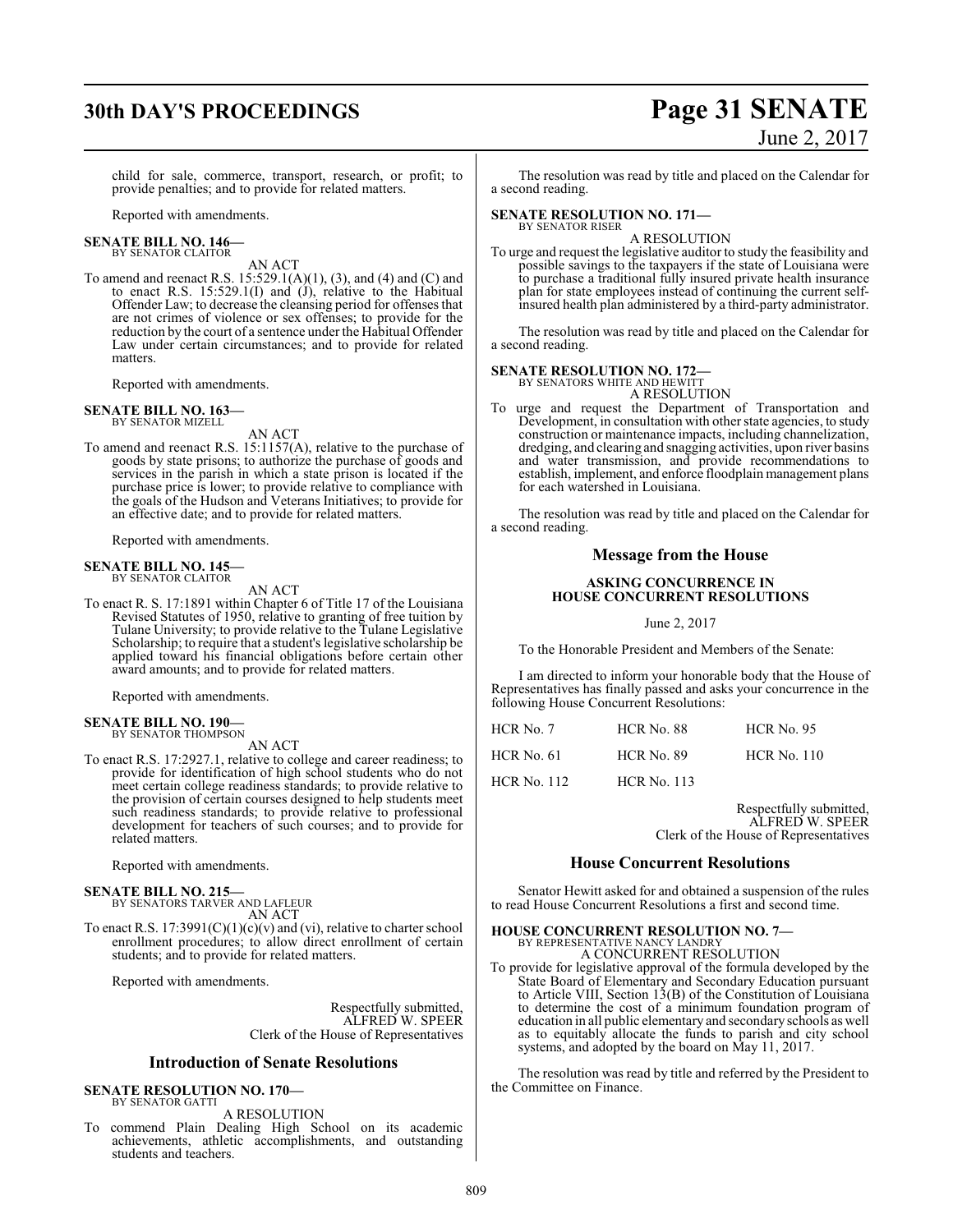child for sale, commerce, transport, research, or profit; to provide penalties; and to provide for related matters.

Reported with amendments.

**SENATE BILL NO. 146—**
BY SENATOR CLAITOR

AN ACT

To amend and reenact R.S. 15:529.1(A)(1), (3), and (4) and (C) and to enact R.S. 15:529.1(I) and (J), relative to the Habitual Offender Law; to decrease the cleansing period for offenses that are not crimes of violence or sex offenses; to provide for the reduction by the court of a sentence under the Habitual Offender Law under certain circumstances; and to provide for related matters.

Reported with amendments.

**SENATE BILL NO. 163—**
BY SENATOR MIZELL

AN ACT

To amend and reenact R.S. 15:1157(A), relative to the purchase of goods by state prisons; to authorize the purchase of goods and services in the parish in which a state prison is located if the purchase price is lower; to provide relative to compliance with the goals of the Hudson and Veterans Initiatives; to provide for an effective date; and to provide for related matters.

Reported with amendments.

**SENATE BILL NO. 145—**
BY SENATOR CLAITOR

AN ACT

To enact R. S. 17:1891 within Chapter 6 of Title 17 of the Louisiana Revised Statutes of 1950, relative to granting of free tuition by Tulane University; to provide relative to the Tulane Legislative Scholarship; to require that a student's legislative scholarship be applied toward his financial obligations before certain other award amounts; and to provide for related matters.

Reported with amendments.

**SENATE BILL NO. 190—**
BY SENATOR THOMPSON

AN ACT

To enact R.S. 17:2927.1, relative to college and career readiness; to provide for identification of high school students who do not meet certain college readiness standards; to provide relative to the provision of certain courses designed to help students meet such readiness standards; to provide relative to professional development for teachers of such courses; and to provide for related matters.

Reported with amendments.

**SENATE BILL NO. 215—**
BY SENATORS TARVER AND LAFLEUR

AN ACT

To enact R.S. 17:3991(C)(1)(c)(v) and (vi), relative to charter school enrollment procedures; to allow direct enrollment of certain students; and to provide for related matters.

Reported with amendments.

Respectfully submitted,
ALFRED W. SPEER
Clerk of the House of Representatives

## Introduction of Senate Resolutions

**SENATE RESOLUTION NO. 170—**
BY SENATOR GATTI

A RESOLUTION

To commend Plain Dealing High School on its academic achievements, athletic accomplishments, and outstanding students and teachers.

The resolution was read by title and placed on the Calendar for a second reading.

**SENATE RESOLUTION NO. 171—**
BY SENATOR RISER

A RESOLUTION

To urge and request the legislative auditor to study the feasibility and possible savings to the taxpayers if the state of Louisiana were to purchase a traditional fully insured private health insurance plan for state employees instead of continuing the current self-insured health plan administered by a third-party administrator.

The resolution was read by title and placed on the Calendar for a second reading.

**SENATE RESOLUTION NO. 172—**
BY SENATORS WHITE AND HEWITT

A RESOLUTION

To urge and request the Department of Transportation and Development, in consultation with other state agencies, to study construction or maintenance impacts, including channelization, dredging, and clearing and snagging activities, upon river basins and water transmission, and provide recommendations to establish, implement, and enforce floodplain management plans for each watershed in Louisiana.

The resolution was read by title and placed on the Calendar for a second reading.

## Message from the House

**ASKING CONCURRENCE IN HOUSE CONCURRENT RESOLUTIONS**

June 2, 2017

To the Honorable President and Members of the Senate:

I am directed to inform your honorable body that the House of Representatives has finally passed and asks your concurrence in the following House Concurrent Resolutions:

| | | |
|---|---|---|
| HCR No. 7 | HCR No. 88 | HCR No. 95 |
| HCR No. 61 | HCR No. 89 | HCR No. 110 |
| HCR No. 112 | HCR No. 113 | |

Respectfully submitted,
ALFRED W. SPEER
Clerk of the House of Representatives

## House Concurrent Resolutions

Senator Hewitt asked for and obtained a suspension of the rules to read House Concurrent Resolutions a first and second time.

**HOUSE CONCURRENT RESOLUTION NO. 7—**
BY REPRESENTATIVE NANCY LANDRY

A CONCURRENT RESOLUTION

To provide for legislative approval of the formula developed by the State Board of Elementary and Secondary Education pursuant to Article VIII, Section 13(B) of the Constitution of Louisiana to determine the cost of a minimum foundation program of education in all public elementary and secondary schools as well as to equitably allocate the funds to parish and city school systems, and adopted by the board on May 11, 2017.

The resolution was read by title and referred by the President to the Committee on Finance.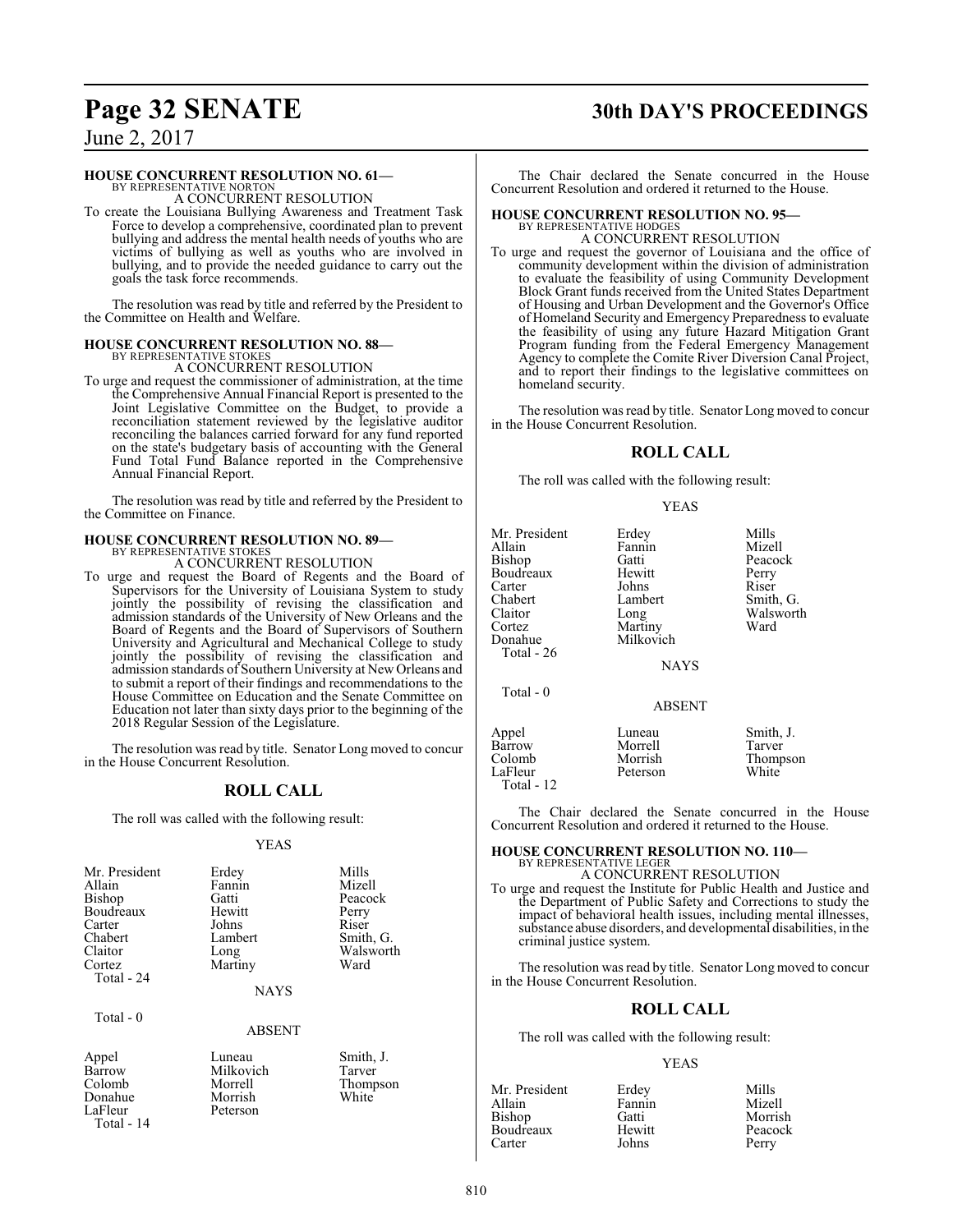**HOUSE CONCURRENT RESOLUTION NO. 61—**
BY REPRESENTATIVE NORTON
A CONCURRENT RESOLUTION

To create the Louisiana Bullying Awareness and Treatment Task Force to develop a comprehensive, coordinated plan to prevent bullying and address the mental health needs of youths who are victims of bullying as well as youths who are involved in bullying, and to provide the needed guidance to carry out the goals the task force recommends.

The resolution was read by title and referred by the President to the Committee on Health and Welfare.

**HOUSE CONCURRENT RESOLUTION NO. 88—**
BY REPRESENTATIVE STOKES
A CONCURRENT RESOLUTION

To urge and request the commissioner of administration, at the time the Comprehensive Annual Financial Report is presented to the Joint Legislative Committee on the Budget, to provide a reconciliation statement reviewed by the legislative auditor reconciling the balances carried forward for any fund reported on the state's budgetary basis of accounting with the General Fund Total Fund Balance reported in the Comprehensive Annual Financial Report.

The resolution was read by title and referred by the President to the Committee on Finance.

**HOUSE CONCURRENT RESOLUTION NO. 89—**
BY REPRESENTATIVE STOKES
A CONCURRENT RESOLUTION

To urge and request the Board of Regents and the Board of Supervisors for the University of Louisiana System to study jointly the possibility of revising the classification and admission standards of the University of New Orleans and the Board of Regents and the Board of Supervisors of Southern University and Agricultural and Mechanical College to study jointly the possibility of revising the classification and admission standards of Southern University at New Orleans and to submit a report of their findings and recommendations to the House Committee on Education and the Senate Committee on Education not later than sixty days prior to the beginning of the 2018 Regular Session of the Legislature.

The resolution was read by title. Senator Long moved to concur in the House Concurrent Resolution.

## ROLL CALL

The roll was called with the following result:

YEAS

| | | |
|---|---|---|
| Mr. President | Erdey | Mills |
| Allain | Fannin | Mizell |
| Bishop | Gatti | Peacock |
| Boudreaux | Hewitt | Perry |
| Carter | Johns | Riser |
| Chabert | Lambert | Smith, G. |
| Claitor | Long | Walsworth |
| Cortez | Martiny | Ward |
| Total - 24 | | |

NAYS

Total - 0

ABSENT

| | | |
|---|---|---|
| Appel | Luneau | Smith, J. |
| Barrow | Milkovich | Tarver |
| Colomb | Morrell | Thompson |
| Donahue | Morrish | White |
| LaFleur | Peterson | |
| Total - 14 | | |

The Chair declared the Senate concurred in the House Concurrent Resolution and ordered it returned to the House.

**HOUSE CONCURRENT RESOLUTION NO. 95—**
BY REPRESENTATIVE HODGES
A CONCURRENT RESOLUTION

To urge and request the governor of Louisiana and the office of community development within the division of administration to evaluate the feasibility of using Community Development Block Grant funds received from the United States Department of Housing and Urban Development and the Governor's Office of Homeland Security and Emergency Preparedness to evaluate the feasibility of using any future Hazard Mitigation Grant Program funding from the Federal Emergency Management Agency to complete the Comite River Diversion Canal Project, and to report their findings to the legislative committees on homeland security.

The resolution was read by title. Senator Long moved to concur in the House Concurrent Resolution.

## ROLL CALL

The roll was called with the following result:

YEAS

| | | |
|---|---|---|
| Mr. President | Erdey | Mills |
| Allain | Fannin | Mizell |
| Bishop | Gatti | Peacock |
| Boudreaux | Hewitt | Perry |
| Carter | Johns | Riser |
| Chabert | Lambert | Smith, G. |
| Claitor | Long | Walsworth |
| Cortez | Martiny | Ward |
| Donahue | Milkovich | |
| Total - 26 | | |

NAYS

Total - 0

ABSENT

| | | |
|---|---|---|
| Appel | Luneau | Smith, J. |
| Barrow | Morrell | Tarver |
| Colomb | Morrish | Thompson |
| LaFleur | Peterson | White |
| Total - 12 | | |

The Chair declared the Senate concurred in the House Concurrent Resolution and ordered it returned to the House.

**HOUSE CONCURRENT RESOLUTION NO. 110—**
BY REPRESENTATIVE LEGER
A CONCURRENT RESOLUTION

To urge and request the Institute for Public Health and Justice and the Department of Public Safety and Corrections to study the impact of behavioral health issues, including mental illnesses, substance abuse disorders, and developmental disabilities, in the criminal justice system.

The resolution was read by title. Senator Long moved to concur in the House Concurrent Resolution.

## ROLL CALL

The roll was called with the following result:

YEAS

| | | |
|---|---|---|
| Mr. President | Erdey | Mills |
| Allain | Fannin | Mizell |
| Bishop | Gatti | Morrish |
| Boudreaux | Hewitt | Peacock |
| Carter | Johns | Perry |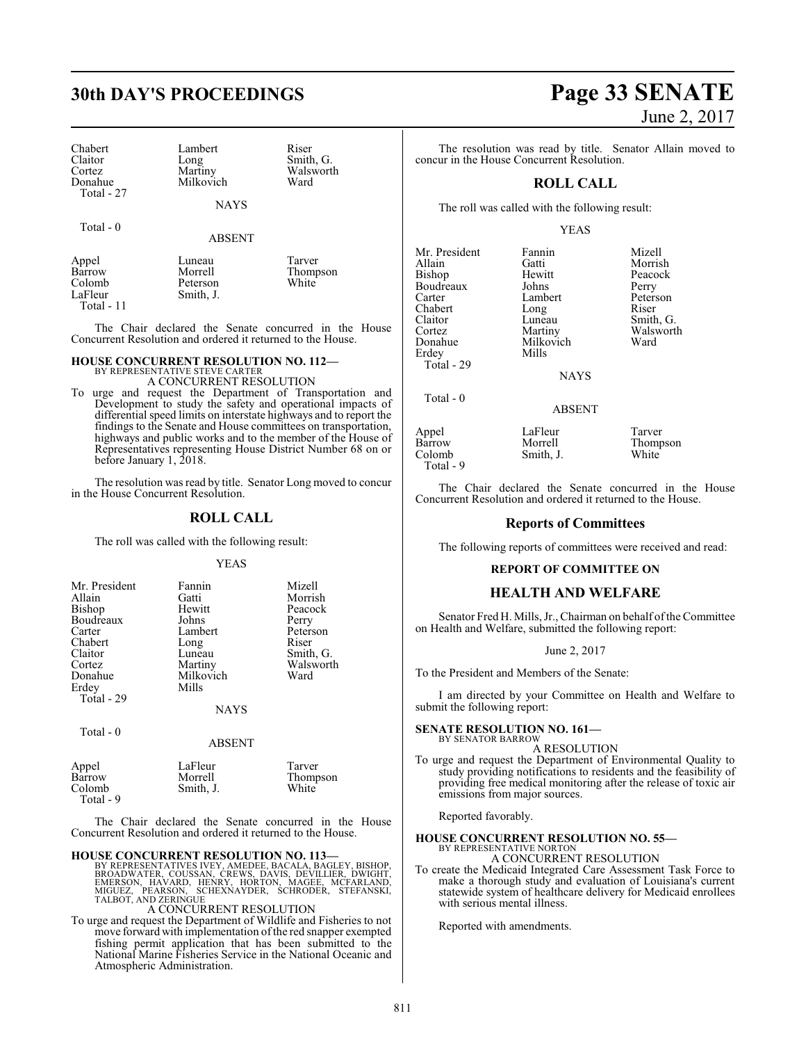| Chabert | Lambert | Riser |
|---|---|---|
| Claitor | Long | Smith, G. |
| Cortez | Martiny | Walsworth |
| Donahue | Milkovich | Ward |
| Total - 27 | | |

NAYS

Total - 0

ABSENT

| Appel | Luneau | Tarver |
|---|---|---|
| Barrow | Morrell | Thompson |
| Colomb | Peterson | White |
| LaFleur | Smith, J. | |
| Total - 11 | | |

The Chair declared the Senate concurred in the House Concurrent Resolution and ordered it returned to the House.

**HOUSE CONCURRENT RESOLUTION NO. 112—**
BY REPRESENTATIVE STEVE CARTER
A CONCURRENT RESOLUTION

To urge and request the Department of Transportation and Development to study the safety and operational impacts of differential speed limits on interstate highways and to report the findings to the Senate and House committees on transportation, highways and public works and to the member of the House of Representatives representing House District Number 68 on or before January 1, 2018.

The resolution was read by title. Senator Long moved to concur in the House Concurrent Resolution.

## ROLL CALL

The roll was called with the following result:

YEAS

| Mr. President | Fannin | Mizell |
|---|---|---|
| Allain | Gatti | Morrish |
| Bishop | Hewitt | Peacock |
| Boudreaux | Johns | Perry |
| Carter | Lambert | Peterson |
| Chabert | Long | Riser |
| Claitor | Luneau | Smith, G. |
| Cortez | Martiny | Walsworth |
| Donahue | Milkovich | Ward |
| Erdey | Mills | |
| Total - 29 | | |

NAYS

Total - 0

ABSENT

| Appel | LaFleur | Tarver |
|---|---|---|
| Barrow | Morrell | Thompson |
| Colomb | Smith, J. | White |
| Total - 9 | | |

The Chair declared the Senate concurred in the House Concurrent Resolution and ordered it returned to the House.

**HOUSE CONCURRENT RESOLUTION NO. 113—**
BY REPRESENTATIVES IVEY, AMEDEE, BACALA, BAGLEY, BISHOP, BROADWATER, COUSSAN, CREWS, DAVIS, DEVILLIER, DWIGHT, EMERSON, HAVARD, HENRY, HORTON, MAGEE, MCFARLAND, MIGUEZ, PEARSON, SCHEXNAYDER, SCHRODER, STEFANSKI, TALBOT, AND ZERINGUE
A CONCURRENT RESOLUTION

To urge and request the Department of Wildlife and Fisheries to not move forward with implementation of the red snapper exempted fishing permit application that has been submitted to the National Marine Fisheries Service in the National Oceanic and Atmospheric Administration.

The resolution was read by title. Senator Allain moved to concur in the House Concurrent Resolution.

## ROLL CALL

The roll was called with the following result:

YEAS

| Mr. President | Fannin | Mizell |
|---|---|---|
| Allain | Gatti | Morrish |
| Bishop | Hewitt | Peacock |
| Boudreaux | Johns | Perry |
| Carter | Lambert | Peterson |
| Chabert | Long | Riser |
| Claitor | Luneau | Smith, G. |
| Cortez | Martiny | Walsworth |
| Donahue | Milkovich | Ward |
| Erdey | Mills | |
| Total - 29 | | |

NAYS

Total - 0

ABSENT

| Appel | LaFleur | Tarver |
|---|---|---|
| Barrow | Morrell | Thompson |
| Colomb | Smith, J. | White |
| Total - 9 | | |

The Chair declared the Senate concurred in the House Concurrent Resolution and ordered it returned to the House.

## Reports of Committees

The following reports of committees were received and read:

### REPORT OF COMMITTEE ON

## HEALTH AND WELFARE

Senator Fred H. Mills, Jr., Chairman on behalf of the Committee on Health and Welfare, submitted the following report:

June 2, 2017

To the President and Members of the Senate:

I am directed by your Committee on Health and Welfare to submit the following report:

**SENATE RESOLUTION NO. 161—**
BY SENATOR BARROW
A RESOLUTION

To urge and request the Department of Environmental Quality to study providing notifications to residents and the feasibility of providing free medical monitoring after the release of toxic air emissions from major sources.

Reported favorably.

**HOUSE CONCURRENT RESOLUTION NO. 55—**
BY REPRESENTATIVE NORTON
A CONCURRENT RESOLUTION

To create the Medicaid Integrated Care Assessment Task Force to make a thorough study and evaluation of Louisiana's current statewide system of healthcare delivery for Medicaid enrollees with serious mental illness.

Reported with amendments.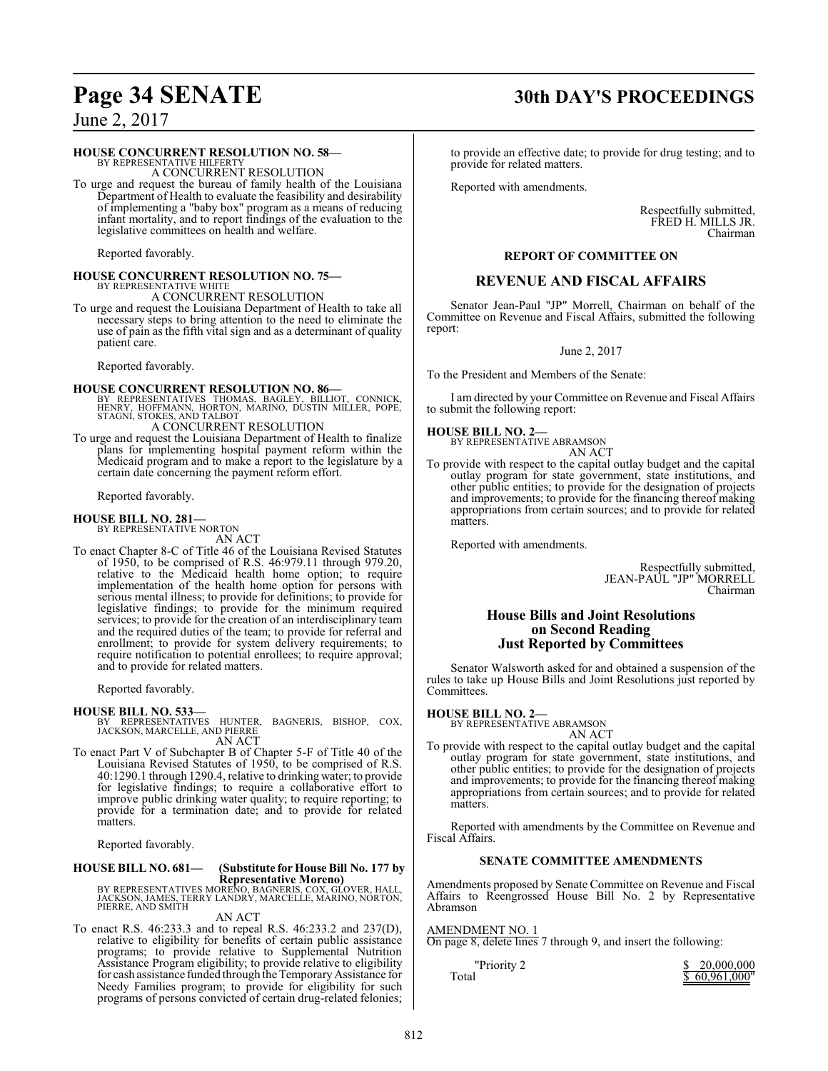**HOUSE CONCURRENT RESOLUTION NO. 58—**
BY REPRESENTATIVE HILFERTY
A CONCURRENT RESOLUTION

To urge and request the bureau of family health of the Louisiana Department of Health to evaluate the feasibility and desirability of implementing a "baby box" program as a means of reducing infant mortality, and to report findings of the evaluation to the legislative committees on health and welfare.

Reported favorably.

**HOUSE CONCURRENT RESOLUTION NO. 75—**
BY REPRESENTATIVE WHITE
A CONCURRENT RESOLUTION

To urge and request the Louisiana Department of Health to take all necessary steps to bring attention to the need to eliminate the use of pain as the fifth vital sign and as a determinant of quality patient care.

Reported favorably.

**HOUSE CONCURRENT RESOLUTION NO. 86—**
BY REPRESENTATIVES THOMAS, BAGLEY, BILLIOT, CONNICK, HENRY, HOFFMANN, HORTON, MARINO, DUSTIN MILLER, POPE, STAGNI, STOKES, AND TALBOT
A CONCURRENT RESOLUTION

To urge and request the Louisiana Department of Health to finalize plans for implementing hospital payment reform within the Medicaid program and to make a report to the legislature by a certain date concerning the payment reform effort.

Reported favorably.

**HOUSE BILL NO. 281—**
BY REPRESENTATIVE NORTON
AN ACT

To enact Chapter 8-C of Title 46 of the Louisiana Revised Statutes of 1950, to be comprised of R.S. 46:979.11 through 979.20, relative to the Medicaid health home option; to require implementation of the health home option for persons with serious mental illness; to provide for definitions; to provide for legislative findings; to provide for the minimum required services; to provide for the creation of an interdisciplinary team and the required duties of the team; to provide for referral and enrollment; to provide for system delivery requirements; to require notification to potential enrollees; to require approval; and to provide for related matters.

Reported favorably.

**HOUSE BILL NO. 533—**
BY REPRESENTATIVES HUNTER, BAGNERIS, BISHOP, COX, JACKSON, MARCELLE, AND PIERRE
AN ACT

To enact Part V of Subchapter B of Chapter 5-F of Title 40 of the Louisiana Revised Statutes of 1950, to be comprised of R.S. 40:1290.1 through 1290.4, relative to drinking water; to provide for legislative findings; to require a collaborative effort to improve public drinking water quality; to require reporting; to provide for a termination date; and to provide for related matters.

Reported favorably.

**HOUSE BILL NO. 681— (Substitute for House Bill No. 177 by Representative Moreno)**
BY REPRESENTATIVES MORENO, BAGNERIS, COX, GLOVER, HALL, JACKSON, JAMES, TERRY LANDRY, MARCELLE, MARINO, NORTON, PIERRE, AND SMITH
AN ACT

To enact R.S. 46:233.3 and to repeal R.S. 46:233.2 and 237(D), relative to eligibility for benefits of certain public assistance programs; to provide relative to Supplemental Nutrition Assistance Program eligibility; to provide relative to eligibility for cash assistance funded through the Temporary Assistance for Needy Families program; to provide for eligibility for such programs of persons convicted of certain drug-related felonies; to provide an effective date; to provide for drug testing; and to provide for related matters.

Reported with amendments.

Respectfully submitted,
FRED H. MILLS JR.
Chairman

### REPORT OF COMMITTEE ON

## REVENUE AND FISCAL AFFAIRS

Senator Jean-Paul "JP" Morrell, Chairman on behalf of the Committee on Revenue and Fiscal Affairs, submitted the following report:

June 2, 2017

To the President and Members of the Senate:

I am directed by your Committee on Revenue and Fiscal Affairs to submit the following report:

**HOUSE BILL NO. 2—**
BY REPRESENTATIVE ABRAMSON
AN ACT

To provide with respect to the capital outlay budget and the capital outlay program for state government, state institutions, and other public entities; to provide for the designation of projects and improvements; to provide for the financing thereof making appropriations from certain sources; and to provide for related matters.

Reported with amendments.

Respectfully submitted,
JEAN-PAUL "JP" MORRELL
Chairman

## House Bills and Joint Resolutions on Second Reading Just Reported by Committees

Senator Walsworth asked for and obtained a suspension of the rules to take up House Bills and Joint Resolutions just reported by Committees.

**HOUSE BILL NO. 2—**
BY REPRESENTATIVE ABRAMSON
AN ACT

To provide with respect to the capital outlay budget and the capital outlay program for state government, state institutions, and other public entities; to provide for the designation of projects and improvements; to provide for the financing thereof making appropriations from certain sources; and to provide for related matters.

Reported with amendments by the Committee on Revenue and Fiscal Affairs.

### SENATE COMMITTEE AMENDMENTS

Amendments proposed by Senate Committee on Revenue and Fiscal Affairs to Reengrossed House Bill No. 2 by Representative Abramson

AMENDMENT NO. 1
On page 8, delete lines 7 through 9, and insert the following:

| | |
|---|---|
| "Priority 2 | $ 20,000,000 |
| Total | $ 60,961,000" |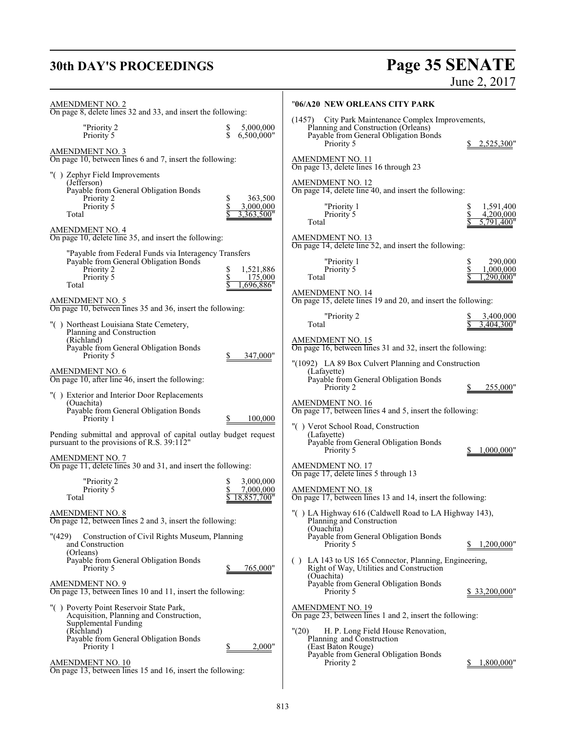AMENDMENT NO. 2
On page 8, delete lines 32 and 33, and insert the following:

| | |
|---|---|
| "Priority 2 | $ 5,000,000 |
| Priority 5 | $ 6,500,000" |

AMENDMENT NO. 3
On page 10, between lines 6 and 7, insert the following:

"( ) Zephyr Field Improvements
(Jefferson)
Payable from General Obligation Bonds

| | |
|---|---|
| Priority 2 | $ 363,500 |
| Priority 5 | $ 3,000,000 |
| Total | $ 3,363,500" |

AMENDMENT NO. 4
On page 10, delete line 35, and insert the following:

"Payable from Federal Funds via Interagency Transfers
Payable from General Obligation Bonds

| | |
|---|---|
| Priority 2 | $ 1,521,886 |
| Priority 5 | $ 175,000 |
| Total | $ 1,696,886" |

AMENDMENT NO. 5
On page 10, between lines 35 and 36, insert the following:

"( ) Northeast Louisiana State Cemetery,
Planning and Construction
(Richland)
Payable from General Obligation Bonds
Priority 5 $ 347,000"

AMENDMENT NO. 6
On page 10, after line 46, insert the following:

"( ) Exterior and Interior Door Replacements
(Ouachita)
Payable from General Obligation Bonds
Priority 1 $ 100,000

Pending submittal and approval of capital outlay budget request pursuant to the provisions of R.S. 39:112"

AMENDMENT NO. 7
On page 11, delete lines 30 and 31, and insert the following:

| | |
|---|---|
| "Priority 2 | $ 3,000,000 |
| Priority 5 | $ 7,000,000 |
| Total | $ 18,857,700" |

AMENDMENT NO. 8
On page 12, between lines 2 and 3, insert the following:

"(429) Construction of Civil Rights Museum, Planning and Construction
(Orleans)
Payable from General Obligation Bonds
Priority 5 $ 765,000"

AMENDMENT NO. 9
On page 13, between lines 10 and 11, insert the following:

"( ) Poverty Point Reservoir State Park,
Acquisition, Planning and Construction,
Supplemental Funding
(Richland)
Payable from General Obligation Bonds
Priority 1 $ 2,000"

AMENDMENT NO. 10
On page 13, between lines 15 and 16, insert the following:

"**06/A20 NEW ORLEANS CITY PARK**

(1457) City Park Maintenance Complex Improvements,
Planning and Construction (Orleans)
Payable from General Obligation Bonds
Priority 5 $ 2,525,300"

AMENDMENT NO. 11
On page 13, delete lines 16 through 23

AMENDMENT NO. 12
On page 14, delete line 40, and insert the following:

| | |
|---|---|
| "Priority 1 | $ 1,591,400 |
| Priority 5 | $ 4,200,000 |
| Total | $ 5,791,400" |

AMENDMENT NO. 13
On page 14, delete line 52, and insert the following:

| | |
|---|---|
| "Priority 1 | $ 290,000 |
| Priority 5 | $ 1,000,000 |
| Total | $ 1,290,000" |

AMENDMENT NO. 14
On page 15, delete lines 19 and 20, and insert the following:

| | |
|---|---|
| "Priority 2 | $ 3,400,000 |
| Total | $ 3,404,300" |

AMENDMENT NO. 15
On page 16, between lines 31 and 32, insert the following:

"(1092) LA 89 Box Culvert Planning and Construction
(Lafayette)
Payable from General Obligation Bonds
Priority 2 $ 255,000"

AMENDMENT NO. 16
On page 17, between lines 4 and 5, insert the following:

"( ) Verot School Road, Construction
(Lafayette)
Payable from General Obligation Bonds
Priority 5 $ 1,000,000"

AMENDMENT NO. 17
On page 17, delete lines 5 through 13

AMENDMENT NO. 18
On page 17, between lines 13 and 14, insert the following:

"( ) LA Highway 616 (Caldwell Road to LA Highway 143),
Planning and Construction
(Ouachita)
Payable from General Obligation Bonds
Priority 5 $ 1,200,000"

( ) LA 143 to US 165 Connector, Planning, Engineering,
Right of Way, Utilities and Construction
(Ouachita)
Payable from General Obligation Bonds
Priority 5 $ 33,200,000"

AMENDMENT NO. 19
On page 23, between lines 1 and 2, insert the following:

"(20) H. P. Long Field House Renovation,
Planning and Construction
(East Baton Rouge)
Payable from General Obligation Bonds
Priority 2 $ 1,800,000"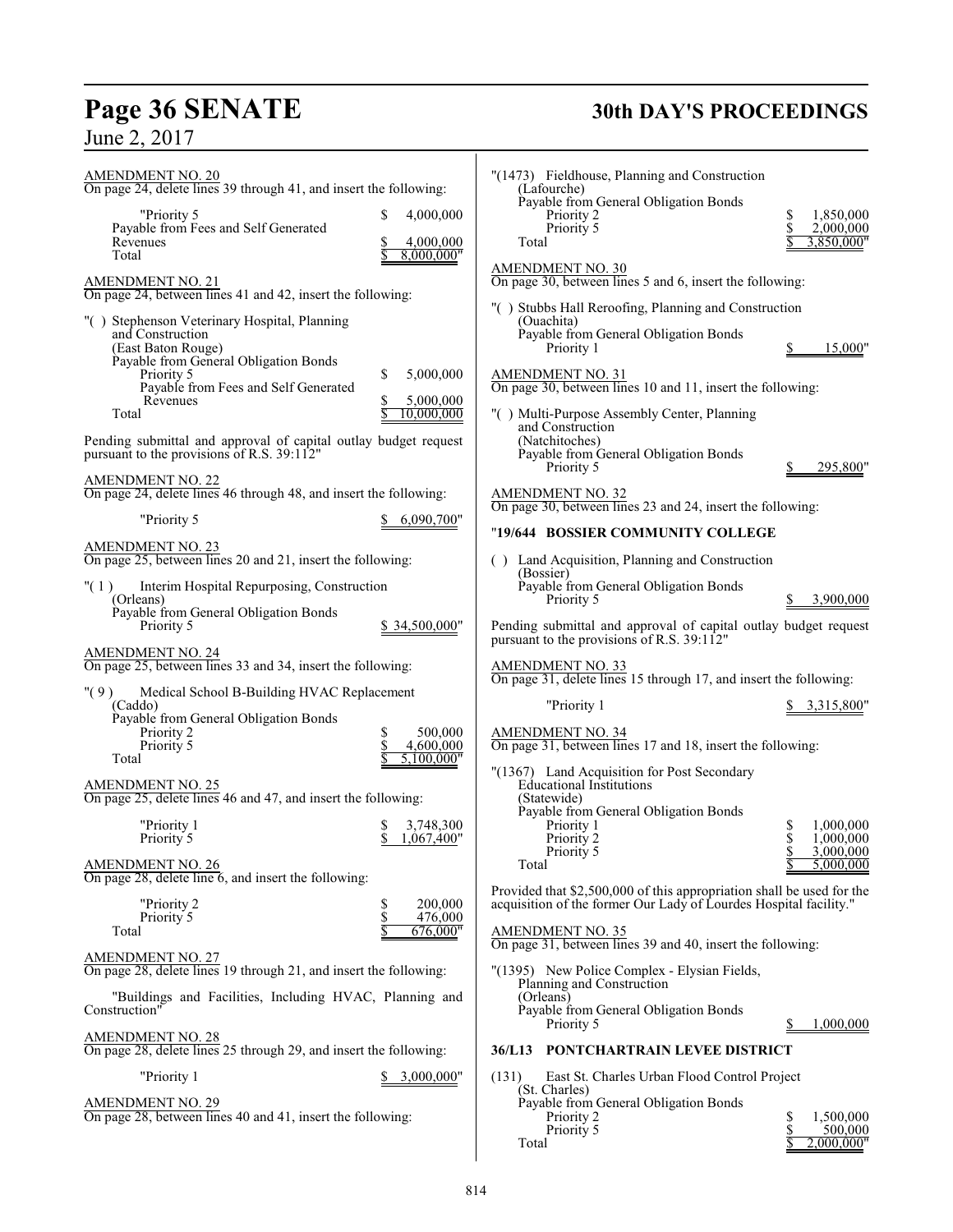AMENDMENT NO. 20
On page 24, delete lines 39 through 41, and insert the following:

"Priority 5 $ 4,000,000
Payable from Fees and Self Generated
Revenues $ 4,000,000
Total $ 8,000,000"

AMENDMENT NO. 21
On page 24, between lines 41 and 42, insert the following:

"( ) Stephenson Veterinary Hospital, Planning
and Construction
(East Baton Rouge)
Payable from General Obligation Bonds
Priority 5 $ 5,000,000
Payable from Fees and Self Generated
Revenues $ 5,000,000
Total $ 10,000,000

Pending submittal and approval of capital outlay budget request pursuant to the provisions of R.S. 39:112"

AMENDMENT NO. 22
On page 24, delete lines 46 through 48, and insert the following:

"Priority 5 $ 6,090,700"

AMENDMENT NO. 23
On page 25, between lines 20 and 21, insert the following:

"( 1 ) Interim Hospital Repurposing, Construction
(Orleans)
Payable from General Obligation Bonds
Priority 5 $ 34,500,000"

AMENDMENT NO. 24
On page 25, between lines 33 and 34, insert the following:

"( 9 ) Medical School B-Building HVAC Replacement
(Caddo)
Payable from General Obligation Bonds
Priority 2 $ 500,000
Priority 5 $ 4,600,000
Total $ 5,100,000"

AMENDMENT NO. 25
On page 25, delete lines 46 and 47, and insert the following:

"Priority 1 $ 3,748,300
Priority 5 $ 1,067,400"

AMENDMENT NO. 26
On page 28, delete line 6, and insert the following:

"Priority 2 $ 200,000
Priority 5 $ 476,000
Total $ 676,000"

AMENDMENT NO. 27
On page 28, delete lines 19 through 21, and insert the following:

"Buildings and Facilities, Including HVAC, Planning and Construction"

AMENDMENT NO. 28
On page 28, delete lines 25 through 29, and insert the following:

"Priority 1 $ 3,000,000"

AMENDMENT NO. 29
On page 28, between lines 40 and 41, insert the following:

"(1473) Fieldhouse, Planning and Construction
(Lafourche)
Payable from General Obligation Bonds
Priority 2 $ 1,850,000
Priority 5 $ 2,000,000
Total $ 3,850,000"

AMENDMENT NO. 30
On page 30, between lines 5 and 6, insert the following:

"( ) Stubbs Hall Reroofing, Planning and Construction
(Ouachita)
Payable from General Obligation Bonds
Priority 1 $ 15,000"

AMENDMENT NO. 31
On page 30, between lines 10 and 11, insert the following:

"( ) Multi-Purpose Assembly Center, Planning
and Construction
(Natchitoches)
Payable from General Obligation Bonds
Priority 5 $ 295,800"

AMENDMENT NO. 32
On page 30, between lines 23 and 24, insert the following:

"**19/644 BOSSIER COMMUNITY COLLEGE**

( ) Land Acquisition, Planning and Construction
(Bossier)
Payable from General Obligation Bonds
Priority 5 $ 3,900,000

Pending submittal and approval of capital outlay budget request pursuant to the provisions of R.S. 39:112"

AMENDMENT NO. 33
On page 31, delete lines 15 through 17, and insert the following:

"Priority 1 $ 3,315,800"

AMENDMENT NO. 34
On page 31, between lines 17 and 18, insert the following:

"(1367) Land Acquisition for Post Secondary
Educational Institutions
(Statewide)
Payable from General Obligation Bonds
Priority 1 $ 1,000,000
Priority 2 $ 1,000,000
Priority 5 $ 3,000,000
Total $ 5,000,000

Provided that $2,500,000 of this appropriation shall be used for the acquisition of the former Our Lady of Lourdes Hospital facility."

AMENDMENT NO. 35
On page 31, between lines 39 and 40, insert the following:

"(1395) New Police Complex - Elysian Fields,
Planning and Construction
(Orleans)
Payable from General Obligation Bonds
Priority 5 $ 1,000,000

**36/L13 PONTCHARTRAIN LEVEE DISTRICT**

(131) East St. Charles Urban Flood Control Project
(St. Charles)
Payable from General Obligation Bonds
Priority 2 $ 1,500,000
Priority 5 $ 500,000
Total $ 2,000,000"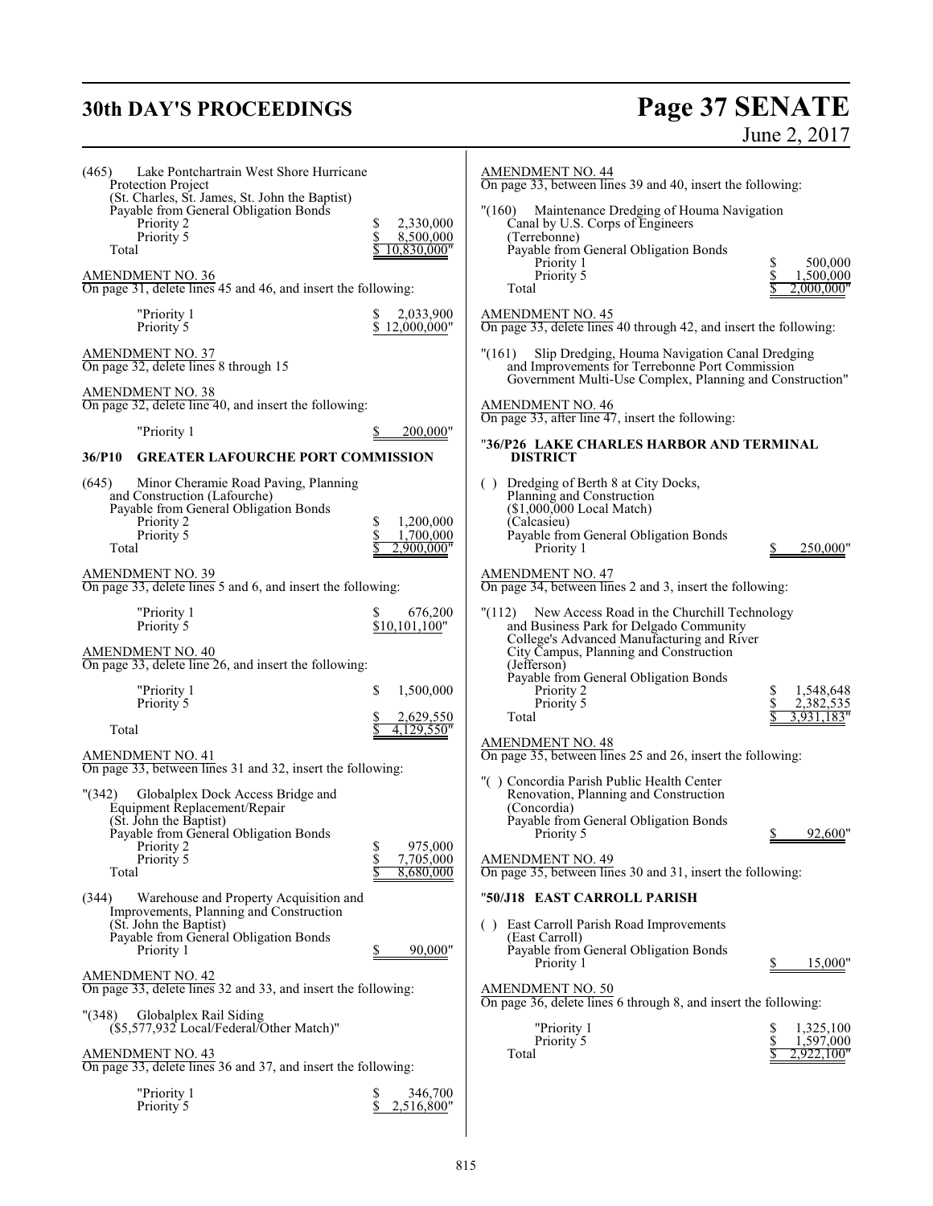(465) Lake Pontchartrain West Shore Hurricane Protection Project
(St. Charles, St. James, St. John the Baptist)
Payable from General Obligation Bonds

| | |
|---|---|
| Priority 2 | $ 2,330,000 |
| Priority 5 | $ 8,500,000 |
| Total | $ 10,830,000" |

AMENDMENT NO. 36
On page 31, delete lines 45 and 46, and insert the following:

| | |
|---|---|
| "Priority 1 | $ 2,033,900 |
| Priority 5 | $ 12,000,000" |

AMENDMENT NO. 37
On page 32, delete lines 8 through 15

AMENDMENT NO. 38
On page 32, delete line 40, and insert the following:

| | |
|---|---|
| "Priority 1 | $ 200,000" |

**36/P10 GREATER LAFOURCHE PORT COMMISSION**

(645) Minor Cheramie Road Paving, Planning and Construction (Lafourche)
Payable from General Obligation Bonds

| | |
|---|---|
| Priority 2 | $ 1,200,000 |
| Priority 5 | $ 1,700,000 |
| Total | $ 2,900,000" |

AMENDMENT NO. 39
On page 33, delete lines 5 and 6, and insert the following:

| | |
|---|---|
| "Priority 1 | $ 676,200 |
| Priority 5 | $10,101,100" |

AMENDMENT NO. 40
On page 33, delete line 26, and insert the following:

| | |
|---|---|
| "Priority 1 | $ 1,500,000 |
| Priority 5 | $ 2,629,550 |
| Total | $ 4,129,550" |

AMENDMENT NO. 41
On page 33, between lines 31 and 32, insert the following:

"(342) Globalplex Dock Access Bridge and Equipment Replacement/Repair
(St. John the Baptist)
Payable from General Obligation Bonds

| | |
|---|---|
| Priority 2 | $ 975,000 |
| Priority 5 | $ 7,705,000 |
| Total | $ 8,680,000 |

(344) Warehouse and Property Acquisition and Improvements, Planning and Construction
(St. John the Baptist)
Payable from General Obligation Bonds

| | |
|---|---|
| Priority 1 | $ 90,000" |

AMENDMENT NO. 42
On page 33, delete lines 32 and 33, and insert the following:

"(348) Globalplex Rail Siding
($5,577,932 Local/Federal/Other Match)"

AMENDMENT NO. 43
On page 33, delete lines 36 and 37, and insert the following:

| | |
|---|---|
| "Priority 1 | $ 346,700 |
| Priority 5 | $ 2,516,800" |

AMENDMENT NO. 44
On page 33, between lines 39 and 40, insert the following:

"(160) Maintenance Dredging of Houma Navigation Canal by U.S. Corps of Engineers
(Terrebonne)
Payable from General Obligation Bonds

| | |
|---|---|
| Priority 1 | $ 500,000 |
| Priority 5 | $ 1,500,000 |
| Total | $ 2,000,000" |

AMENDMENT NO. 45
On page 33, delete lines 40 through 42, and insert the following:

"(161) Slip Dredging, Houma Navigation Canal Dredging and Improvements for Terrebonne Port Commission Government Multi-Use Complex, Planning and Construction"

AMENDMENT NO. 46
On page 33, after line 47, insert the following:

"**36/P26 LAKE CHARLES HARBOR AND TERMINAL DISTRICT**

( ) Dredging of Berth 8 at City Docks, Planning and Construction
($1,000,000 Local Match)
(Calcasieu)
Payable from General Obligation Bonds

| | |
|---|---|
| Priority 1 | $ 250,000" |

AMENDMENT NO. 47
On page 34, between lines 2 and 3, insert the following:

"(112) New Access Road in the Churchill Technology and Business Park for Delgado Community College's Advanced Manufacturing and River City Campus, Planning and Construction
(Jefferson)
Payable from General Obligation Bonds

| | |
|---|---|
| Priority 2 | $ 1,548,648 |
| Priority 5 | $ 2,382,535 |
| Total | $ 3,931,183" |

AMENDMENT NO. 48
On page 35, between lines 25 and 26, insert the following:

"( ) Concordia Parish Public Health Center Renovation, Planning and Construction
(Concordia)
Payable from General Obligation Bonds

| | |
|---|---|
| Priority 5 | $ 92,600" |

AMENDMENT NO. 49
On page 35, between lines 30 and 31, insert the following:

"**50/J18 EAST CARROLL PARISH**

( ) East Carroll Parish Road Improvements
(East Carroll)
Payable from General Obligation Bonds

| | |
|---|---|
| Priority 1 | $ 15,000" |

AMENDMENT NO. 50
On page 36, delete lines 6 through 8, and insert the following:

| | |
|---|---|
| "Priority 1 | $ 1,325,100 |
| Priority 5 | $ 1,597,000 |
| Total | $ 2,922,100" |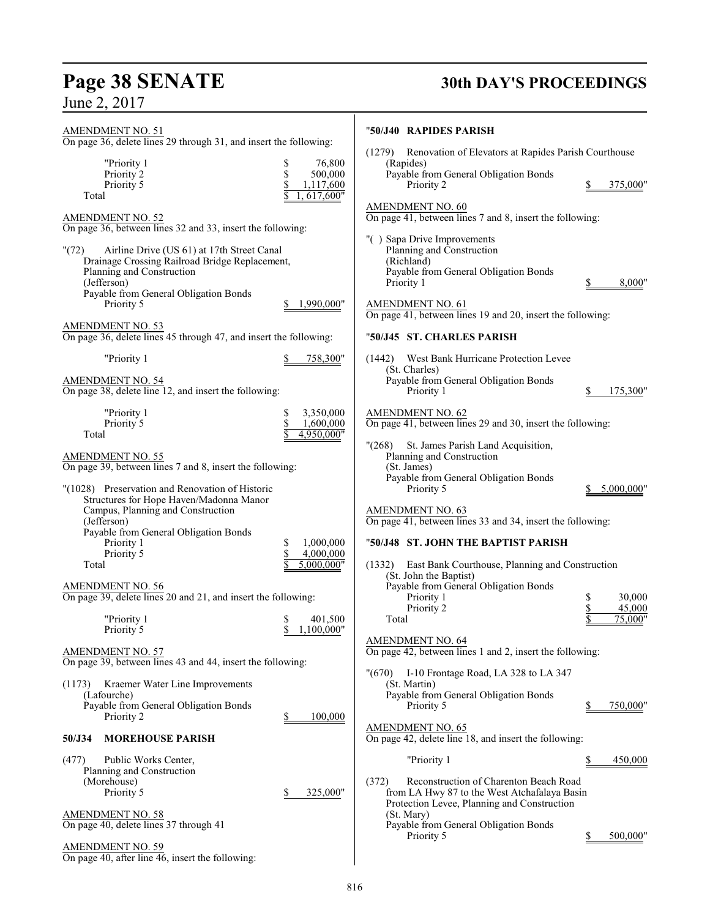AMENDMENT NO. 51
On page 36, delete lines 29 through 31, and insert the following:

| | |
|---|---|
| "Priority 1 | $ 76,800 |
| Priority 2 | $ 500,000 |
| Priority 5 | $ 1,117,600 |
| Total | $ 1, 617,600" |

AMENDMENT NO. 52
On page 36, between lines 32 and 33, insert the following:

"(72) Airline Drive (US 61) at 17th Street Canal Drainage Crossing Railroad Bridge Replacement, Planning and Construction
(Jefferson)
Payable from General Obligation Bonds
Priority 5 $ 1,990,000"

AMENDMENT NO. 53
On page 36, delete lines 45 through 47, and insert the following:

"Priority 1 $ 758,300"

AMENDMENT NO. 54
On page 38, delete line 12, and insert the following:

| | |
|---|---|
| "Priority 1 | $ 3,350,000 |
| Priority 5 | $ 1,600,000 |
| Total | $ 4,950,000" |

AMENDMENT NO. 55
On page 39, between lines 7 and 8, insert the following:

"(1028) Preservation and Renovation of Historic Structures for Hope Haven/Madonna Manor Campus, Planning and Construction
(Jefferson)
Payable from General Obligation Bonds

| | |
|---|---|
| Priority 1 | $ 1,000,000 |
| Priority 5 | $ 4,000,000 |
| Total | $ 5,000,000" |

AMENDMENT NO. 56
On page 39, delete lines 20 and 21, and insert the following:

| | |
|---|---|
| "Priority 1 | $ 401,500 |
| Priority 5 | $ 1,100,000" |

AMENDMENT NO. 57
On page 39, between lines 43 and 44, insert the following:

(1173) Kraemer Water Line Improvements
(Lafourche)
Payable from General Obligation Bonds
Priority 2 $ 100,000

**50/J34 MOREHOUSE PARISH**

(477) Public Works Center, Planning and Construction
(Morehouse)
Priority 5 $ 325,000"

AMENDMENT NO. 58
On page 40, delete lines 37 through 41

AMENDMENT NO. 59
On page 40, after line 46, insert the following:

"**50/J40 RAPIDES PARISH**

(1279) Renovation of Elevators at Rapides Parish Courthouse
(Rapides)
Payable from General Obligation Bonds
Priority 2 $ 375,000"

AMENDMENT NO. 60
On page 41, between lines 7 and 8, insert the following:

"( ) Sapa Drive Improvements
Planning and Construction
(Richland)
Payable from General Obligation Bonds
Priority 1 $ 8,000"

AMENDMENT NO. 61
On page 41, between lines 19 and 20, insert the following:

"**50/J45 ST. CHARLES PARISH**

(1442) West Bank Hurricane Protection Levee
(St. Charles)
Payable from General Obligation Bonds
Priority 1 $ 175,300"

AMENDMENT NO. 62
On page 41, between lines 29 and 30, insert the following:

"(268) St. James Parish Land Acquisition, Planning and Construction
(St. James)
Payable from General Obligation Bonds
Priority 5 $ 5,000,000"

AMENDMENT NO. 63
On page 41, between lines 33 and 34, insert the following:

"**50/J48 ST. JOHN THE BAPTIST PARISH**

(1332) East Bank Courthouse, Planning and Construction
(St. John the Baptist)
Payable from General Obligation Bonds

| | |
|---|---|
| Priority 1 | $ 30,000 |
| Priority 2 | $ 45,000 |
| Total | $ 75,000" |

AMENDMENT NO. 64
On page 42, between lines 1 and 2, insert the following:

"(670) I-10 Frontage Road, LA 328 to LA 347
(St. Martin)
Payable from General Obligation Bonds
Priority 5 $ 750,000"

AMENDMENT NO. 65
On page 42, delete line 18, and insert the following:

"Priority 1 $ 450,000

(372) Reconstruction of Charenton Beach Road from LA Hwy 87 to the West Atchafalaya Basin Protection Levee, Planning and Construction
(St. Mary)
Payable from General Obligation Bonds
Priority 5 $ 500,000"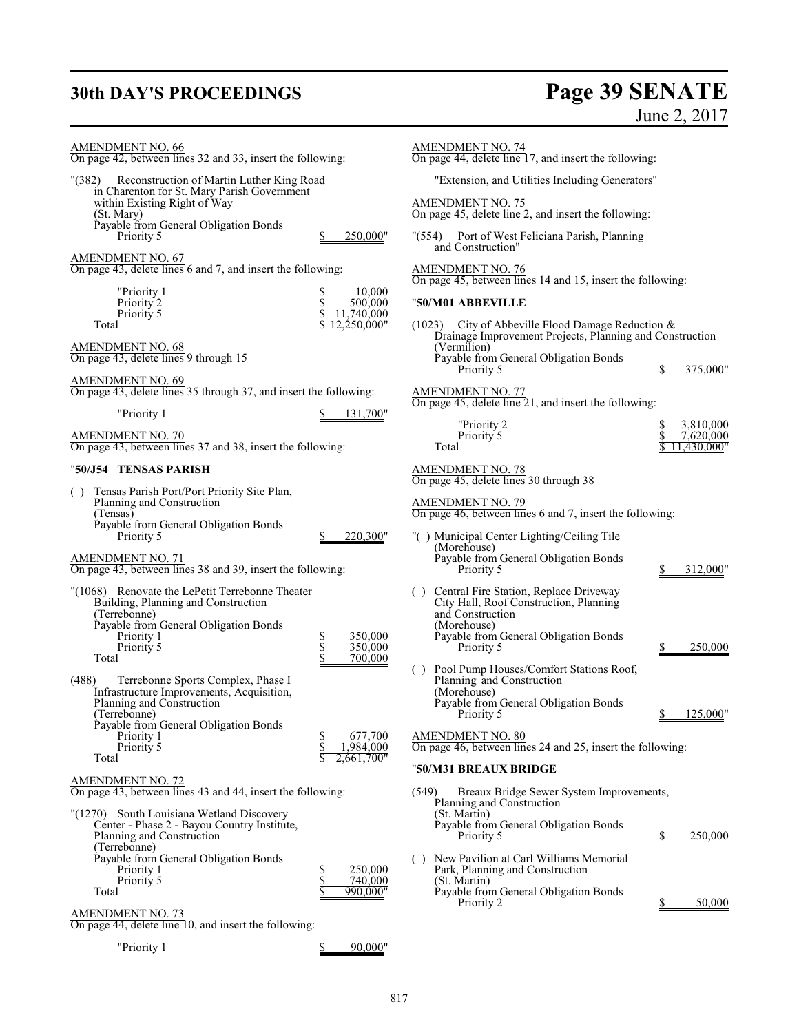AMENDMENT NO. 66
On page 42, between lines 32 and 33, insert the following:

"(382) Reconstruction of Martin Luther King Road in Charenton for St. Mary Parish Government within Existing Right of Way
(St. Mary)
Payable from General Obligation Bonds
Priority 5 $ 250,000"

AMENDMENT NO. 67
On page 43, delete lines 6 and 7, and insert the following:

"Priority 1 $ 10,000
Priority 2 $ 500,000
Priority 5 $ 11,740,000
Total $ 12,250,000"

AMENDMENT NO. 68
On page 43, delete lines 9 through 15

AMENDMENT NO. 69
On page 43, delete lines 35 through 37, and insert the following:

"Priority 1 $ 131,700"

AMENDMENT NO. 70
On page 43, between lines 37 and 38, insert the following:

"**50/J54 TENSAS PARISH**

( ) Tensas Parish Port/Port Priority Site Plan, Planning and Construction
(Tensas)
Payable from General Obligation Bonds
Priority 5 $ 220,300"

AMENDMENT NO. 71
On page 43, between lines 38 and 39, insert the following:

"(1068) Renovate the LePetit Terrebonne Theater Building, Planning and Construction
(Terrebonne)
Payable from General Obligation Bonds
Priority 1 $ 350,000
Priority 5 $ 350,000
Total $ 700,000

(488) Terrebonne Sports Complex, Phase I Infrastructure Improvements, Acquisition, Planning and Construction
(Terrebonne)
Payable from General Obligation Bonds
Priority 1 $ 677,700
Priority 5 $ 1,984,000
Total $ 2,661,700"

AMENDMENT NO. 72
On page 43, between lines 43 and 44, insert the following:

"(1270) South Louisiana Wetland Discovery Center - Phase 2 - Bayou Country Institute, Planning and Construction
(Terrebonne)
Payable from General Obligation Bonds
Priority 1 $ 250,000
Priority 5 $ 740,000
Total $ 990,000"

AMENDMENT NO. 73
On page 44, delete line 10, and insert the following:

"Priority 1 $ 90,000"

AMENDMENT NO. 74
On page 44, delete line 17, and insert the following:

"Extension, and Utilities Including Generators"

AMENDMENT NO. 75
On page 45, delete line 2, and insert the following:

"(554) Port of West Feliciana Parish, Planning and Construction"

AMENDMENT NO. 76
On page 45, between lines 14 and 15, insert the following:

"**50/M01 ABBEVILLE**

(1023) City of Abbeville Flood Damage Reduction & Drainage Improvement Projects, Planning and Construction
(Vermilion)
Payable from General Obligation Bonds
Priority 5 $ 375,000"

AMENDMENT NO. 77
On page 45, delete line 21, and insert the following:

"Priority 2 $ 3,810,000
Priority 5 $ 7,620,000
Total $ 11,430,000"

AMENDMENT NO. 78
On page 45, delete lines 30 through 38

AMENDMENT NO. 79
On page 46, between lines 6 and 7, insert the following:

"( ) Municipal Center Lighting/Ceiling Tile
(Morehouse)
Payable from General Obligation Bonds
Priority 5 $ 312,000"

( ) Central Fire Station, Replace Driveway City Hall, Roof Construction, Planning and Construction
(Morehouse)
Payable from General Obligation Bonds
Priority 5 $ 250,000

( ) Pool Pump Houses/Comfort Stations Roof, Planning and Construction
(Morehouse)
Payable from General Obligation Bonds
Priority 5 $ 125,000"

AMENDMENT NO. 80
On page 46, between lines 24 and 25, insert the following:

"**50/M31 BREAUX BRIDGE**

(549) Breaux Bridge Sewer System Improvements, Planning and Construction
(St. Martin)
Payable from General Obligation Bonds
Priority 5 $ 250,000

( ) New Pavilion at Carl Williams Memorial Park, Planning and Construction
(St. Martin)
Payable from General Obligation Bonds
Priority 2 $ 50,000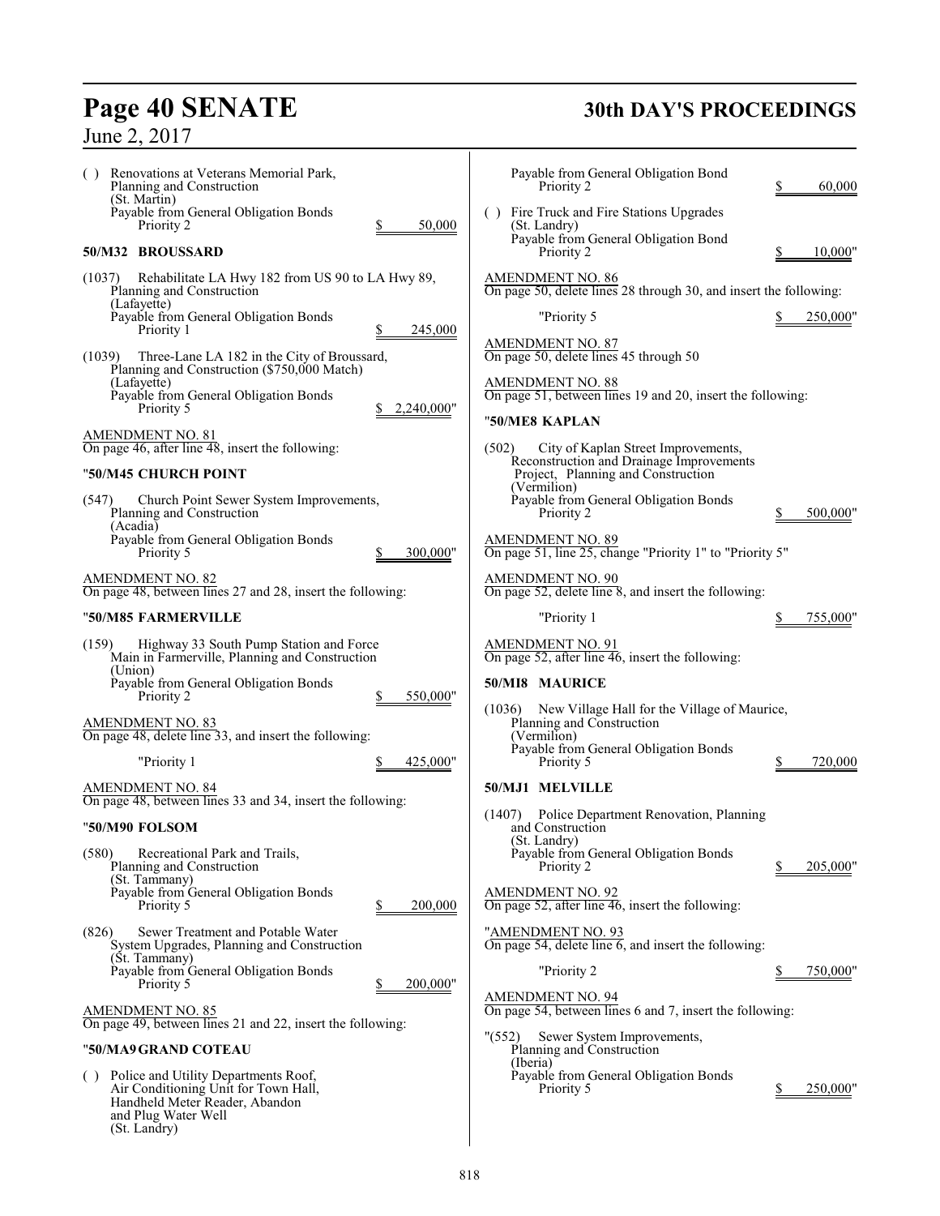( ) Renovations at Veterans Memorial Park, Planning and Construction
(St. Martin)
Payable from General Obligation Bonds
Priority 2 $ 50,000

**50/M32 BROUSSARD**

(1037) Rehabilitate LA Hwy 182 from US 90 to LA Hwy 89, Planning and Construction
(Lafayette)
Payable from General Obligation Bonds
Priority 1 $ 245,000

(1039) Three-Lane LA 182 in the City of Broussard, Planning and Construction ($750,000 Match)
(Lafayette)
Payable from General Obligation Bonds
Priority 5 $ 2,240,000"

AMENDMENT NO. 81
On page 46, after line 48, insert the following:

"**50/M45 CHURCH POINT**

(547) Church Point Sewer System Improvements, Planning and Construction
(Acadia)
Payable from General Obligation Bonds
Priority 5 $ 300,000"

AMENDMENT NO. 82
On page 48, between lines 27 and 28, insert the following:

"**50/M85 FARMERVILLE**

(159) Highway 33 South Pump Station and Force Main in Farmerville, Planning and Construction
(Union)
Payable from General Obligation Bonds
Priority 2 $ 550,000"

AMENDMENT NO. 83
On page 48, delete line 33, and insert the following:

"Priority 1 $ 425,000"

AMENDMENT NO. 84
On page 48, between lines 33 and 34, insert the following:

"**50/M90 FOLSOM**

(580) Recreational Park and Trails, Planning and Construction
(St. Tammany)
Payable from General Obligation Bonds
Priority 5 $ 200,000

(826) Sewer Treatment and Potable Water System Upgrades, Planning and Construction
(St. Tammany)
Payable from General Obligation Bonds
Priority 5 $ 200,000"

AMENDMENT NO. 85
On page 49, between lines 21 and 22, insert the following:

"**50/MA9 GRAND COTEAU**

( ) Police and Utility Departments Roof, Air Conditioning Unit for Town Hall, Handheld Meter Reader, Abandon and Plug Water Well
(St. Landry)
Payable from General Obligation Bond
Priority 2 $ 60,000

( ) Fire Truck and Fire Stations Upgrades
(St. Landry)
Payable from General Obligation Bond
Priority 2 $ 10,000"

AMENDMENT NO. 86
On page 50, delete lines 28 through 30, and insert the following:

"Priority 5 $ 250,000"

AMENDMENT NO. 87
On page 50, delete lines 45 through 50

AMENDMENT NO. 88
On page 51, between lines 19 and 20, insert the following:

"**50/ME8 KAPLAN**

(502) City of Kaplan Street Improvements, Reconstruction and Drainage Improvements Project, Planning and Construction
(Vermilion)
Payable from General Obligation Bonds
Priority 2 $ 500,000"

AMENDMENT NO. 89
On page 51, line 25, change "Priority 1" to "Priority 5"

AMENDMENT NO. 90
On page 52, delete line 8, and insert the following:

"Priority 1 $ 755,000"

AMENDMENT NO. 91
On page 52, after line 46, insert the following:

**50/MI8 MAURICE**

(1036) New Village Hall for the Village of Maurice, Planning and Construction
(Vermilion)
Payable from General Obligation Bonds
Priority 5 $ 720,000

**50/MJ1 MELVILLE**

(1407) Police Department Renovation, Planning and Construction
(St. Landry)
Payable from General Obligation Bonds
Priority 2 $ 205,000"

AMENDMENT NO. 92
On page 52, after line 46, insert the following:

"AMENDMENT NO. 93
On page 54, delete line 6, and insert the following:

"Priority 2 $ 750,000"

AMENDMENT NO. 94
On page 54, between lines 6 and 7, insert the following:

"(552) Sewer System Improvements, Planning and Construction
(Iberia)
Payable from General Obligation Bonds
Priority 5 $ 250,000"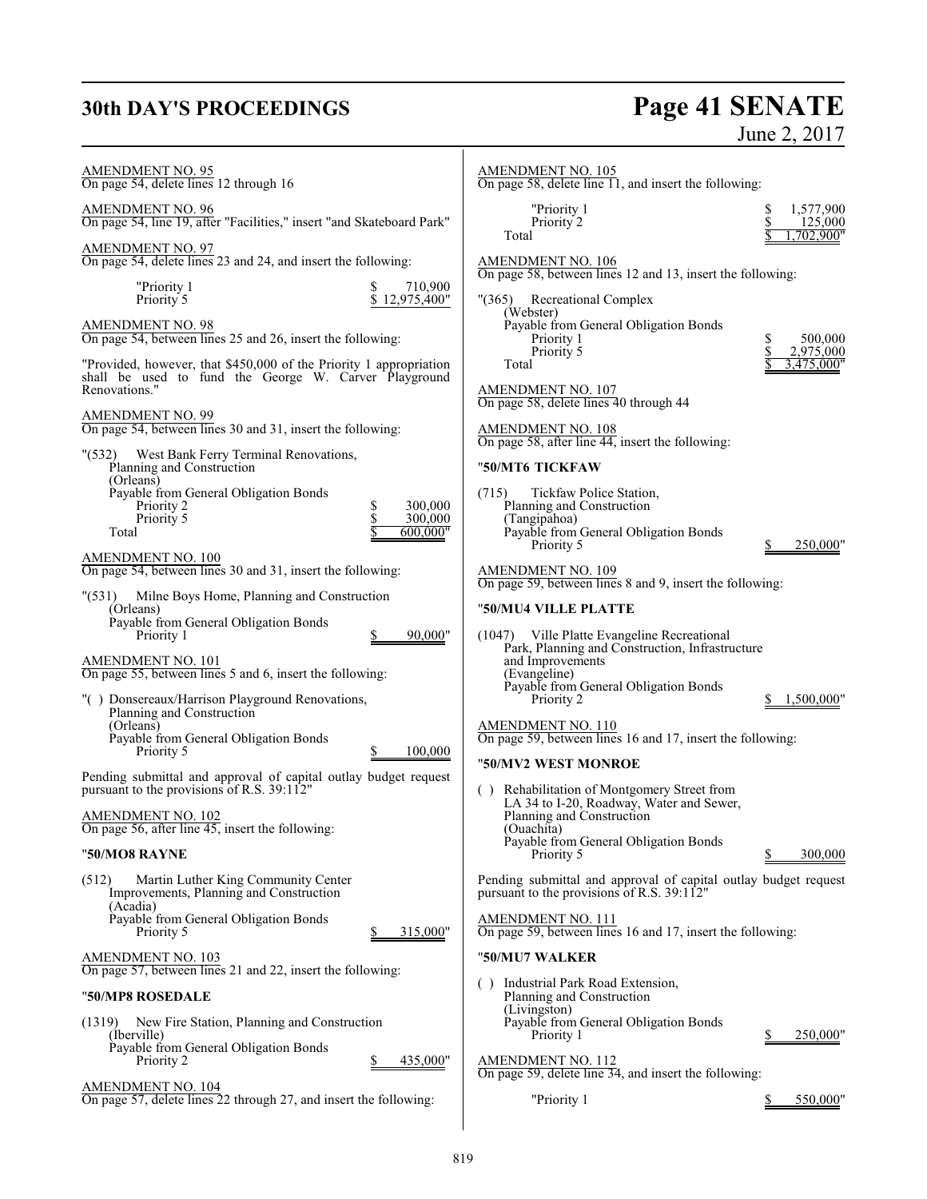AMENDMENT NO. 95
On page 54, delete lines 12 through 16

AMENDMENT NO. 96
On page 54, line 19, after "Facilities," insert "and Skateboard Park"

AMENDMENT NO. 97
On page 54, delete lines 23 and 24, and insert the following:

"Priority 1 $ 710,900
Priority 5 $ 12,975,400"

AMENDMENT NO. 98
On page 54, between lines 25 and 26, insert the following:

"Provided, however, that $450,000 of the Priority 1 appropriation shall be used to fund the George W. Carver Playground Renovations."

AMENDMENT NO. 99
On page 54, between lines 30 and 31, insert the following:

"(532) West Bank Ferry Terminal Renovations, Planning and Construction
(Orleans)
Payable from General Obligation Bonds
Priority 2 $ 300,000
Priority 5 $ 300,000
Total $ 600,000"

AMENDMENT NO. 100
On page 54, between lines 30 and 31, insert the following:

"(531) Milne Boys Home, Planning and Construction
(Orleans)
Payable from General Obligation Bonds
Priority 1 $ 90,000"

AMENDMENT NO. 101
On page 55, between lines 5 and 6, insert the following:

"( ) Donsereaux/Harrison Playground Renovations, Planning and Construction
(Orleans)
Payable from General Obligation Bonds
Priority 5 $ 100,000

Pending submittal and approval of capital outlay budget request pursuant to the provisions of R.S. 39:112"

AMENDMENT NO. 102
On page 56, after line 45, insert the following:

"**50/MO8 RAYNE**

(512) Martin Luther King Community Center Improvements, Planning and Construction
(Acadia)
Payable from General Obligation Bonds
Priority 5 $ 315,000"

AMENDMENT NO. 103
On page 57, between lines 21 and 22, insert the following:

"**50/MP8 ROSEDALE**

(1319) New Fire Station, Planning and Construction
(Iberville)
Payable from General Obligation Bonds
Priority 2 $ 435,000"

AMENDMENT NO. 104
On page 57, delete lines 22 through 27, and insert the following:

AMENDMENT NO. 105
On page 58, delete line 11, and insert the following:

"Priority 1 $ 1,577,900
Priority 2 $ 125,000
Total $ 1,702,900"

AMENDMENT NO. 106
On page 58, between lines 12 and 13, insert the following:

"(365) Recreational Complex
(Webster)
Payable from General Obligation Bonds
Priority 1 $ 500,000
Priority 5 $ 2,975,000
Total $ 3,475,000"

AMENDMENT NO. 107
On page 58, delete lines 40 through 44

AMENDMENT NO. 108
On page 58, after line 44, insert the following:

"**50/MT6 TICKFAW**

(715) Tickfaw Police Station, Planning and Construction
(Tangipahoa)
Payable from General Obligation Bonds
Priority 5 $ 250,000"

AMENDMENT NO. 109
On page 59, between lines 8 and 9, insert the following:

"**50/MU4 VILLE PLATTE**

(1047) Ville Platte Evangeline Recreational Park, Planning and Construction, Infrastructure and Improvements
(Evangeline)
Payable from General Obligation Bonds
Priority 2 $ 1,500,000"

AMENDMENT NO. 110
On page 59, between lines 16 and 17, insert the following:

"**50/MV2 WEST MONROE**

( ) Rehabilitation of Montgomery Street from LA 34 to I-20, Roadway, Water and Sewer, Planning and Construction
(Ouachita)
Payable from General Obligation Bonds
Priority 5 $ 300,000

Pending submittal and approval of capital outlay budget request pursuant to the provisions of R.S. 39:112"

AMENDMENT NO. 111
On page 59, between lines 16 and 17, insert the following:

"**50/MU7 WALKER**

( ) Industrial Park Road Extension, Planning and Construction
(Livingston)
Payable from General Obligation Bonds
Priority 1 $ 250,000"

AMENDMENT NO. 112
On page 59, delete line 34, and insert the following:

"Priority 1 $ 550,000"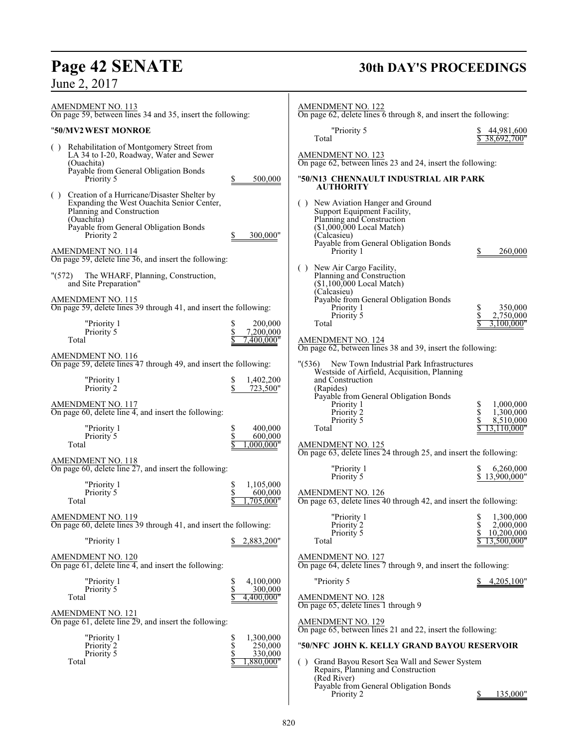AMENDMENT NO. 113
On page 59, between lines 34 and 35, insert the following:

"**50/MV2 WEST MONROE**

( ) Rehabilitation of Montgomery Street from LA 34 to I-20, Roadway, Water and Sewer
(Ouachita)
Payable from General Obligation Bonds
Priority 5 $ 500,000

( ) Creation of a Hurricane/Disaster Shelter by Expanding the West Ouachita Senior Center, Planning and Construction
(Ouachita)
Payable from General Obligation Bonds
Priority 2 $ 300,000"

AMENDMENT NO. 114
On page 59, delete line 36, and insert the following:

"(572) The WHARF, Planning, Construction, and Site Preparation"

AMENDMENT NO. 115
On page 59, delete lines 39 through 41, and insert the following:

"Priority 1 $ 200,000
Priority 5 $ 7,200,000
Total $ 7,400,000"

AMENDMENT NO. 116
On page 59, delete lines 47 through 49, and insert the following:

"Priority 1 $ 1,402,200
Priority 2 $ 723,500"

AMENDMENT NO. 117
On page 60, delete line 4, and insert the following:

"Priority 1 $ 400,000
Priority 5 $ 600,000
Total $ 1,000,000"

AMENDMENT NO. 118
On page 60, delete line 27, and insert the following:

"Priority 1 $ 1,105,000
Priority 5 $ 600,000
Total $ 1,705,000"

AMENDMENT NO. 119
On page 60, delete lines 39 through 41, and insert the following:

"Priority 1 $ 2,883,200"

AMENDMENT NO. 120
On page 61, delete line 4, and insert the following:

"Priority 1 $ 4,100,000
Priority 5 $ 300,000
Total $ 4,400,000"

AMENDMENT NO. 121
On page 61, delete line 29, and insert the following:

"Priority 1 $ 1,300,000
Priority 2 $ 250,000
Priority 5 $ 330,000
Total $ 1,880,000"

AMENDMENT NO. 122
On page 62, delete lines 6 through 8, and insert the following:

"Priority 5 $ 44,981,600
Total $ 38,692,700"

AMENDMENT NO. 123
On page 62, between lines 23 and 24, insert the following:

"**50/N13 CHENNAULT INDUSTRIAL AIR PARK AUTHORITY**

( ) New Aviation Hanger and Ground Support Equipment Facility, Planning and Construction
($1,000,000 Local Match)
(Calcasieu)
Payable from General Obligation Bonds
Priority 1 $ 260,000

( ) New Air Cargo Facility, Planning and Construction
($1,100,000 Local Match)
(Calcasieu)
Payable from General Obligation Bonds
Priority 1 $ 350,000
Priority 5 $ 2,750,000
Total $ 3,100,000"

AMENDMENT NO. 124
On page 62, between lines 38 and 39, insert the following:

"(536) New Town Industrial Park Infrastructures Westside of Airfield, Acquisition, Planning and Construction
(Rapides)
Payable from General Obligation Bonds
Priority 1 $ 1,000,000
Priority 2 $ 1,300,000
Priority 5 $ 8,510,000
Total $ 13,110,000"

AMENDMENT NO. 125
On page 63, delete lines 24 through 25, and insert the following:

"Priority 1 $ 6,260,000
Priority 5 $ 13,900,000"

AMENDMENT NO. 126
On page 63, delete lines 40 through 42, and insert the following:

"Priority 1 $ 1,300,000
Priority 2 $ 2,000,000
Priority 5 $ 10,200,000
Total $ 13,500,000"

AMENDMENT NO. 127
On page 64, delete lines 7 through 9, and insert the following:

"Priority 5 $ 4,205,100"

AMENDMENT NO. 128
On page 65, delete lines 1 through 9

AMENDMENT NO. 129
On page 65, between lines 21 and 22, insert the following:

"**50/NFC JOHN K. KELLY GRAND BAYOU RESERVOIR**

( ) Grand Bayou Resort Sea Wall and Sewer System Repairs, Planning and Construction
(Red River)
Payable from General Obligation Bonds
Priority 2 $ 135,000"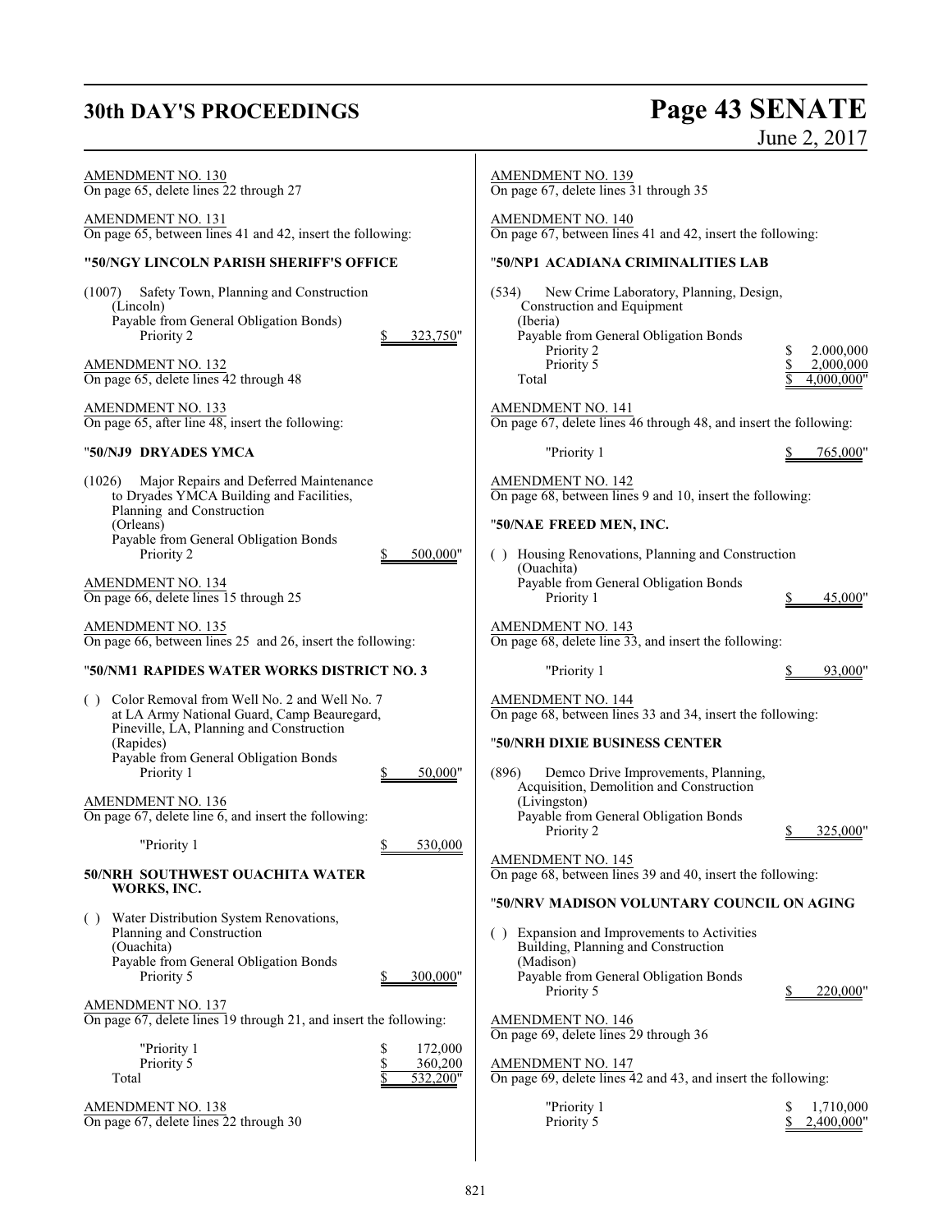AMENDMENT NO. 130
On page 65, delete lines 22 through 27

AMENDMENT NO. 131
On page 65, between lines 41 and 42, insert the following:

**"50/NGY LINCOLN PARISH SHERIFF'S OFFICE**

(1007) Safety Town, Planning and Construction
(Lincoln)
Payable from General Obligation Bonds
Priority 2 $ 323,750"

AMENDMENT NO. 132
On page 65, delete lines 42 through 48

AMENDMENT NO. 133
On page 65, after line 48, insert the following:

**"50/NJ9 DRYADES YMCA**

(1026) Major Repairs and Deferred Maintenance to Dryades YMCA Building and Facilities, Planning and Construction
(Orleans)
Payable from General Obligation Bonds
Priority 2 $ 500,000"

AMENDMENT NO. 134
On page 66, delete lines 15 through 25

AMENDMENT NO. 135
On page 66, between lines 25 and 26, insert the following:

**"50/NM1 RAPIDES WATER WORKS DISTRICT NO. 3**

( ) Color Removal from Well No. 2 and Well No. 7 at LA Army National Guard, Camp Beauregard, Pineville, LA, Planning and Construction
(Rapides)
Payable from General Obligation Bonds
Priority 1 $ 50,000"

AMENDMENT NO. 136
On page 67, delete line 6, and insert the following:

"Priority 1 $ 530,000

**50/NRH SOUTHWEST OUACHITA WATER WORKS, INC.**

( ) Water Distribution System Renovations, Planning and Construction
(Ouachita)
Payable from General Obligation Bonds
Priority 5 $ 300,000"

AMENDMENT NO. 137
On page 67, delete lines 19 through 21, and insert the following:

"Priority 1 $ 172,000
Priority 5 $ 360,200
Total $ 532,200"

AMENDMENT NO. 138
On page 67, delete lines 22 through 30

AMENDMENT NO. 139
On page 67, delete lines 31 through 35

AMENDMENT NO. 140
On page 67, between lines 41 and 42, insert the following:

**"50/NP1 ACADIANA CRIMINALITIES LAB**

(534) New Crime Laboratory, Planning, Design, Construction and Equipment
(Iberia)
Payable from General Obligation Bonds
Priority 2 $ 2.000,000
Priority 5 $ 2,000,000
Total $ 4,000,000"

AMENDMENT NO. 141
On page 67, delete lines 46 through 48, and insert the following:

"Priority 1 $ 765,000"

AMENDMENT NO. 142
On page 68, between lines 9 and 10, insert the following:

**"50/NAE FREED MEN, INC.**

( ) Housing Renovations, Planning and Construction
(Ouachita)
Payable from General Obligation Bonds
Priority 1 $ 45,000"

AMENDMENT NO. 143
On page 68, delete line 33, and insert the following:

"Priority 1 $ 93,000"

AMENDMENT NO. 144
On page 68, between lines 33 and 34, insert the following:

**"50/NRH DIXIE BUSINESS CENTER**

(896) Demco Drive Improvements, Planning, Acquisition, Demolition and Construction
(Livingston)
Payable from General Obligation Bonds
Priority 2 $ 325,000"

AMENDMENT NO. 145
On page 68, between lines 39 and 40, insert the following:

**"50/NRV MADISON VOLUNTARY COUNCIL ON AGING**

( ) Expansion and Improvements to Activities Building, Planning and Construction
(Madison)
Payable from General Obligation Bonds
Priority 5 $ 220,000"

AMENDMENT NO. 146
On page 69, delete lines 29 through 36

AMENDMENT NO. 147
On page 69, delete lines 42 and 43, and insert the following:

"Priority 1 $ 1,710,000
Priority 5 $ 2,400,000"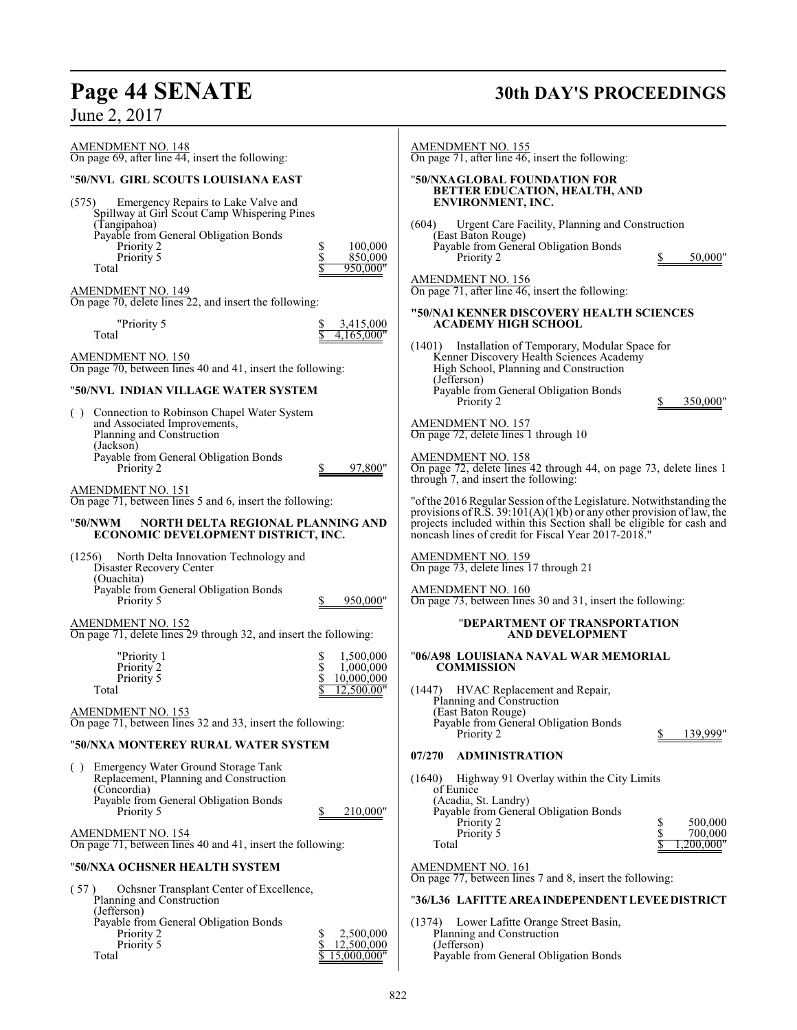AMENDMENT NO. 148
On page 69, after line 44, insert the following:

"50/NVL GIRL SCOUTS LOUISIANA EAST

(575) Emergency Repairs to Lake Valve and Spillway at Girl Scout Camp Whispering Pines (Tangipahoa)
Payable from General Obligation Bonds

| | |
|---|---|
| Priority 2 | $ 100,000 |
| Priority 5 | $ 850,000 |
| Total | $ 950,000" |

AMENDMENT NO. 149
On page 70, delete lines 22, and insert the following:

| | |
|---|---|
| "Priority 5 | $ 3,415,000 |
| Total | $ 4,165,000" |

AMENDMENT NO. 150
On page 70, between lines 40 and 41, insert the following:

"50/NVL INDIAN VILLAGE WATER SYSTEM

( ) Connection to Robinson Chapel Water System and Associated Improvements, Planning and Construction (Jackson)
Payable from General Obligation Bonds
Priority 2 $ 97,800"

AMENDMENT NO. 151
On page 71, between lines 5 and 6, insert the following:

"50/NWM NORTH DELTA REGIONAL PLANNING AND ECONOMIC DEVELOPMENT DISTRICT, INC.

(1256) North Delta Innovation Technology and Disaster Recovery Center (Ouachita)
Payable from General Obligation Bonds
Priority 5 $ 950,000"

AMENDMENT NO. 152
On page 71, delete lines 29 through 32, and insert the following:

| | |
|---|---|
| "Priority 1 | $ 1,500,000 |
| Priority 2 | $ 1,000,000 |
| Priority 5 | $ 10,000,000 |
| Total | $ 12,500.00" |

AMENDMENT NO. 153
On page 71, between lines 32 and 33, insert the following:

"50/NXA MONTEREY RURAL WATER SYSTEM

( ) Emergency Water Ground Storage Tank Replacement, Planning and Construction (Concordia)
Payable from General Obligation Bonds
Priority 5 $ 210,000"

AMENDMENT NO. 154
On page 71, between lines 40 and 41, insert the following:

"50/NXA OCHSNER HEALTH SYSTEM

( 57 ) Ochsner Transplant Center of Excellence, Planning and Construction (Jefferson)
Payable from General Obligation Bonds

| | |
|---|---|
| Priority 2 | $ 2,500,000 |
| Priority 5 | $ 12,500,000 |
| Total | $ 15,000,000" |

AMENDMENT NO. 155
On page 71, after line 46, insert the following:

"50/NXA GLOBAL FOUNDATION FOR BETTER EDUCATION, HEALTH, AND ENVIRONMENT, INC.

(604) Urgent Care Facility, Planning and Construction (East Baton Rouge)
Payable from General Obligation Bonds
Priority 2 $ 50,000"

AMENDMENT NO. 156
On page 71, after line 46, insert the following:

"50/NAI KENNER DISCOVERY HEALTH SCIENCES ACADEMY HIGH SCHOOL

(1401) Installation of Temporary, Modular Space for Kenner Discovery Health Sciences Academy High School, Planning and Construction (Jefferson)
Payable from General Obligation Bonds
Priority 2 $ 350,000"

AMENDMENT NO. 157
On page 72, delete lines 1 through 10

AMENDMENT NO. 158
On page 72, delete lines 42 through 44, on page 73, delete lines 1 through 7, and insert the following:

"of the 2016 Regular Session of the Legislature. Notwithstanding the provisions of R.S. 39:101(A)(1)(b) or any other provision of law, the projects included within this Section shall be eligible for cash and noncash lines of credit for Fiscal Year 2017-2018."

AMENDMENT NO. 159
On page 73, delete lines 17 through 21

AMENDMENT NO. 160
On page 73, between lines 30 and 31, insert the following:

"DEPARTMENT OF TRANSPORTATION AND DEVELOPMENT

"06/A98 LOUISIANA NAVAL WAR MEMORIAL COMMISSION

(1447) HVAC Replacement and Repair, Planning and Construction (East Baton Rouge)
Payable from General Obligation Bonds
Priority 2 $ 139,999"

07/270 ADMINISTRATION

(1640) Highway 91 Overlay within the City Limits of Eunice (Acadia, St. Landry)
Payable from General Obligation Bonds

| | |
|---|---|
| Priority 2 | $ 500,000 |
| Priority 5 | $ 700,000 |
| Total | $ 1,200,000" |

AMENDMENT NO. 161
On page 77, between lines 7 and 8, insert the following:

"36/L36 LAFITTE AREA INDEPENDENT LEVEE DISTRICT

(1374) Lower Lafitte Orange Street Basin, Planning and Construction (Jefferson)
Payable from General Obligation Bonds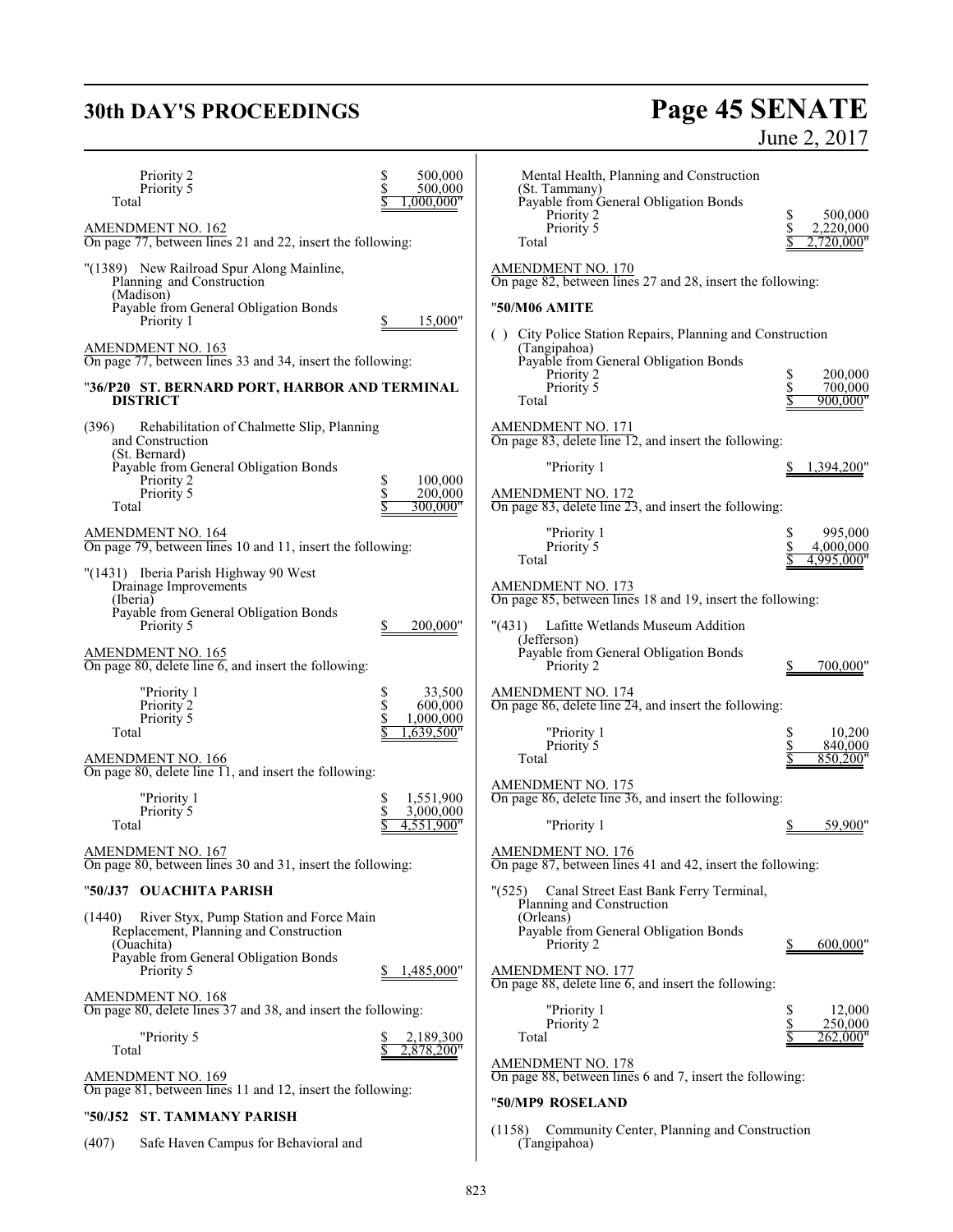Priority 2 $ 500,000
Priority 5 $ 500,000
Total $ 1,000,000"

AMENDMENT NO. 162

On page 77, between lines 21 and 22, insert the following:

"(1389) New Railroad Spur Along Mainline, Planning and Construction
(Madison)
Payable from General Obligation Bonds
Priority 1 $ 15,000"

AMENDMENT NO. 163

On page 77, between lines 33 and 34, insert the following:

"**36/P20 ST. BERNARD PORT, HARBOR AND TERMINAL DISTRICT**

(396) Rehabilitation of Chalmette Slip, Planning and Construction
(St. Bernard)
Payable from General Obligation Bonds
Priority 2 $ 100,000
Priority 5 $ 200,000
Total $ 300,000"

AMENDMENT NO. 164

On page 79, between lines 10 and 11, insert the following:

"(1431) Iberia Parish Highway 90 West Drainage Improvements
(Iberia)
Payable from General Obligation Bonds
Priority 5 $ 200,000"

AMENDMENT NO. 165

On page 80, delete line 6, and insert the following:

"Priority 1 $ 33,500
Priority 2 $ 600,000
Priority 5 $ 1,000,000
Total $ 1,639,500"

AMENDMENT NO. 166

On page 80, delete line 11, and insert the following:

"Priority 1 $ 1,551,900
Priority 5 $ 3,000,000
Total $ 4,551,900"

AMENDMENT NO. 167

On page 80, between lines 30 and 31, insert the following:

"**50/J37 OUACHITA PARISH**

(1440) River Styx, Pump Station and Force Main Replacement, Planning and Construction
(Ouachita)
Payable from General Obligation Bonds
Priority 5 $ 1,485,000"

AMENDMENT NO. 168

On page 80, delete lines 37 and 38, and insert the following:

"Priority 5 $ 2,189,300
Total $ 2,878,200"

AMENDMENT NO. 169

On page 81, between lines 11 and 12, insert the following:

"**50/J52 ST. TAMMANY PARISH**

(407) Safe Haven Campus for Behavioral and Mental Health, Planning and Construction
(St. Tammany)
Payable from General Obligation Bonds
Priority 2 $ 500,000
Priority 5 $ 2,220,000
Total $ 2,720,000"

AMENDMENT NO. 170

On page 82, between lines 27 and 28, insert the following:

"**50/M06 AMITE**

( ) City Police Station Repairs, Planning and Construction
(Tangipahoa)
Payable from General Obligation Bonds
Priority 2 $ 200,000
Priority 5 $ 700,000
Total $ 900,000"

AMENDMENT NO. 171

On page 83, delete line 12, and insert the following:

"Priority 1 $ 1,394,200"

AMENDMENT NO. 172

On page 83, delete line 23, and insert the following:

"Priority 1 $ 995,000
Priority 5 $ 4,000,000
Total $ 4,995,000"

AMENDMENT NO. 173

On page 85, between lines 18 and 19, insert the following:

"(431) Lafitte Wetlands Museum Addition
(Jefferson)
Payable from General Obligation Bonds
Priority 2 $ 700,000"

AMENDMENT NO. 174

On page 86, delete line 24, and insert the following:

"Priority 1 $ 10,200
Priority 5 $ 840,000
Total $ 850,200"

AMENDMENT NO. 175

On page 86, delete line 36, and insert the following:

"Priority 1 $ 59,900"

AMENDMENT NO. 176

On page 87, between lines 41 and 42, insert the following:

"(525) Canal Street East Bank Ferry Terminal, Planning and Construction
(Orleans)
Payable from General Obligation Bonds
Priority 2 $ 600,000"

AMENDMENT NO. 177

On page 88, delete line 6, and insert the following:

"Priority 1 $ 12,000
Priority 2 $ 250,000
Total $ 262,000"

AMENDMENT NO. 178

On page 88, between lines 6 and 7, insert the following:

"**50/MP9 ROSELAND**

(1158) Community Center, Planning and Construction
(Tangipahoa)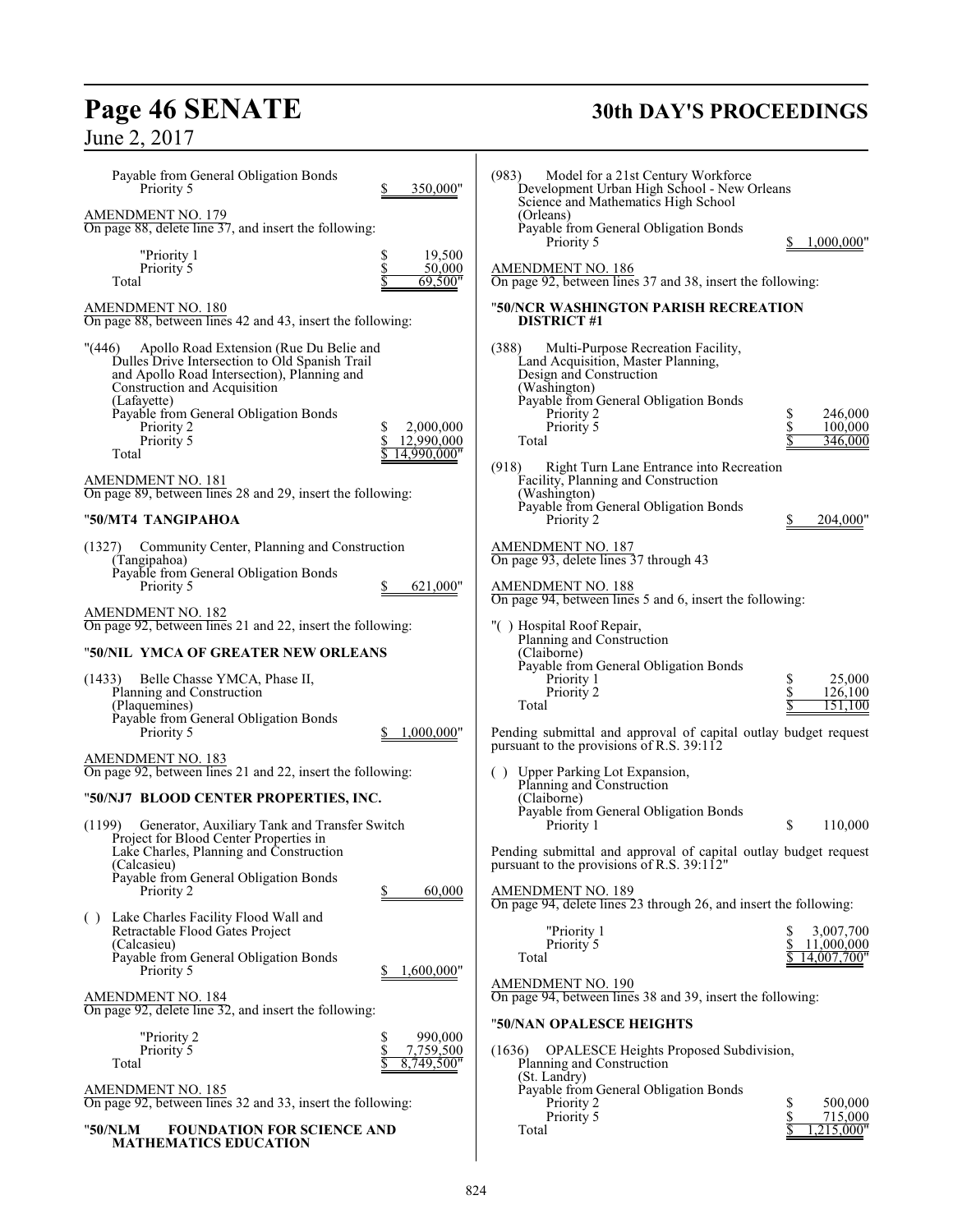Payable from General Obligation Bonds
Priority 5 $ 350,000"

AMENDMENT NO. 179

On page 88, delete line 37, and insert the following:

"Priority 1 $ 19,500
Priority 5 $ 50,000
Total $ 69,500"

AMENDMENT NO. 180

On page 88, between lines 42 and 43, insert the following:

"(446) Apollo Road Extension (Rue Du Belie and Dulles Drive Intersection to Old Spanish Trail and Apollo Road Intersection), Planning and Construction and Acquisition
(Lafayette)
Payable from General Obligation Bonds
Priority 2 $ 2,000,000
Priority 5 $ 12,990,000
Total $ 14,990,000"

AMENDMENT NO. 181

On page 89, between lines 28 and 29, insert the following:

"**50/MT4 TANGIPAHOA**

(1327) Community Center, Planning and Construction
(Tangipahoa)
Payable from General Obligation Bonds
Priority 5 $ 621,000"

AMENDMENT NO. 182

On page 92, between lines 21 and 22, insert the following:

"**50/NIL YMCA OF GREATER NEW ORLEANS**

(1433) Belle Chasse YMCA, Phase II, Planning and Construction
(Plaquemines)
Payable from General Obligation Bonds
Priority 5 $ 1,000,000"

AMENDMENT NO. 183

On page 92, between lines 21 and 22, insert the following:

"**50/NJ7 BLOOD CENTER PROPERTIES, INC.**

(1199) Generator, Auxiliary Tank and Transfer Switch Project for Blood Center Properties in Lake Charles, Planning and Construction
(Calcasieu)
Payable from General Obligation Bonds
Priority 2 $ 60,000

( ) Lake Charles Facility Flood Wall and Retractable Flood Gates Project
(Calcasieu)
Payable from General Obligation Bonds
Priority 5 $ 1,600,000"

AMENDMENT NO. 184

On page 92, delete line 32, and insert the following:

"Priority 2 $ 990,000
Priority 5 $ 7,759,500
Total $ 8,749,500"

AMENDMENT NO. 185

On page 92, between lines 32 and 33, insert the following:

"**50/NLM FOUNDATION FOR SCIENCE AND MATHEMATICS EDUCATION**

(983) Model for a 21st Century Workforce Development Urban High School - New Orleans Science and Mathematics High School
(Orleans)
Payable from General Obligation Bonds
Priority 5 $ 1,000,000"

AMENDMENT NO. 186

On page 92, between lines 37 and 38, insert the following:

"**50/NCR WASHINGTON PARISH RECREATION DISTRICT #1**

(388) Multi-Purpose Recreation Facility, Land Acquisition, Master Planning, Design and Construction
(Washington)
Payable from General Obligation Bonds
Priority 2 $ 246,000
Priority 5 $ 100,000
Total $ 346,000

(918) Right Turn Lane Entrance into Recreation Facility, Planning and Construction
(Washington)
Payable from General Obligation Bonds
Priority 2 $ 204,000"

AMENDMENT NO. 187

On page 93, delete lines 37 through 43

AMENDMENT NO. 188

On page 94, between lines 5 and 6, insert the following:

"( ) Hospital Roof Repair, Planning and Construction
(Claiborne)
Payable from General Obligation Bonds
Priority 1 $ 25,000
Priority 2 $ 126,100
Total $ 151,100

Pending submittal and approval of capital outlay budget request pursuant to the provisions of R.S. 39:112

( ) Upper Parking Lot Expansion, Planning and Construction
(Claiborne)
Payable from General Obligation Bonds
Priority 1 $ 110,000

Pending submittal and approval of capital outlay budget request pursuant to the provisions of R.S. 39:112"

AMENDMENT NO. 189

On page 94, delete lines 23 through 26, and insert the following:

"Priority 1 $ 3,007,700
Priority 5 $ 11,000,000
Total $ 14,007,700"

AMENDMENT NO. 190

On page 94, between lines 38 and 39, insert the following:

"**50/NAN OPALESCE HEIGHTS**

(1636) OPALESCE Heights Proposed Subdivision, Planning and Construction
(St. Landry)
Payable from General Obligation Bonds
Priority 2 $ 500,000
Priority 5 $ 715,000
Total $ 1,215,000"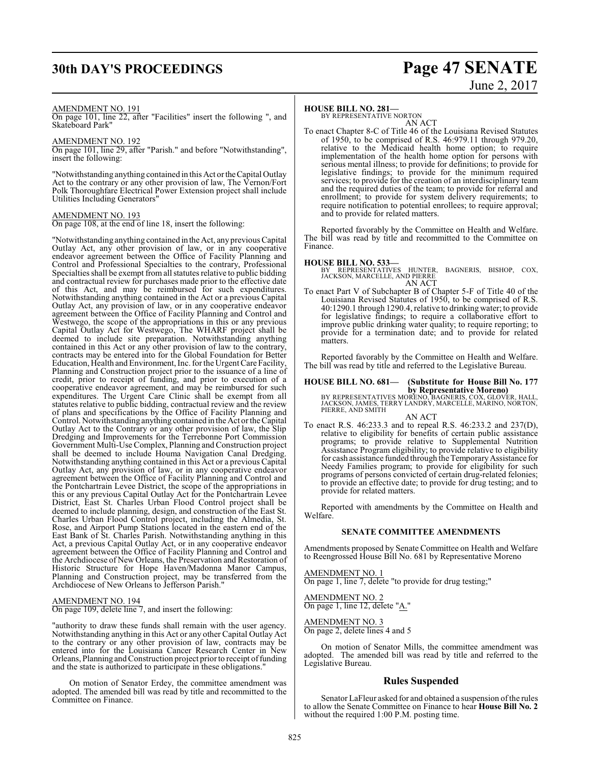AMENDMENT NO. 191
On page 101, line 22, after "Facilities" insert the following ", and Skateboard Park"

AMENDMENT NO. 192
On page 101, line 29, after "Parish." and before "Notwithstanding", insert the following:

"Notwithstanding anything contained in this Act or the Capital Outlay Act to the contrary or any other provision of law, The Vernon/Fort Polk Thoroughfare Electrical Power Extension project shall include Utilities Including Generators"

AMENDMENT NO. 193
On page 108, at the end of line 18, insert the following:

"Notwithstanding anything contained in the Act, any previous Capital Outlay Act, any other provision of law, or in any cooperative endeavor agreement between the Office of Facility Planning and Control and Professional Specialties to the contrary, Professional Specialties shall be exempt from all statutes relative to public bidding and contractual review for purchases made prior to the effective date of this Act, and may be reimbursed for such expenditures. Notwithstanding anything contained in the Act or a previous Capital Outlay Act, any provision of law, or in any cooperative endeavor agreement between the Office of Facility Planning and Control and Westwego, the scope of the appropriations in this or any previous Capital Outlay Act for Westwego, The WHARF project shall be deemed to include site preparation. Notwithstanding anything contained in this Act or any other provision of law to the contrary, contracts may be entered into for the Global Foundation for Better Education, Health and Environment, Inc. for the Urgent Care Facility, Planning and Construction project prior to the issuance of a line of credit, prior to receipt of funding, and prior to execution of a cooperative endeavor agreement, and may be reimbursed for such expenditures. The Urgent Care Clinic shall be exempt from all statutes relative to public bidding, contractual review and the review of plans and specifications by the Office of Facility Planning and Control. Notwithstanding anything contained in the Act or the Capital Outlay Act to the Contrary or any other provision of law, the Slip Dredging and Improvements for the Terrebonne Port Commission Government Multi-Use Complex, Planning and Construction project shall be deemed to include Houma Navigation Canal Dredging. Notwithstanding anything contained in this Act or a previous Capital Outlay Act, any provision of law, or in any cooperative endeavor agreement between the Office of Facility Planning and Control and the Pontchartrain Levee District, the scope of the appropriations in this or any previous Capital Outlay Act for the Pontchartrain Levee District, East St. Charles Urban Flood Control project shall be deemed to include planning, design, and construction of the East St. Charles Urban Flood Control project, including the Almedia, St. Rose, and Airport Pump Stations located in the eastern end of the East Bank of St. Charles Parish. Notwithstanding anything in this Act, a previous Capital Outlay Act, or in any cooperative endeavor agreement between the Office of Facility Planning and Control and the Archdiocese of New Orleans, the Preservation and Restoration of Historic Structure for Hope Haven/Madonna Manor Campus, Planning and Construction project, may be transferred from the Archdiocese of New Orleans to Jefferson Parish."

AMENDMENT NO. 194
On page 109, delete line 7, and insert the following:

"authority to draw these funds shall remain with the user agency. Notwithstanding anything in this Act or any other Capital Outlay Act to the contrary or any other provision of law, contracts may be entered into for the Louisiana Cancer Research Center in New Orleans, Planning and Construction project prior to receipt of funding and the state is authorized to participate in these obligations."

On motion of Senator Erdey, the committee amendment was adopted. The amended bill was read by title and recommitted to the Committee on Finance.

**HOUSE BILL NO. 281—**
BY REPRESENTATIVE NORTON
AN ACT
To enact Chapter 8-C of Title 46 of the Louisiana Revised Statutes of 1950, to be comprised of R.S. 46:979.11 through 979.20, relative to the Medicaid health home option; to require implementation of the health home option for persons with serious mental illness; to provide for definitions; to provide for legislative findings; to provide for the minimum required services; to provide for the creation of an interdisciplinary team and the required duties of the team; to provide for referral and enrollment; to provide for system delivery requirements; to require notification to potential enrollees; to require approval; and to provide for related matters.

Reported favorably by the Committee on Health and Welfare. The bill was read by title and recommitted to the Committee on Finance.

**HOUSE BILL NO. 533—**
BY REPRESENTATIVES HUNTER, BAGNERIS, BISHOP, COX, JACKSON, MARCELLE, AND PIERRE
AN ACT
To enact Part V of Subchapter B of Chapter 5-F of Title 40 of the Louisiana Revised Statutes of 1950, to be comprised of R.S. 40:1290.1 through 1290.4, relative to drinking water; to provide for legislative findings; to require a collaborative effort to improve public drinking water quality; to require reporting; to provide for a termination date; and to provide for related matters.

Reported favorably by the Committee on Health and Welfare. The bill was read by title and referred to the Legislative Bureau.

**HOUSE BILL NO. 681— (Substitute for House Bill No. 177 by Representative Moreno)**
BY REPRESENTATIVES MORENO, BAGNERIS, COX, GLOVER, HALL, JACKSON, JAMES, TERRY LANDRY, MARCELLE, MARINO, NORTON, PIERRE, AND SMITH
AN ACT
To enact R.S. 46:233.3 and to repeal R.S. 46:233.2 and 237(D), relative to eligibility for benefits of certain public assistance programs; to provide relative to Supplemental Nutrition Assistance Program eligibility; to provide relative to eligibility for cash assistance funded through the Temporary Assistance for Needy Families program; to provide for eligibility for such programs of persons convicted of certain drug-related felonies; to provide an effective date; to provide for drug testing; and to provide for related matters.

Reported with amendments by the Committee on Health and Welfare.

## SENATE COMMITTEE AMENDMENTS

Amendments proposed by Senate Committee on Health and Welfare to Reengrossed House Bill No. 681 by Representative Moreno

AMENDMENT NO. 1
On page 1, line 7, delete "to provide for drug testing;"

AMENDMENT NO. 2
On page 1, line 12, delete "A."

AMENDMENT NO. 3
On page 2, delete lines 4 and 5

On motion of Senator Mills, the committee amendment was adopted. The amended bill was read by title and referred to the Legislative Bureau.

## Rules Suspended

Senator LaFleur asked for and obtained a suspension of the rules to allow the Senate Committee on Finance to hear **House Bill No. 2** without the required 1:00 P.M. posting time.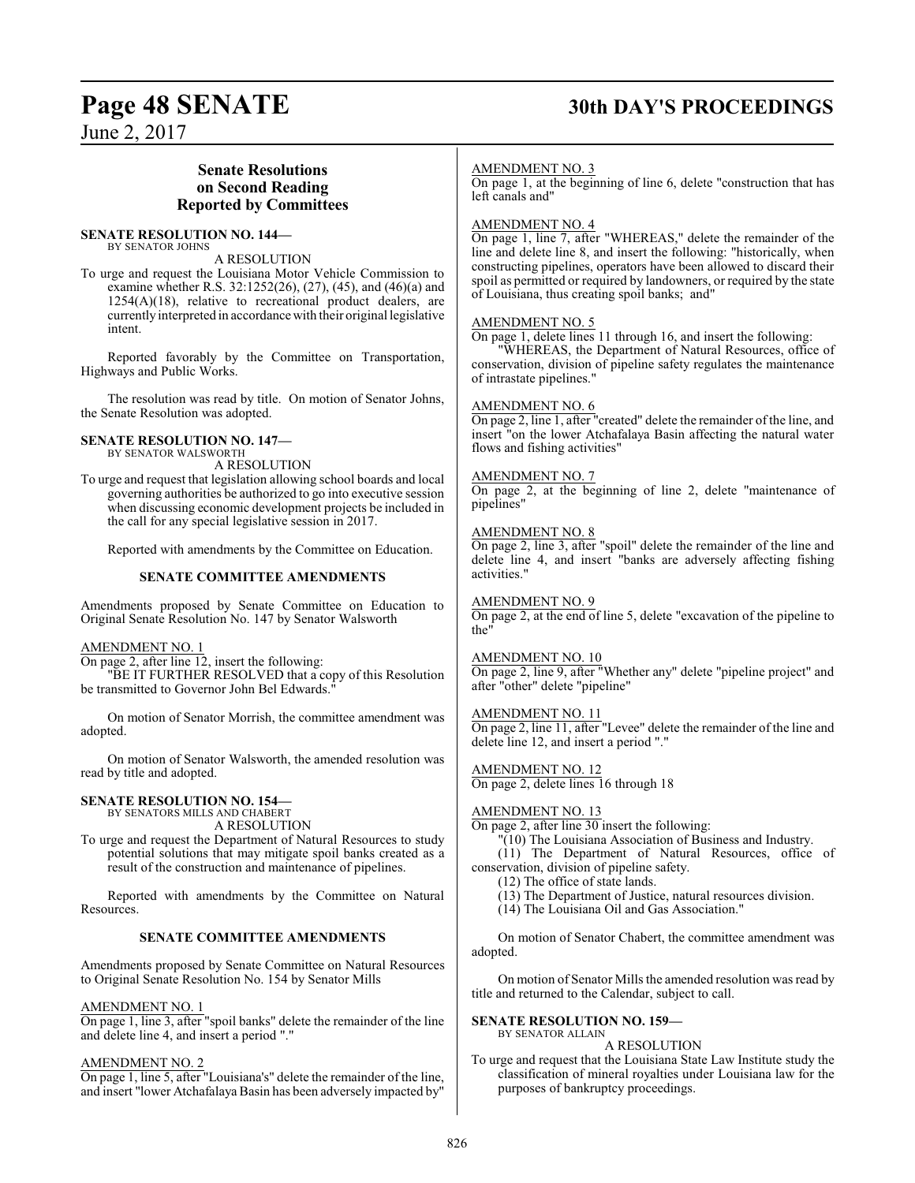## Senate Resolutions on Second Reading Reported by Committees

**SENATE RESOLUTION NO. 144—**
BY SENATOR JOHNS

A RESOLUTION

To urge and request the Louisiana Motor Vehicle Commission to examine whether R.S. 32:1252(26), (27), (45), and (46)(a) and 1254(A)(18), relative to recreational product dealers, are currently interpreted in accordance with their original legislative intent.

Reported favorably by the Committee on Transportation, Highways and Public Works.

The resolution was read by title. On motion of Senator Johns, the Senate Resolution was adopted.

**SENATE RESOLUTION NO. 147—**
BY SENATOR WALSWORTH

A RESOLUTION

To urge and request that legislation allowing school boards and local governing authorities be authorized to go into executive session when discussing economic development projects be included in the call for any special legislative session in 2017.

Reported with amendments by the Committee on Education.

**SENATE COMMITTEE AMENDMENTS**

Amendments proposed by Senate Committee on Education to Original Senate Resolution No. 147 by Senator Walsworth

AMENDMENT NO. 1
On page 2, after line 12, insert the following:
"BE IT FURTHER RESOLVED that a copy of this Resolution be transmitted to Governor John Bel Edwards."

On motion of Senator Morrish, the committee amendment was adopted.

On motion of Senator Walsworth, the amended resolution was read by title and adopted.

**SENATE RESOLUTION NO. 154—**
BY SENATORS MILLS AND CHABERT

A RESOLUTION

To urge and request the Department of Natural Resources to study potential solutions that may mitigate spoil banks created as a result of the construction and maintenance of pipelines.

Reported with amendments by the Committee on Natural Resources.

**SENATE COMMITTEE AMENDMENTS**

Amendments proposed by Senate Committee on Natural Resources to Original Senate Resolution No. 154 by Senator Mills

AMENDMENT NO. 1
On page 1, line 3, after "spoil banks" delete the remainder of the line and delete line 4, and insert a period "."

AMENDMENT NO. 2
On page 1, line 5, after "Louisiana's" delete the remainder of the line, and insert "lower Atchafalaya Basin has been adversely impacted by"

AMENDMENT NO. 3
On page 1, at the beginning of line 6, delete "construction that has left canals and"

AMENDMENT NO. 4
On page 1, line 7, after "WHEREAS," delete the remainder of the line and delete line 8, and insert the following: "historically, when constructing pipelines, operators have been allowed to discard their spoil as permitted or required by landowners, or required by the state of Louisiana, thus creating spoil banks; and"

AMENDMENT NO. 5
On page 1, delete lines 11 through 16, and insert the following:
"WHEREAS, the Department of Natural Resources, office of conservation, division of pipeline safety regulates the maintenance of intrastate pipelines."

AMENDMENT NO. 6
On page 2, line 1, after "created" delete the remainder of the line, and insert "on the lower Atchafalaya Basin affecting the natural water flows and fishing activities"

AMENDMENT NO. 7
On page 2, at the beginning of line 2, delete "maintenance of pipelines"

AMENDMENT NO. 8
On page 2, line 3, after "spoil" delete the remainder of the line and delete line 4, and insert "banks are adversely affecting fishing activities."

AMENDMENT NO. 9
On page 2, at the end of line 5, delete "excavation of the pipeline to the"

AMENDMENT NO. 10
On page 2, line 9, after "Whether any" delete "pipeline project" and after "other" delete "pipeline"

AMENDMENT NO. 11
On page 2, line 11, after "Levee" delete the remainder of the line and delete line 12, and insert a period "."

AMENDMENT NO. 12
On page 2, delete lines 16 through 18

AMENDMENT NO. 13
On page 2, after line 30 insert the following:
"(10) The Louisiana Association of Business and Industry.
(11) The Department of Natural Resources, office of conservation, division of pipeline safety.
(12) The office of state lands.
(13) The Department of Justice, natural resources division.
(14) The Louisiana Oil and Gas Association."

On motion of Senator Chabert, the committee amendment was adopted.

On motion of Senator Mills the amended resolution was read by title and returned to the Calendar, subject to call.

**SENATE RESOLUTION NO. 159—**
BY SENATOR ALLAIN

A RESOLUTION

To urge and request that the Louisiana State Law Institute study the classification of mineral royalties under Louisiana law for the purposes of bankruptcy proceedings.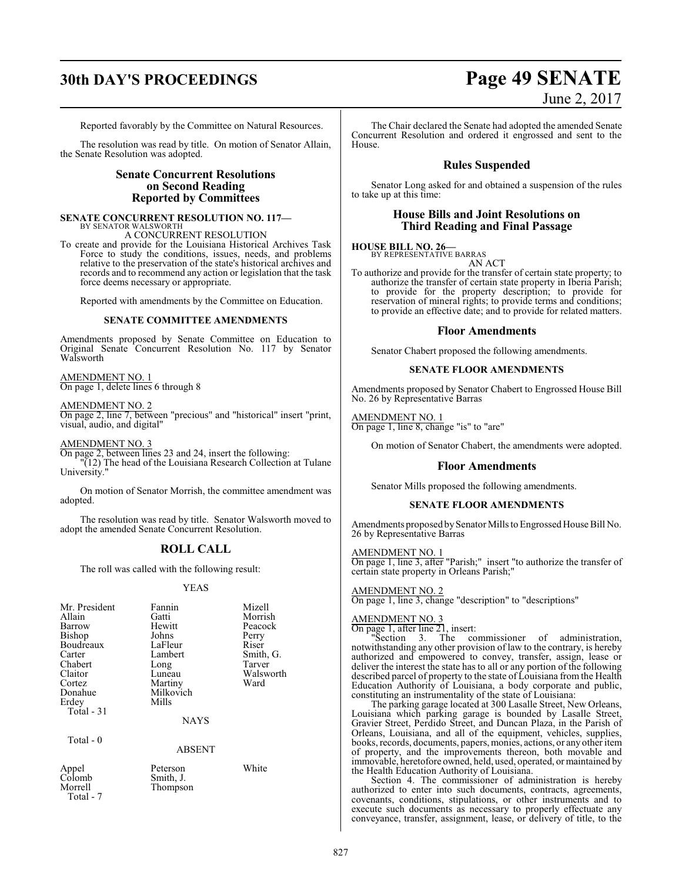Reported favorably by the Committee on Natural Resources.

The resolution was read by title. On motion of Senator Allain, the Senate Resolution was adopted.

## Senate Concurrent Resolutions on Second Reading Reported by Committees

**SENATE CONCURRENT RESOLUTION NO. 117—**
BY SENATOR WALSWORTH
A CONCURRENT RESOLUTION

To create and provide for the Louisiana Historical Archives Task Force to study the conditions, issues, needs, and problems relative to the preservation of the state's historical archives and records and to recommend any action or legislation that the task force deems necessary or appropriate.

Reported with amendments by the Committee on Education.

**SENATE COMMITTEE AMENDMENTS**

Amendments proposed by Senate Committee on Education to Original Senate Concurrent Resolution No. 117 by Senator Walsworth

AMENDMENT NO. 1
On page 1, delete lines 6 through 8

AMENDMENT NO. 2
On page 2, line 7, between "precious" and "historical" insert "print, visual, audio, and digital"

AMENDMENT NO. 3
On page 2, between lines 23 and 24, insert the following:
"(12) The head of the Louisiana Research Collection at Tulane University."

On motion of Senator Morrish, the committee amendment was adopted.

The resolution was read by title. Senator Walsworth moved to adopt the amended Senate Concurrent Resolution.

## ROLL CALL

The roll was called with the following result:

YEAS

| | | |
|---|---|---|
| Mr. President | Fannin | Mizell |
| Allain | Gatti | Morrish |
| Barrow | Hewitt | Peacock |
| Bishop | Johns | Perry |
| Boudreaux | LaFleur | Riser |
| Carter | Lambert | Smith, G. |
| Chabert | Long | Tarver |
| Claitor | Luneau | Walsworth |
| Cortez | Martiny | Ward |
| Donahue | Milkovich | |
| Erdey | Mills | |

Total - 31

NAYS

Total - 0

ABSENT

| | | |
|---|---|---|
| Appel | Peterson | White |
| Colomb | Smith, J. | |
| Morrell | Thompson | |

Total - 7

The Chair declared the Senate had adopted the amended Senate Concurrent Resolution and ordered it engrossed and sent to the House.

## Rules Suspended

Senator Long asked for and obtained a suspension of the rules to take up at this time:

## House Bills and Joint Resolutions on Third Reading and Final Passage

**HOUSE BILL NO. 26—**
BY REPRESENTATIVE BARRAS
AN ACT

To authorize and provide for the transfer of certain state property; to authorize the transfer of certain state property in Iberia Parish; to provide for the property description; to provide for reservation of mineral rights; to provide terms and conditions; to provide an effective date; and to provide for related matters.

## Floor Amendments

Senator Chabert proposed the following amendments.

**SENATE FLOOR AMENDMENTS**

Amendments proposed by Senator Chabert to Engrossed House Bill No. 26 by Representative Barras

AMENDMENT NO. 1
On page 1, line 8, change "is" to "are"

On motion of Senator Chabert, the amendments were adopted.

## Floor Amendments

Senator Mills proposed the following amendments.

**SENATE FLOOR AMENDMENTS**

Amendments proposed by Senator Mills to Engrossed House Bill No. 26 by Representative Barras

AMENDMENT NO. 1
On page 1, line 3, after "Parish;" insert "to authorize the transfer of certain state property in Orleans Parish;"

AMENDMENT NO. 2
On page 1, line 3, change "description" to "descriptions"

AMENDMENT NO. 3
On page 1, after line 21, insert:

"Section 3. The commissioner of administration, notwithstanding any other provision of law to the contrary, is hereby authorized and empowered to convey, transfer, assign, lease or deliver the interest the state has to all or any portion of the following described parcel of property to the state of Louisiana from the Health Education Authority of Louisiana, a body corporate and public, constituting an instrumentality of the state of Louisiana:

The parking garage located at 300 Lasalle Street, New Orleans, Louisiana which parking garage is bounded by Lasalle Street, Gravier Street, Perdido Street, and Duncan Plaza, in the Parish of Orleans, Louisiana, and all of the equipment, vehicles, supplies, books, records, documents, papers, monies, actions, or any other item of property, and the improvements thereon, both movable and immovable, heretofore owned, held, used, operated, or maintained by the Health Education Authority of Louisiana.

Section 4. The commissioner of administration is hereby authorized to enter into such documents, contracts, agreements, covenants, conditions, stipulations, or other instruments and to execute such documents as necessary to properly effectuate any conveyance, transfer, assignment, lease, or delivery of title, to the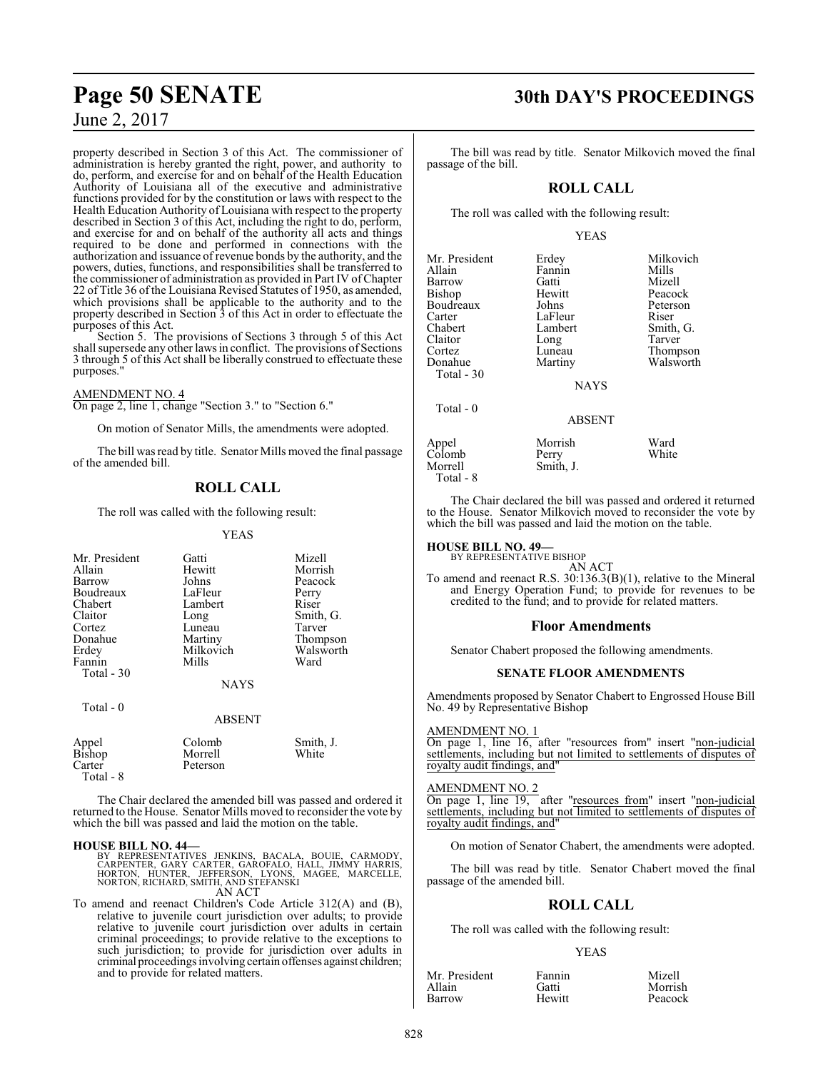property described in Section 3 of this Act. The commissioner of administration is hereby granted the right, power, and authority to do, perform, and exercise for and on behalf of the Health Education Authority of Louisiana all of the executive and administrative functions provided for by the constitution or laws with respect to the Health Education Authority of Louisiana with respect to the property described in Section 3 of this Act, including the right to do, perform, and exercise for and on behalf of the authority all acts and things required to be done and performed in connections with the authorization and issuance of revenue bonds by the authority, and the powers, duties, functions, and responsibilities shall be transferred to the commissioner of administration as provided in Part IV of Chapter 22 of Title 36 of the Louisiana Revised Statutes of 1950, as amended, which provisions shall be applicable to the authority and to the property described in Section 3 of this Act in order to effectuate the purposes of this Act.

Section 5. The provisions of Sections 3 through 5 of this Act shall supersede any other laws in conflict. The provisions of Sections 3 through 5 of this Act shall be liberally construed to effectuate these purposes."

AMENDMENT NO. 4

On page 2, line 1, change "Section 3." to "Section 6."

On motion of Senator Mills, the amendments were adopted.

The bill was read by title. Senator Mills moved the final passage of the amended bill.

## ROLL CALL

The roll was called with the following result:

YEAS

| | | |
|---|---|---|
| Mr. President | Gatti | Mizell |
| Allain | Hewitt | Morrish |
| Barrow | Johns | Peacock |
| Boudreaux | LaFleur | Perry |
| Chabert | Lambert | Riser |
| Claitor | Long | Smith, G. |
| Cortez | Luneau | Tarver |
| Donahue | Martiny | Thompson |
| Erdey | Milkovich | Walsworth |
| Fannin | Mills | Ward |
| Total - 30 | | |

NAYS

Total - 0

ABSENT

| | | |
|---|---|---|
| Appel | Colomb | Smith, J. |
| Bishop | Morrell | White |
| Carter | Peterson | |
| Total - 8 | | |

The Chair declared the amended bill was passed and ordered it returned to the House. Senator Mills moved to reconsider the vote by which the bill was passed and laid the motion on the table.

**HOUSE BILL NO. 44—**
BY REPRESENTATIVES JENKINS, BACALA, BOUIE, CARMODY, CARPENTER, GARY CARTER, GAROFALO, HALL, JIMMY HARRIS, HORTON, HUNTER, JEFFERSON, LYONS, MAGEE, MARCELLE, NORTON, RICHARD, SMITH, AND STEFANSKI
AN ACT

To amend and reenact Children's Code Article 312(A) and (B), relative to juvenile court jurisdiction over adults; to provide relative to juvenile court jurisdiction over adults in certain criminal proceedings; to provide relative to the exceptions to such jurisdiction; to provide for jurisdiction over adults in criminal proceedings involving certain offenses against children; and to provide for related matters.

The bill was read by title. Senator Milkovich moved the final passage of the bill.

## ROLL CALL

The roll was called with the following result:

YEAS

| | | |
|---|---|---|
| Mr. President | Erdey | Milkovich |
| Allain | Fannin | Mills |
| Barrow | Gatti | Mizell |
| Bishop | Hewitt | Peacock |
| Boudreaux | Johns | Peterson |
| Carter | LaFleur | Riser |
| Chabert | Lambert | Smith, G. |
| Claitor | Long | Tarver |
| Cortez | Luneau | Thompson |
| Donahue | Martiny | Walsworth |
| Total - 30 | | |

NAYS

Total - 0

ABSENT

| | | |
|---|---|---|
| Appel | Morrish | Ward |
| Colomb | Perry | White |
| Morrell | Smith, J. | |
| Total - 8 | | |

The Chair declared the bill was passed and ordered it returned to the House. Senator Milkovich moved to reconsider the vote by which the bill was passed and laid the motion on the table.

**HOUSE BILL NO. 49—**
BY REPRESENTATIVE BISHOP
AN ACT

To amend and reenact R.S. 30:136.3(B)(1), relative to the Mineral and Energy Operation Fund; to provide for revenues to be credited to the fund; and to provide for related matters.

### Floor Amendments

Senator Chabert proposed the following amendments.

#### SENATE FLOOR AMENDMENTS

Amendments proposed by Senator Chabert to Engrossed House Bill No. 49 by Representative Bishop

AMENDMENT NO. 1

On page 1, line 16, after "resources from" insert "non-judicial settlements, including but not limited to settlements of disputes of royalty audit findings, and"

AMENDMENT NO. 2

On page 1, line 19, after "resources from" insert "non-judicial settlements, including but not limited to settlements of disputes of royalty audit findings, and"

On motion of Senator Chabert, the amendments were adopted.

The bill was read by title. Senator Chabert moved the final passage of the amended bill.

## ROLL CALL

The roll was called with the following result:

YEAS

| | | |
|---|---|---|
| Mr. President | Fannin | Mizell |
| Allain | Gatti | Morrish |
| Barrow | Hewitt | Peacock |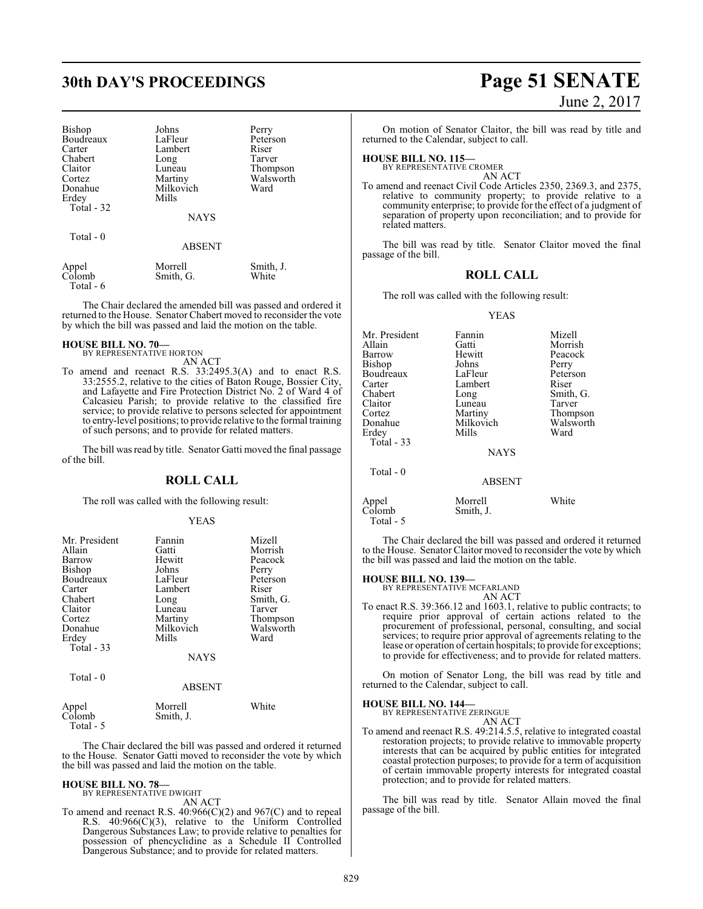| Bishop | Johns | Perry |
|---|---|---|
| Boudreaux | LaFleur | Peterson |
| Carter | Lambert | Riser |
| Chabert | Long | Tarver |
| Claitor | Luneau | Thompson |
| Cortez | Martiny | Walsworth |
| Donahue | Milkovich | Ward |
| Erdey | Mills | |
| Total - 32 | | |

NAYS

Total - 0

ABSENT

| Appel | Morrell | Smith, J. |
|---|---|---|
| Colomb | Smith, G. | White |
| Total - 6 | | |

The Chair declared the amended bill was passed and ordered it returned to the House. Senator Chabert moved to reconsider the vote by which the bill was passed and laid the motion on the table.

**HOUSE BILL NO. 70—**
BY REPRESENTATIVE HORTON
AN ACT

To amend and reenact R.S. 33:2495.3(A) and to enact R.S. 33:2555.2, relative to the cities of Baton Rouge, Bossier City, and Lafayette and Fire Protection District No. 2 of Ward 4 of Calcasieu Parish; to provide relative to the classified fire service; to provide relative to persons selected for appointment to entry-level positions; to provide relative to the formal training of such persons; and to provide for related matters.

The bill was read by title. Senator Gatti moved the final passage of the bill.

## ROLL CALL

The roll was called with the following result:

YEAS

| Mr. President | Fannin | Mizell |
|---|---|---|
| Allain | Gatti | Morrish |
| Barrow | Hewitt | Peacock |
| Bishop | Johns | Perry |
| Boudreaux | LaFleur | Peterson |
| Carter | Lambert | Riser |
| Chabert | Long | Smith, G. |
| Claitor | Luneau | Tarver |
| Cortez | Martiny | Thompson |
| Donahue | Milkovich | Walsworth |
| Erdey | Mills | Ward |
| Total - 33 | | |

NAYS

Total - 0

ABSENT

| Appel | Morrell | White |
|---|---|---|
| Colomb | Smith, J. | |
| Total - 5 | | |

The Chair declared the bill was passed and ordered it returned to the House. Senator Gatti moved to reconsider the vote by which the bill was passed and laid the motion on the table.

**HOUSE BILL NO. 78—**
BY REPRESENTATIVE DWIGHT
AN ACT

To amend and reenact R.S. 40:966(C)(2) and 967(C) and to repeal R.S. 40:966(C)(3), relative to the Uniform Controlled Dangerous Substances Law; to provide relative to penalties for possession of phencyclidine as a Schedule II Controlled Dangerous Substance; and to provide for related matters.

On motion of Senator Claitor, the bill was read by title and returned to the Calendar, subject to call.

**HOUSE BILL NO. 115—**
BY REPRESENTATIVE CROMER
AN ACT

To amend and reenact Civil Code Articles 2350, 2369.3, and 2375, relative to community property; to provide relative to a community enterprise; to provide for the effect of a judgment of separation of property upon reconciliation; and to provide for related matters.

The bill was read by title. Senator Claitor moved the final passage of the bill.

## ROLL CALL

The roll was called with the following result:

YEAS

| Mr. President | Fannin | Mizell |
|---|---|---|
| Allain | Gatti | Morrish |
| Barrow | Hewitt | Peacock |
| Bishop | Johns | Perry |
| Boudreaux | LaFleur | Peterson |
| Carter | Lambert | Riser |
| Chabert | Long | Smith, G. |
| Claitor | Luneau | Tarver |
| Cortez | Martiny | Thompson |
| Donahue | Milkovich | Walsworth |
| Erdey | Mills | Ward |
| Total - 33 | | |

NAYS

Total - 0

ABSENT

| Appel | Morrell | White |
|---|---|---|
| Colomb | Smith, J. | |
| Total - 5 | | |

The Chair declared the bill was passed and ordered it returned to the House. Senator Claitor moved to reconsider the vote by which the bill was passed and laid the motion on the table.

**HOUSE BILL NO. 139—**
BY REPRESENTATIVE MCFARLAND
AN ACT

To enact R.S. 39:366.12 and 1603.1, relative to public contracts; to require prior approval of certain actions related to the procurement of professional, personal, consulting, and social services; to require prior approval of agreements relating to the lease or operation of certain hospitals; to provide for exceptions; to provide for effectiveness; and to provide for related matters.

On motion of Senator Long, the bill was read by title and returned to the Calendar, subject to call.

**HOUSE BILL NO. 144—**
BY REPRESENTATIVE ZERINGUE
AN ACT

To amend and reenact R.S. 49:214.5.5, relative to integrated coastal restoration projects; to provide relative to immovable property interests that can be acquired by public entities for integrated coastal protection purposes; to provide for a term of acquisition of certain immovable property interests for integrated coastal protection; and to provide for related matters.

The bill was read by title. Senator Allain moved the final passage of the bill.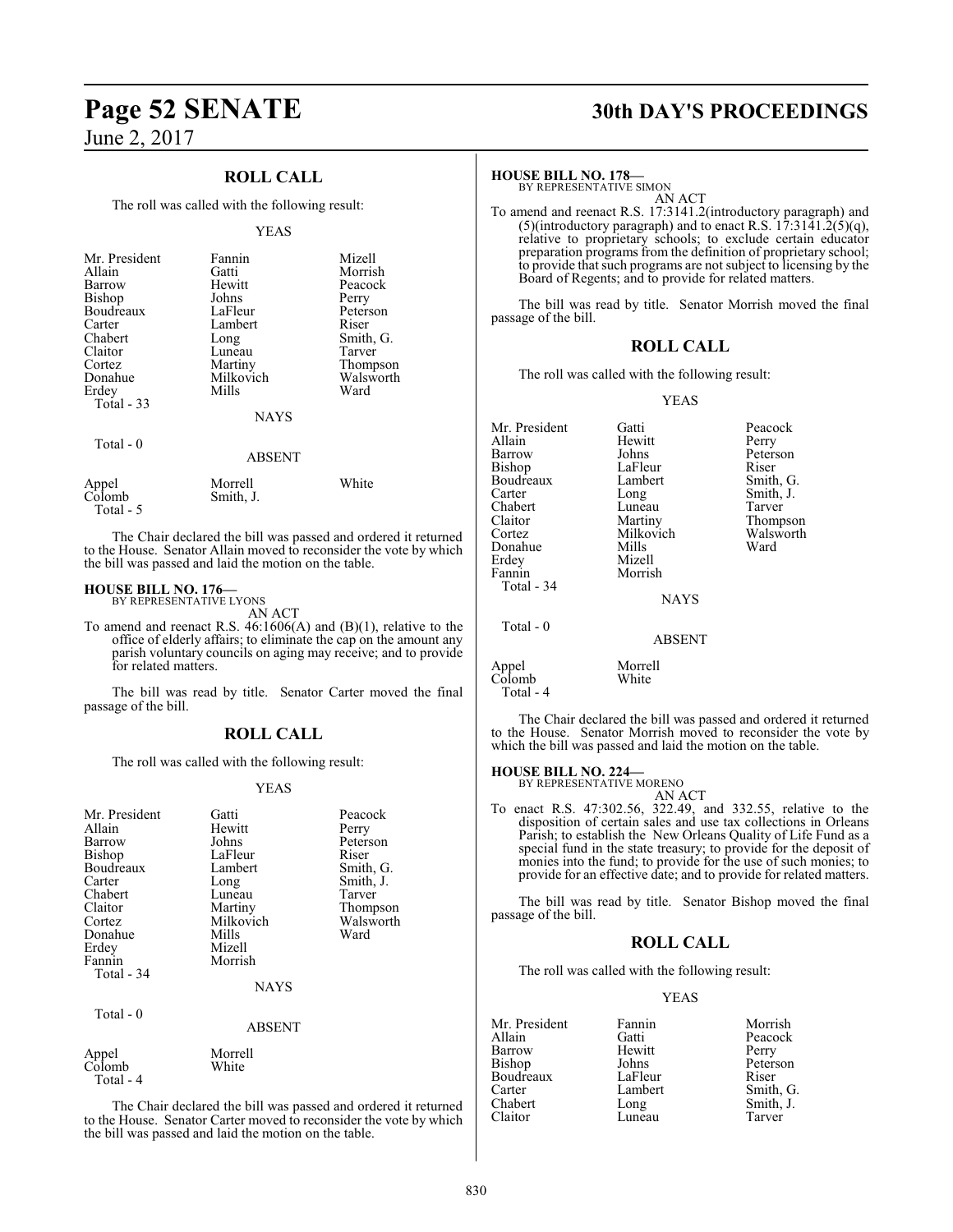## ROLL CALL

The roll was called with the following result:

YEAS

| | | |
|---|---|---|
| Mr. President | Fannin | Mizell |
| Allain | Gatti | Morrish |
| Barrow | Hewitt | Peacock |
| Bishop | Johns | Perry |
| Boudreaux | LaFleur | Peterson |
| Carter | Lambert | Riser |
| Chabert | Long | Smith, G. |
| Claitor | Luneau | Tarver |
| Cortez | Martiny | Thompson |
| Donahue | Milkovich | Walsworth |
| Erdey | Mills | Ward |
| Total - 33 | | |

NAYS

Total - 0

ABSENT

| | | |
|---|---|---|
| Appel | Morrell | White |
| Colomb | Smith, J. | |
| Total - 5 | | |

The Chair declared the bill was passed and ordered it returned to the House. Senator Allain moved to reconsider the vote by which the bill was passed and laid the motion on the table.

### HOUSE BILL NO. 176—
BY REPRESENTATIVE LYONS

AN ACT

To amend and reenact R.S. 46:1606(A) and (B)(1), relative to the office of elderly affairs; to eliminate the cap on the amount any parish voluntary councils on aging may receive; and to provide for related matters.

The bill was read by title. Senator Carter moved the final passage of the bill.

## ROLL CALL

The roll was called with the following result:

YEAS

| | | |
|---|---|---|
| Mr. President | Gatti | Peacock |
| Allain | Hewitt | Perry |
| Barrow | Johns | Peterson |
| Bishop | LaFleur | Riser |
| Boudreaux | Lambert | Smith, G. |
| Carter | Long | Smith, J. |
| Chabert | Luneau | Tarver |
| Claitor | Martiny | Thompson |
| Cortez | Milkovich | Walsworth |
| Donahue | Mills | Ward |
| Erdey | Mizell | |
| Fannin | Morrish | |
| Total - 34 | | |

NAYS

Total - 0

ABSENT

| | |
|---|---|
| Appel | Morrell |
| Colomb | White |
| Total - 4 | |

The Chair declared the bill was passed and ordered it returned to the House. Senator Carter moved to reconsider the vote by which the bill was passed and laid the motion on the table.

### HOUSE BILL NO. 178—
BY REPRESENTATIVE SIMON

AN ACT

To amend and reenact R.S. 17:3141.2(introductory paragraph) and (5)(introductory paragraph) and to enact R.S. 17:3141.2(5)(q), relative to proprietary schools; to exclude certain educator preparation programs from the definition of proprietary school; to provide that such programs are not subject to licensing by the Board of Regents; and to provide for related matters.

The bill was read by title. Senator Morrish moved the final passage of the bill.

## ROLL CALL

The roll was called with the following result:

YEAS

| | | |
|---|---|---|
| Mr. President | Gatti | Peacock |
| Allain | Hewitt | Perry |
| Barrow | Johns | Peterson |
| Bishop | LaFleur | Riser |
| Boudreaux | Lambert | Smith, G. |
| Carter | Long | Smith, J. |
| Chabert | Luneau | Tarver |
| Claitor | Martiny | Thompson |
| Cortez | Milkovich | Walsworth |
| Donahue | Mills | Ward |
| Erdey | Mizell | |
| Fannin | Morrish | |
| Total - 34 | | |

NAYS

Total - 0

ABSENT

| | |
|---|---|
| Appel | Morrell |
| Colomb | White |
| Total - 4 | |

The Chair declared the bill was passed and ordered it returned to the House. Senator Morrish moved to reconsider the vote by which the bill was passed and laid the motion on the table.

### HOUSE BILL NO. 224—
BY REPRESENTATIVE MORENO

AN ACT

To enact R.S. 47:302.56, 322.49, and 332.55, relative to the disposition of certain sales and use tax collections in Orleans Parish; to establish the New Orleans Quality of Life Fund as a special fund in the state treasury; to provide for the deposit of monies into the fund; to provide for the use of such monies; to provide for an effective date; and to provide for related matters.

The bill was read by title. Senator Bishop moved the final passage of the bill.

## ROLL CALL

The roll was called with the following result:

YEAS

| | | |
|---|---|---|
| Mr. President | Fannin | Morrish |
| Allain | Gatti | Peacock |
| Barrow | Hewitt | Perry |
| Bishop | Johns | Peterson |
| Boudreaux | LaFleur | Riser |
| Carter | Lambert | Smith, G. |
| Chabert | Long | Smith, J. |
| Claitor | Luneau | Tarver |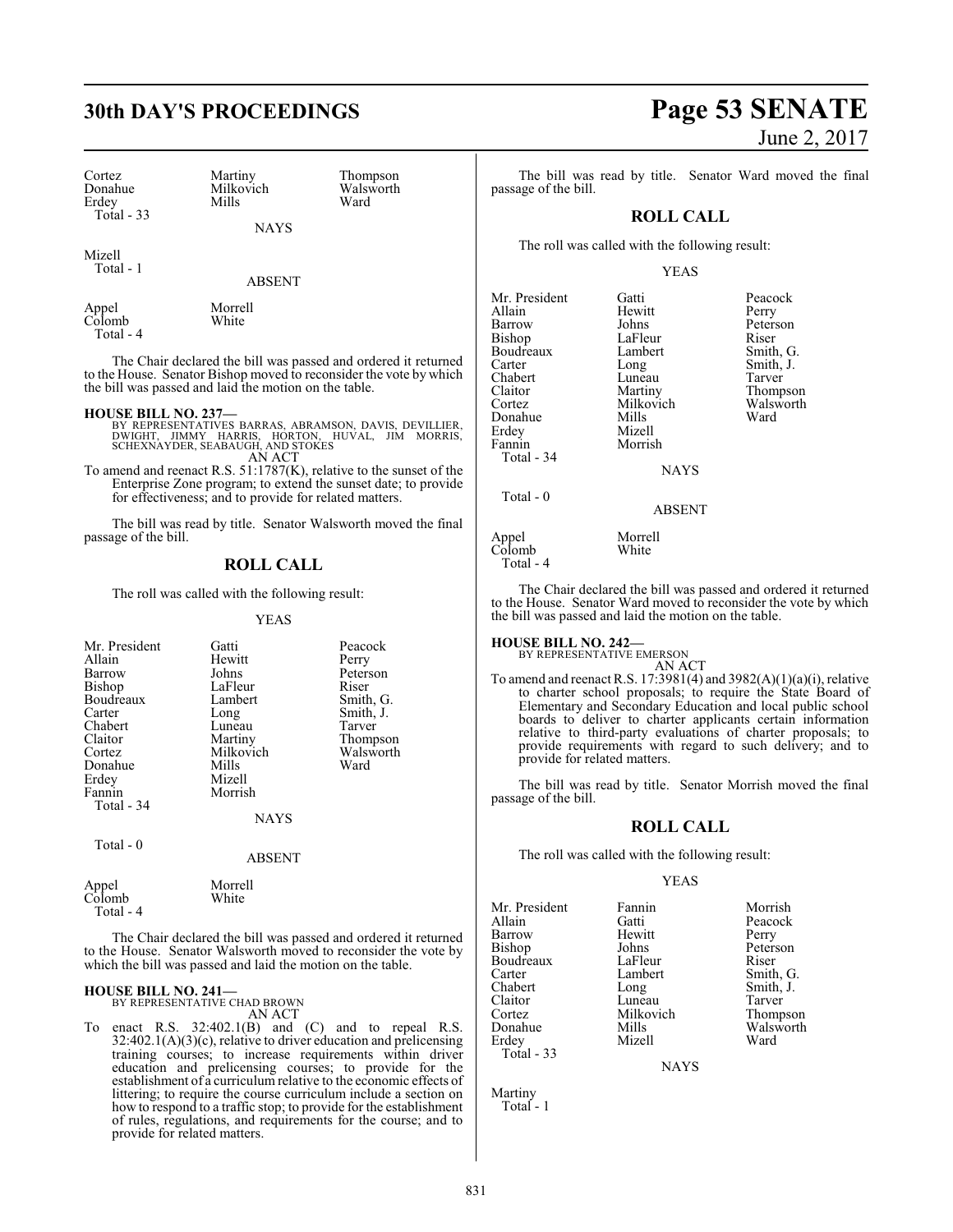| Cortez | Martiny | Thompson |
|---|---|---|
| Donahue | Milkovich | Walsworth |
| Erdey | Mills | Ward |
| Total - 33 | | |

NAYS

Mizell
Total - 1

ABSENT

| Appel | Morrell |
|---|---|
| Colomb | White |
| Total - 4 | |

The Chair declared the bill was passed and ordered it returned to the House. Senator Bishop moved to reconsider the vote by which the bill was passed and laid the motion on the table.

**HOUSE BILL NO. 237—**
BY REPRESENTATIVES BARRAS, ABRAMSON, DAVIS, DEVILLIER, DWIGHT, JIMMY HARRIS, HORTON, HUVAL, JIM MORRIS, SCHEXNAYDER, SEABAUGH, AND STOKES
AN ACT
To amend and reenact R.S. 51:1787(K), relative to the sunset of the Enterprise Zone program; to extend the sunset date; to provide for effectiveness; and to provide for related matters.

The bill was read by title. Senator Walsworth moved the final passage of the bill.

## ROLL CALL

The roll was called with the following result:

YEAS

| Mr. President | Gatti | Peacock |
|---|---|---|
| Allain | Hewitt | Perry |
| Barrow | Johns | Peterson |
| Bishop | LaFleur | Riser |
| Boudreaux | Lambert | Smith, G. |
| Carter | Long | Smith, J. |
| Chabert | Luneau | Tarver |
| Claitor | Martiny | Thompson |
| Cortez | Milkovich | Walsworth |
| Donahue | Mills | Ward |
| Erdey | Mizell | |
| Fannin | Morrish | |
| Total - 34 | | |

NAYS

Total - 0

ABSENT

| Appel | Morrell |
|---|---|
| Colomb | White |
| Total - 4 | |

The Chair declared the bill was passed and ordered it returned to the House. Senator Walsworth moved to reconsider the vote by which the bill was passed and laid the motion on the table.

**HOUSE BILL NO. 241—**
BY REPRESENTATIVE CHAD BROWN
AN ACT
To enact R.S. 32:402.1(B) and (C) and to repeal R.S. 32:402.1(A)(3)(c), relative to driver education and prelicensing training courses; to increase requirements within driver education and prelicensing courses; to provide for the establishment of a curriculum relative to the economic effects of littering; to require the course curriculum include a section on how to respond to a traffic stop; to provide for the establishment of rules, regulations, and requirements for the course; and to provide for related matters.

The bill was read by title. Senator Ward moved the final passage of the bill.

## ROLL CALL

The roll was called with the following result:

YEAS

| Mr. President | Gatti | Peacock |
|---|---|---|
| Allain | Hewitt | Perry |
| Barrow | Johns | Peterson |
| Bishop | LaFleur | Riser |
| Boudreaux | Lambert | Smith, G. |
| Carter | Long | Smith, J. |
| Chabert | Luneau | Tarver |
| Claitor | Martiny | Thompson |
| Cortez | Milkovich | Walsworth |
| Donahue | Mills | Ward |
| Erdey | Mizell | |
| Fannin | Morrish | |
| Total - 34 | | |

NAYS

Total - 0

ABSENT

| Appel | Morrell |
|---|---|
| Colomb | White |
| Total - 4 | |

The Chair declared the bill was passed and ordered it returned to the House. Senator Ward moved to reconsider the vote by which the bill was passed and laid the motion on the table.

**HOUSE BILL NO. 242—**
BY REPRESENTATIVE EMERSON
AN ACT
To amend and reenact R.S. 17:3981(4) and 3982(A)(1)(a)(i), relative to charter school proposals; to require the State Board of Elementary and Secondary Education and local public school boards to deliver to charter applicants certain information relative to third-party evaluations of charter proposals; to provide requirements with regard to such delivery; and to provide for related matters.

The bill was read by title. Senator Morrish moved the final passage of the bill.

## ROLL CALL

The roll was called with the following result:

YEAS

| Mr. President | Fannin | Morrish |
|---|---|---|
| Allain | Gatti | Peacock |
| Barrow | Hewitt | Perry |
| Bishop | Johns | Peterson |
| Boudreaux | LaFleur | Riser |
| Carter | Lambert | Smith, G. |
| Chabert | Long | Smith, J. |
| Claitor | Luneau | Tarver |
| Cortez | Milkovich | Thompson |
| Donahue | Mills | Walsworth |
| Erdey | Mizell | Ward |
| Total - 33 | | |

NAYS

Martiny
Total - 1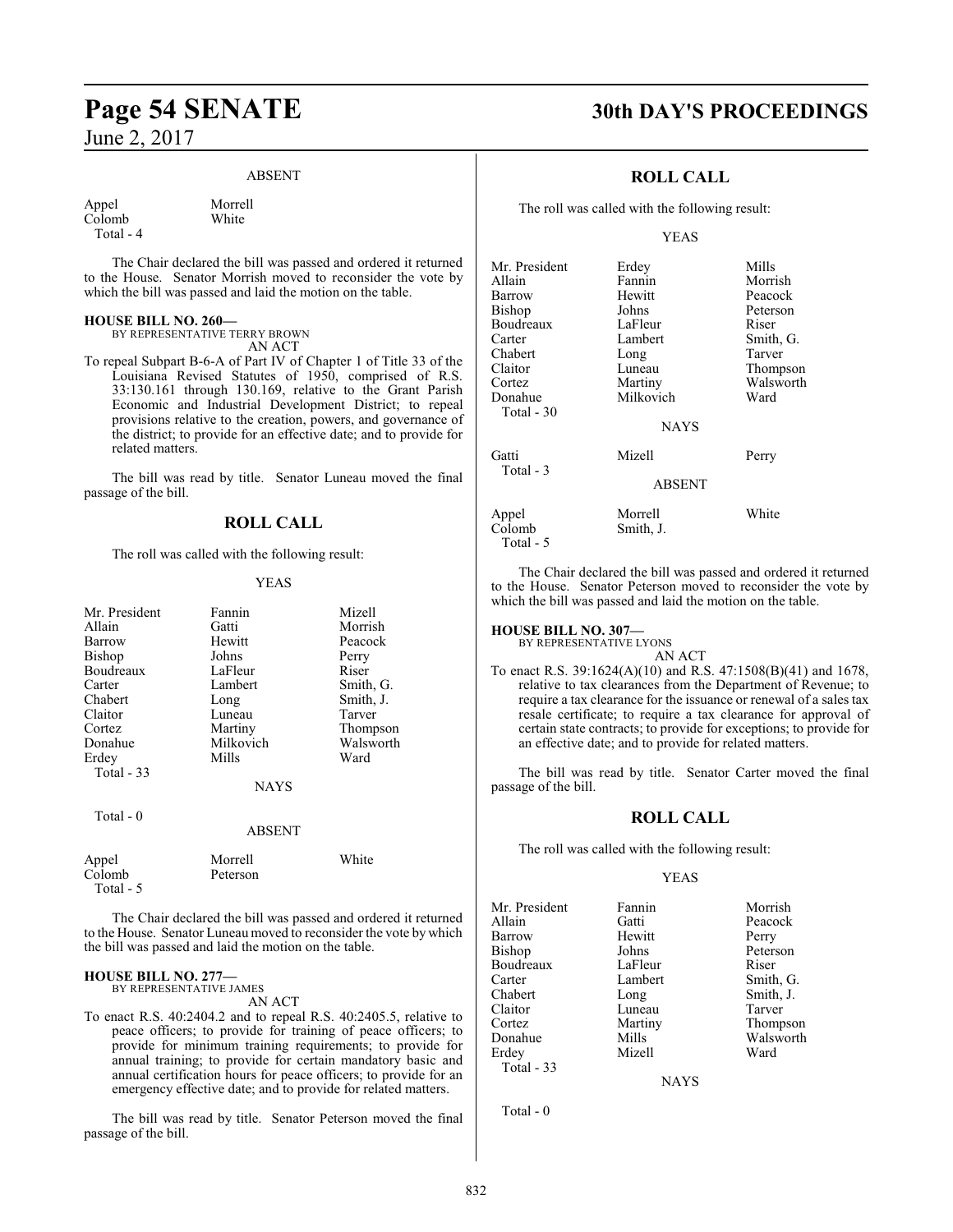ABSENT

| | |
|---|---|
| Appel | Morrell |
| Colomb | White |
| Total - 4 | |

The Chair declared the bill was passed and ordered it returned to the House. Senator Morrish moved to reconsider the vote by which the bill was passed and laid the motion on the table.

**HOUSE BILL NO. 260—**
BY REPRESENTATIVE TERRY BROWN
AN ACT

To repeal Subpart B-6-A of Part IV of Chapter 1 of Title 33 of the Louisiana Revised Statutes of 1950, comprised of R.S. 33:130.161 through 130.169, relative to the Grant Parish Economic and Industrial Development District; to repeal provisions relative to the creation, powers, and governance of the district; to provide for an effective date; and to provide for related matters.

The bill was read by title. Senator Luneau moved the final passage of the bill.

## ROLL CALL

The roll was called with the following result:

YEAS

| | | |
|---|---|---|
| Mr. President | Fannin | Mizell |
| Allain | Gatti | Morrish |
| Barrow | Hewitt | Peacock |
| Bishop | Johns | Perry |
| Boudreaux | LaFleur | Riser |
| Carter | Lambert | Smith, G. |
| Chabert | Long | Smith, J. |
| Claitor | Luneau | Tarver |
| Cortez | Martiny | Thompson |
| Donahue | Milkovich | Walsworth |
| Erdey | Mills | Ward |
| Total - 33 | | |

NAYS

Total - 0

ABSENT

| | | |
|---|---|---|
| Appel | Morrell | White |
| Colomb | Peterson | |
| Total - 5 | | |

The Chair declared the bill was passed and ordered it returned to the House. Senator Luneau moved to reconsider the vote by which the bill was passed and laid the motion on the table.

**HOUSE BILL NO. 277—**
BY REPRESENTATIVE JAMES
AN ACT

To enact R.S. 40:2404.2 and to repeal R.S. 40:2405.5, relative to peace officers; to provide for training of peace officers; to provide for minimum training requirements; to provide for annual training; to provide for certain mandatory basic and annual certification hours for peace officers; to provide for an emergency effective date; and to provide for related matters.

The bill was read by title. Senator Peterson moved the final passage of the bill.

## ROLL CALL

The roll was called with the following result:

YEAS

| | | |
|---|---|---|
| Mr. President | Erdey | Mills |
| Allain | Fannin | Morrish |
| Barrow | Hewitt | Peacock |
| Bishop | Johns | Peterson |
| Boudreaux | LaFleur | Riser |
| Carter | Lambert | Smith, G. |
| Chabert | Long | Tarver |
| Claitor | Luneau | Thompson |
| Cortez | Martiny | Walsworth |
| Donahue | Milkovich | Ward |
| Total - 30 | | |

NAYS

| | | |
|---|---|---|
| Gatti | Mizell | Perry |
| Total - 3 | | |

ABSENT

| | | |
|---|---|---|
| Appel | Morrell | White |
| Colomb | Smith, J. | |
| Total - 5 | | |

The Chair declared the bill was passed and ordered it returned to the House. Senator Peterson moved to reconsider the vote by which the bill was passed and laid the motion on the table.

**HOUSE BILL NO. 307—**
BY REPRESENTATIVE LYONS
AN ACT

To enact R.S. 39:1624(A)(10) and R.S. 47:1508(B)(41) and 1678, relative to tax clearances from the Department of Revenue; to require a tax clearance for the issuance or renewal of a sales tax resale certificate; to require a tax clearance for approval of certain state contracts; to provide for exceptions; to provide for an effective date; and to provide for related matters.

The bill was read by title. Senator Carter moved the final passage of the bill.

## ROLL CALL

The roll was called with the following result:

YEAS

| | | |
|---|---|---|
| Mr. President | Fannin | Morrish |
| Allain | Gatti | Peacock |
| Barrow | Hewitt | Perry |
| Bishop | Johns | Peterson |
| Boudreaux | LaFleur | Riser |
| Carter | Lambert | Smith, G. |
| Chabert | Long | Smith, J. |
| Claitor | Luneau | Tarver |
| Cortez | Martiny | Thompson |
| Donahue | Mills | Walsworth |
| Erdey | Mizell | Ward |
| Total - 33 | | |

NAYS

Total - 0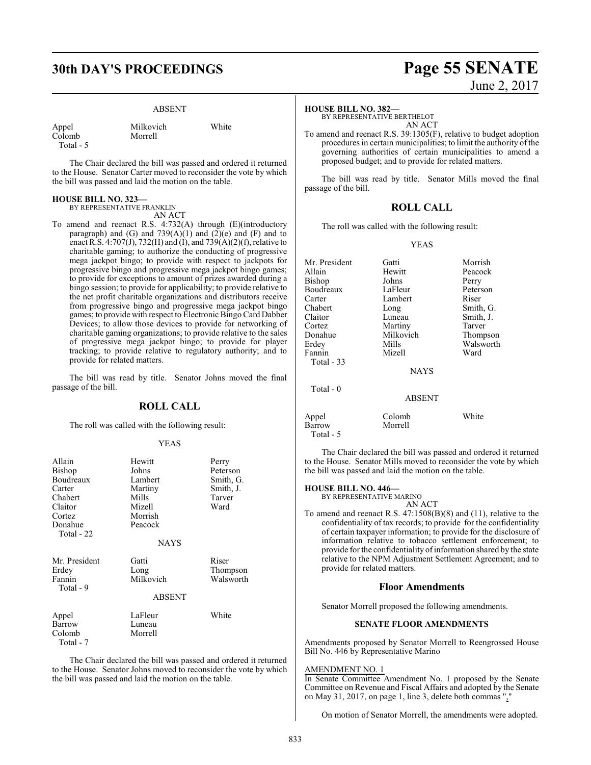ABSENT

| | | |
|---|---|---|
| Appel | Milkovich | White |
| Colomb | Morrell | |
| Total - 5 | | |

The Chair declared the bill was passed and ordered it returned to the House. Senator Carter moved to reconsider the vote by which the bill was passed and laid the motion on the table.

**HOUSE BILL NO. 323—**
BY REPRESENTATIVE FRANKLIN
AN ACT

To amend and reenact R.S. 4:732(A) through (E)(introductory paragraph) and (G) and 739(A)(1) and (2)(e) and (F) and to enact R.S. 4:707(J), 732(H) and (I), and 739(A)(2)(f), relative to charitable gaming; to authorize the conducting of progressive mega jackpot bingo; to provide with respect to jackpots for progressive bingo and progressive mega jackpot bingo games; to provide for exceptions to amount of prizes awarded during a bingo session; to provide for applicability; to provide relative to the net profit charitable organizations and distributors receive from progressive bingo and progressive mega jackpot bingo games; to provide with respect to Electronic Bingo Card Dabber Devices; to allow those devices to provide for networking of charitable gaming organizations; to provide relative to the sales of progressive mega jackpot bingo; to provide for player tracking; to provide relative to regulatory authority; and to provide for related matters.

The bill was read by title. Senator Johns moved the final passage of the bill.

## ROLL CALL

The roll was called with the following result:

YEAS

| | | |
|---|---|---|
| Allain | Hewitt | Perry |
| Bishop | Johns | Peterson |
| Boudreaux | Lambert | Smith, G. |
| Carter | Martiny | Smith, J. |
| Chabert | Mills | Tarver |
| Claitor | Mizell | Ward |
| Cortez | Morrish | |
| Donahue | Peacock | |
| Total - 22 | | |

NAYS

| | | |
|---|---|---|
| Mr. President | Gatti | Riser |
| Erdey | Long | Thompson |
| Fannin | Milkovich | Walsworth |
| Total - 9 | | |

ABSENT

| | | |
|---|---|---|
| Appel | LaFleur | White |
| Barrow | Luneau | |
| Colomb | Morrell | |
| Total - 7 | | |

The Chair declared the bill was passed and ordered it returned to the House. Senator Johns moved to reconsider the vote by which the bill was passed and laid the motion on the table.

**HOUSE BILL NO. 382—**
BY REPRESENTATIVE BERTHELOT
AN ACT

To amend and reenact R.S. 39:1305(F), relative to budget adoption procedures in certain municipalities; to limit the authority of the governing authorities of certain municipalities to amend a proposed budget; and to provide for related matters.

The bill was read by title. Senator Mills moved the final passage of the bill.

## ROLL CALL

The roll was called with the following result:

YEAS

| | | |
|---|---|---|
| Mr. President | Gatti | Morrish |
| Allain | Hewitt | Peacock |
| Bishop | Johns | Perry |
| Boudreaux | LaFleur | Peterson |
| Carter | Lambert | Riser |
| Chabert | Long | Smith, G. |
| Claitor | Luneau | Smith, J. |
| Cortez | Martiny | Tarver |
| Donahue | Milkovich | Thompson |
| Erdey | Mills | Walsworth |
| Fannin | Mizell | Ward |
| Total - 33 | | |

NAYS

Total - 0

ABSENT

| | | |
|---|---|---|
| Appel | Colomb | White |
| Barrow | Morrell | |
| Total - 5 | | |

The Chair declared the bill was passed and ordered it returned to the House. Senator Mills moved to reconsider the vote by which the bill was passed and laid the motion on the table.

**HOUSE BILL NO. 446—**
BY REPRESENTATIVE MARINO
AN ACT

To amend and reenact R.S. 47:1508(B)(8) and (11), relative to the confidentiality of tax records; to provide for the confidentiality of certain taxpayer information; to provide for the disclosure of information relative to tobacco settlement enforcement; to provide for the confidentiality of information shared by the state relative to the NPM Adjustment Settlement Agreement; and to provide for related matters.

## Floor Amendments

Senator Morrell proposed the following amendments.

### SENATE FLOOR AMENDMENTS

Amendments proposed by Senator Morrell to Reengrossed House Bill No. 446 by Representative Marino

AMENDMENT NO. 1

In Senate Committee Amendment No. 1 proposed by the Senate Committee on Revenue and Fiscal Affairs and adopted by the Senate on May 31, 2017, on page 1, line 3, delete both commas ","

On motion of Senator Morrell, the amendments were adopted.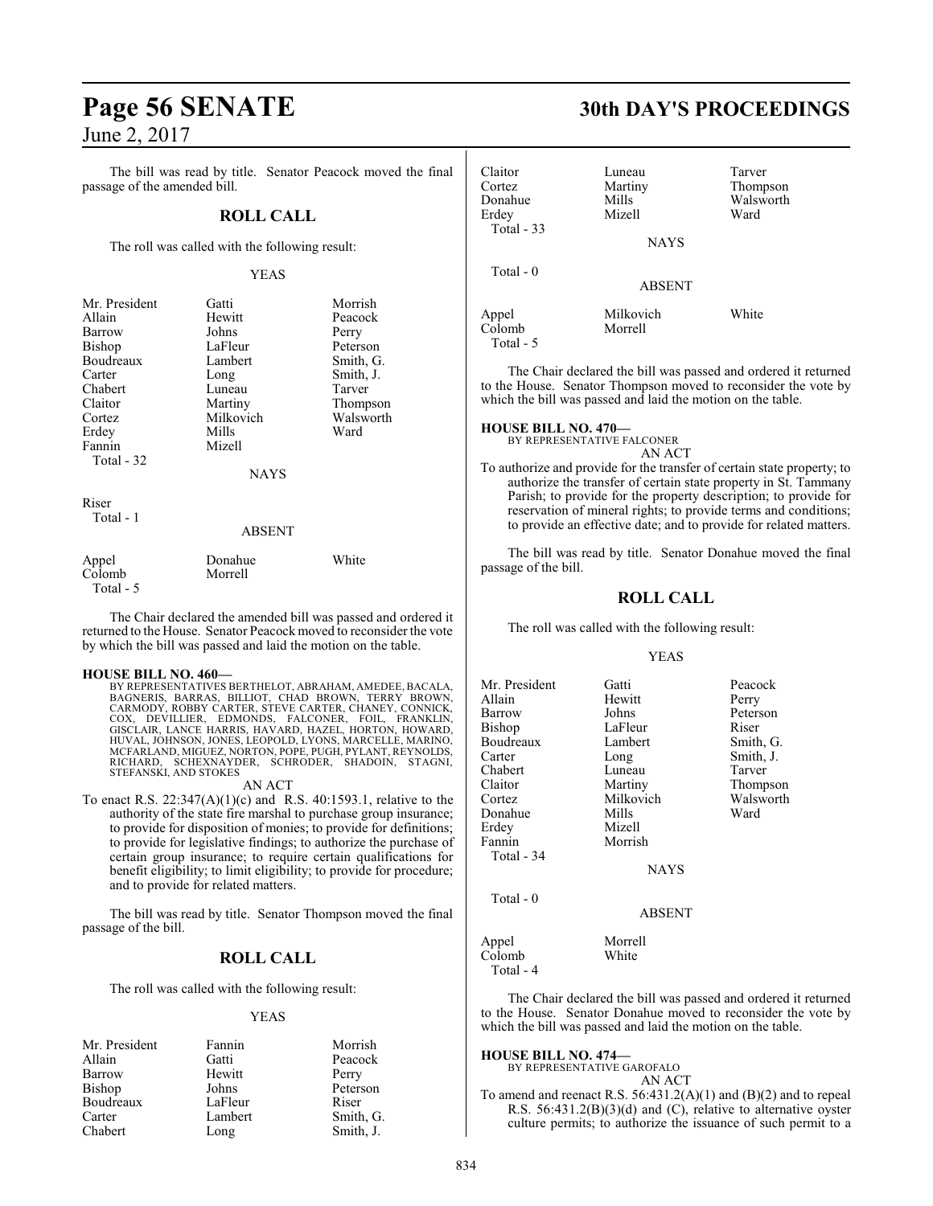The bill was read by title. Senator Peacock moved the final passage of the amended bill.

## ROLL CALL

The roll was called with the following result:

YEAS

| | | |
|---|---|---|
| Mr. President | Gatti | Morrish |
| Allain | Hewitt | Peacock |
| Barrow | Johns | Perry |
| Bishop | LaFleur | Peterson |
| Boudreaux | Lambert | Smith, G. |
| Carter | Long | Smith, J. |
| Chabert | Luneau | Tarver |
| Claitor | Martiny | Thompson |
| Cortez | Milkovich | Walsworth |
| Erdey | Mills | Ward |
| Fannin | Mizell | |

Total - 32

NAYS

Riser

Total - 1

ABSENT

| | | |
|---|---|---|
| Appel | Donahue | White |
| Colomb | Morrell | |

Total - 5

The Chair declared the amended bill was passed and ordered it returned to the House. Senator Peacock moved to reconsider the vote by which the bill was passed and laid the motion on the table.

**HOUSE BILL NO. 460—**
BY REPRESENTATIVES BERTHELOT, ABRAHAM, AMEDEE, BACALA, BAGNERIS, BARRAS, BILLIOT, CHAD BROWN, TERRY BROWN, CARMODY, ROBBY CARTER, STEVE CARTER, CHANEY, CONNICK, COX, DEVILLIER, EDMONDS, FALCONER, FOIL, FRANKLIN, GISCLAIR, LANCE HARRIS, HAVARD, HAZEL, HORTON, HOWARD, HUVAL, JOHNSON, JONES, LEOPOLD, LYONS, MARCELLE, MARINO, MCFARLAND, MIGUEZ, NORTON, POPE, PUGH, PYLANT, REYNOLDS, RICHARD, SCHEXNAYDER, SCHRODER, SHADOIN, STAGNI, STEFANSKI, AND STOKES

AN ACT

To enact R.S. 22:347(A)(1)(c) and R.S. 40:1593.1, relative to the authority of the state fire marshal to purchase group insurance; to provide for disposition of monies; to provide for definitions; to provide for legislative findings; to authorize the purchase of certain group insurance; to require certain qualifications for benefit eligibility; to limit eligibility; to provide for procedure; and to provide for related matters.

The bill was read by title. Senator Thompson moved the final passage of the bill.

## ROLL CALL

The roll was called with the following result:

YEAS

| | | |
|---|---|---|
| Mr. President | Fannin | Morrish |
| Allain | Gatti | Peacock |
| Barrow | Hewitt | Perry |
| Bishop | Johns | Peterson |
| Boudreaux | LaFleur | Riser |
| Carter | Lambert | Smith, G. |
| Chabert | Long | Smith, J. |
| Claitor | Luneau | Tarver |
| Cortez | Martiny | Thompson |
| Donahue | Mills | Walsworth |
| Erdey | Mizell | Ward |

Total - 33

NAYS

Total - 0

ABSENT

| | | |
|---|---|---|
| Appel | Milkovich | White |
| Colomb | Morrell | |

Total - 5

The Chair declared the bill was passed and ordered it returned to the House. Senator Thompson moved to reconsider the vote by which the bill was passed and laid the motion on the table.

**HOUSE BILL NO. 470—**
BY REPRESENTATIVE FALCONER

AN ACT

To authorize and provide for the transfer of certain state property; to authorize the transfer of certain state property in St. Tammany Parish; to provide for the property description; to provide for reservation of mineral rights; to provide terms and conditions; to provide an effective date; and to provide for related matters.

The bill was read by title. Senator Donahue moved the final passage of the bill.

## ROLL CALL

The roll was called with the following result:

YEAS

| | | |
|---|---|---|
| Mr. President | Gatti | Peacock |
| Allain | Hewitt | Perry |
| Barrow | Johns | Peterson |
| Bishop | LaFleur | Riser |
| Boudreaux | Lambert | Smith, G. |
| Carter | Long | Smith, J. |
| Chabert | Luneau | Tarver |
| Claitor | Martiny | Thompson |
| Cortez | Milkovich | Walsworth |
| Donahue | Mills | Ward |
| Erdey | Mizell | |
| Fannin | Morrish | |

Total - 34

NAYS

Total - 0

ABSENT

| | |
|---|---|
| Appel | Morrell |
| Colomb | White |

Total - 4

The Chair declared the bill was passed and ordered it returned to the House. Senator Donahue moved to reconsider the vote by which the bill was passed and laid the motion on the table.

**HOUSE BILL NO. 474—**
BY REPRESENTATIVE GAROFALO

AN ACT

To amend and reenact R.S. 56:431.2(A)(1) and (B)(2) and to repeal R.S. 56:431.2(B)(3)(d) and (C), relative to alternative oyster culture permits; to authorize the issuance of such permit to a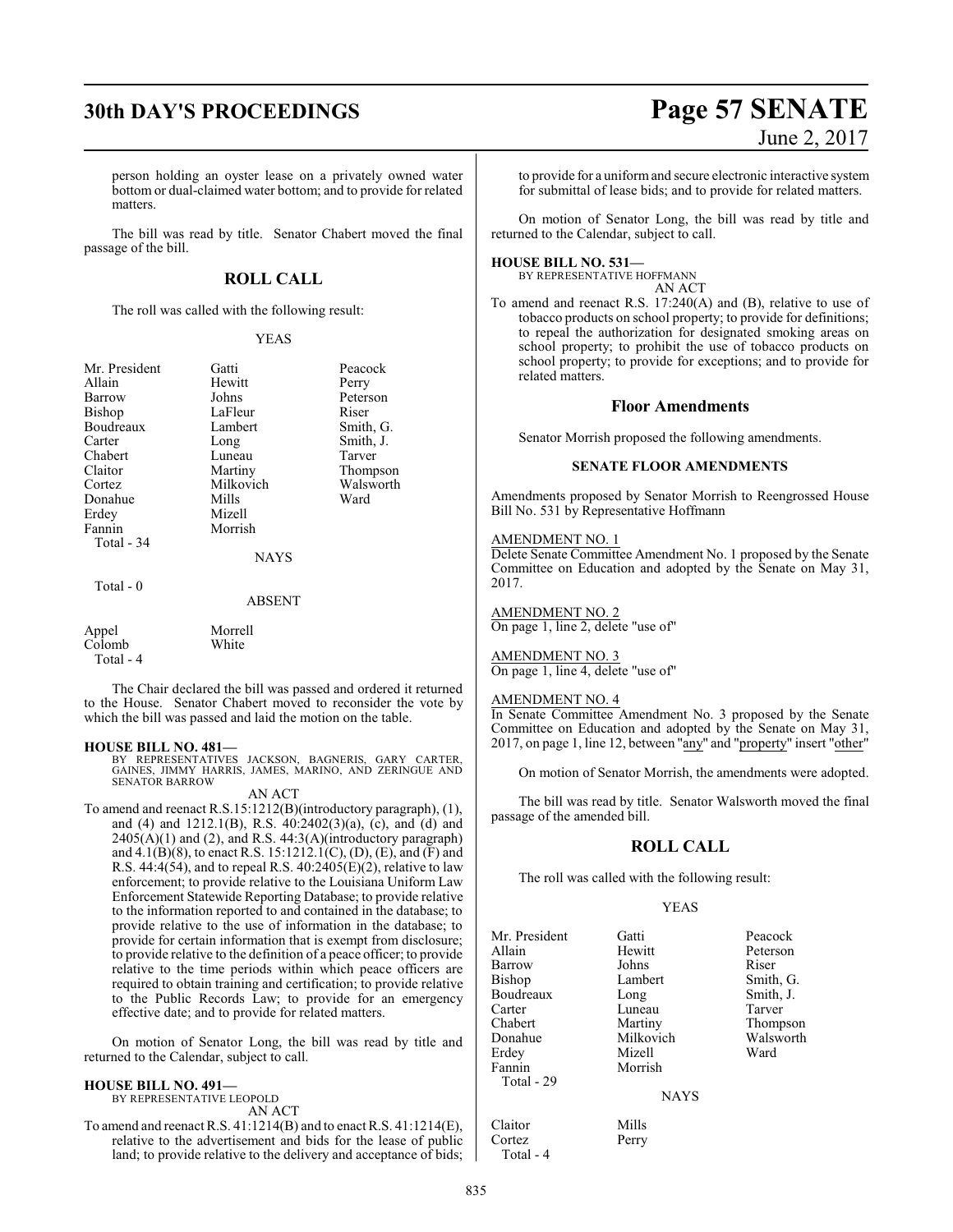person holding an oyster lease on a privately owned water bottom or dual-claimed water bottom; and to provide for related matters.

The bill was read by title. Senator Chabert moved the final passage of the bill.

## ROLL CALL

The roll was called with the following result:

YEAS

| | | |
|---|---|---|
| Mr. President | Gatti | Peacock |
| Allain | Hewitt | Perry |
| Barrow | Johns | Peterson |
| Bishop | LaFleur | Riser |
| Boudreaux | Lambert | Smith, G. |
| Carter | Long | Smith, J. |
| Chabert | Luneau | Tarver |
| Claitor | Martiny | Thompson |
| Cortez | Milkovich | Walsworth |
| Donahue | Mills | Ward |
| Erdey | Mizell | |
| Fannin | Morrish | |
| Total - 34 | | |

NAYS

Total - 0

ABSENT

| | |
|---|---|
| Appel | Morrell |
| Colomb | White |
| Total - 4 | |

The Chair declared the bill was passed and ordered it returned to the House. Senator Chabert moved to reconsider the vote by which the bill was passed and laid the motion on the table.

**HOUSE BILL NO. 481—**
BY REPRESENTATIVES JACKSON, BAGNERIS, GARY CARTER, GAINES, JIMMY HARRIS, JAMES, MARINO, AND ZERINGUE AND SENATOR BARROW

AN ACT

To amend and reenact R.S.15:1212(B)(introductory paragraph), (1), and (4) and 1212.1(B), R.S. 40:2402(3)(a), (c), and (d) and 2405(A)(1) and (2), and R.S. 44:3(A)(introductory paragraph) and 4.1(B)(8), to enact R.S. 15:1212.1(C), (D), (E), and (F) and R.S. 44:4(54), and to repeal R.S. 40:2405(E)(2), relative to law enforcement; to provide relative to the Louisiana Uniform Law Enforcement Statewide Reporting Database; to provide relative to the information reported to and contained in the database; to provide relative to the use of information in the database; to provide for certain information that is exempt from disclosure; to provide relative to the definition of a peace officer; to provide relative to the time periods within which peace officers are required to obtain training and certification; to provide relative to the Public Records Law; to provide for an emergency effective date; and to provide for related matters.

On motion of Senator Long, the bill was read by title and returned to the Calendar, subject to call.

**HOUSE BILL NO. 491—**
BY REPRESENTATIVE LEOPOLD

AN ACT

To amend and reenact R.S. 41:1214(B) and to enact R.S. 41:1214(E), relative to the advertisement and bids for the lease of public land; to provide relative to the delivery and acceptance of bids; to provide for a uniform and secure electronic interactive system for submittal of lease bids; and to provide for related matters.

On motion of Senator Long, the bill was read by title and returned to the Calendar, subject to call.

**HOUSE BILL NO. 531—**
BY REPRESENTATIVE HOFFMANN

AN ACT

To amend and reenact R.S. 17:240(A) and (B), relative to use of tobacco products on school property; to provide for definitions; to repeal the authorization for designated smoking areas on school property; to prohibit the use of tobacco products on school property; to provide for exceptions; and to provide for related matters.

## Floor Amendments

Senator Morrish proposed the following amendments.

### SENATE FLOOR AMENDMENTS

Amendments proposed by Senator Morrish to Reengrossed House Bill No. 531 by Representative Hoffmann

AMENDMENT NO. 1
Delete Senate Committee Amendment No. 1 proposed by the Senate Committee on Education and adopted by the Senate on May 31, 2017.

AMENDMENT NO. 2
On page 1, line 2, delete "use of"

AMENDMENT NO. 3
On page 1, line 4, delete "use of"

AMENDMENT NO. 4
In Senate Committee Amendment No. 3 proposed by the Senate Committee on Education and adopted by the Senate on May 31, 2017, on page 1, line 12, between "any" and "property" insert "other"

On motion of Senator Morrish, the amendments were adopted.

The bill was read by title. Senator Walsworth moved the final passage of the amended bill.

## ROLL CALL

The roll was called with the following result:

YEAS

| | | |
|---|---|---|
| Mr. President | Gatti | Peacock |
| Allain | Hewitt | Peterson |
| Barrow | Johns | Riser |
| Bishop | Lambert | Smith, G. |
| Boudreaux | Long | Smith, J. |
| Carter | Luneau | Tarver |
| Chabert | Martiny | Thompson |
| Donahue | Milkovich | Walsworth |
| Erdey | Mizell | Ward |
| Fannin | Morrish | |
| Total - 29 | | |

NAYS

| | |
|---|---|
| Claitor | Mills |
| Cortez | Perry |
| Total - 4 | |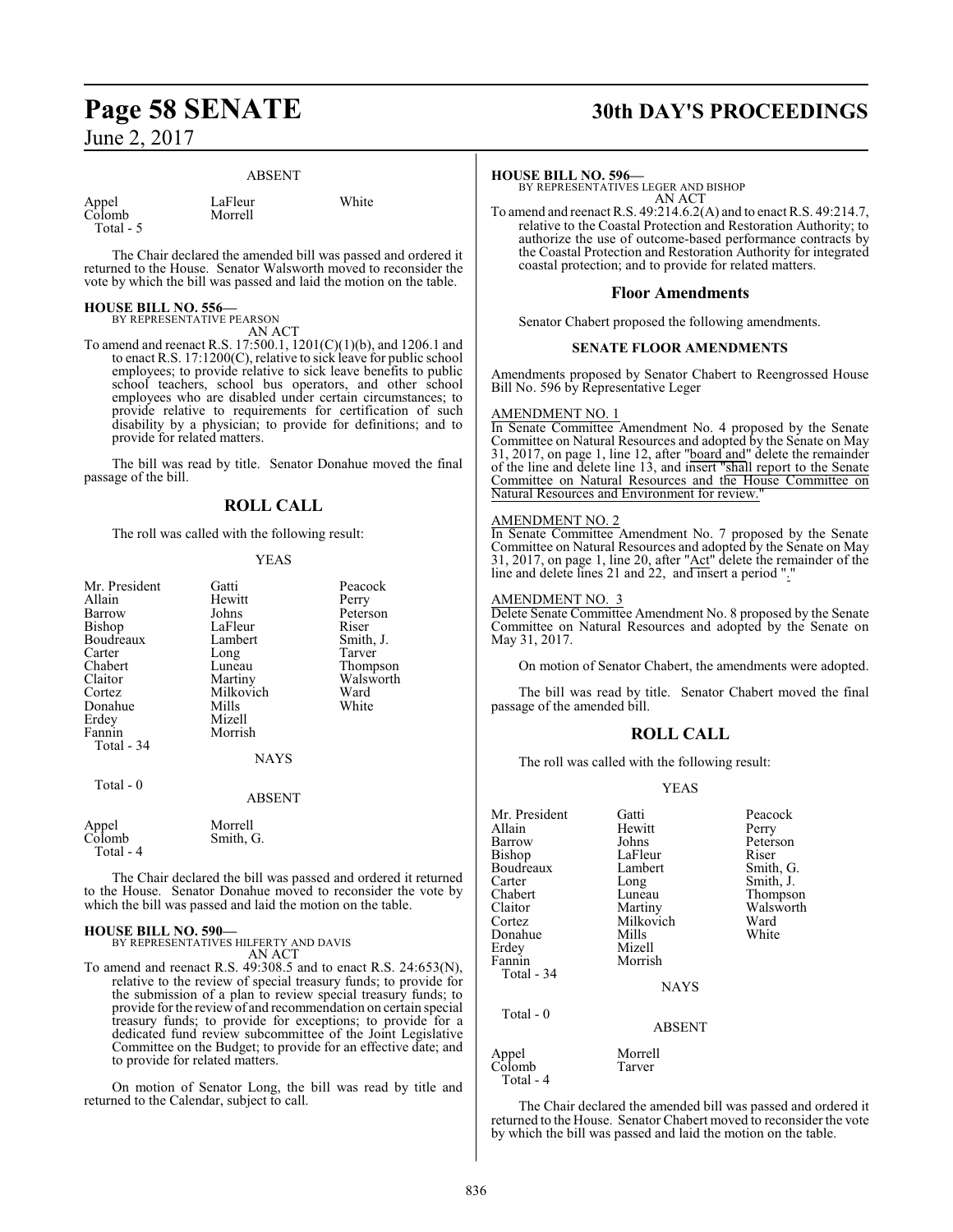ABSENT

| | | |
|---|---|---|
| Appel | LaFleur | White |
| Colomb | Morrell | |
| Total - 5 | | |

The Chair declared the amended bill was passed and ordered it returned to the House. Senator Walsworth moved to reconsider the vote by which the bill was passed and laid the motion on the table.

**HOUSE BILL NO. 556—**
BY REPRESENTATIVE PEARSON
AN ACT

To amend and reenact R.S. 17:500.1, 1201(C)(1)(b), and 1206.1 and to enact R.S. 17:1200(C), relative to sick leave for public school employees; to provide relative to sick leave benefits to public school teachers, school bus operators, and other school employees who are disabled under certain circumstances; to provide relative to requirements for certification of such disability by a physician; to provide for definitions; and to provide for related matters.

The bill was read by title. Senator Donahue moved the final passage of the bill.

## ROLL CALL

The roll was called with the following result:

YEAS

| | | |
|---|---|---|
| Mr. President | Gatti | Peacock |
| Allain | Hewitt | Perry |
| Barrow | Johns | Peterson |
| Bishop | LaFleur | Riser |
| Boudreaux | Lambert | Smith, J. |
| Carter | Long | Tarver |
| Chabert | Luneau | Thompson |
| Claitor | Martiny | Walsworth |
| Cortez | Milkovich | Ward |
| Donahue | Mills | White |
| Erdey | Mizell | |
| Fannin | Morrish | |
| Total - 34 | | |

NAYS

Total - 0

ABSENT

| | |
|---|---|
| Appel | Morrell |
| Colomb | Smith, G. |
| Total - 4 | |

The Chair declared the bill was passed and ordered it returned to the House. Senator Donahue moved to reconsider the vote by which the bill was passed and laid the motion on the table.

**HOUSE BILL NO. 590—**
BY REPRESENTATIVES HILFERTY AND DAVIS
AN ACT

To amend and reenact R.S. 49:308.5 and to enact R.S. 24:653(N), relative to the review of special treasury funds; to provide for the submission of a plan to review special treasury funds; to provide for the review of and recommendation on certain special treasury funds; to provide for exceptions; to provide for a dedicated fund review subcommittee of the Joint Legislative Committee on the Budget; to provide for an effective date; and to provide for related matters.

On motion of Senator Long, the bill was read by title and returned to the Calendar, subject to call.

**HOUSE BILL NO. 596—**
BY REPRESENTATIVES LEGER AND BISHOP
AN ACT

To amend and reenact R.S. 49:214.6.2(A) and to enact R.S. 49:214.7, relative to the Coastal Protection and Restoration Authority; to authorize the use of outcome-based performance contracts by the Coastal Protection and Restoration Authority for integrated coastal protection; and to provide for related matters.

## Floor Amendments

Senator Chabert proposed the following amendments.

### SENATE FLOOR AMENDMENTS

Amendments proposed by Senator Chabert to Reengrossed House Bill No. 596 by Representative Leger

AMENDMENT NO. 1
In Senate Committee Amendment No. 4 proposed by the Senate Committee on Natural Resources and adopted by the Senate on May 31, 2017, on page 1, line 12, after "board and" delete the remainder of the line and delete line 13, and insert "shall report to the Senate Committee on Natural Resources and the House Committee on Natural Resources and Environment for review."

AMENDMENT NO. 2
In Senate Committee Amendment No. 7 proposed by the Senate Committee on Natural Resources and adopted by the Senate on May 31, 2017, on page 1, line 20, after "Act" delete the remainder of the line and delete lines 21 and 22, and insert a period "."

AMENDMENT NO. 3
Delete Senate Committee Amendment No. 8 proposed by the Senate Committee on Natural Resources and adopted by the Senate on May 31, 2017.

On motion of Senator Chabert, the amendments were adopted.

The bill was read by title. Senator Chabert moved the final passage of the amended bill.

## ROLL CALL

The roll was called with the following result:

YEAS

| | | |
|---|---|---|
| Mr. President | Gatti | Peacock |
| Allain | Hewitt | Perry |
| Barrow | Johns | Peterson |
| Bishop | LaFleur | Riser |
| Boudreaux | Lambert | Smith, G. |
| Carter | Long | Smith, J. |
| Chabert | Luneau | Thompson |
| Claitor | Martiny | Walsworth |
| Cortez | Milkovich | Ward |
| Donahue | Mills | White |
| Erdey | Mizell | |
| Fannin | Morrish | |
| Total - 34 | | |

NAYS

Total - 0

ABSENT

| | |
|---|---|
| Appel | Morrell |
| Colomb | Tarver |
| Total - 4 | |

The Chair declared the amended bill was passed and ordered it returned to the House. Senator Chabert moved to reconsider the vote by which the bill was passed and laid the motion on the table.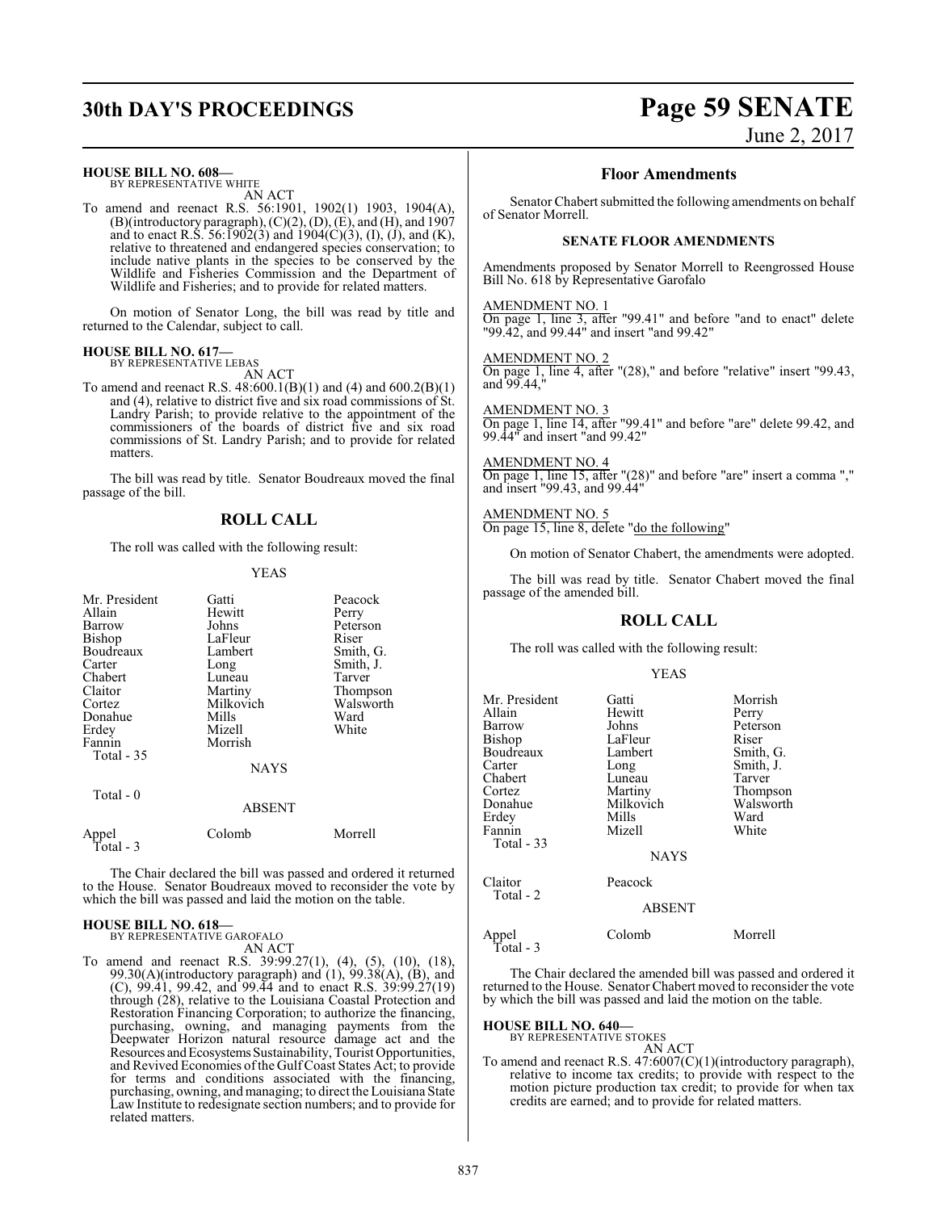**HOUSE BILL NO. 608—**
BY REPRESENTATIVE WHITE

AN ACT

To amend and reenact R.S. 56:1901, 1902(1) 1903, 1904(A), (B)(introductory paragraph), (C)(2), (D), (E), and (H), and 1907 and to enact R.S. 56:1902(3) and 1904(C)(3), (I), (J), and (K), relative to threatened and endangered species conservation; to include native plants in the species to be conserved by the Wildlife and Fisheries Commission and the Department of Wildlife and Fisheries; and to provide for related matters.

On motion of Senator Long, the bill was read by title and returned to the Calendar, subject to call.

**HOUSE BILL NO. 617—**
BY REPRESENTATIVE LEBAS

AN ACT

To amend and reenact R.S. 48:600.1(B)(1) and (4) and 600.2(B)(1) and (4), relative to district five and six road commissions of St. Landry Parish; to provide relative to the appointment of the commissioners of the boards of district five and six road commissions of St. Landry Parish; and to provide for related matters.

The bill was read by title. Senator Boudreaux moved the final passage of the bill.

## ROLL CALL

The roll was called with the following result:

YEAS

| | | |
|---|---|---|
| Mr. President | Gatti | Peacock |
| Allain | Hewitt | Perry |
| Barrow | Johns | Peterson |
| Bishop | LaFleur | Riser |
| Boudreaux | Lambert | Smith, G. |
| Carter | Long | Smith, J. |
| Chabert | Luneau | Tarver |
| Claitor | Martiny | Thompson |
| Cortez | Milkovich | Walsworth |
| Donahue | Mills | Ward |
| Erdey | Mizell | White |
| Fannin | Morrish | |
| Total - 35 | | |

NAYS

Total - 0

ABSENT

| | | |
|---|---|---|
| Appel | Colomb | Morrell |
| Total - 3 | | |

The Chair declared the bill was passed and ordered it returned to the House. Senator Boudreaux moved to reconsider the vote by which the bill was passed and laid the motion on the table.

**HOUSE BILL NO. 618—**
BY REPRESENTATIVE GAROFALO

AN ACT

To amend and reenact R.S. 39:99.27(1), (4), (5), (10), (18), 99.30(A)(introductory paragraph) and (1), 99.38(A), (B), and (C), 99.41, 99.42, and 99.44 and to enact R.S. 39:99.27(19) through (28), relative to the Louisiana Coastal Protection and Restoration Financing Corporation; to authorize the financing, purchasing, owning, and managing payments from the Deepwater Horizon natural resource damage act and the Resources and Ecosystems Sustainability, Tourist Opportunities, and Revived Economies of the Gulf Coast States Act; to provide for terms and conditions associated with the financing, purchasing, owning, and managing; to direct the Louisiana State Law Institute to redesignate section numbers; and to provide for related matters.

### Floor Amendments

Senator Chabert submitted the following amendments on behalf of Senator Morrell.

#### SENATE FLOOR AMENDMENTS

Amendments proposed by Senator Morrell to Reengrossed House Bill No. 618 by Representative Garofalo

AMENDMENT NO. 1
On page 1, line 3, after "99.41" and before "and to enact" delete "99.42, and 99.44" and insert "and 99.42"

AMENDMENT NO. 2
On page 1, line 4, after "(28)," and before "relative" insert "99.43, and 99.44,"

AMENDMENT NO. 3
On page 1, line 14, after "99.41" and before "are" delete 99.42, and 99.44" and insert "and 99.42"

AMENDMENT NO. 4
On page 1, line 15, after "(28)" and before "are" insert a comma "," and insert "99.43, and 99.44"

AMENDMENT NO. 5
On page 15, line 8, delete "do the following"

On motion of Senator Chabert, the amendments were adopted.

The bill was read by title. Senator Chabert moved the final passage of the amended bill.

## ROLL CALL

The roll was called with the following result:

YEAS

| | | |
|---|---|---|
| Mr. President | Gatti | Morrish |
| Allain | Hewitt | Perry |
| Barrow | Johns | Peterson |
| Bishop | LaFleur | Riser |
| Boudreaux | Lambert | Smith, G. |
| Carter | Long | Smith, J. |
| Chabert | Luneau | Tarver |
| Cortez | Martiny | Thompson |
| Donahue | Milkovich | Walsworth |
| Erdey | Mills | Ward |
| Fannin | Mizell | White |
| Total - 33 | | |

NAYS

| | |
|---|---|
| Claitor | Peacock |
| Total - 2 | |

ABSENT

| | | |
|---|---|---|
| Appel | Colomb | Morrell |
| Total - 3 | | |

The Chair declared the amended bill was passed and ordered it returned to the House. Senator Chabert moved to reconsider the vote by which the bill was passed and laid the motion on the table.

**HOUSE BILL NO. 640—**
BY REPRESENTATIVE STOKES

AN ACT

To amend and reenact R.S. 47:6007(C)(1)(introductory paragraph), relative to income tax credits; to provide with respect to the motion picture production tax credit; to provide for when tax credits are earned; and to provide for related matters.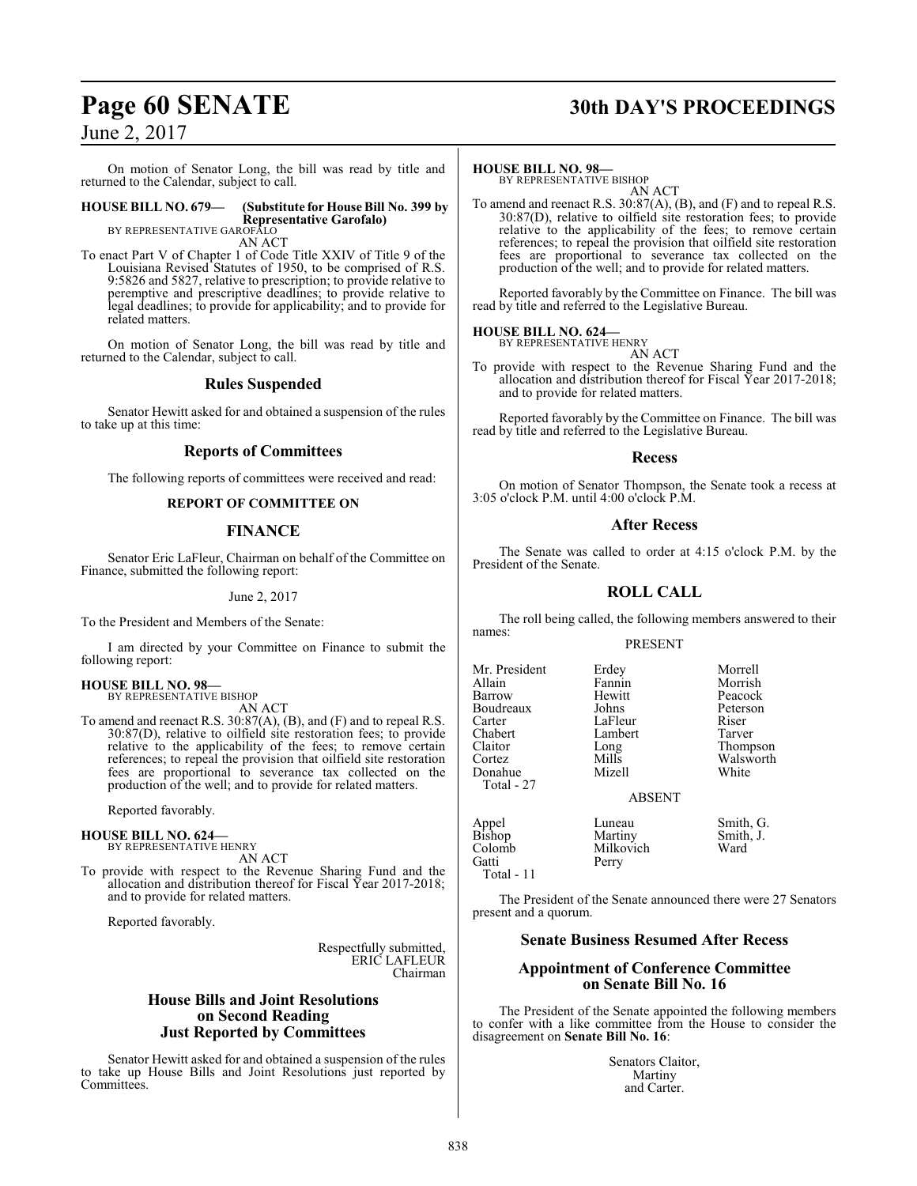On motion of Senator Long, the bill was read by title and returned to the Calendar, subject to call.

**HOUSE BILL NO. 679— (Substitute for House Bill No. 399 by Representative Garofalo)**
BY REPRESENTATIVE GAROFALO
AN ACT

To enact Part V of Chapter 1 of Code Title XXIV of Title 9 of the Louisiana Revised Statutes of 1950, to be comprised of R.S. 9:5826 and 5827, relative to prescription; to provide relative to peremptive and prescriptive deadlines; to provide relative to legal deadlines; to provide for applicability; and to provide for related matters.

On motion of Senator Long, the bill was read by title and returned to the Calendar, subject to call.

## Rules Suspended

Senator Hewitt asked for and obtained a suspension of the rules to take up at this time:

## Reports of Committees

The following reports of committees were received and read:

### REPORT OF COMMITTEE ON

## FINANCE

Senator Eric LaFleur, Chairman on behalf of the Committee on Finance, submitted the following report:

June 2, 2017

To the President and Members of the Senate:

I am directed by your Committee on Finance to submit the following report:

**HOUSE BILL NO. 98—**
BY REPRESENTATIVE BISHOP
AN ACT

To amend and reenact R.S. 30:87(A), (B), and (F) and to repeal R.S. 30:87(D), relative to oilfield site restoration fees; to provide relative to the applicability of the fees; to remove certain references; to repeal the provision that oilfield site restoration fees are proportional to severance tax collected on the production of the well; and to provide for related matters.

Reported favorably.

**HOUSE BILL NO. 624—**
BY REPRESENTATIVE HENRY
AN ACT

To provide with respect to the Revenue Sharing Fund and the allocation and distribution thereof for Fiscal Year 2017-2018; and to provide for related matters.

Reported favorably.

Respectfully submitted,
ERIC LAFLEUR
Chairman

## House Bills and Joint Resolutions on Second Reading Just Reported by Committees

Senator Hewitt asked for and obtained a suspension of the rules to take up House Bills and Joint Resolutions just reported by Committees.

**HOUSE BILL NO. 98—**
BY REPRESENTATIVE BISHOP
AN ACT

To amend and reenact R.S. 30:87(A), (B), and (F) and to repeal R.S. 30:87(D), relative to oilfield site restoration fees; to provide relative to the applicability of the fees; to remove certain references; to repeal the provision that oilfield site restoration fees are proportional to severance tax collected on the production of the well; and to provide for related matters.

Reported favorably by the Committee on Finance. The bill was read by title and referred to the Legislative Bureau.

**HOUSE BILL NO. 624—**
BY REPRESENTATIVE HENRY
AN ACT

To provide with respect to the Revenue Sharing Fund and the allocation and distribution thereof for Fiscal Year 2017-2018; and to provide for related matters.

Reported favorably by the Committee on Finance. The bill was read by title and referred to the Legislative Bureau.

## Recess

On motion of Senator Thompson, the Senate took a recess at 3:05 o'clock P.M. until 4:00 o'clock P.M.

## After Recess

The Senate was called to order at 4:15 o'clock P.M. by the President of the Senate.

## ROLL CALL

The roll being called, the following members answered to their names:

PRESENT

| | | |
|---|---|---|
| Mr. President | Erdey | Morrell |
| Allain | Fannin | Morrish |
| Barrow | Hewitt | Peacock |
| Boudreaux | Johns | Peterson |
| Carter | LaFleur | Riser |
| Chabert | Lambert | Tarver |
| Claitor | Long | Thompson |
| Cortez | Mills | Walsworth |
| Donahue | Mizell | White |

Total - 27

ABSENT

| | | |
|---|---|---|
| Appel | Luneau | Smith, G. |
| Bishop | Martiny | Smith, J. |
| Colomb | Milkovich | Ward |
| Gatti | Perry | |

Total - 11

The President of the Senate announced there were 27 Senators present and a quorum.

## Senate Business Resumed After Recess

## Appointment of Conference Committee on Senate Bill No. 16

The President of the Senate appointed the following members to confer with a like committee from the House to consider the disagreement on **Senate Bill No. 16**:

Senators Claitor,
Martiny
and Carter.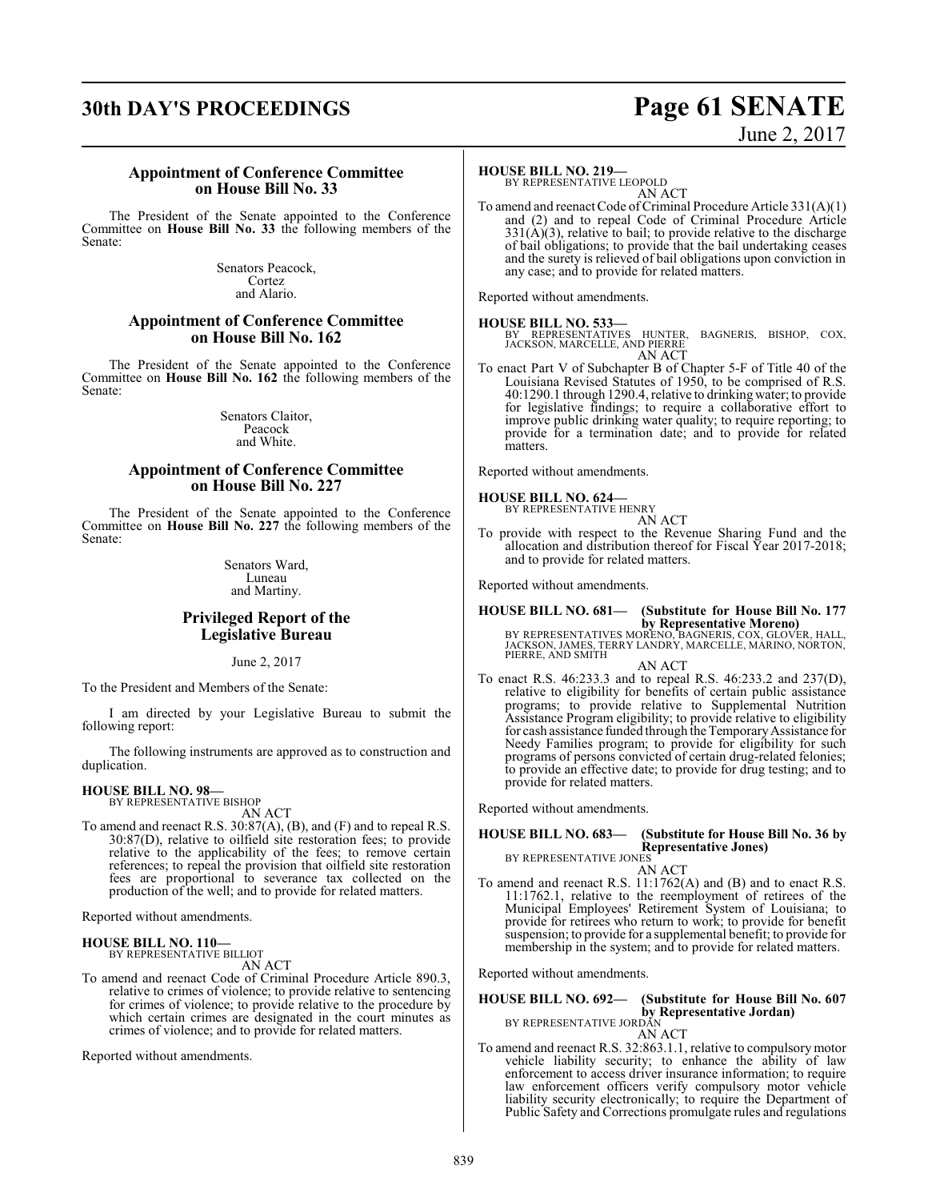### Appointment of Conference Committee on House Bill No. 33

The President of the Senate appointed to the Conference Committee on **House Bill No. 33** the following members of the Senate:

Senators Peacock,
Cortez
and Alario.

### Appointment of Conference Committee on House Bill No. 162

The President of the Senate appointed to the Conference Committee on **House Bill No. 162** the following members of the Senate:

Senators Claitor,
Peacock
and White.

### Appointment of Conference Committee on House Bill No. 227

The President of the Senate appointed to the Conference Committee on **House Bill No. 227** the following members of the Senate:

Senators Ward,
Luneau
and Martiny.

### Privileged Report of the Legislative Bureau

June 2, 2017

To the President and Members of the Senate:

I am directed by your Legislative Bureau to submit the following report:

The following instruments are approved as to construction and duplication.

**HOUSE BILL NO. 98—**
BY REPRESENTATIVE BISHOP
AN ACT
To amend and reenact R.S. 30:87(A), (B), and (F) and to repeal R.S. 30:87(D), relative to oilfield site restoration fees; to provide relative to the applicability of the fees; to remove certain references; to repeal the provision that oilfield site restoration fees are proportional to severance tax collected on the production of the well; and to provide for related matters.

Reported without amendments.

**HOUSE BILL NO. 110—**
BY REPRESENTATIVE BILLIOT
AN ACT
To amend and reenact Code of Criminal Procedure Article 890.3, relative to crimes of violence; to provide relative to sentencing for crimes of violence; to provide relative to the procedure by which certain crimes are designated in the court minutes as crimes of violence; and to provide for related matters.

Reported without amendments.

**HOUSE BILL NO. 219—**
BY REPRESENTATIVE LEOPOLD
AN ACT
To amend and reenact Code of Criminal Procedure Article 331(A)(1) and (2) and to repeal Code of Criminal Procedure Article 331(A)(3), relative to bail; to provide relative to the discharge of bail obligations; to provide that the bail undertaking ceases and the surety is relieved of bail obligations upon conviction in any case; and to provide for related matters.

Reported without amendments.

**HOUSE BILL NO. 533—**
BY REPRESENTATIVES HUNTER, BAGNERIS, BISHOP, COX, JACKSON, MARCELLE, AND PIERRE
AN ACT
To enact Part V of Subchapter B of Chapter 5-F of Title 40 of the Louisiana Revised Statutes of 1950, to be comprised of R.S. 40:1290.1 through 1290.4, relative to drinking water; to provide for legislative findings; to require a collaborative effort to improve public drinking water quality; to require reporting; to provide for a termination date; and to provide for related matters.

Reported without amendments.

**HOUSE BILL NO. 624—**
BY REPRESENTATIVE HENRY
AN ACT
To provide with respect to the Revenue Sharing Fund and the allocation and distribution thereof for Fiscal Year 2017-2018; and to provide for related matters.

Reported without amendments.

**HOUSE BILL NO. 681— (Substitute for House Bill No. 177 by Representative Moreno)**
BY REPRESENTATIVES MORENO, BAGNERIS, COX, GLOVER, HALL, JACKSON, JAMES, TERRY LANDRY, MARCELLE, MARINO, NORTON, PIERRE, AND SMITH
AN ACT
To enact R.S. 46:233.3 and to repeal R.S. 46:233.2 and 237(D), relative to eligibility for benefits of certain public assistance programs; to provide relative to Supplemental Nutrition Assistance Program eligibility; to provide relative to eligibility for cash assistance funded through the Temporary Assistance for Needy Families program; to provide for eligibility for such programs of persons convicted of certain drug-related felonies; to provide an effective date; to provide for drug testing; and to provide for related matters.

Reported without amendments.

**HOUSE BILL NO. 683— (Substitute for House Bill No. 36 by Representative Jones)**
BY REPRESENTATIVE JONES
AN ACT
To amend and reenact R.S. 11:1762(A) and (B) and to enact R.S. 11:1762.1, relative to the reemployment of retirees of the Municipal Employees' Retirement System of Louisiana; to provide for retirees who return to work; to provide for benefit suspension; to provide for a supplemental benefit; to provide for membership in the system; and to provide for related matters.

Reported without amendments.

**HOUSE BILL NO. 692— (Substitute for House Bill No. 607 by Representative Jordan)**
BY REPRESENTATIVE JORDAN
AN ACT
To amend and reenact R.S. 32:863.1.1, relative to compulsory motor vehicle liability security; to enhance the ability of law enforcement to access driver insurance information; to require law enforcement officers verify compulsory motor vehicle liability security electronically; to require the Department of Public Safety and Corrections promulgate rules and regulations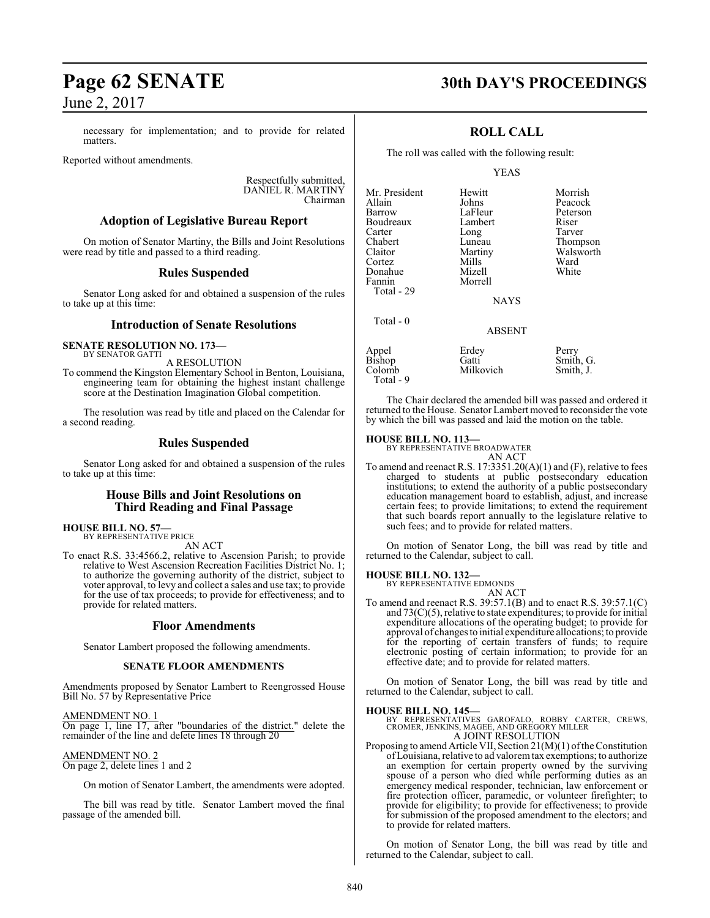necessary for implementation; and to provide for related matters.

Reported without amendments.

Respectfully submitted,
DANIEL R. MARTINY
Chairman

## Adoption of Legislative Bureau Report

On motion of Senator Martiny, the Bills and Joint Resolutions were read by title and passed to a third reading.

## Rules Suspended

Senator Long asked for and obtained a suspension of the rules to take up at this time:

## Introduction of Senate Resolutions

**SENATE RESOLUTION NO. 173—**
BY SENATOR GATTI
A RESOLUTION

To commend the Kingston Elementary School in Benton, Louisiana, engineering team for obtaining the highest instant challenge score at the Destination Imagination Global competition.

The resolution was read by title and placed on the Calendar for a second reading.

## Rules Suspended

Senator Long asked for and obtained a suspension of the rules to take up at this time:

## House Bills and Joint Resolutions on Third Reading and Final Passage

**HOUSE BILL NO. 57—**
BY REPRESENTATIVE PRICE
AN ACT

To enact R.S. 33:4566.2, relative to Ascension Parish; to provide relative to West Ascension Recreation Facilities District No. 1; to authorize the governing authority of the district, subject to voter approval, to levy and collect a sales and use tax; to provide for the use of tax proceeds; to provide for effectiveness; and to provide for related matters.

## Floor Amendments

Senator Lambert proposed the following amendments.

### SENATE FLOOR AMENDMENTS

Amendments proposed by Senator Lambert to Reengrossed House Bill No. 57 by Representative Price

AMENDMENT NO. 1
On page 1, line 17, after "boundaries of the district." delete the remainder of the line and delete lines 18 through 20

AMENDMENT NO. 2
On page 2, delete lines 1 and 2

On motion of Senator Lambert, the amendments were adopted.

The bill was read by title. Senator Lambert moved the final passage of the amended bill.

## ROLL CALL

The roll was called with the following result:

YEAS

| | | |
|---|---|---|
| Mr. President | Hewitt | Morrish |
| Allain | Johns | Peacock |
| Barrow | LaFleur | Peterson |
| Boudreaux | Lambert | Riser |
| Carter | Long | Tarver |
| Chabert | Luneau | Thompson |
| Claitor | Martiny | Walsworth |
| Cortez | Mills | Ward |
| Donahue | Mizell | White |
| Fannin | Morrell | |

Total - 29

NAYS

Total - 0

ABSENT

| | | |
|---|---|---|
| Appel | Erdey | Perry |
| Bishop | Gatti | Smith, G. |
| Colomb | Milkovich | Smith, J. |

Total - 9

The Chair declared the amended bill was passed and ordered it returned to the House. Senator Lambert moved to reconsider the vote by which the bill was passed and laid the motion on the table.

**HOUSE BILL NO. 113—**
BY REPRESENTATIVE BROADWATER
AN ACT

To amend and reenact R.S. 17:3351.20(A)(1) and (F), relative to fees charged to students at public postsecondary education institutions; to extend the authority of a public postsecondary education management board to establish, adjust, and increase certain fees; to provide limitations; to extend the requirement that such boards report annually to the legislature relative to such fees; and to provide for related matters.

On motion of Senator Long, the bill was read by title and returned to the Calendar, subject to call.

**HOUSE BILL NO. 132—**
BY REPRESENTATIVE EDMONDS
AN ACT

To amend and reenact R.S. 39:57.1(B) and to enact R.S. 39:57.1(C) and 73(C)(5), relative to state expenditures; to provide for initial expenditure allocations of the operating budget; to provide for approval of changes to initial expenditure allocations; to provide for the reporting of certain transfers of funds; to require electronic posting of certain information; to provide for an effective date; and to provide for related matters.

On motion of Senator Long, the bill was read by title and returned to the Calendar, subject to call.

**HOUSE BILL NO. 145—**
BY REPRESENTATIVES GAROFALO, ROBBY CARTER, CREWS, CROMER, JENKINS, MAGEE, AND GREGORY MILLER
A JOINT RESOLUTION

Proposing to amend Article VII, Section 21(M)(1) of the Constitution of Louisiana, relative to ad valorem tax exemptions; to authorize an exemption for certain property owned by the surviving spouse of a person who died while performing duties as an emergency medical responder, technician, law enforcement or fire protection officer, paramedic, or volunteer firefighter; to provide for eligibility; to provide for effectiveness; to provide for submission of the proposed amendment to the electors; and to provide for related matters.

On motion of Senator Long, the bill was read by title and returned to the Calendar, subject to call.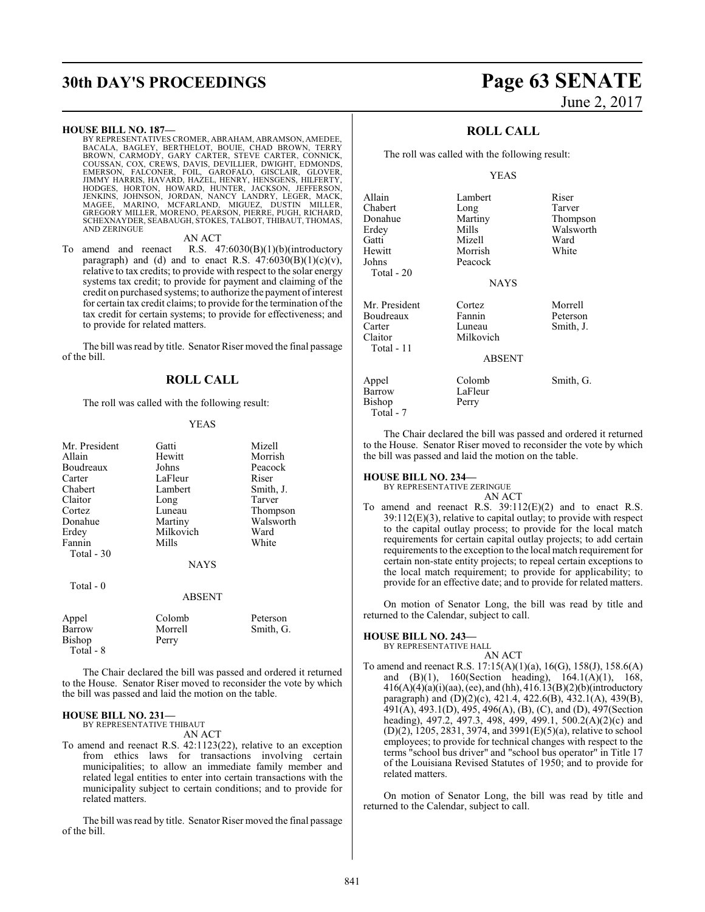**HOUSE BILL NO. 187—**

BY REPRESENTATIVES CROMER, ABRAHAM, ABRAMSON, AMEDEE, BACALA, BAGLEY, BERTHELOT, BOUIE, CHAD BROWN, TERRY BROWN, CARMODY, GARY CARTER, STEVE CARTER, CONNICK, COUSSAN, COX, CREWS, DAVIS, DEVILLIER, DWIGHT, EDMONDS, EMERSON, FALCONER, FOIL, GAROFALO, GISCLAIR, GLOVER, JIMMY HARRIS, HAVARD, HAZEL, HENRY, HENSGENS, HILFERTY, HODGES, HORTON, HOWARD, HUNTER, JACKSON, JEFFERSON, JENKINS, JOHNSON, JORDAN, NANCY LANDRY, LEGER, MACK, MAGEE, MARINO, MCFARLAND, MIGUEZ, DUSTIN MILLER, GREGORY MILLER, MORENO, PEARSON, PIERRE, PUGH, RICHARD, SCHEXNAYDER, SEABAUGH, STOKES, TALBOT, THIBAUT, THOMAS, AND ZERINGUE

AN ACT

To amend and reenact R.S. 47:6030(B)(1)(b)(introductory paragraph) and (d) and to enact R.S. 47:6030(B)(1)(c)(v), relative to tax credits; to provide with respect to the solar energy systems tax credit; to provide for payment and claiming of the credit on purchased systems; to authorize the payment of interest for certain tax credit claims; to provide for the termination of the tax credit for certain systems; to provide for effectiveness; and to provide for related matters.

The bill was read by title. Senator Riser moved the final passage of the bill.

## ROLL CALL

The roll was called with the following result:

YEAS

| | | |
|---|---|---|
| Mr. President | Gatti | Mizell |
| Allain | Hewitt | Morrish |
| Boudreaux | Johns | Peacock |
| Carter | LaFleur | Riser |
| Chabert | Lambert | Smith, J. |
| Claitor | Long | Tarver |
| Cortez | Luneau | Thompson |
| Donahue | Martiny | Walsworth |
| Erdey | Milkovich | Ward |
| Fannin | Mills | White |

Total - 30

NAYS

Total - 0

ABSENT

| | | |
|---|---|---|
| Appel | Colomb | Peterson |
| Barrow | Morrell | Smith, G. |
| Bishop | Perry | |

Total - 8

The Chair declared the bill was passed and ordered it returned to the House. Senator Riser moved to reconsider the vote by which the bill was passed and laid the motion on the table.

**HOUSE BILL NO. 231—**

BY REPRESENTATIVE THIBAUT

AN ACT

To amend and reenact R.S. 42:1123(22), relative to an exception from ethics laws for transactions involving certain municipalities; to allow an immediate family member and related legal entities to enter into certain transactions with the municipality subject to certain conditions; and to provide for related matters.

The bill was read by title. Senator Riser moved the final passage of the bill.

## ROLL CALL

The roll was called with the following result:

YEAS

| | | |
|---|---|---|
| Allain | Lambert | Riser |
| Chabert | Long | Tarver |
| Donahue | Martiny | Thompson |
| Erdey | Mills | Walsworth |
| Gatti | Mizell | Ward |
| Hewitt | Morrish | White |
| Johns | Peacock | |

Total - 20

NAYS

| | | |
|---|---|---|
| Mr. President | Cortez | Morrell |
| Boudreaux | Fannin | Peterson |
| Carter | Luneau | Smith, J. |
| Claitor | Milkovich | |

Total - 11

ABSENT

| | | |
|---|---|---|
| Appel | Colomb | Smith, G. |
| Barrow | LaFleur | |
| Bishop | Perry | |

Total - 7

The Chair declared the bill was passed and ordered it returned to the House. Senator Riser moved to reconsider the vote by which the bill was passed and laid the motion on the table.

**HOUSE BILL NO. 234—**

BY REPRESENTATIVE ZERINGUE

AN ACT

To amend and reenact R.S. 39:112(E)(2) and to enact R.S. 39:112(E)(3), relative to capital outlay; to provide with respect to the capital outlay process; to provide for the local match requirements for certain capital outlay projects; to add certain requirements to the exception to the local match requirement for certain non-state entity projects; to repeal certain exceptions to the local match requirement; to provide for applicability; to provide for an effective date; and to provide for related matters.

On motion of Senator Long, the bill was read by title and returned to the Calendar, subject to call.

**HOUSE BILL NO. 243—**

BY REPRESENTATIVE HALL

AN ACT

To amend and reenact R.S. 17:15(A)(1)(a), 16(G), 158(J), 158.6(A) and (B)(1), 160(Section heading), 164.1(A)(1), 168, 416(A)(4)(a)(i)(aa), (ee), and (hh), 416.13(B)(2)(b)(introductory paragraph) and (D)(2)(c), 421.4, 422.6(B), 432.1(A), 439(B), 491(A), 493.1(D), 495, 496(A), (B), (C), and (D), 497(Section heading), 497.2, 497.3, 498, 499, 499.1, 500.2(A)(2)(c) and (D)(2), 1205, 2831, 3974, and 3991(E)(5)(a), relative to school employees; to provide for technical changes with respect to the terms "school bus driver" and "school bus operator" in Title 17 of the Louisiana Revised Statutes of 1950; and to provide for related matters.

On motion of Senator Long, the bill was read by title and returned to the Calendar, subject to call.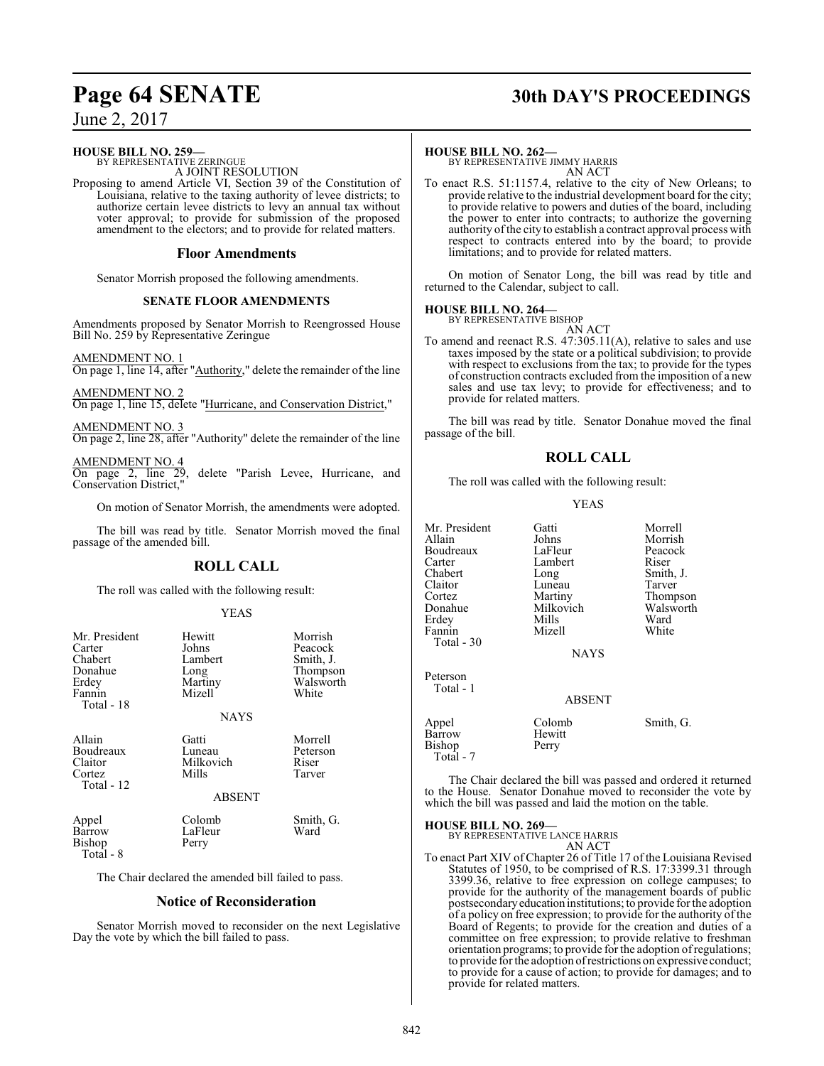**HOUSE BILL NO. 259—**
BY REPRESENTATIVE ZERINGUE
A JOINT RESOLUTION

Proposing to amend Article VI, Section 39 of the Constitution of Louisiana, relative to the taxing authority of levee districts; to authorize certain levee districts to levy an annual tax without voter approval; to provide for submission of the proposed amendment to the electors; and to provide for related matters.

## Floor Amendments

Senator Morrish proposed the following amendments.

### SENATE FLOOR AMENDMENTS

Amendments proposed by Senator Morrish to Reengrossed House Bill No. 259 by Representative Zeringue

AMENDMENT NO. 1
On page 1, line 14, after "Authority," delete the remainder of the line

AMENDMENT NO. 2
On page 1, line 15, delete "Hurricane, and Conservation District,"

AMENDMENT NO. 3
On page 2, line 28, after "Authority" delete the remainder of the line

AMENDMENT NO. 4
On page 2, line 29, delete "Parish Levee, Hurricane, and Conservation District,"

On motion of Senator Morrish, the amendments were adopted.

The bill was read by title. Senator Morrish moved the final passage of the amended bill.

## ROLL CALL

The roll was called with the following result:

YEAS

| | | |
|---|---|---|
| Mr. President | Hewitt | Morrish |
| Carter | Johns | Peacock |
| Chabert | Lambert | Smith, J. |
| Donahue | Long | Thompson |
| Erdey | Martiny | Walsworth |
| Fannin | Mizell | White |
| Total - 18 | | |

NAYS

| | | |
|---|---|---|
| Allain | Gatti | Morrell |
| Boudreaux | Luneau | Peterson |
| Claitor | Milkovich | Riser |
| Cortez | Mills | Tarver |
| Total - 12 | | |

ABSENT

| | | |
|---|---|---|
| Appel | Colomb | Smith, G. |
| Barrow | LaFleur | Ward |
| Bishop | Perry | |
| Total - 8 | | |

The Chair declared the amended bill failed to pass.

## Notice of Reconsideration

Senator Morrish moved to reconsider on the next Legislative Day the vote by which the bill failed to pass.

**HOUSE BILL NO. 262—**
BY REPRESENTATIVE JIMMY HARRIS
AN ACT

To enact R.S. 51:1157.4, relative to the city of New Orleans; to provide relative to the industrial development board for the city; to provide relative to powers and duties of the board, including the power to enter into contracts; to authorize the governing authority of the city to establish a contract approval process with respect to contracts entered into by the board; to provide limitations; and to provide for related matters.

On motion of Senator Long, the bill was read by title and returned to the Calendar, subject to call.

**HOUSE BILL NO. 264—**
BY REPRESENTATIVE BISHOP
AN ACT

To amend and reenact R.S. 47:305.11(A), relative to sales and use taxes imposed by the state or a political subdivision; to provide with respect to exclusions from the tax; to provide for the types of construction contracts excluded from the imposition of a new sales and use tax levy; to provide for effectiveness; and to provide for related matters.

The bill was read by title. Senator Donahue moved the final passage of the bill.

## ROLL CALL

The roll was called with the following result:

YEAS

| | | |
|---|---|---|
| Mr. President | Gatti | Morrell |
| Allain | Johns | Morrish |
| Boudreaux | LaFleur | Peacock |
| Carter | Lambert | Riser |
| Chabert | Long | Smith, J. |
| Claitor | Luneau | Tarver |
| Cortez | Martiny | Thompson |
| Donahue | Milkovich | Walsworth |
| Erdey | Mills | Ward |
| Fannin | Mizell | White |
| Total - 30 | | |

NAYS

Peterson
Total - 1

ABSENT

| | | |
|---|---|---|
| Appel | Colomb | Smith, G. |
| Barrow | Hewitt | |
| Bishop | Perry | |
| Total - 7 | | |

The Chair declared the bill was passed and ordered it returned to the House. Senator Donahue moved to reconsider the vote by which the bill was passed and laid the motion on the table.

**HOUSE BILL NO. 269—**
BY REPRESENTATIVE LANCE HARRIS
AN ACT

To enact Part XIV of Chapter 26 of Title 17 of the Louisiana Revised Statutes of 1950, to be comprised of R.S. 17:3399.31 through 3399.36, relative to free expression on college campuses; to provide for the authority of the management boards of public postsecondary education institutions; to provide for the adoption of a policy on free expression; to provide for the authority of the Board of Regents; to provide for the creation and duties of a committee on free expression; to provide relative to freshman orientation programs; to provide for the adoption of regulations; to provide for the adoption of restrictions on expressive conduct; to provide for a cause of action; to provide for damages; and to provide for related matters.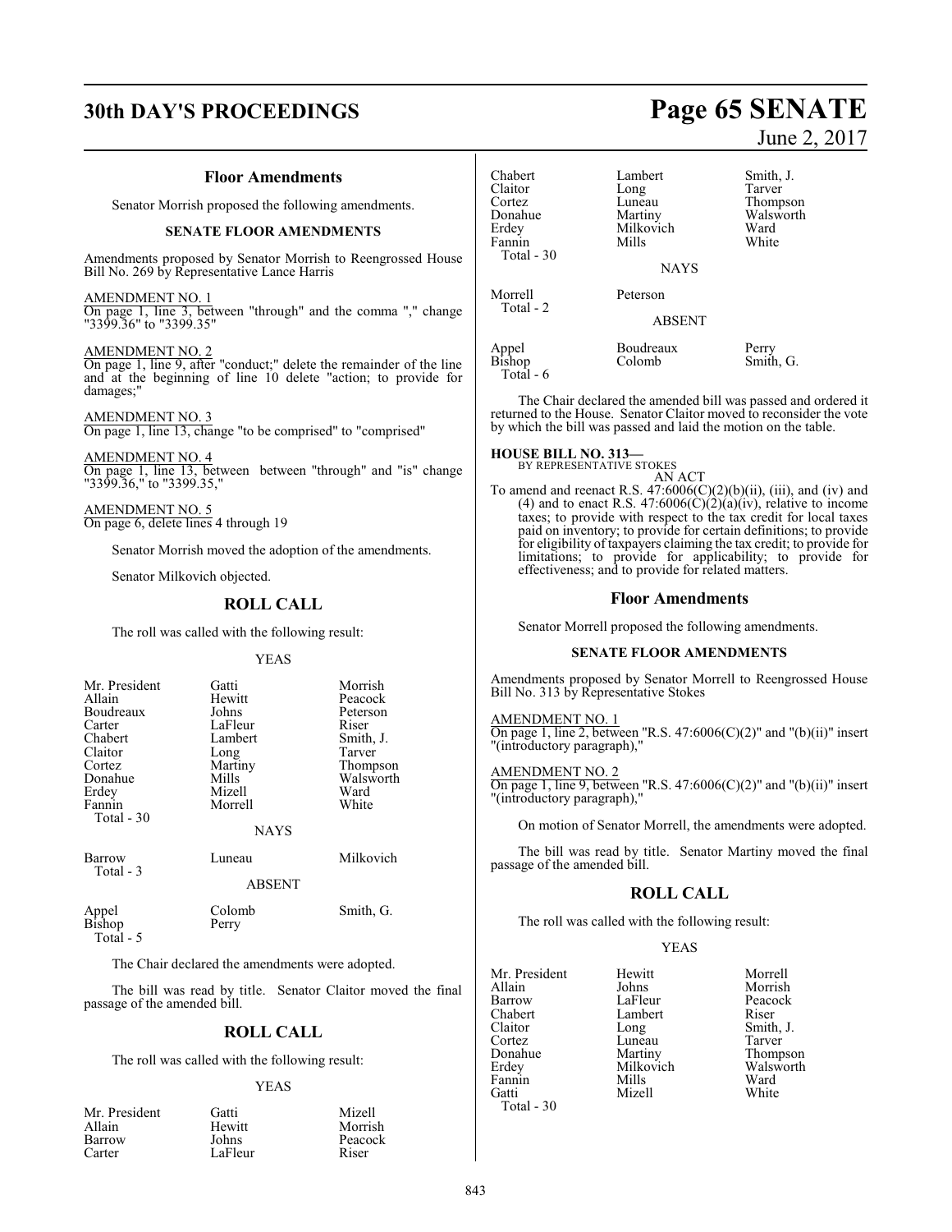### Floor Amendments

Senator Morrish proposed the following amendments.

#### SENATE FLOOR AMENDMENTS

Amendments proposed by Senator Morrish to Reengrossed House Bill No. 269 by Representative Lance Harris

AMENDMENT NO. 1
On page 1, line 3, between "through" and the comma "," change "3399.36" to "3399.35"

AMENDMENT NO. 2
On page 1, line 9, after "conduct;" delete the remainder of the line and at the beginning of line 10 delete "action; to provide for damages;"

AMENDMENT NO. 3
On page 1, line 13, change "to be comprised" to "comprised"

AMENDMENT NO. 4
On page 1, line 13, between between "through" and "is" change "3399.36," to "3399.35,"

AMENDMENT NO. 5
On page 6, delete lines 4 through 19

Senator Morrish moved the adoption of the amendments.

Senator Milkovich objected.

### ROLL CALL

The roll was called with the following result:

YEAS

| | | |
|---|---|---|
| Mr. President | Gatti | Morrish |
| Allain | Hewitt | Peacock |
| Boudreaux | Johns | Peterson |
| Carter | LaFleur | Riser |
| Chabert | Lambert | Smith, J. |
| Claitor | Long | Tarver |
| Cortez | Martiny | Thompson |
| Donahue | Mills | Walsworth |
| Erdey | Mizell | Ward |
| Fannin | Morrell | White |
| Total - 30 | | |

NAYS

| | | |
|---|---|---|
| Barrow | Luneau | Milkovich |
| Total - 3 | | |

ABSENT

| | | |
|---|---|---|
| Appel | Colomb | Smith, G. |
| Bishop | Perry | |
| Total - 5 | | |

The Chair declared the amendments were adopted.

The bill was read by title. Senator Claitor moved the final passage of the amended bill.

### ROLL CALL

The roll was called with the following result:

YEAS

| | | |
|---|---|---|
| Mr. President | Gatti | Mizell |
| Allain | Hewitt | Morrish |
| Barrow | Johns | Peacock |
| Carter | LaFleur | Riser |
| Chabert | Lambert | Smith, J. |
| Claitor | Long | Tarver |
| Cortez | Luneau | Thompson |
| Donahue | Martiny | Walsworth |
| Erdey | Milkovich | Ward |
| Fannin | Mills | White |
| Total - 30 | | |

NAYS

| | |
|---|---|
| Morrell | Peterson |
| Total - 2 | |

ABSENT

| | | |
|---|---|---|
| Appel | Boudreaux | Perry |
| Bishop | Colomb | Smith, G. |
| Total - 6 | | |

The Chair declared the amended bill was passed and ordered it returned to the House. Senator Claitor moved to reconsider the vote by which the bill was passed and laid the motion on the table.

**HOUSE BILL NO. 313—**
BY REPRESENTATIVE STOKES
AN ACT

To amend and reenact R.S. 47:6006(C)(2)(b)(ii), (iii), and (iv) and (4) and to enact R.S. 47:6006(C)(2)(a)(iv), relative to income taxes; to provide with respect to the tax credit for local taxes paid on inventory; to provide for certain definitions; to provide for eligibility of taxpayers claiming the tax credit; to provide for limitations; to provide for applicability; to provide for effectiveness; and to provide for related matters.

### Floor Amendments

Senator Morrell proposed the following amendments.

#### SENATE FLOOR AMENDMENTS

Amendments proposed by Senator Morrell to Reengrossed House Bill No. 313 by Representative Stokes

AMENDMENT NO. 1
On page 1, line 2, between "R.S. 47:6006(C)(2)" and "(b)(ii)" insert "(introductory paragraph),"

AMENDMENT NO. 2
On page 1, line 9, between "R.S. 47:6006(C)(2)" and "(b)(ii)" insert "(introductory paragraph),"

On motion of Senator Morrell, the amendments were adopted.

The bill was read by title. Senator Martiny moved the final passage of the amended bill.

### ROLL CALL

The roll was called with the following result:

YEAS

| | | |
|---|---|---|
| Mr. President | Hewitt | Morrell |
| Allain | Johns | Morrish |
| Barrow | LaFleur | Peacock |
| Chabert | Lambert | Riser |
| Claitor | Long | Smith, J. |
| Cortez | Luneau | Tarver |
| Donahue | Martiny | Thompson |
| Erdey | Milkovich | Walsworth |
| Fannin | Mills | Ward |
| Gatti | Mizell | White |
| Total - 30 | | |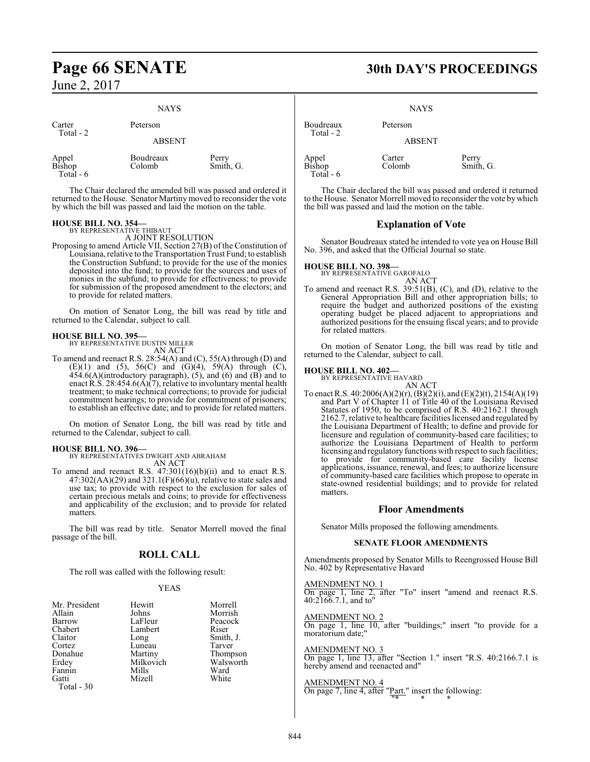NAYS

| | |
|---|---|
| Carter | Peterson |
| Total - 2 | |

ABSENT

| | | |
|---|---|---|
| Appel | Boudreaux | Perry |
| Bishop | Colomb | Smith, G. |
| Total - 6 | | |

The Chair declared the amended bill was passed and ordered it returned to the House. Senator Martiny moved to reconsider the vote by which the bill was passed and laid the motion on the table.

**HOUSE BILL NO. 354—**
BY REPRESENTATIVE THIBAUT
A JOINT RESOLUTION

Proposing to amend Article VII, Section 27(B) of the Constitution of Louisiana, relative to the Transportation Trust Fund; to establish the Construction Subfund; to provide for the use of the monies deposited into the fund; to provide for the sources and uses of monies in the subfund; to provide for effectiveness; to provide for submission of the proposed amendment to the electors; and to provide for related matters.

On motion of Senator Long, the bill was read by title and returned to the Calendar, subject to call.

**HOUSE BILL NO. 395—**
BY REPRESENTATIVE DUSTIN MILLER
AN ACT

To amend and reenact R.S. 28:54(A) and (C), 55(A) through (D) and (E)(1) and (5), 56(C) and (G)(4), 59(A) through (C), 454.6(A)(introductory paragraph), (5), and (6) and (B) and to enact R.S. 28:454.6(A)(7), relative to involuntary mental health treatment; to make technical corrections; to provide for judicial commitment hearings; to provide for commitment of prisoners; to establish an effective date; and to provide for related matters.

On motion of Senator Long, the bill was read by title and returned to the Calendar, subject to call.

**HOUSE BILL NO. 396—**
BY REPRESENTATIVES DWIGHT AND ABRAHAM
AN ACT

To amend and reenact R.S. 47:301(16)(b)(ii) and to enact R.S. 47:302(AA)(29) and 321.1(F)(66)(u), relative to state sales and use tax; to provide with respect to the exclusion for sales of certain precious metals and coins; to provide for effectiveness and applicability of the exclusion; and to provide for related matters.

The bill was read by title. Senator Morrell moved the final passage of the bill.

## ROLL CALL

The roll was called with the following result:

YEAS

| | | |
|---|---|---|
| Mr. President | Hewitt | Morrell |
| Allain | Johns | Morrish |
| Barrow | LaFleur | Peacock |
| Chabert | Lambert | Riser |
| Claitor | Long | Smith, J. |
| Cortez | Luneau | Tarver |
| Donahue | Martiny | Thompson |
| Erdey | Milkovich | Walsworth |
| Fannin | Mills | Ward |
| Gatti | Mizell | White |
| Total - 30 | | |

NAYS

| | |
|---|---|
| Boudreaux | Peterson |
| Total - 2 | |

ABSENT

| | | |
|---|---|---|
| Appel | Carter | Perry |
| Bishop | Colomb | Smith, G. |
| Total - 6 | | |

The Chair declared the bill was passed and ordered it returned to the House. Senator Morrell moved to reconsider the vote by which the bill was passed and laid the motion on the table.

## Explanation of Vote

Senator Boudreaux stated he intended to vote yea on House Bill No. 396, and asked that the Official Journal so state.

**HOUSE BILL NO. 398—**
BY REPRESENTATIVE GAROFALO
AN ACT

To amend and reenact R.S. 39:51(B), (C), and (D), relative to the General Appropriation Bill and other appropriation bills; to require the budget and authorized positions of the existing operating budget be placed adjacent to appropriations and authorized positions for the ensuing fiscal years; and to provide for related matters.

On motion of Senator Long, the bill was read by title and returned to the Calendar, subject to call.

**HOUSE BILL NO. 402—**
BY REPRESENTATIVE HAVARD
AN ACT

To enact R.S. 40:2006(A)(2)(r), (B)(2)(i), and (E)(2)(t), 2154(A)(19) and Part V of Chapter 11 of Title 40 of the Louisiana Revised Statutes of 1950, to be comprised of R.S. 40:2162.1 through 2162.7, relative to healthcare facilities licensed and regulated by the Louisiana Department of Health; to define and provide for licensure and regulation of community-based care facilities; to authorize the Louisiana Department of Health to perform licensing and regulatory functions with respect to such facilities; to provide for community-based care facility license applications, issuance, renewal, and fees; to authorize licensure of community-based care facilities which propose to operate in state-owned residential buildings; and to provide for related matters.

## Floor Amendments

Senator Mills proposed the following amendments.

### SENATE FLOOR AMENDMENTS

Amendments proposed by Senator Mills to Reengrossed House Bill No. 402 by Representative Havard

AMENDMENT NO. 1
On page 1, line 2, after "To" insert "amend and reenact R.S. 40:2166.7.1, and to"

AMENDMENT NO. 2
On page 1, line 10, after "buildings;" insert "to provide for a moratorium date;"

AMENDMENT NO. 3
On page 1, line 13, after "Section 1." insert "R.S. 40:2166.7.1 is hereby amend and reenacted and"

AMENDMENT NO. 4
On page 7, line 4, after "Part." insert the following:
"* * *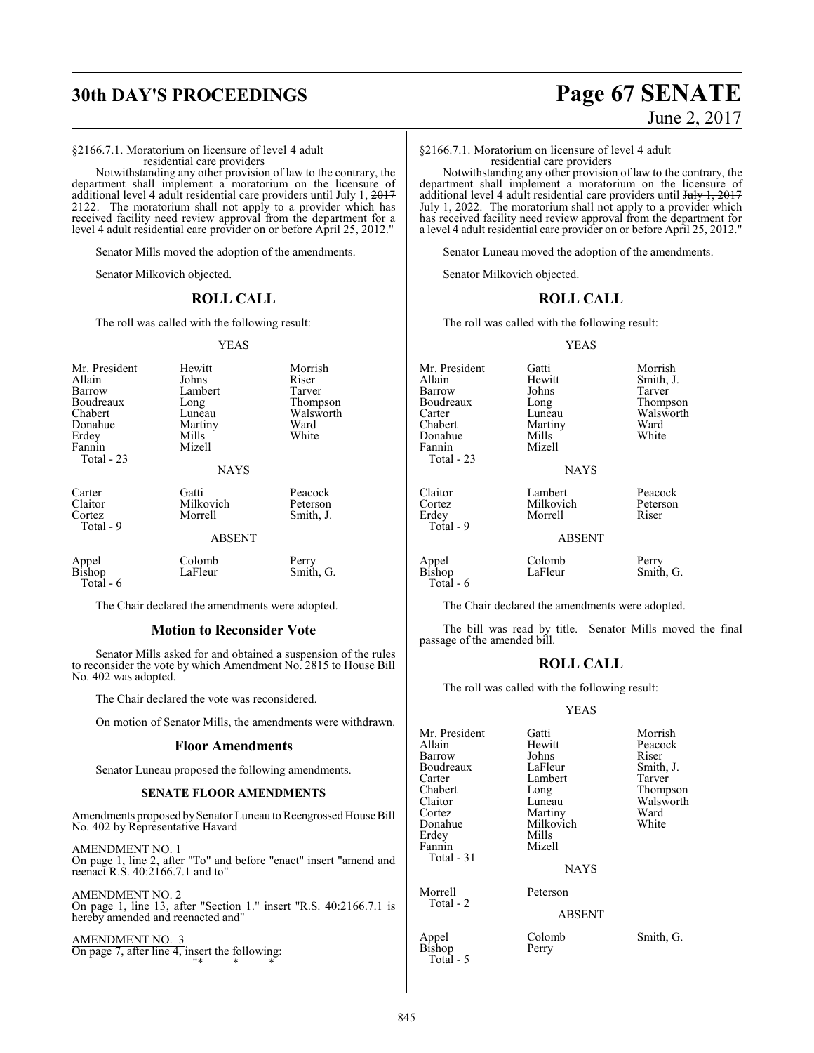§2166.7.1. Moratorium on licensure of level 4 adult residential care providers

Notwithstanding any other provision of law to the contrary, the department shall implement a moratorium on the licensure of additional level 4 adult residential care providers until July 1, ~~2017~~ 2122. The moratorium shall not apply to a provider which has received facility need review approval from the department for a level 4 adult residential care provider on or before April 25, 2012."

Senator Mills moved the adoption of the amendments.

Senator Milkovich objected.

## ROLL CALL

The roll was called with the following result:

YEAS

| | | |
|---|---|---|
| Mr. President | Hewitt | Morrish |
| Allain | Johns | Riser |
| Barrow | Lambert | Tarver |
| Boudreaux | Long | Thompson |
| Chabert | Luneau | Walsworth |
| Donahue | Martiny | Ward |
| Erdey | Mills | White |
| Fannin | Mizell | |
| Total - 23 | | |

NAYS

| | | |
|---|---|---|
| Carter | Gatti | Peacock |
| Claitor | Milkovich | Peterson |
| Cortez | Morrell | Smith, J. |
| Total - 9 | | |

ABSENT

| | | |
|---|---|---|
| Appel | Colomb | Perry |
| Bishop | LaFleur | Smith, G. |
| Total - 6 | | |

The Chair declared the amendments were adopted.

## Motion to Reconsider Vote

Senator Mills asked for and obtained a suspension of the rules to reconsider the vote by which Amendment No. 2815 to House Bill No. 402 was adopted.

The Chair declared the vote was reconsidered.

On motion of Senator Mills, the amendments were withdrawn.

## Floor Amendments

Senator Luneau proposed the following amendments.

### SENATE FLOOR AMENDMENTS

Amendments proposed by Senator Luneau to Reengrossed House Bill No. 402 by Representative Havard

AMENDMENT NO. 1
On page 1, line 2, after "To" and before "enact" insert "amend and reenact R.S. 40:2166.7.1 and to"

AMENDMENT NO. 2
On page 1, line 13, after "Section 1." insert "R.S. 40:2166.7.1 is hereby amended and reenacted and"

AMENDMENT NO. 3
On page 7, after line 4, insert the following:
"* * *

§2166.7.1. Moratorium on licensure of level 4 adult residential care providers

Notwithstanding any other provision of law to the contrary, the department shall implement a moratorium on the licensure of additional level 4 adult residential care providers until ~~July 1, 2017~~ July 1, 2022. The moratorium shall not apply to a provider which has received facility need review approval from the department for a level 4 adult residential care provider on or before April 25, 2012."

Senator Luneau moved the adoption of the amendments.

Senator Milkovich objected.

## ROLL CALL

The roll was called with the following result:

YEAS

| | | |
|---|---|---|
| Mr. President | Gatti | Morrish |
| Allain | Hewitt | Smith, J. |
| Barrow | Johns | Tarver |
| Boudreaux | Long | Thompson |
| Carter | Luneau | Walsworth |
| Chabert | Martiny | Ward |
| Donahue | Mills | White |
| Fannin | Mizell | |
| Total - 23 | | |

NAYS

| | | |
|---|---|---|
| Claitor | Lambert | Peacock |
| Cortez | Milkovich | Peterson |
| Erdey | Morrell | Riser |
| Total - 9 | | |

ABSENT

| | | |
|---|---|---|
| Appel | Colomb | Perry |
| Bishop | LaFleur | Smith, G. |
| Total - 6 | | |

The Chair declared the amendments were adopted.

The bill was read by title. Senator Mills moved the final passage of the amended bill.

## ROLL CALL

The roll was called with the following result:

YEAS

| | | |
|---|---|---|
| Mr. President | Gatti | Morrish |
| Allain | Hewitt | Peacock |
| Barrow | Johns | Riser |
| Boudreaux | LaFleur | Smith, J. |
| Carter | Lambert | Tarver |
| Chabert | Long | Thompson |
| Claitor | Luneau | Walsworth |
| Cortez | Martiny | Ward |
| Donahue | Milkovich | White |
| Erdey | Mills | |
| Fannin | Mizell | |
| Total - 31 | | |

NAYS

| | |
|---|---|
| Morrell | Peterson |
| Total - 2 | |

ABSENT

| | | |
|---|---|---|
| Appel | Colomb | Smith, G. |
| Bishop | Perry | |
| Total - 5 | | |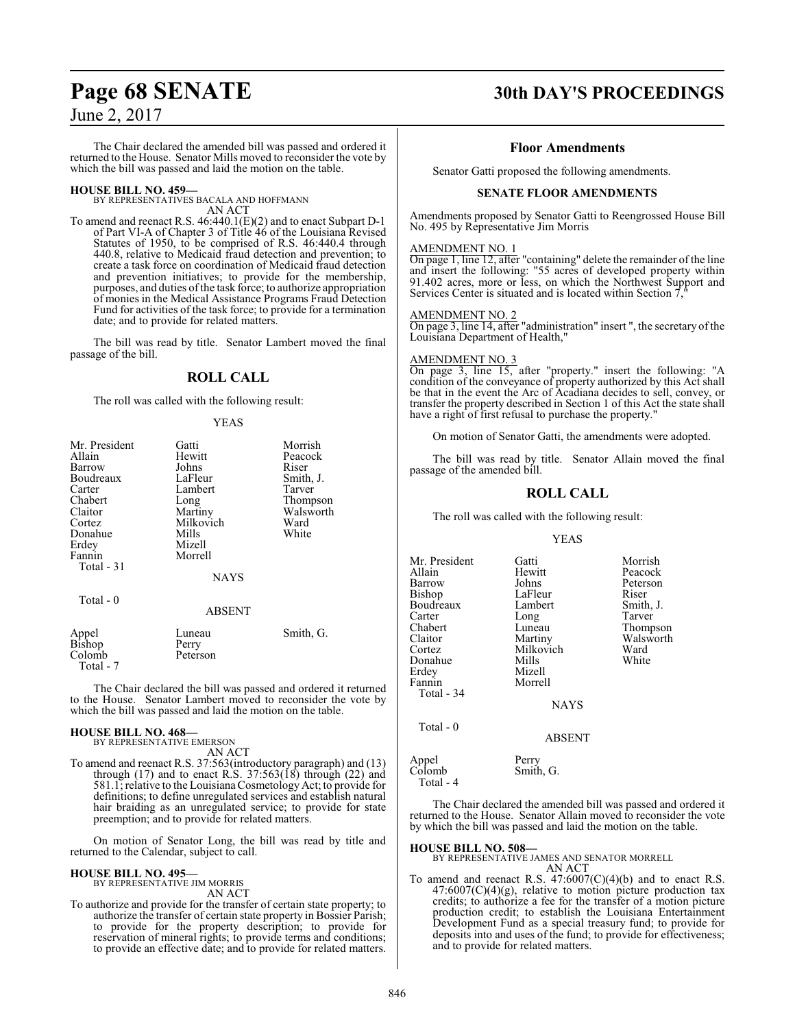The Chair declared the amended bill was passed and ordered it returned to the House. Senator Mills moved to reconsider the vote by which the bill was passed and laid the motion on the table.

**HOUSE BILL NO. 459—**
BY REPRESENTATIVES BACALA AND HOFFMANN
AN ACT

To amend and reenact R.S. 46:440.1(E)(2) and to enact Subpart D-1 of Part VI-A of Chapter 3 of Title 46 of the Louisiana Revised Statutes of 1950, to be comprised of R.S. 46:440.4 through 440.8, relative to Medicaid fraud detection and prevention; to create a task force on coordination of Medicaid fraud detection and prevention initiatives; to provide for the membership, purposes, and duties of the task force; to authorize appropriation of monies in the Medical Assistance Programs Fraud Detection Fund for activities of the task force; to provide for a termination date; and to provide for related matters.

The bill was read by title. Senator Lambert moved the final passage of the bill.

## ROLL CALL

The roll was called with the following result:

YEAS

| | | |
|---|---|---|
| Mr. President | Gatti | Morrish |
| Allain | Hewitt | Peacock |
| Barrow | Johns | Riser |
| Boudreaux | LaFleur | Smith, J. |
| Carter | Lambert | Tarver |
| Chabert | Long | Thompson |
| Claitor | Martiny | Walsworth |
| Cortez | Milkovich | Ward |
| Donahue | Mills | White |
| Erdey | Mizell | |
| Fannin | Morrell | |

Total - 31

NAYS

Total - 0

ABSENT

| | | |
|---|---|---|
| Appel | Luneau | Smith, G. |
| Bishop | Perry | |
| Colomb | Peterson | |

Total - 7

The Chair declared the bill was passed and ordered it returned to the House. Senator Lambert moved to reconsider the vote by which the bill was passed and laid the motion on the table.

**HOUSE BILL NO. 468—**
BY REPRESENTATIVE EMERSON
AN ACT

To amend and reenact R.S. 37:563(introductory paragraph) and (13) through (17) and to enact R.S. 37:563(18) through (22) and 581.1; relative to the Louisiana Cosmetology Act; to provide for definitions; to define unregulated services and establish natural hair braiding as an unregulated service; to provide for state preemption; and to provide for related matters.

On motion of Senator Long, the bill was read by title and returned to the Calendar, subject to call.

**HOUSE BILL NO. 495—**
BY REPRESENTATIVE JIM MORRIS
AN ACT

To authorize and provide for the transfer of certain state property; to authorize the transfer of certain state property in Bossier Parish; to provide for the property description; to provide for reservation of mineral rights; to provide terms and conditions; to provide an effective date; and to provide for related matters.

### Floor Amendments

Senator Gatti proposed the following amendments.

**SENATE FLOOR AMENDMENTS**

Amendments proposed by Senator Gatti to Reengrossed House Bill No. 495 by Representative Jim Morris

AMENDMENT NO. 1

On page 1, line 12, after "containing" delete the remainder of the line and insert the following: "55 acres of developed property within 91.402 acres, more or less, on which the Northwest Support and Services Center is situated and is located within Section 7,"

AMENDMENT NO. 2

On page 3, line 14, after "administration" insert ", the secretary of the Louisiana Department of Health,"

AMENDMENT NO. 3

On page 3, line 15, after "property." insert the following: "A condition of the conveyance of property authorized by this Act shall be that in the event the Arc of Acadiana decides to sell, convey, or transfer the property described in Section 1 of this Act the state shall have a right of first refusal to purchase the property."

On motion of Senator Gatti, the amendments were adopted.

The bill was read by title. Senator Allain moved the final passage of the amended bill.

## ROLL CALL

The roll was called with the following result:

YEAS

| | | |
|---|---|---|
| Mr. President | Gatti | Morrish |
| Allain | Hewitt | Peacock |
| Barrow | Johns | Peterson |
| Bishop | LaFleur | Riser |
| Boudreaux | Lambert | Smith, J. |
| Carter | Long | Tarver |
| Chabert | Luneau | Thompson |
| Claitor | Martiny | Walsworth |
| Cortez | Milkovich | Ward |
| Donahue | Mills | White |
| Erdey | Mizell | |
| Fannin | Morrell | |

Total - 34

NAYS

Total - 0

ABSENT

| | |
|---|---|
| Appel | Perry |
| Colomb | Smith, G. |

Total - 4

The Chair declared the amended bill was passed and ordered it returned to the House. Senator Allain moved to reconsider the vote by which the bill was passed and laid the motion on the table.

**HOUSE BILL NO. 508—**
BY REPRESENTATIVE JAMES AND SENATOR MORRELL
AN ACT

To amend and reenact R.S. 47:6007(C)(4)(b) and to enact R.S. 47:6007(C)(4)(g), relative to motion picture production tax credits; to authorize a fee for the transfer of a motion picture production credit; to establish the Louisiana Entertainment Development Fund as a special treasury fund; to provide for deposits into and uses of the fund; to provide for effectiveness; and to provide for related matters.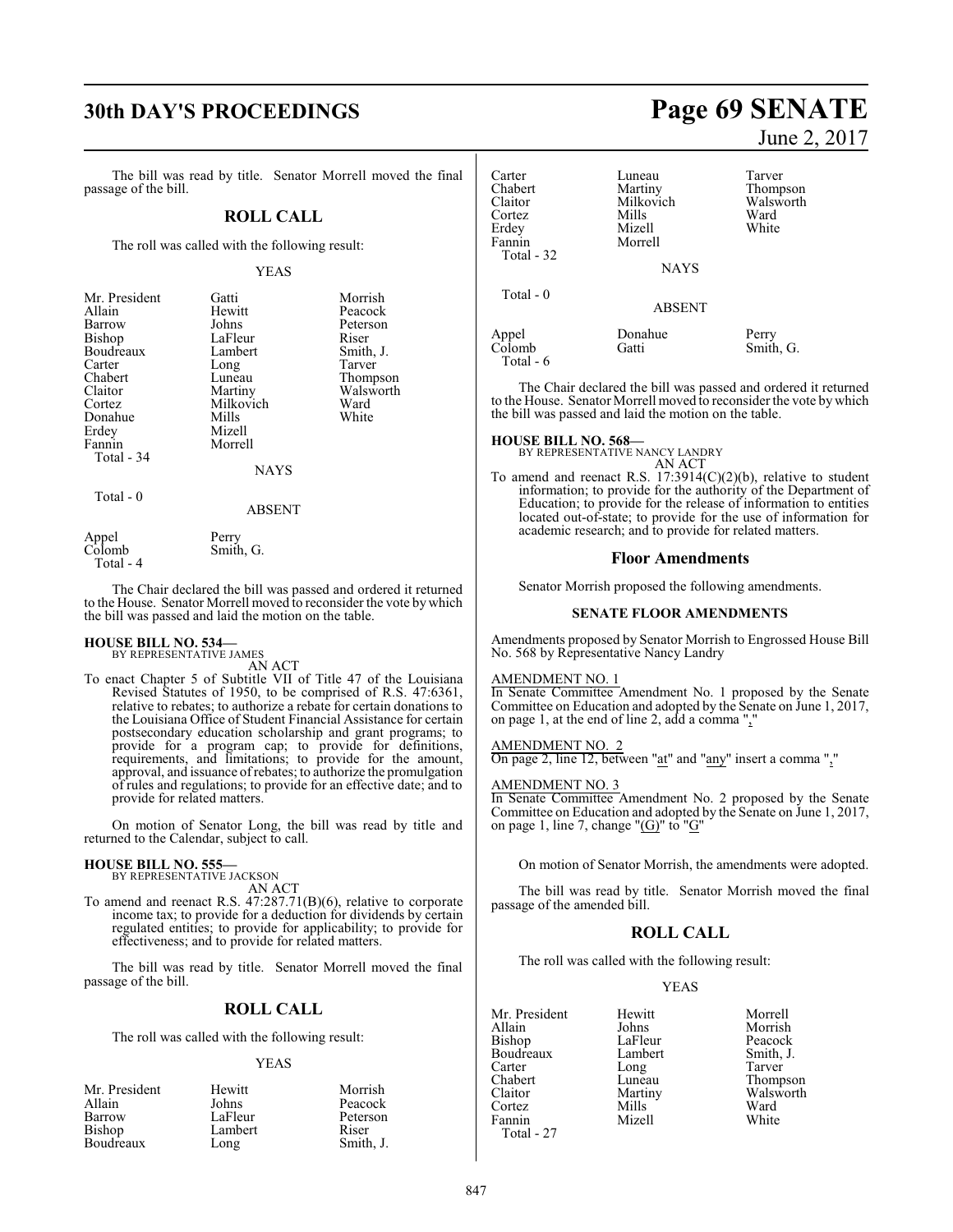The bill was read by title. Senator Morrell moved the final passage of the bill.

## ROLL CALL

The roll was called with the following result:

YEAS

| | | |
|---|---|---|
| Mr. President | Gatti | Morrish |
| Allain | Hewitt | Peacock |
| Barrow | Johns | Peterson |
| Bishop | LaFleur | Riser |
| Boudreaux | Lambert | Smith, J. |
| Carter | Long | Tarver |
| Chabert | Luneau | Thompson |
| Claitor | Martiny | Walsworth |
| Cortez | Milkovich | Ward |
| Donahue | Mills | White |
| Erdey | Mizell | |
| Fannin | Morrell | |
| Total - 34 | | |

NAYS

Total - 0

ABSENT

| | |
|---|---|
| Appel | Perry |
| Colomb | Smith, G. |
| Total - 4 | |

The Chair declared the bill was passed and ordered it returned to the House. Senator Morrell moved to reconsider the vote by which the bill was passed and laid the motion on the table.

**HOUSE BILL NO. 534—**
BY REPRESENTATIVE JAMES
AN ACT

To enact Chapter 5 of Subtitle VII of Title 47 of the Louisiana Revised Statutes of 1950, to be comprised of R.S. 47:6361, relative to rebates; to authorize a rebate for certain donations to the Louisiana Office of Student Financial Assistance for certain postsecondary education scholarship and grant programs; to provide for a program cap; to provide for definitions, requirements, and limitations; to provide for the amount, approval, and issuance of rebates; to authorize the promulgation of rules and regulations; to provide for an effective date; and to provide for related matters.

On motion of Senator Long, the bill was read by title and returned to the Calendar, subject to call.

**HOUSE BILL NO. 555—**
BY REPRESENTATIVE JACKSON
AN ACT

To amend and reenact R.S. 47:287.71(B)(6), relative to corporate income tax; to provide for a deduction for dividends by certain regulated entities; to provide for applicability; to provide for effectiveness; and to provide for related matters.

The bill was read by title. Senator Morrell moved the final passage of the bill.

## ROLL CALL

The roll was called with the following result:

YEAS

| | | |
|---|---|---|
| Mr. President | Hewitt | Morrish |
| Allain | Johns | Peacock |
| Barrow | LaFleur | Peterson |
| Bishop | Lambert | Riser |
| Boudreaux | Long | Smith, J. |
| Carter | Luneau | Tarver |
| Chabert | Martiny | Thompson |
| Claitor | Milkovich | Walsworth |
| Cortez | Mills | Ward |
| Erdey | Mizell | White |
| Fannin | Morrell | |
| Total - 32 | | |

NAYS

Total - 0

ABSENT

| | | |
|---|---|---|
| Appel | Donahue | Perry |
| Colomb | Gatti | Smith, G. |
| Total - 6 | | |

The Chair declared the bill was passed and ordered it returned to the House. Senator Morrell moved to reconsider the vote by which the bill was passed and laid the motion on the table.

**HOUSE BILL NO. 568—**
BY REPRESENTATIVE NANCY LANDRY
AN ACT

To amend and reenact R.S. 17:3914(C)(2)(b), relative to student information; to provide for the authority of the Department of Education; to provide for the release of information to entities located out-of-state; to provide for the use of information for academic research; and to provide for related matters.

### Floor Amendments

Senator Morrish proposed the following amendments.

#### SENATE FLOOR AMENDMENTS

Amendments proposed by Senator Morrish to Engrossed House Bill No. 568 by Representative Nancy Landry

AMENDMENT NO. 1
In Senate Committee Amendment No. 1 proposed by the Senate Committee on Education and adopted by the Senate on June 1, 2017, on page 1, at the end of line 2, add a comma ","

AMENDMENT NO. 2
On page 2, line 12, between "at" and "any" insert a comma ","

AMENDMENT NO. 3
In Senate Committee Amendment No. 2 proposed by the Senate Committee on Education and adopted by the Senate on June 1, 2017, on page 1, line 7, change "(G)" to "G"

On motion of Senator Morrish, the amendments were adopted.

The bill was read by title. Senator Morrish moved the final passage of the amended bill.

## ROLL CALL

The roll was called with the following result:

YEAS

| | | |
|---|---|---|
| Mr. President | Hewitt | Morrell |
| Allain | Johns | Morrish |
| Bishop | LaFleur | Peacock |
| Boudreaux | Lambert | Smith, J. |
| Carter | Long | Tarver |
| Chabert | Luneau | Thompson |
| Claitor | Martiny | Walsworth |
| Cortez | Mills | Ward |
| Fannin | Mizell | White |
| Total - 27 | | |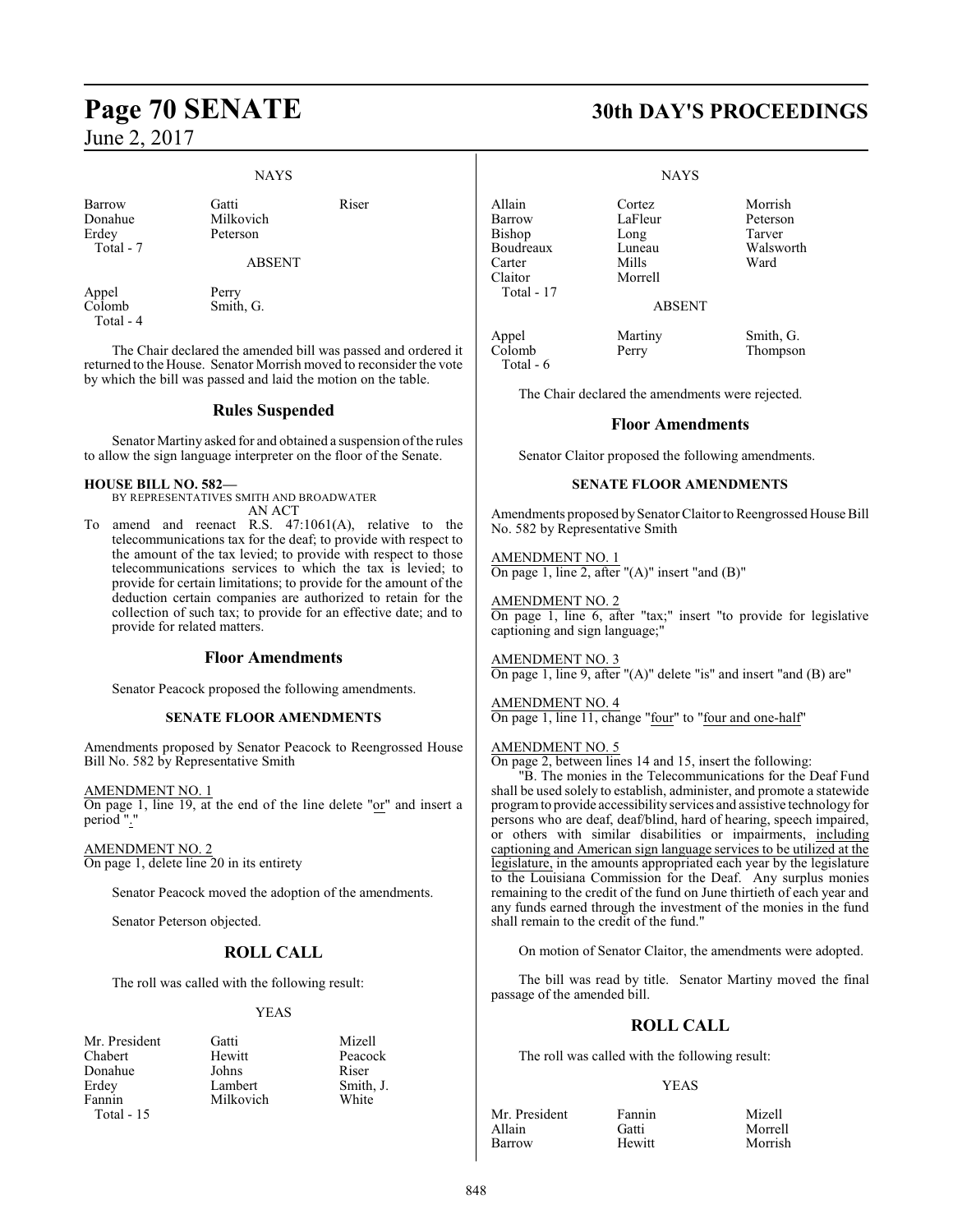NAYS

| | | |
|---|---|---|
| Barrow | Gatti | Riser |
| Donahue | Milkovich | |
| Erdey | Peterson | |
| Total - 7 | | |

ABSENT

| | |
|---|---|
| Appel | Perry |
| Colomb | Smith, G. |
| Total - 4 | |

The Chair declared the amended bill was passed and ordered it returned to the House. Senator Morrish moved to reconsider the vote by which the bill was passed and laid the motion on the table.

## Rules Suspended

Senator Martiny asked for and obtained a suspension of the rules to allow the sign language interpreter on the floor of the Senate.

**HOUSE BILL NO. 582—**
BY REPRESENTATIVES SMITH AND BROADWATER
AN ACT

To amend and reenact R.S. 47:1061(A), relative to the telecommunications tax for the deaf; to provide with respect to the amount of the tax levied; to provide with respect to those telecommunications services to which the tax is levied; to provide for certain limitations; to provide for the amount of the deduction certain companies are authorized to retain for the collection of such tax; to provide for an effective date; and to provide for related matters.

## Floor Amendments

Senator Peacock proposed the following amendments.

### SENATE FLOOR AMENDMENTS

Amendments proposed by Senator Peacock to Reengrossed House Bill No. 582 by Representative Smith

AMENDMENT NO. 1
On page 1, line 19, at the end of the line delete "or" and insert a period "."

AMENDMENT NO. 2
On page 1, delete line 20 in its entirety

Senator Peacock moved the adoption of the amendments.

Senator Peterson objected.

## ROLL CALL

The roll was called with the following result:

YEAS

| | | |
|---|---|---|
| Mr. President | Gatti | Mizell |
| Chabert | Hewitt | Peacock |
| Donahue | Johns | Riser |
| Erdey | Lambert | Smith, J. |
| Fannin | Milkovich | White |
| Total - 15 | | |

NAYS

| | | |
|---|---|---|
| Allain | Cortez | Morrish |
| Barrow | LaFleur | Peterson |
| Bishop | Long | Tarver |
| Boudreaux | Luneau | Walsworth |
| Carter | Mills | Ward |
| Claitor | Morrell | |
| Total - 17 | | |

ABSENT

| | | |
|---|---|---|
| Appel | Martiny | Smith, G. |
| Colomb | Perry | Thompson |
| Total - 6 | | |

The Chair declared the amendments were rejected.

## Floor Amendments

Senator Claitor proposed the following amendments.

### SENATE FLOOR AMENDMENTS

Amendments proposed by Senator Claitor to Reengrossed House Bill No. 582 by Representative Smith

AMENDMENT NO. 1
On page 1, line 2, after "(A)" insert "and (B)"

AMENDMENT NO. 2
On page 1, line 6, after "tax;" insert "to provide for legislative captioning and sign language;"

AMENDMENT NO. 3
On page 1, line 9, after "(A)" delete "is" and insert "and (B) are"

AMENDMENT NO. 4
On page 1, line 11, change "four" to "four and one-half"

AMENDMENT NO. 5
On page 2, between lines 14 and 15, insert the following:

"B. The monies in the Telecommunications for the Deaf Fund shall be used solely to establish, administer, and promote a statewide program to provide accessibility services and assistive technology for persons who are deaf, deaf/blind, hard of hearing, speech impaired, or others with similar disabilities or impairments, including captioning and American sign language services to be utilized at the legislature, in the amounts appropriated each year by the legislature to the Louisiana Commission for the Deaf. Any surplus monies remaining to the credit of the fund on June thirtieth of each year and any funds earned through the investment of the monies in the fund shall remain to the credit of the fund."

On motion of Senator Claitor, the amendments were adopted.

The bill was read by title. Senator Martiny moved the final passage of the amended bill.

## ROLL CALL

The roll was called with the following result:

YEAS

| | | |
|---|---|---|
| Mr. President | Fannin | Mizell |
| Allain | Gatti | Morrell |
| Barrow | Hewitt | Morrish |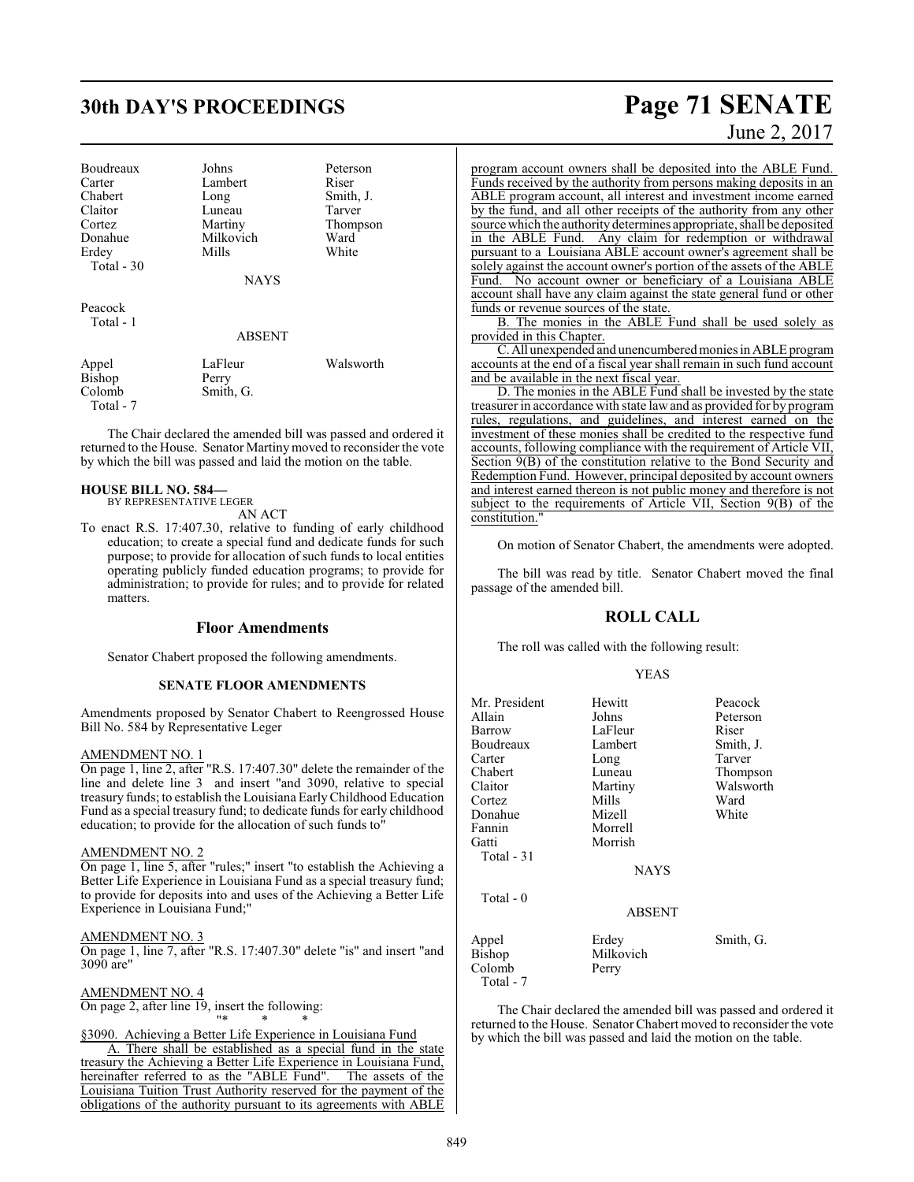| | | |
|---|---|---|
| Boudreaux | Johns | Peterson |
| Carter | Lambert | Riser |
| Chabert | Long | Smith, J. |
| Claitor | Luneau | Tarver |
| Cortez | Martiny | Thompson |
| Donahue | Milkovich | Ward |
| Erdey | Mills | White |
| Total - 30 | | |

NAYS

Peacock
Total - 1

ABSENT

| | | |
|---|---|---|
| Appel | LaFleur | Walsworth |
| Bishop | Perry | |
| Colomb | Smith, G. | |
| Total - 7 | | |

The Chair declared the amended bill was passed and ordered it returned to the House. Senator Martiny moved to reconsider the vote by which the bill was passed and laid the motion on the table.

**HOUSE BILL NO. 584—**
BY REPRESENTATIVE LEGER
AN ACT

To enact R.S. 17:407.30, relative to funding of early childhood education; to create a special fund and dedicate funds for such purpose; to provide for allocation of such funds to local entities operating publicly funded education programs; to provide for administration; to provide for rules; and to provide for related matters.

## Floor Amendments

Senator Chabert proposed the following amendments.

**SENATE FLOOR AMENDMENTS**

Amendments proposed by Senator Chabert to Reengrossed House Bill No. 584 by Representative Leger

AMENDMENT NO. 1
On page 1, line 2, after "R.S. 17:407.30" delete the remainder of the line and delete line 3 and insert "and 3090, relative to special treasury funds; to establish the Louisiana Early Childhood Education Fund as a special treasury fund; to dedicate funds for early childhood education; to provide for the allocation of such funds to"

AMENDMENT NO. 2
On page 1, line 5, after "rules;" insert "to establish the Achieving a Better Life Experience in Louisiana Fund as a special treasury fund; to provide for deposits into and uses of the Achieving a Better Life Experience in Louisiana Fund;"

AMENDMENT NO. 3
On page 1, line 7, after "R.S. 17:407.30" delete "is" and insert "and 3090 are"

AMENDMENT NO. 4
On page 2, after line 19, insert the following:
"* * *

§3090. Achieving a Better Life Experience in Louisiana Fund

A. There shall be established as a special fund in the state treasury the Achieving a Better Life Experience in Louisiana Fund, hereinafter referred to as the "ABLE Fund". The assets of the Louisiana Tuition Trust Authority reserved for the payment of the obligations of the authority pursuant to its agreements with ABLE program account owners shall be deposited into the ABLE Fund. Funds received by the authority from persons making deposits in an ABLE program account, all interest and investment income earned by the fund, and all other receipts of the authority from any other source which the authority determines appropriate, shall be deposited in the ABLE Fund. Any claim for redemption or withdrawal pursuant to a Louisiana ABLE account owner's agreement shall be solely against the account owner's portion of the assets of the ABLE Fund. No account owner or beneficiary of a Louisiana ABLE account shall have any claim against the state general fund or other funds or revenue sources of the state.

B. The monies in the ABLE Fund shall be used solely as provided in this Chapter.

C. All unexpended and unencumbered monies in ABLE program accounts at the end of a fiscal year shall remain in such fund account and be available in the next fiscal year.

D. The monies in the ABLE Fund shall be invested by the state treasurer in accordance with state law and as provided for by program rules, regulations, and guidelines, and interest earned on the investment of these monies shall be credited to the respective fund accounts, following compliance with the requirement of Article VII, Section 9(B) of the constitution relative to the Bond Security and Redemption Fund. However, principal deposited by account owners and interest earned thereon is not public money and therefore is not subject to the requirements of Article VII, Section 9(B) of the constitution."

On motion of Senator Chabert, the amendments were adopted.

The bill was read by title. Senator Chabert moved the final passage of the amended bill.

## ROLL CALL

The roll was called with the following result:

YEAS

| | | |
|---|---|---|
| Mr. President | Hewitt | Peacock |
| Allain | Johns | Peterson |
| Barrow | LaFleur | Riser |
| Boudreaux | Lambert | Smith, J. |
| Carter | Long | Tarver |
| Chabert | Luneau | Thompson |
| Claitor | Martiny | Walsworth |
| Cortez | Mills | Ward |
| Donahue | Mizell | White |
| Fannin | Morrell | |
| Gatti | Morrish | |
| Total - 31 | | |

NAYS

Total - 0

ABSENT

| | | |
|---|---|---|
| Appel | Erdey | Smith, G. |
| Bishop | Milkovich | |
| Colomb | Perry | |
| Total - 7 | | |

The Chair declared the amended bill was passed and ordered it returned to the House. Senator Chabert moved to reconsider the vote by which the bill was passed and laid the motion on the table.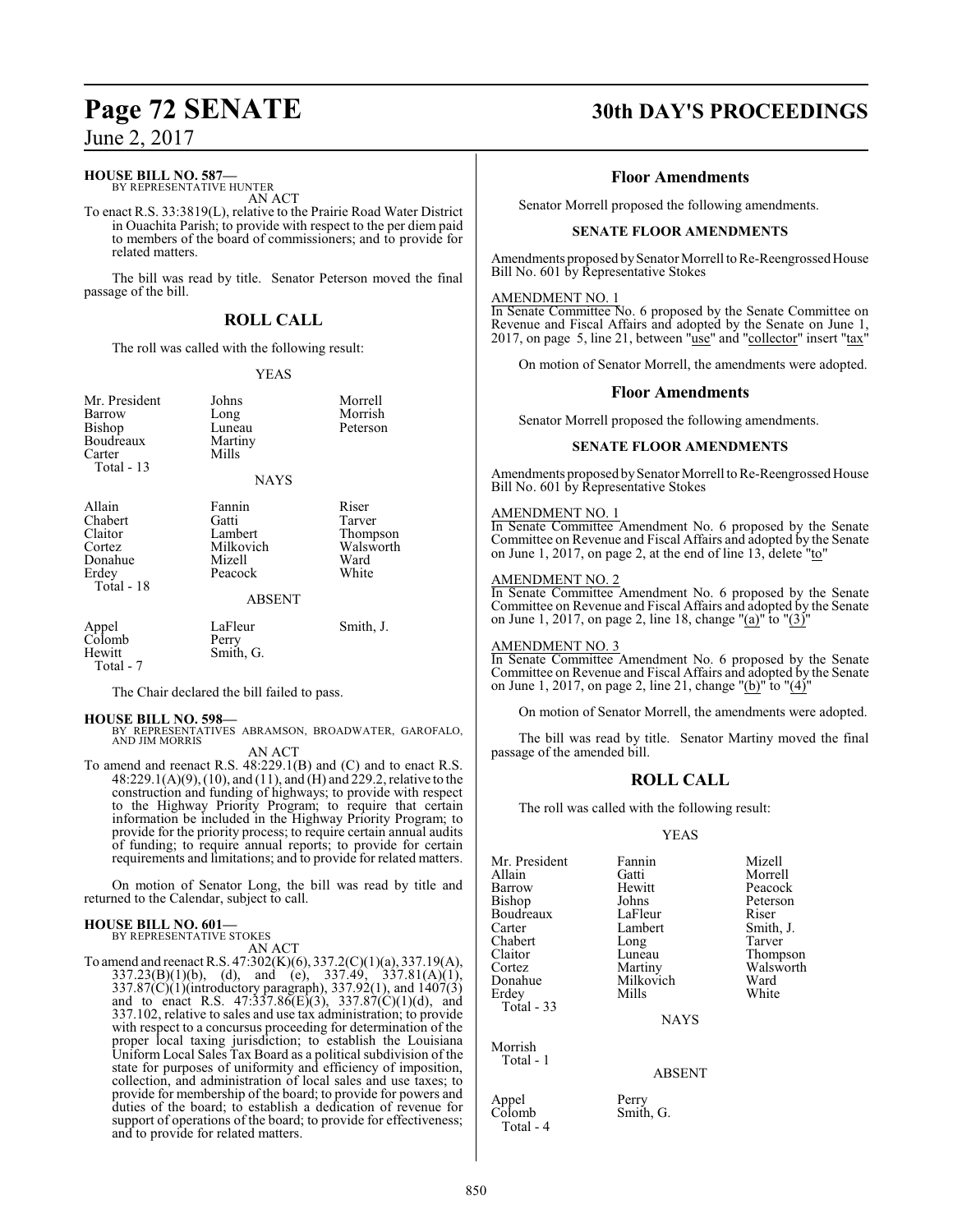**HOUSE BILL NO. 587—**
BY REPRESENTATIVE HUNTER
AN ACT

To enact R.S. 33:3819(L), relative to the Prairie Road Water District in Ouachita Parish; to provide with respect to the per diem paid to members of the board of commissioners; and to provide for related matters.

The bill was read by title. Senator Peterson moved the final passage of the bill.

## ROLL CALL

The roll was called with the following result:

YEAS

| | | |
|---|---|---|
| Mr. President | Johns | Morrell |
| Barrow | Long | Morrish |
| Bishop | Luneau | Peterson |
| Boudreaux | Martiny | |
| Carter | Mills | |
| Total - 13 | | |

NAYS

| | | |
|---|---|---|
| Allain | Fannin | Riser |
| Chabert | Gatti | Tarver |
| Claitor | Lambert | Thompson |
| Cortez | Milkovich | Walsworth |
| Donahue | Mizell | Ward |
| Erdey | Peacock | White |
| Total - 18 | | |

ABSENT

| | | |
|---|---|---|
| Appel | LaFleur | Smith, J. |
| Colomb | Perry | |
| Hewitt | Smith, G. | |
| Total - 7 | | |

The Chair declared the bill failed to pass.

**HOUSE BILL NO. 598—**
BY REPRESENTATIVES ABRAMSON, BROADWATER, GAROFALO, AND JIM MORRIS
AN ACT

To amend and reenact R.S. 48:229.1(B) and (C) and to enact R.S. 48:229.1(A)(9), (10), and (11), and (H) and 229.2, relative to the construction and funding of highways; to provide with respect to the Highway Priority Program; to require that certain information be included in the Highway Priority Program; to provide for the priority process; to require certain annual audits of funding; to require annual reports; to provide for certain requirements and limitations; and to provide for related matters.

On motion of Senator Long, the bill was read by title and returned to the Calendar, subject to call.

**HOUSE BILL NO. 601—**
BY REPRESENTATIVE STOKES
AN ACT

To amend and reenact R.S. 47:302(K)(6), 337.2(C)(1)(a), 337.19(A), 337.23(B)(1)(b), (d), and (e), 337.49, 337.81(A)(1), 337.87(C)(1)(introductory paragraph), 337.92(1), and 1407(3) and to enact R.S. 47:337.86(E)(3), 337.87(C)(1)(d), and 337.102, relative to sales and use tax administration; to provide with respect to a concursus proceeding for determination of the proper local taxing jurisdiction; to establish the Louisiana Uniform Local Sales Tax Board as a political subdivision of the state for purposes of uniformity and efficiency of imposition, collection, and administration of local sales and use taxes; to provide for membership of the board; to provide for powers and duties of the board; to establish a dedication of revenue for support of operations of the board; to provide for effectiveness; and to provide for related matters.

## Floor Amendments

Senator Morrell proposed the following amendments.

### SENATE FLOOR AMENDMENTS

Amendments proposed by Senator Morrell to Re-Reengrossed House Bill No. 601 by Representative Stokes

AMENDMENT NO. 1
In Senate Committee No. 6 proposed by the Senate Committee on Revenue and Fiscal Affairs and adopted by the Senate on June 1, 2017, on page 5, line 21, between "use" and "collector" insert "tax"

On motion of Senator Morrell, the amendments were adopted.

## Floor Amendments

Senator Morrell proposed the following amendments.

### SENATE FLOOR AMENDMENTS

Amendments proposed by Senator Morrell to Re-Reengrossed House Bill No. 601 by Representative Stokes

AMENDMENT NO. 1
In Senate Committee Amendment No. 6 proposed by the Senate Committee on Revenue and Fiscal Affairs and adopted by the Senate on June 1, 2017, on page 2, at the end of line 13, delete "to"

AMENDMENT NO. 2
In Senate Committee Amendment No. 6 proposed by the Senate Committee on Revenue and Fiscal Affairs and adopted by the Senate on June 1, 2017, on page 2, line 18, change "(a)" to "(3)"

AMENDMENT NO. 3
In Senate Committee Amendment No. 6 proposed by the Senate Committee on Revenue and Fiscal Affairs and adopted by the Senate on June 1, 2017, on page 2, line 21, change "(b)" to "(4)"

On motion of Senator Morrell, the amendments were adopted.

The bill was read by title. Senator Martiny moved the final passage of the amended bill.

## ROLL CALL

The roll was called with the following result:

YEAS

| | | |
|---|---|---|
| Mr. President | Fannin | Mizell |
| Allain | Gatti | Morrell |
| Barrow | Hewitt | Peacock |
| Bishop | Johns | Peterson |
| Boudreaux | LaFleur | Riser |
| Carter | Lambert | Smith, J. |
| Chabert | Long | Tarver |
| Claitor | Luneau | Thompson |
| Cortez | Martiny | Walsworth |
| Donahue | Milkovich | Ward |
| Erdey | Mills | White |
| Total - 33 | | |

NAYS

| | | |
|---|---|---|
| Morrish | | |
| Total - 1 | | |

ABSENT

| | | |
|---|---|---|
| Appel | Perry | |
| Colomb | Smith, G. | |
| Total - 4 | | |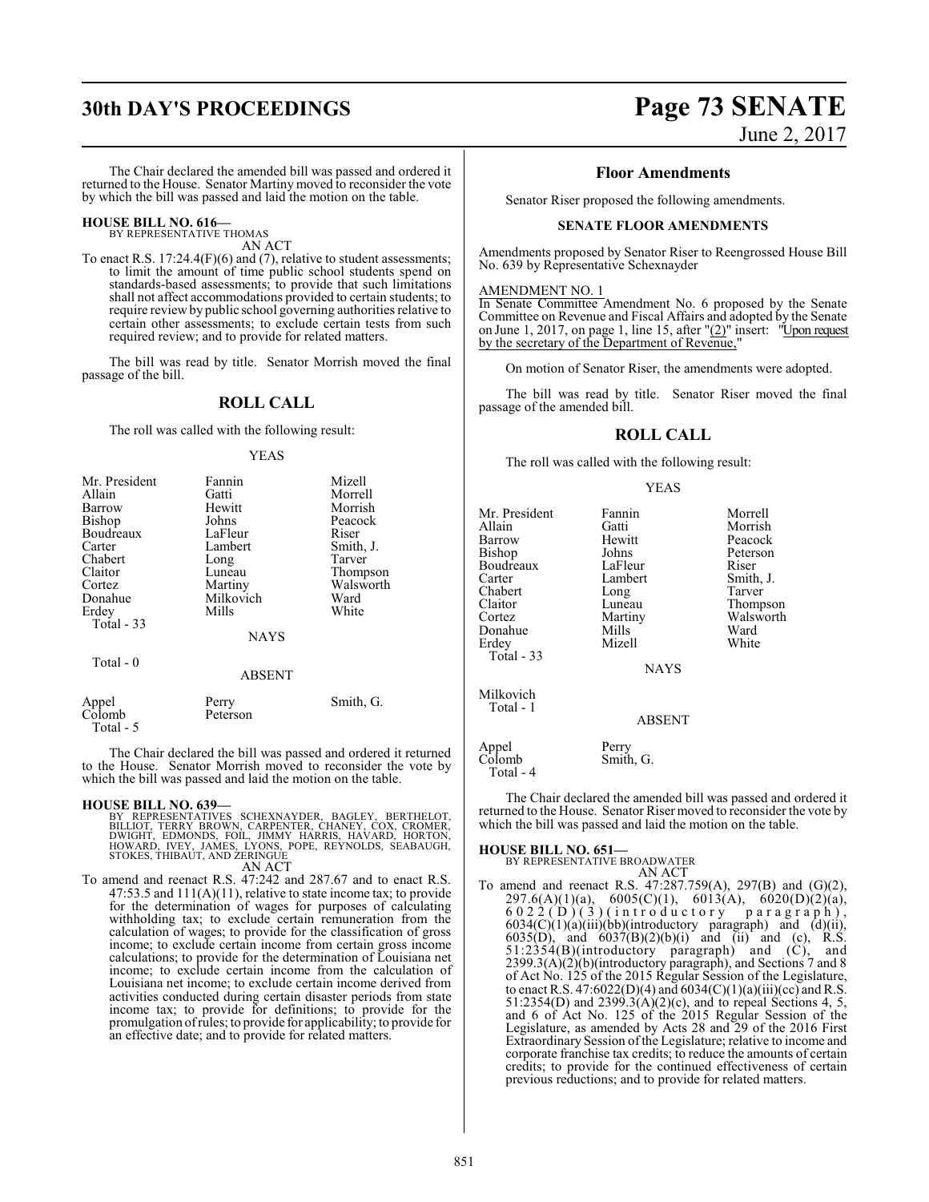The Chair declared the amended bill was passed and ordered it returned to the House. Senator Martiny moved to reconsider the vote by which the bill was passed and laid the motion on the table.

**HOUSE BILL NO. 616—**
BY REPRESENTATIVE THOMAS
AN ACT

To enact R.S. 17:24.4(F)(6) and (7), relative to student assessments; to limit the amount of time public school students spend on standards-based assessments; to provide that such limitations shall not affect accommodations provided to certain students; to require review by public school governing authorities relative to certain other assessments; to exclude certain tests from such required review; and to provide for related matters.

The bill was read by title. Senator Morrish moved the final passage of the bill.

## ROLL CALL

The roll was called with the following result:

YEAS

| | | |
|---|---|---|
| Mr. President | Fannin | Mizell |
| Allain | Gatti | Morrell |
| Barrow | Hewitt | Morrish |
| Bishop | Johns | Peacock |
| Boudreaux | LaFleur | Riser |
| Carter | Lambert | Smith, J. |
| Chabert | Long | Tarver |
| Claitor | Luneau | Thompson |
| Cortez | Martiny | Walsworth |
| Donahue | Milkovich | Ward |
| Erdey | Mills | White |

Total - 33

NAYS

Total - 0

ABSENT

| | | |
|---|---|---|
| Appel | Perry | Smith, G. |
| Colomb | Peterson | |

Total - 5

The Chair declared the bill was passed and ordered it returned to the House. Senator Morrish moved to reconsider the vote by which the bill was passed and laid the motion on the table.

**HOUSE BILL NO. 639—**
BY REPRESENTATIVES SCHEXNAYDER, BAGLEY, BERTHELOT, BILLIOT, TERRY BROWN, CARPENTER, CHANEY, COX, CROMER, DWIGHT, EDMONDS, FOIL, JIMMY HARRIS, HAVARD, HORTON, HOWARD, IVEY, JAMES, LYONS, POPE, REYNOLDS, SEABAUGH, STOKES, THIBAUT, AND ZERINGUE
AN ACT

To amend and reenact R.S. 47:242 and 287.67 and to enact R.S. 47:53.5 and 111(A)(11), relative to state income tax; to provide for the determination of wages for purposes of calculating withholding tax; to exclude certain remuneration from the calculation of wages; to provide for the classification of gross income; to exclude certain income from certain gross income calculations; to provide for the determination of Louisiana net income; to exclude certain income from the calculation of Louisiana net income; to exclude certain income derived from activities conducted during certain disaster periods from state income tax; to provide for definitions; to provide for the promulgation of rules; to provide for applicability; to provide for an effective date; and to provide for related matters.

### Floor Amendments

Senator Riser proposed the following amendments.

**SENATE FLOOR AMENDMENTS**

Amendments proposed by Senator Riser to Reengrossed House Bill No. 639 by Representative Schexnayder

AMENDMENT NO. 1
In Senate Committee Amendment No. 6 proposed by the Senate Committee on Revenue and Fiscal Affairs and adopted by the Senate on June 1, 2017, on page 1, line 15, after "(2)" insert: "Upon request by the secretary of the Department of Revenue,"

On motion of Senator Riser, the amendments were adopted.

The bill was read by title. Senator Riser moved the final passage of the amended bill.

## ROLL CALL

The roll was called with the following result:

YEAS

| | | |
|---|---|---|
| Mr. President | Fannin | Morrell |
| Allain | Gatti | Morrish |
| Barrow | Hewitt | Peacock |
| Bishop | Johns | Peterson |
| Boudreaux | LaFleur | Riser |
| Carter | Lambert | Smith, J. |
| Chabert | Long | Tarver |
| Claitor | Luneau | Thompson |
| Cortez | Martiny | Walsworth |
| Donahue | Mills | Ward |
| Erdey | Mizell | White |

Total - 33

NAYS

Milkovich

Total - 1

ABSENT

| | |
|---|---|
| Appel | Perry |
| Colomb | Smith, G. |

Total - 4

The Chair declared the amended bill was passed and ordered it returned to the House. Senator Riser moved to reconsider the vote by which the bill was passed and laid the motion on the table.

**HOUSE BILL NO. 651—**
BY REPRESENTATIVE BROADWATER
AN ACT

To amend and reenact R.S. 47:287.759(A), 297(B) and (G)(2), 297.6(A)(1)(a), 6005(C)(1), 6013(A), 6020(D)(2)(a), 6022(D)(3)(introductory paragraph), 6034(C)(1)(a)(iii)(bb)(introductory paragraph) and (d)(ii), 6035(D), and 6037(B)(2)(b)(i) and (ii) and (c), R.S. 51:2354(B)(introductory paragraph) and (C), and 2399.3(A)(2)(b)(introductory paragraph), and Sections 7 and 8 of Act No. 125 of the 2015 Regular Session of the Legislature, to enact R.S. 47:6022(D)(4) and 6034(C)(1)(a)(iii)(cc) and R.S. 51:2354(D) and 2399.3(A)(2)(c), and to repeal Sections 4, 5, and 6 of Act No. 125 of the 2015 Regular Session of the Legislature, as amended by Acts 28 and 29 of the 2016 First Extraordinary Session of the Legislature; relative to income and corporate franchise tax credits; to reduce the amounts of certain credits; to provide for the continued effectiveness of certain previous reductions; and to provide for related matters.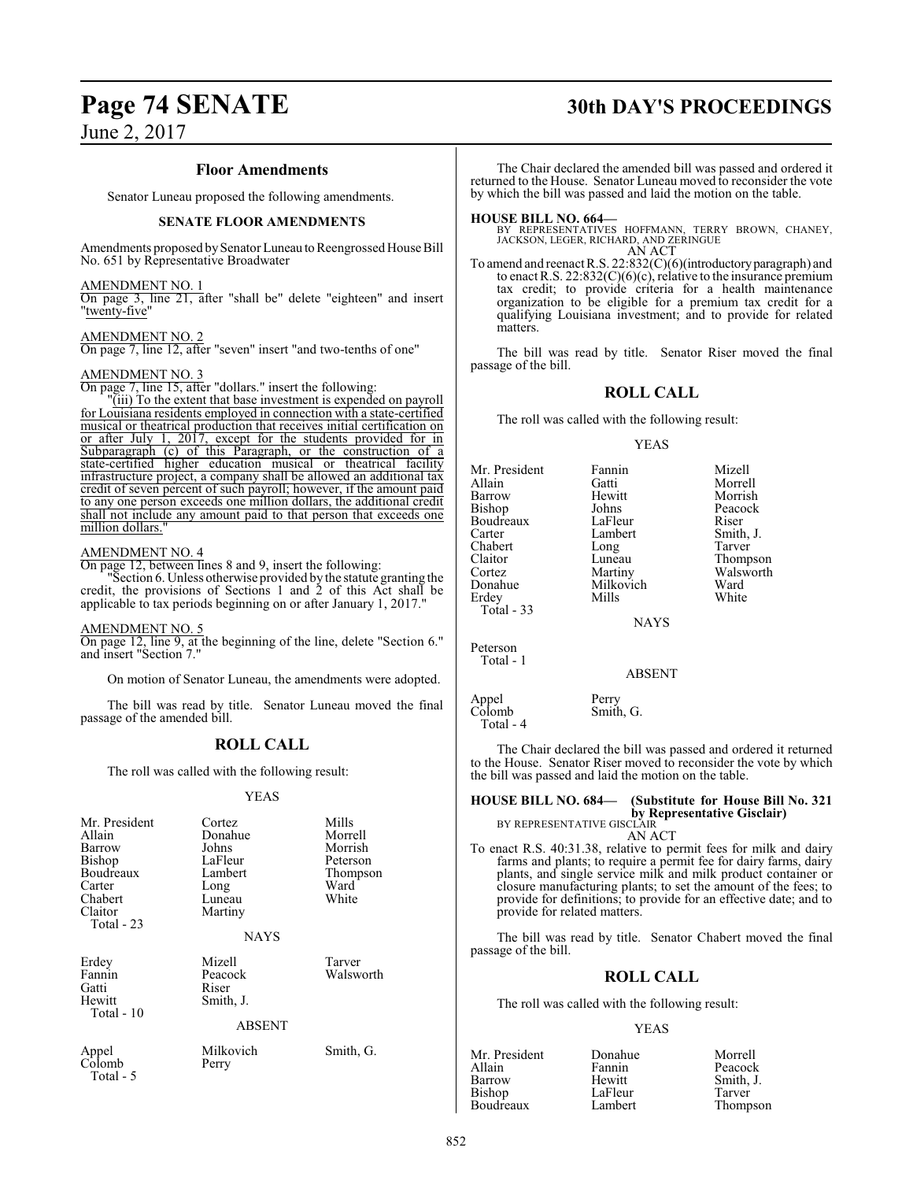### Floor Amendments

Senator Luneau proposed the following amendments.

#### SENATE FLOOR AMENDMENTS

Amendments proposed by Senator Luneau to Reengrossed House Bill No. 651 by Representative Broadwater

AMENDMENT NO. 1
On page 3, line 21, after "shall be" delete "eighteen" and insert "twenty-five"

AMENDMENT NO. 2
On page 7, line 12, after "seven" insert "and two-tenths of one"

AMENDMENT NO. 3
On page 7, line 15, after "dollars." insert the following:

"(iii) To the extent that base investment is expended on payroll for Louisiana residents employed in connection with a state-certified musical or theatrical production that receives initial certification on or after July 1, 2017, except for the students provided for in Subparagraph (c) of this Paragraph, or the construction of a state-certified higher education musical or theatrical facility infrastructure project, a company shall be allowed an additional tax credit of seven percent of such payroll; however, if the amount paid to any one person exceeds one million dollars, the additional credit shall not include any amount paid to that person that exceeds one million dollars."

AMENDMENT NO. 4
On page 12, between lines 8 and 9, insert the following:

"Section 6. Unless otherwise provided by the statute granting the credit, the provisions of Sections 1 and 2 of this Act shall be applicable to tax periods beginning on or after January 1, 2017."

AMENDMENT NO. 5
On page 12, line 9, at the beginning of the line, delete "Section 6." and insert "Section 7."

On motion of Senator Luneau, the amendments were adopted.

The bill was read by title. Senator Luneau moved the final passage of the amended bill.

## ROLL CALL

The roll was called with the following result:

YEAS

| | | |
|---|---|---|
| Mr. President | Cortez | Mills |
| Allain | Donahue | Morrell |
| Barrow | Johns | Morrish |
| Bishop | LaFleur | Peterson |
| Boudreaux | Lambert | Thompson |
| Carter | Long | Ward |
| Chabert | Luneau | White |
| Claitor | Martiny | |

Total - 23

NAYS

| | | |
|---|---|---|
| Erdey | Mizell | Tarver |
| Fannin | Peacock | Walsworth |
| Gatti | Riser | |
| Hewitt | Smith, J. | |

Total - 10

ABSENT

| | | |
|---|---|---|
| Appel | Milkovich | Smith, G. |
| Colomb | Perry | |

Total - 5

The Chair declared the amended bill was passed and ordered it returned to the House. Senator Luneau moved to reconsider the vote by which the bill was passed and laid the motion on the table.

**HOUSE BILL NO. 664—**
BY REPRESENTATIVES HOFFMANN, TERRY BROWN, CHANEY, JACKSON, LEGER, RICHARD, AND ZERINGUE

AN ACT

To amend and reenact R.S. 22:832(C)(6)(introductory paragraph) and to enact R.S. 22:832(C)(6)(c), relative to the insurance premium tax credit; to provide criteria for a health maintenance organization to be eligible for a premium tax credit for a qualifying Louisiana investment; and to provide for related matters.

The bill was read by title. Senator Riser moved the final passage of the bill.

## ROLL CALL

The roll was called with the following result:

YEAS

| | | |
|---|---|---|
| Mr. President | Fannin | Mizell |
| Allain | Gatti | Morrell |
| Barrow | Hewitt | Morrish |
| Bishop | Johns | Peacock |
| Boudreaux | LaFleur | Riser |
| Carter | Lambert | Smith, J. |
| Chabert | Long | Tarver |
| Claitor | Luneau | Thompson |
| Cortez | Martiny | Walsworth |
| Donahue | Milkovich | Ward |
| Erdey | Mills | White |

Total - 33

NAYS

Peterson

Total - 1

ABSENT

| | |
|---|---|
| Appel | Perry |
| Colomb | Smith, G. |

Total - 4

The Chair declared the bill was passed and ordered it returned to the House. Senator Riser moved to reconsider the vote by which the bill was passed and laid the motion on the table.

**HOUSE BILL NO. 684— (Substitute for House Bill No. 321 by Representative Gisclair)**
BY REPRESENTATIVE GISCLAIR

AN ACT

To enact R.S. 40:31.38, relative to permit fees for milk and dairy farms and plants; to require a permit fee for dairy farms, dairy plants, and single service milk and milk product container or closure manufacturing plants; to set the amount of the fees; to provide for definitions; to provide for an effective date; and to provide for related matters.

The bill was read by title. Senator Chabert moved the final passage of the bill.

## ROLL CALL

The roll was called with the following result:

YEAS

| | | |
|---|---|---|
| Mr. President | Donahue | Morrell |
| Allain | Fannin | Peacock |
| Barrow | Hewitt | Smith, J. |
| Bishop | LaFleur | Tarver |
| Boudreaux | Lambert | Thompson |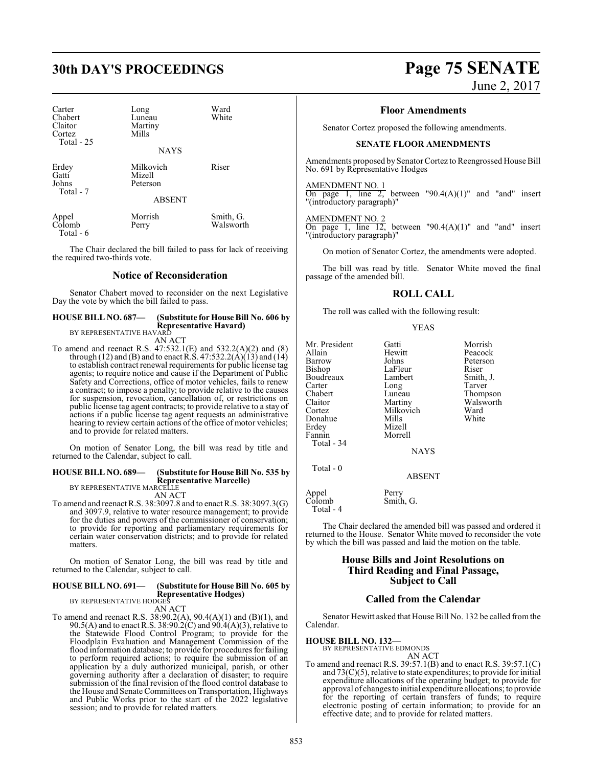| Carter | Long | Ward |
| --- | --- | --- |
| Chabert | Luneau | White |
| Claitor | Martiny | |
| Cortez | Mills | |
| Total - 25 | | |

NAYS

| Erdey | Milkovich | Riser |
| --- | --- | --- |
| Gatti | Mizell | |
| Johns | Peterson | |
| Total - 7 | | |

ABSENT

| Appel | Morrish | Smith, G. |
| --- | --- | --- |
| Colomb | Perry | Walsworth |
| Total - 6 | | |

The Chair declared the bill failed to pass for lack of receiving the required two-thirds vote.

## Notice of Reconsideration

Senator Chabert moved to reconsider on the next Legislative Day the vote by which the bill failed to pass.

**HOUSE BILL NO. 687— (Substitute for House Bill No. 606 by Representative Havard)**
BY REPRESENTATIVE HAVARD
AN ACT

To amend and reenact R.S. 47:532.1(E) and 532.2(A)(2) and (8) through (12) and (B) and to enact R.S. 47:532.2(A)(13) and (14) to establish contract renewal requirements for public license tag agents; to require notice and cause if the Department of Public Safety and Corrections, office of motor vehicles, fails to renew a contract; to impose a penalty; to provide relative to the causes for suspension, revocation, cancellation of, or restrictions on public license tag agent contracts; to provide relative to a stay of actions if a public license tag agent requests an administrative hearing to review certain actions of the office of motor vehicles; and to provide for related matters.

On motion of Senator Long, the bill was read by title and returned to the Calendar, subject to call.

**HOUSE BILL NO. 689— (Substitute for House Bill No. 535 by Representative Marcelle)**
BY REPRESENTATIVE MARCELLE
AN ACT

To amend and reenact R.S. 38:3097.8 and to enact R.S. 38:3097.3(G) and 3097.9, relative to water resource management; to provide for the duties and powers of the commissioner of conservation; to provide for reporting and parliamentary requirements for certain water conservation districts; and to provide for related matters.

On motion of Senator Long, the bill was read by title and returned to the Calendar, subject to call.

**HOUSE BILL NO. 691— (Substitute for House Bill No. 605 by Representative Hodges)**
BY REPRESENTATIVE HODGES
AN ACT

To amend and reenact R.S. 38:90.2(A), 90.4(A)(1) and (B)(1), and 90.5(A) and to enact R.S. 38:90.2(C) and 90.4(A)(3), relative to the Statewide Flood Control Program; to provide for the Floodplain Evaluation and Management Commission of the flood information database; to provide for procedures for failing to perform required actions; to require the submission of an application by a duly authorized municipal, parish, or other governing authority after a declaration of disaster; to require submission of the final revision of the flood control database to the House and Senate Committees on Transportation, Highways and Public Works prior to the start of the 2022 legislative session; and to provide for related matters.

## Floor Amendments

Senator Cortez proposed the following amendments.

### SENATE FLOOR AMENDMENTS

Amendments proposed by Senator Cortez to Reengrossed House Bill No. 691 by Representative Hodges

AMENDMENT NO. 1
On page 1, line 2, between "90.4(A)(1)" and "and" insert "(introductory paragraph)"

AMENDMENT NO. 2
On page 1, line 12, between "90.4(A)(1)" and "and" insert "(introductory paragraph)"

On motion of Senator Cortez, the amendments were adopted.

The bill was read by title. Senator White moved the final passage of the amended bill.

## ROLL CALL

The roll was called with the following result:

YEAS

| Mr. President | Gatti | Morrish |
| --- | --- | --- |
| Allain | Hewitt | Peacock |
| Barrow | Johns | Peterson |
| Bishop | LaFleur | Riser |
| Boudreaux | Lambert | Smith, J. |
| Carter | Long | Tarver |
| Chabert | Luneau | Thompson |
| Claitor | Martiny | Walsworth |
| Cortez | Milkovich | Ward |
| Donahue | Mills | White |
| Erdey | Mizell | |
| Fannin | Morrell | |
| Total - 34 | | |

NAYS

Total - 0

ABSENT

| Appel | Perry |
| --- | --- |
| Colomb | Smith, G. |
| Total - 4 | |

The Chair declared the amended bill was passed and ordered it returned to the House. Senator White moved to reconsider the vote by which the bill was passed and laid the motion on the table.

## House Bills and Joint Resolutions on Third Reading and Final Passage, Subject to Call

## Called from the Calendar

Senator Hewitt asked that House Bill No. 132 be called from the Calendar.

**HOUSE BILL NO. 132—**
BY REPRESENTATIVE EDMONDS
AN ACT

To amend and reenact R.S. 39:57.1(B) and to enact R.S. 39:57.1(C) and 73(C)(5), relative to state expenditures; to provide for initial expenditure allocations of the operating budget; to provide for approval of changes to initial expenditure allocations; to provide for the reporting of certain transfers of funds; to require electronic posting of certain information; to provide for an effective date; and to provide for related matters.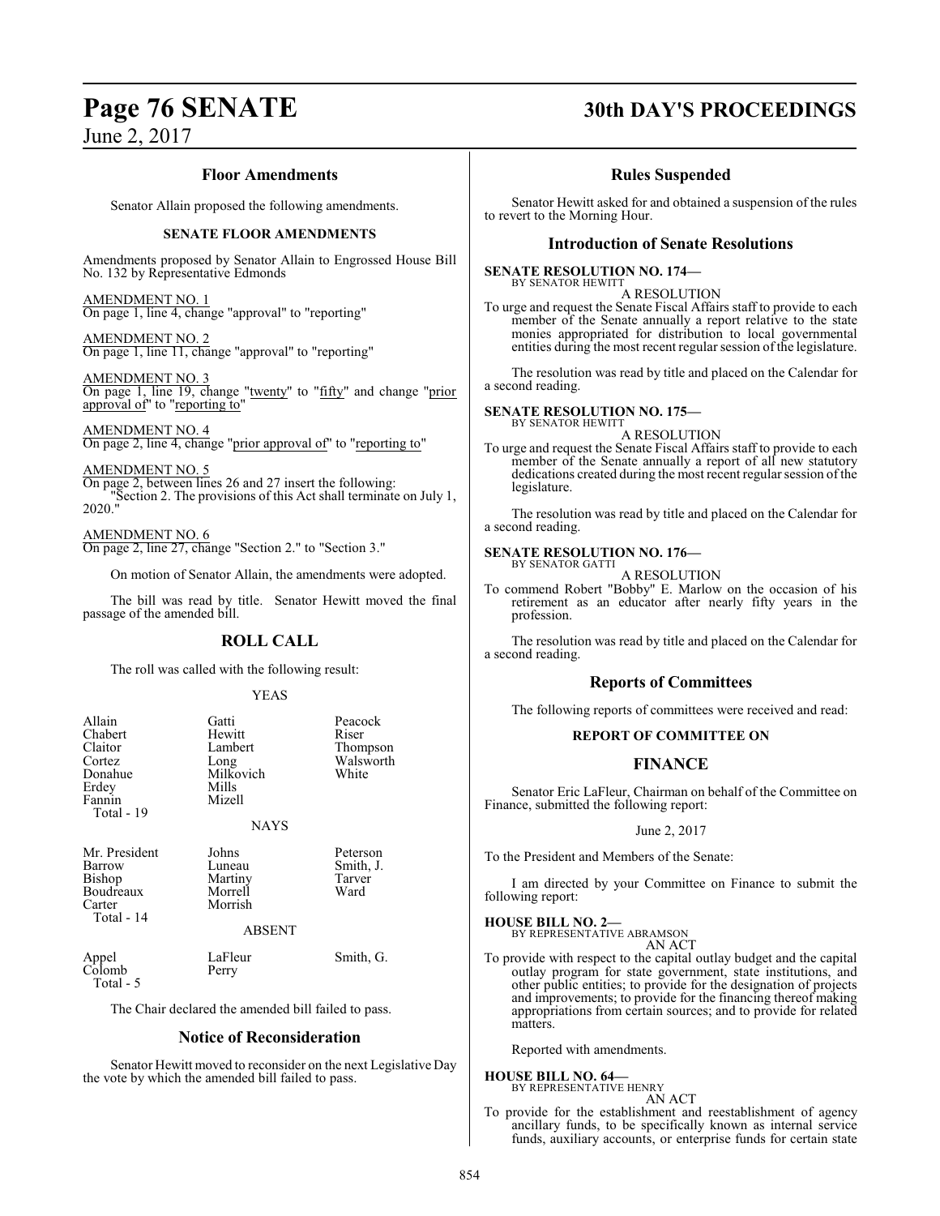## Floor Amendments

Senator Allain proposed the following amendments.

### SENATE FLOOR AMENDMENTS

Amendments proposed by Senator Allain to Engrossed House Bill No. 132 by Representative Edmonds

AMENDMENT NO. 1
On page 1, line 4, change "approval" to "reporting"

AMENDMENT NO. 2
On page 1, line 11, change "approval" to "reporting"

AMENDMENT NO. 3
On page 1, line 19, change "twenty" to "fifty" and change "prior approval of" to "reporting to"

AMENDMENT NO. 4
On page 2, line 4, change "prior approval of" to "reporting to"

AMENDMENT NO. 5
On page 2, between lines 26 and 27 insert the following:
"Section 2. The provisions of this Act shall terminate on July 1, 2020."

AMENDMENT NO. 6
On page 2, line 27, change "Section 2." to "Section 3."

On motion of Senator Allain, the amendments were adopted.

The bill was read by title. Senator Hewitt moved the final passage of the amended bill.

## ROLL CALL

The roll was called with the following result:

YEAS

| | | |
|---|---|---|
| Allain | Gatti | Peacock |
| Chabert | Hewitt | Riser |
| Claitor | Lambert | Thompson |
| Cortez | Long | Walsworth |
| Donahue | Milkovich | White |
| Erdey | Mills | |
| Fannin | Mizell | |
| Total - 19 | | |

NAYS

| | | |
|---|---|---|
| Mr. President | Johns | Peterson |
| Barrow | Luneau | Smith, J. |
| Bishop | Martiny | Tarver |
| Boudreaux | Morrell | Ward |
| Carter | Morrish | |
| Total - 14 | | |

ABSENT

| | | |
|---|---|---|
| Appel | LaFleur | Smith, G. |
| Colomb | Perry | |
| Total - 5 | | |

The Chair declared the amended bill failed to pass.

## Notice of Reconsideration

Senator Hewitt moved to reconsider on the next Legislative Day the vote by which the amended bill failed to pass.

## Rules Suspended

Senator Hewitt asked for and obtained a suspension of the rules to revert to the Morning Hour.

## Introduction of Senate Resolutions

**SENATE RESOLUTION NO. 174—**
BY SENATOR HEWITT

A RESOLUTION

To urge and request the Senate Fiscal Affairs staff to provide to each member of the Senate annually a report relative to the state monies appropriated for distribution to local governmental entities during the most recent regular session of the legislature.

The resolution was read by title and placed on the Calendar for a second reading.

**SENATE RESOLUTION NO. 175—**
BY SENATOR HEWITT

A RESOLUTION

To urge and request the Senate Fiscal Affairs staff to provide to each member of the Senate annually a report of all new statutory dedications created during the most recent regular session of the legislature.

The resolution was read by title and placed on the Calendar for a second reading.

**SENATE RESOLUTION NO. 176—**
BY SENATOR GATTI

A RESOLUTION

To commend Robert "Bobby" E. Marlow on the occasion of his retirement as an educator after nearly fifty years in the profession.

The resolution was read by title and placed on the Calendar for a second reading.

## Reports of Committees

The following reports of committees were received and read:

### REPORT OF COMMITTEE ON

## FINANCE

Senator Eric LaFleur, Chairman on behalf of the Committee on Finance, submitted the following report:

June 2, 2017

To the President and Members of the Senate:

I am directed by your Committee on Finance to submit the following report:

**HOUSE BILL NO. 2—**
BY REPRESENTATIVE ABRAMSON

AN ACT

To provide with respect to the capital outlay budget and the capital outlay program for state government, state institutions, and other public entities; to provide for the designation of projects and improvements; to provide for the financing thereof making appropriations from certain sources; and to provide for related matters.

Reported with amendments.

**HOUSE BILL NO. 64—**
BY REPRESENTATIVE HENRY

AN ACT

To provide for the establishment and reestablishment of agency ancillary funds, to be specifically known as internal service funds, auxiliary accounts, or enterprise funds for certain state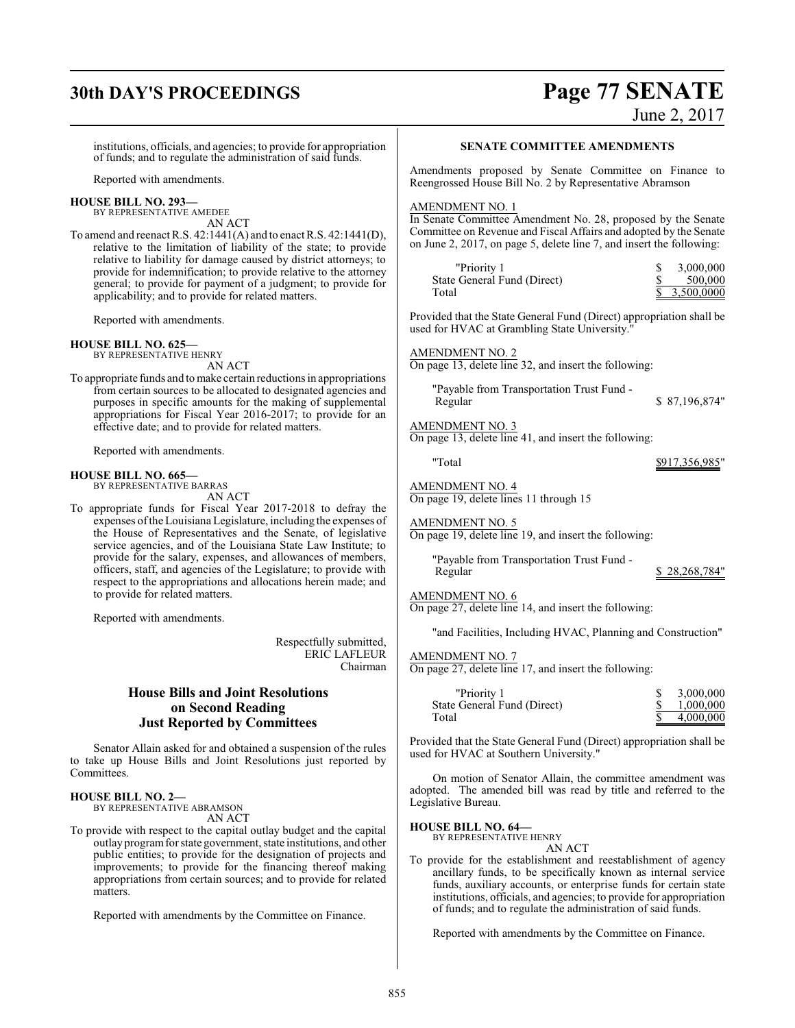institutions, officials, and agencies; to provide for appropriation of funds; and to regulate the administration of said funds.

Reported with amendments.

**HOUSE BILL NO. 293—**
BY REPRESENTATIVE AMEDEE
AN ACT

To amend and reenact R.S. 42:1441(A) and to enact R.S. 42:1441(D), relative to the limitation of liability of the state; to provide relative to liability for damage caused by district attorneys; to provide for indemnification; to provide relative to the attorney general; to provide for payment of a judgment; to provide for applicability; and to provide for related matters.

Reported with amendments.

**HOUSE BILL NO. 625—**
BY REPRESENTATIVE HENRY
AN ACT

To appropriate funds and to make certain reductions in appropriations from certain sources to be allocated to designated agencies and purposes in specific amounts for the making of supplemental appropriations for Fiscal Year 2016-2017; to provide for an effective date; and to provide for related matters.

Reported with amendments.

**HOUSE BILL NO. 665—**
BY REPRESENTATIVE BARRAS
AN ACT

To appropriate funds for Fiscal Year 2017-2018 to defray the expenses of the Louisiana Legislature, including the expenses of the House of Representatives and the Senate, of legislative service agencies, and of the Louisiana State Law Institute; to provide for the salary, expenses, and allowances of members, officers, staff, and agencies of the Legislature; to provide with respect to the appropriations and allocations herein made; and to provide for related matters.

Reported with amendments.

Respectfully submitted,
ERIC LAFLEUR
Chairman

## House Bills and Joint Resolutions on Second Reading Just Reported by Committees

Senator Allain asked for and obtained a suspension of the rules to take up House Bills and Joint Resolutions just reported by Committees.

**HOUSE BILL NO. 2—**
BY REPRESENTATIVE ABRAMSON
AN ACT

To provide with respect to the capital outlay budget and the capital outlay program for state government, state institutions, and other public entities; to provide for the designation of projects and improvements; to provide for the financing thereof making appropriations from certain sources; and to provide for related matters.

Reported with amendments by the Committee on Finance.

**SENATE COMMITTEE AMENDMENTS**

Amendments proposed by Senate Committee on Finance to Reengrossed House Bill No. 2 by Representative Abramson

AMENDMENT NO. 1
In Senate Committee Amendment No. 28, proposed by the Senate Committee on Revenue and Fiscal Affairs and adopted by the Senate on June 2, 2017, on page 5, delete line 7, and insert the following:

| | |
|---|---|
| "Priority 1 | $ 3,000,000 |
| State General Fund (Direct) | $ 500,000 |
| Total | $ 3,500,0000 |

Provided that the State General Fund (Direct) appropriation shall be used for HVAC at Grambling State University."

AMENDMENT NO. 2
On page 13, delete line 32, and insert the following:

"Payable from Transportation Trust Fund - Regular $ 87,196,874"

AMENDMENT NO. 3
On page 13, delete line 41, and insert the following:

"Total $917,356,985"

AMENDMENT NO. 4
On page 19, delete lines 11 through 15

AMENDMENT NO. 5
On page 19, delete line 19, and insert the following:

"Payable from Transportation Trust Fund - Regular $ 28,268,784"

AMENDMENT NO. 6
On page 27, delete line 14, and insert the following:

"and Facilities, Including HVAC, Planning and Construction"

AMENDMENT NO. 7
On page 27, delete line 17, and insert the following:

| | |
|---|---|
| "Priority 1 | $ 3,000,000 |
| State General Fund (Direct) | $ 1,000,000 |
| Total | $ 4,000,000 |

Provided that the State General Fund (Direct) appropriation shall be used for HVAC at Southern University."

On motion of Senator Allain, the committee amendment was adopted. The amended bill was read by title and referred to the Legislative Bureau.

**HOUSE BILL NO. 64—**
BY REPRESENTATIVE HENRY
AN ACT

To provide for the establishment and reestablishment of agency ancillary funds, to be specifically known as internal service funds, auxiliary accounts, or enterprise funds for certain state institutions, officials, and agencies; to provide for appropriation of funds; and to regulate the administration of said funds.

Reported with amendments by the Committee on Finance.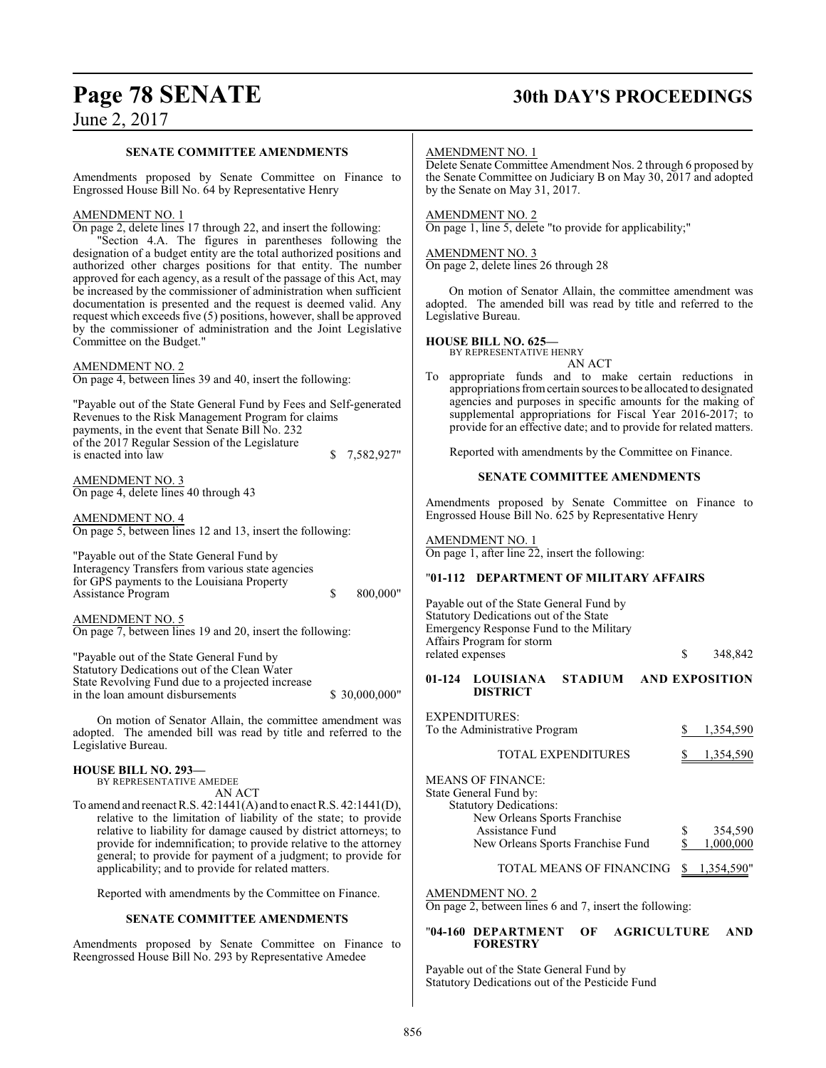### SENATE COMMITTEE AMENDMENTS

Amendments proposed by Senate Committee on Finance to Engrossed House Bill No. 64 by Representative Henry

AMENDMENT NO. 1

On page 2, delete lines 17 through 22, and insert the following:

"Section 4.A. The figures in parentheses following the designation of a budget entity are the total authorized positions and authorized other charges positions for that entity. The number approved for each agency, as a result of the passage of this Act, may be increased by the commissioner of administration when sufficient documentation is presented and the request is deemed valid. Any request which exceeds five (5) positions, however, shall be approved by the commissioner of administration and the Joint Legislative Committee on the Budget."

AMENDMENT NO. 2

On page 4, between lines 39 and 40, insert the following:

"Payable out of the State General Fund by Fees and Self-generated Revenues to the Risk Management Program for claims payments, in the event that Senate Bill No. 232 of the 2017 Regular Session of the Legislature is enacted into law $ 7,582,927"

AMENDMENT NO. 3

On page 4, delete lines 40 through 43

AMENDMENT NO. 4

On page 5, between lines 12 and 13, insert the following:

"Payable out of the State General Fund by Interagency Transfers from various state agencies for GPS payments to the Louisiana Property Assistance Program $ 800,000"

AMENDMENT NO. 5

On page 7, between lines 19 and 20, insert the following:

"Payable out of the State General Fund by Statutory Dedications out of the Clean Water State Revolving Fund due to a projected increase in the loan amount disbursements $ 30,000,000"

On motion of Senator Allain, the committee amendment was adopted. The amended bill was read by title and referred to the Legislative Bureau.

**HOUSE BILL NO. 293—**
BY REPRESENTATIVE AMEDEE
AN ACT

To amend and reenact R.S. 42:1441(A) and to enact R.S. 42:1441(D), relative to the limitation of liability of the state; to provide relative to liability for damage caused by district attorneys; to provide for indemnification; to provide relative to the attorney general; to provide for payment of a judgment; to provide for applicability; and to provide for related matters.

Reported with amendments by the Committee on Finance.

### SENATE COMMITTEE AMENDMENTS

Amendments proposed by Senate Committee on Finance to Reengrossed House Bill No. 293 by Representative Amedee

AMENDMENT NO. 1

Delete Senate Committee Amendment Nos. 2 through 6 proposed by the Senate Committee on Judiciary B on May 30, 2017 and adopted by the Senate on May 31, 2017.

AMENDMENT NO. 2

On page 1, line 5, delete "to provide for applicability;"

AMENDMENT NO. 3

On page 2, delete lines 26 through 28

On motion of Senator Allain, the committee amendment was adopted. The amended bill was read by title and referred to the Legislative Bureau.

**HOUSE BILL NO. 625—**
BY REPRESENTATIVE HENRY
AN ACT

To appropriate funds and to make certain reductions in appropriations from certain sources to be allocated to designated agencies and purposes in specific amounts for the making of supplemental appropriations for Fiscal Year 2016-2017; to provide for an effective date; and to provide for related matters.

Reported with amendments by the Committee on Finance.

### SENATE COMMITTEE AMENDMENTS

Amendments proposed by Senate Committee on Finance to Engrossed House Bill No. 625 by Representative Henry

AMENDMENT NO. 1

On page 1, after line 22, insert the following:

"**01-112 DEPARTMENT OF MILITARY AFFAIRS**

Payable out of the State General Fund by Statutory Dedications out of the State Emergency Response Fund to the Military Affairs Program for storm related expenses $ 348,842

**01-124 LOUISIANA STADIUM AND EXPOSITION DISTRICT**

EXPENDITURES:

| | |
|---|---|
| To the Administrative Program | $ 1,354,590 |
| TOTAL EXPENDITURES | $ 1,354,590 |

MEANS OF FINANCE:
State General Fund by:
Statutory Dedications:

| | |
|---|---|
| New Orleans Sports Franchise Assistance Fund | $ 354,590 |
| New Orleans Sports Franchise Fund | $ 1,000,000 |
| TOTAL MEANS OF FINANCING | $ 1,354,590" |

AMENDMENT NO. 2

On page 2, between lines 6 and 7, insert the following:

"**04-160 DEPARTMENT OF AGRICULTURE AND FORESTRY**

Payable out of the State General Fund by Statutory Dedications out of the Pesticide Fund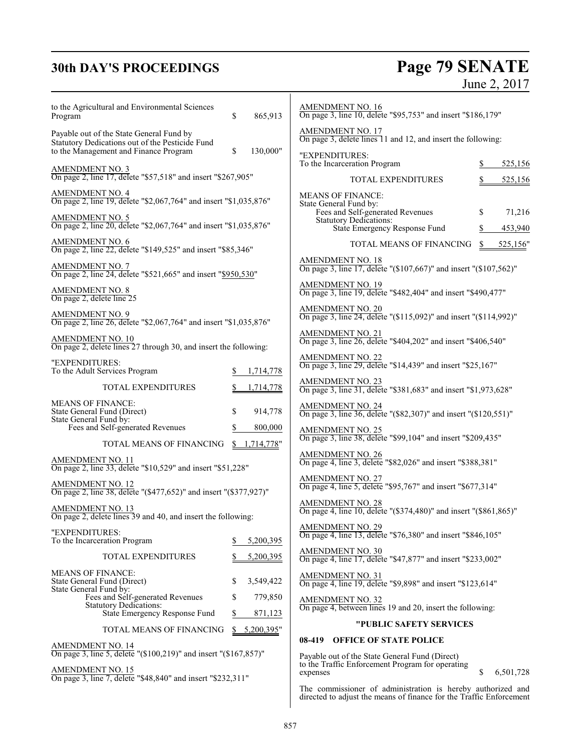to the Agricultural and Environmental Sciences Program $ 865,913

Payable out of the State General Fund by Statutory Dedications out of the Pesticide Fund to the Management and Finance Program $ 130,000"

AMENDMENT NO. 3
On page 2, line 17, delete "$57,518" and insert "$267,905"

AMENDMENT NO. 4
On page 2, line 19, delete "$2,067,764" and insert "$1,035,876"

AMENDMENT NO. 5
On page 2, line 20, delete "$2,067,764" and insert "$1,035,876"

AMENDMENT NO. 6
On page 2, line 22, delete "$149,525" and insert "$85,346"

AMENDMENT NO. 7
On page 2, line 24, delete "$521,665" and insert "$950,530"

AMENDMENT NO. 8
On page 2, delete line 25

AMENDMENT NO. 9
On page 2, line 26, delete "$2,067,764" and insert "$1,035,876"

AMENDMENT NO. 10
On page 2, delete lines 27 through 30, and insert the following:

"EXPENDITURES:
To the Adult Services Program $ 1,714,778

TOTAL EXPENDITURES $ 1,714,778

MEANS OF FINANCE:
State General Fund (Direct) $ 914,778
State General Fund by:
Fees and Self-generated Revenues $ 800,000

TOTAL MEANS OF FINANCING $ 1,714,778"

AMENDMENT NO. 11
On page 2, line 33, delete "$10,529" and insert "$51,228"

AMENDMENT NO. 12
On page 2, line 38, delete "($477,652)" and insert "($377,927)"

AMENDMENT NO. 13
On page 2, delete lines 39 and 40, and insert the following:

"EXPENDITURES:
To the Incarceration Program $ 5,200,395

TOTAL EXPENDITURES $ 5,200,395

MEANS OF FINANCE:
State General Fund (Direct) $ 3,549,422
State General Fund by:
Fees and Self-generated Revenues $ 779,850
Statutory Dedications:
State Emergency Response Fund $ 871,123

TOTAL MEANS OF FINANCING $ 5,200,395"

AMENDMENT NO. 14
On page 3, line 5, delete "($100,219)" and insert "($167,857)"

AMENDMENT NO. 15
On page 3, line 7, delete "$48,840" and insert "$232,311"

AMENDMENT NO. 16
On page 3, line 10, delete "$95,753" and insert "$186,179"

AMENDMENT NO. 17
On page 3, delete lines 11 and 12, and insert the following:

"EXPENDITURES:
To the Incarceration Program $ 525,156

TOTAL EXPENDITURES $ 525,156

MEANS OF FINANCE:
State General Fund by:
Fees and Self-generated Revenues $ 71,216
Statutory Dedications:
State Emergency Response Fund $ 453,940

TOTAL MEANS OF FINANCING $ 525,156"

AMENDMENT NO. 18
On page 3, line 17, delete "($107,667)" and insert "($107,562)"

AMENDMENT NO. 19
On page 3, line 19, delete "$482,404" and insert "$490,477"

AMENDMENT NO. 20
On page 3, line 24, delete "($115,092)" and insert "($114,992)"

AMENDMENT NO. 21
On page 3, line 26, delete "$404,202" and insert "$406,540"

AMENDMENT NO. 22
On page 3, line 29, delete "$14,439" and insert "$25,167"

AMENDMENT NO. 23
On page 3, line 31, delete "$381,683" and insert "$1,973,628"

AMENDMENT NO. 24
On page 3, line 36, delete "($82,307)" and insert "($120,551)"

AMENDMENT NO. 25
On page 3, line 38, delete "$99,104" and insert "$209,435"

AMENDMENT NO. 26
On page 4, line 3, delete "$82,026" and insert "$388,381"

AMENDMENT NO. 27
On page 4, line 5, delete "$95,767" and insert "$677,314"

AMENDMENT NO. 28
On page 4, line 10, delete "($374,480)" and insert "($861,865)"

AMENDMENT NO. 29
On page 4, line 13, delete "$76,380" and insert "$846,105"

AMENDMENT NO. 30
On page 4, line 17, delete "$47,877" and insert "$233,002"

AMENDMENT NO. 31
On page 4, line 19, delete "$9,898" and insert "$123,614"

AMENDMENT NO. 32
On page 4, between lines 19 and 20, insert the following:

**"PUBLIC SAFETY SERVICES**

**08-419 OFFICE OF STATE POLICE**

Payable out of the State General Fund (Direct) to the Traffic Enforcement Program for operating expenses $ 6,501,728

The commissioner of administration is hereby authorized and directed to adjust the means of finance for the Traffic Enforcement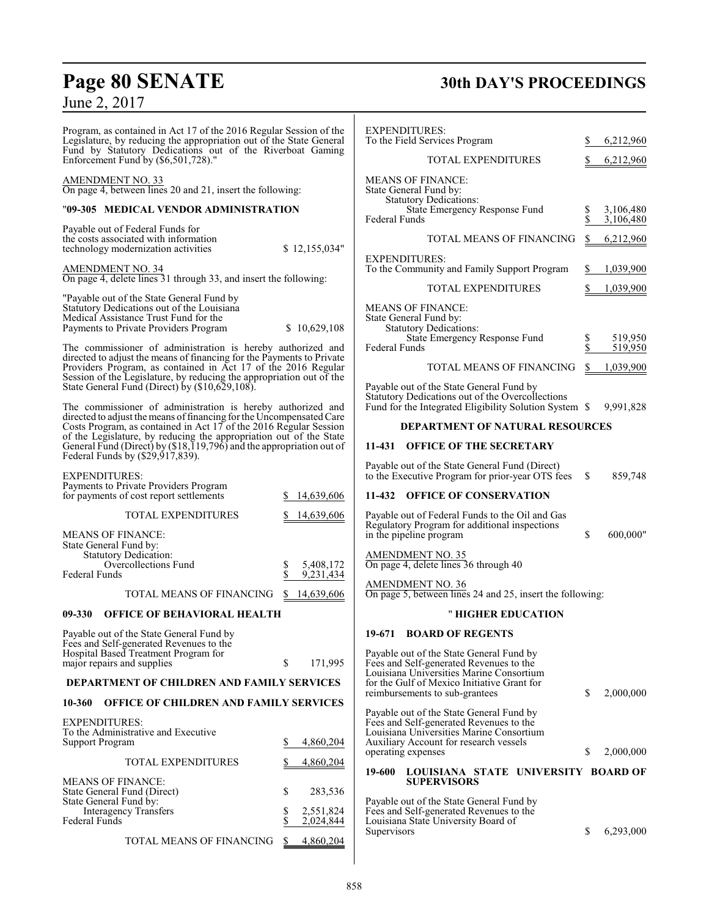Program, as contained in Act 17 of the 2016 Regular Session of the Legislature, by reducing the appropriation out of the State General Fund by Statutory Dedications out of the Riverboat Gaming Enforcement Fund by ($6,501,728)."

AMENDMENT NO. 33
On page 4, between lines 20 and 21, insert the following:

"**09-305 MEDICAL VENDOR ADMINISTRATION**

| | |
|---|---|
| Payable out of Federal Funds for the costs associated with information technology modernization activities | $ 12,155,034" |

AMENDMENT NO. 34
On page 4, delete lines 31 through 33, and insert the following:

| | |
|---|---|
| "Payable out of the State General Fund by Statutory Dedications out of the Louisiana Medical Assistance Trust Fund for the Payments to Private Providers Program | $ 10,629,108 |

The commissioner of administration is hereby authorized and directed to adjust the means of financing for the Payments to Private Providers Program, as contained in Act 17 of the 2016 Regular Session of the Legislature, by reducing the appropriation out of the State General Fund (Direct) by ($10,629,108).

The commissioner of administration is hereby authorized and directed to adjust the means of financing for the Uncompensated Care Costs Program, as contained in Act 17 of the 2016 Regular Session of the Legislature, by reducing the appropriation out of the State General Fund (Direct) by ($18,119,796) and the appropriation out of Federal Funds by ($29,917,839).

| | |
|---|---|
| EXPENDITURES: | |
| Payments to Private Providers Program for payments of cost report settlements | $ 14,639,606 |
| TOTAL EXPENDITURES | $ 14,639,606 |
| MEANS OF FINANCE: | |
| State General Fund by: | |
| Statutory Dedication: | |
| Overcollections Fund | $ 5,408,172 |
| Federal Funds | $ 9,231,434 |
| TOTAL MEANS OF FINANCING | $ 14,639,606 |

**09-330 OFFICE OF BEHAVIORAL HEALTH**

| | |
|---|---|
| Payable out of the State General Fund by Fees and Self-generated Revenues to the Hospital Based Treatment Program for major repairs and supplies | $ 171,995 |

**DEPARTMENT OF CHILDREN AND FAMILY SERVICES**

**10-360 OFFICE OF CHILDREN AND FAMILY SERVICES**

| | |
|---|---|
| EXPENDITURES: | |
| To the Administrative and Executive Support Program | $ 4,860,204 |
| TOTAL EXPENDITURES | $ 4,860,204 |
| MEANS OF FINANCE: | |
| State General Fund (Direct) | $ 283,536 |
| State General Fund by: | |
| Interagency Transfers | $ 2,551,824 |
| Federal Funds | $ 2,024,844 |
| TOTAL MEANS OF FINANCING | $ 4,860,204 |

| | |
|---|---|
| EXPENDITURES: | |
| To the Field Services Program | $ 6,212,960 |
| TOTAL EXPENDITURES | $ 6,212,960 |
| MEANS OF FINANCE: | |
| State General Fund by: | |
| Statutory Dedications: | |
| State Emergency Response Fund | $ 3,106,480 |
| Federal Funds | $ 3,106,480 |
| TOTAL MEANS OF FINANCING | $ 6,212,960 |

| | |
|---|---|
| EXPENDITURES: | |
| To the Community and Family Support Program | $ 1,039,900 |
| TOTAL EXPENDITURES | $ 1,039,900 |
| MEANS OF FINANCE: | |
| State General Fund by: | |
| Statutory Dedications: | |
| State Emergency Response Fund | $ 519,950 |
| Federal Funds | $ 519,950 |
| TOTAL MEANS OF FINANCING | $ 1,039,900 |

| | |
|---|---|
| Payable out of the State General Fund by Statutory Dedications out of the Overcollections Fund for the Integrated Eligibility Solution System | $ 9,991,828 |

**DEPARTMENT OF NATURAL RESOURCES**

**11-431 OFFICE OF THE SECRETARY**

| | |
|---|---|
| Payable out of the State General Fund (Direct) to the Executive Program for prior-year OTS fees | $ 859,748 |

**11-432 OFFICE OF CONSERVATION**

| | |
|---|---|
| Payable out of Federal Funds to the Oil and Gas Regulatory Program for additional inspections in the pipeline program | $ 600,000" |

AMENDMENT NO. 35
On page 4, delete lines 36 through 40

AMENDMENT NO. 36
On page 5, between lines 24 and 25, insert the following:

" **HIGHER EDUCATION**

**19-671 BOARD OF REGENTS**

| | |
|---|---|
| Payable out of the State General Fund by Fees and Self-generated Revenues to the Louisiana Universities Marine Consortium for the Gulf of Mexico Initiative Grant for reimbursements to sub-grantees | $ 2,000,000 |
| Payable out of the State General Fund by Fees and Self-generated Revenues to the Louisiana Universities Marine Consortium Auxiliary Account for research vessels operating expenses | $ 2,000,000 |

**19-600 LOUISIANA STATE UNIVERSITY BOARD OF SUPERVISORS**

| | |
|---|---|
| Payable out of the State General Fund by Fees and Self-generated Revenues to the Louisiana State University Board of Supervisors | $ 6,293,000 |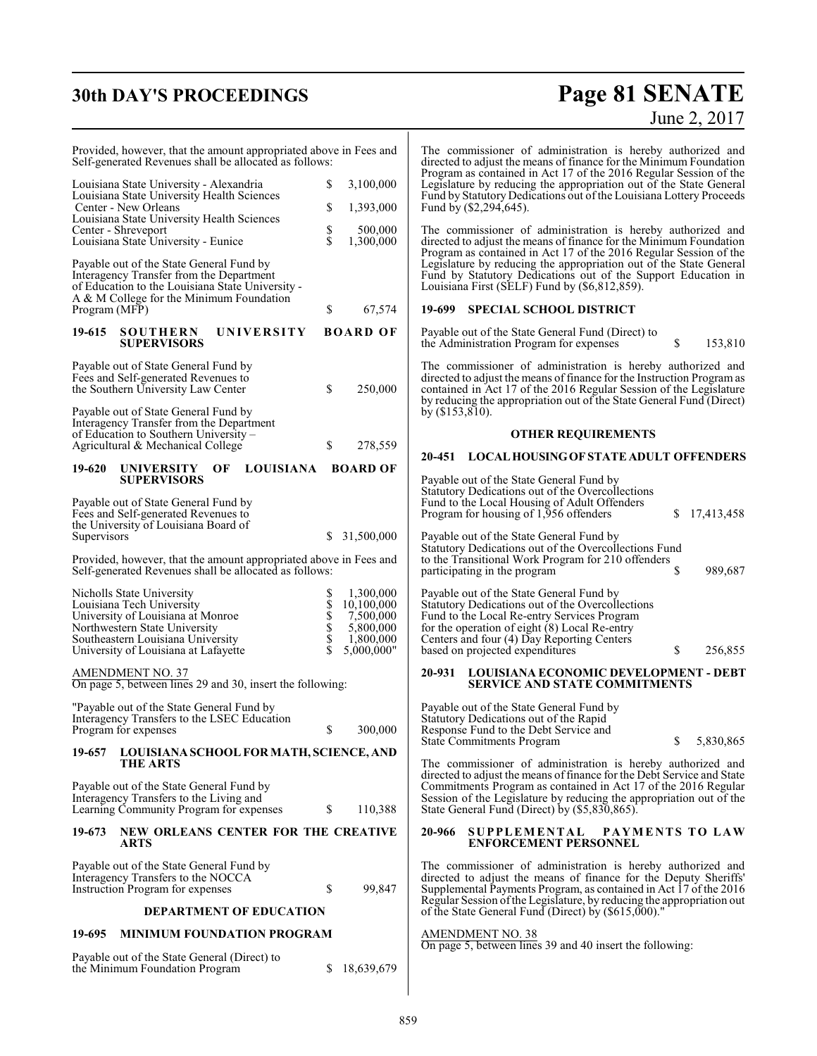Provided, however, that the amount appropriated above in Fees and Self-generated Revenues shall be allocated as follows:

| | |
|---|---|
| Louisiana State University - Alexandria | $ 3,100,000 |
| Louisiana State University Health Sciences Center - New Orleans | $ 1,393,000 |
| Louisiana State University Health Sciences Center - Shreveport | $ 500,000 |
| Louisiana State University - Eunice | $ 1,300,000 |

Payable out of the State General Fund by Interagency Transfer from the Department of Education to the Louisiana State University - A & M College for the Minimum Foundation Program (MFP) $ 67,574

**19-615 SOUTHERN UNIVERSITY BOARD OF SUPERVISORS**

Payable out of State General Fund by Fees and Self-generated Revenues to the Southern University Law Center $ 250,000

Payable out of State General Fund by Interagency Transfer from the Department of Education to Southern University – Agricultural & Mechanical College $ 278,559

**19-620 UNIVERSITY OF LOUISIANA BOARD OF SUPERVISORS**

Payable out of State General Fund by Fees and Self-generated Revenues to the University of Louisiana Board of Supervisors $ 31,500,000

Provided, however, that the amount appropriated above in Fees and Self-generated Revenues shall be allocated as follows:

| | |
|---|---|
| Nicholls State University | $ 1,300,000 |
| Louisiana Tech University | $ 10,100,000 |
| University of Louisiana at Monroe | $ 7,500,000 |
| Northwestern State University | $ 5,800,000 |
| Southeastern Louisiana University | $ 1,800,000 |
| University of Louisiana at Lafayette | $ 5,000,000" |

AMENDMENT NO. 37
On page 5, between lines 29 and 30, insert the following:

"Payable out of the State General Fund by Interagency Transfers to the LSEC Education Program for expenses $ 300,000

**19-657 LOUISIANA SCHOOL FOR MATH, SCIENCE, AND THE ARTS**

Payable out of the State General Fund by Interagency Transfers to the Living and Learning Community Program for expenses $ 110,388

**19-673 NEW ORLEANS CENTER FOR THE CREATIVE ARTS**

Payable out of the State General Fund by Interagency Transfers to the NOCCA Instruction Program for expenses $ 99,847

**DEPARTMENT OF EDUCATION**

**19-695 MINIMUM FOUNDATION PROGRAM**

Payable out of the State General (Direct) to the Minimum Foundation Program $ 18,639,679

The commissioner of administration is hereby authorized and directed to adjust the means of finance for the Minimum Foundation Program as contained in Act 17 of the 2016 Regular Session of the Legislature by reducing the appropriation out of the State General Fund by Statutory Dedications out of the Louisiana Lottery Proceeds Fund by ($2,294,645).

The commissioner of administration is hereby authorized and directed to adjust the means of finance for the Minimum Foundation Program as contained in Act 17 of the 2016 Regular Session of the Legislature by reducing the appropriation out of the State General Fund by Statutory Dedications out of the Support Education in Louisiana First (SELF) Fund by ($6,812,859).

**19-699 SPECIAL SCHOOL DISTRICT**

Payable out of the State General Fund (Direct) to the Administration Program for expenses $ 153,810

The commissioner of administration is hereby authorized and directed to adjust the means of finance for the Instruction Program as contained in Act 17 of the 2016 Regular Session of the Legislature by reducing the appropriation out of the State General Fund (Direct) by ($153,810).

**OTHER REQUIREMENTS**

**20-451 LOCAL HOUSING OF STATE ADULT OFFENDERS**

Payable out of the State General Fund by Statutory Dedications out of the Overcollections Fund to the Local Housing of Adult Offenders Program for housing of 1,956 offenders $ 17,413,458

Payable out of the State General Fund by Statutory Dedications out of the Overcollections Fund to the Transitional Work Program for 210 offenders participating in the program $ 989,687

Payable out of the State General Fund by Statutory Dedications out of the Overcollections Fund to the Local Re-entry Services Program for the operation of eight (8) Local Re-entry Centers and four (4) Day Reporting Centers based on projected expenditures $ 256,855

**20-931 LOUISIANA ECONOMIC DEVELOPMENT - DEBT SERVICE AND STATE COMMITMENTS**

Payable out of the State General Fund by Statutory Dedications out of the Rapid Response Fund to the Debt Service and State Commitments Program $ 5,830,865

The commissioner of administration is hereby authorized and directed to adjust the means of finance for the Debt Service and State Commitments Program as contained in Act 17 of the 2016 Regular Session of the Legislature by reducing the appropriation out of the State General Fund (Direct) by ($5,830,865).

**20-966 SUPPLEMENTAL PAYMENTS TO LAW ENFORCEMENT PERSONNEL**

The commissioner of administration is hereby authorized and directed to adjust the means of finance for the Deputy Sheriffs' Supplemental Payments Program, as contained in Act 17 of the 2016 Regular Session of the Legislature, by reducing the appropriation out of the State General Fund (Direct) by ($615,000)."

AMENDMENT NO. 38
On page 5, between lines 39 and 40 insert the following: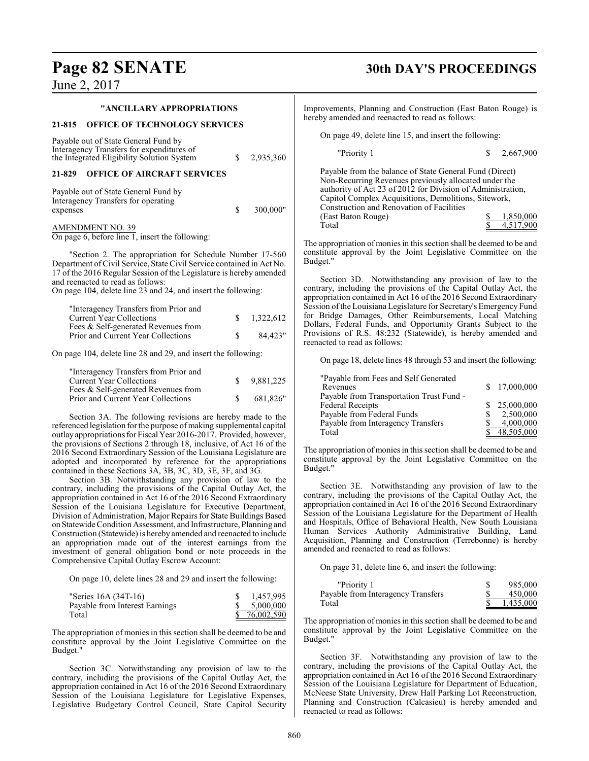"ANCILLARY APPROPRIATIONS

**21-815 OFFICE OF TECHNOLOGY SERVICES**

| | | |
|---|---|---|
| Payable out of State General Fund by Interagency Transfers for expenditures of the Integrated Eligibility Solution System | $ | 2,935,360 |

**21-829 OFFICE OF AIRCRAFT SERVICES**

| | | |
|---|---|---|
| Payable out of State General Fund by Interagency Transfers for operating expenses | $ | 300,000" |

AMENDMENT NO. 39

On page 6, before line 1, insert the following:

"Section 2. The appropriation for Schedule Number 17-560 Department of Civil Service, State Civil Service contained in Act No. 17 of the 2016 Regular Session of the Legislature is hereby amended and reenacted to read as follows:

On page 104, delete line 23 and 24, and insert the following:

| | | |
|---|---|---|
| "Interagency Transfers from Prior and Current Year Collections | $ | 1,322,612 |
| Fees & Self-generated Revenues from Prior and Current Year Collections | $ | 84,423" |

On page 104, delete line 28 and 29, and insert the following:

| | | |
|---|---|---|
| "Interagency Transfers from Prior and Current Year Collections | $ | 9,881,225 |
| Fees & Self-generated Revenues from Prior and Current Year Collections | $ | 681,826" |

Section 3A. The following revisions are hereby made to the referenced legislation for the purpose of making supplemental capital outlay appropriations for Fiscal Year 2016-2017. Provided, however, the provisions of Sections 2 through 18, inclusive, of Act 16 of the 2016 Second Extraordinary Session of the Louisiana Legislature are adopted and incorporated by reference for the appropriations contained in these Sections 3A, 3B, 3C, 3D, 3E, 3F, and 3G.

Section 3B. Notwithstanding any provision of law to the contrary, including the provisions of the Capital Outlay Act, the appropriation contained in Act 16 of the 2016 Second Extraordinary Session of the Louisiana Legislature for Executive Department, Division of Administration, Major Repairs for State Buildings Based on Statewide Condition Assessment, and Infrastructure, Planning and Construction (Statewide) is hereby amended and reenacted to include an appropriation made out of the interest earnings from the investment of general obligation bond or note proceeds in the Comprehensive Capital Outlay Escrow Account:

On page 10, delete lines 28 and 29 and insert the following:

| | | |
|---|---|---|
| "Series 16A (34T-16) | $ | 1,457,995 |
| Payable from Interest Earnings | $ | 5,000,000 |
| Total | $ | 76,002,590 |

The appropriation of monies in this section shall be deemed to be and constitute approval by the Joint Legislative Committee on the Budget."

Section 3C. Notwithstanding any provision of law to the contrary, including the provisions of the Capital Outlay Act, the appropriation contained in Act 16 of the 2016 Second Extraordinary Session of the Louisiana Legislature for Legislative Expenses, Legislative Budgetary Control Council, State Capitol Security Improvements, Planning and Construction (East Baton Rouge) is hereby amended and reenacted to read as follows:

On page 49, delete line 15, and insert the following:

| | | |
|---|---|---|
| "Priority 1 | $ | 2,667,900 |
| Payable from the balance of State General Fund (Direct) Non-Recurring Revenues previously allocated under the authority of Act 23 of 2012 for Division of Administration, Capitol Complex Acquisitions, Demolitions, Sitework, Construction and Renovation of Facilities (East Baton Rouge) | $ | 1,850,000 |
| Total | $ | 4,517,900 |

The appropriation of monies in this section shall be deemed to be and constitute approval by the Joint Legislative Committee on the Budget."

Section 3D. Notwithstanding any provision of law to the contrary, including the provisions of the Capital Outlay Act, the appropriation contained in Act 16 of the 2016 Second Extraordinary Session of the Louisiana Legislature for Secretary's Emergency Fund for Bridge Damages, Other Reimbursements, Local Matching Dollars, Federal Funds, and Opportunity Grants Subject to the Provisions of R.S. 48:232 (Statewide), is hereby amended and reenacted to read as follows:

On page 18, delete lines 48 through 53 and insert the following:

| | | |
|---|---|---|
| "Payable from Fees and Self Generated Revenues | $ | 17,000,000 |
| Payable from Transportation Trust Fund - Federal Receipts | $ | 25,000,000 |
| Payable from Federal Funds | $ | 2,500,000 |
| Payable from Interagency Transfers | $ | 4,000,000 |
| Total | $ | 48,505,000 |

The appropriation of monies in this section shall be deemed to be and constitute approval by the Joint Legislative Committee on the Budget."

Section 3E. Notwithstanding any provision of law to the contrary, including the provisions of the Capital Outlay Act, the appropriation contained in Act 16 of the 2016 Second Extraordinary Session of the Louisiana Legislature for the Department of Health and Hospitals, Office of Behavioral Health, New South Louisiana Human Services Authority Administrative Building, Land Acquisition, Planning and Construction (Terrebonne) is hereby amended and reenacted to read as follows:

On page 31, delete line 6, and insert the following:

| | | |
|---|---|---|
| "Priority 1 | $ | 985,000 |
| Payable from Interagency Transfers | $ | 450,000 |
| Total | $ | 1,435,000 |

The appropriation of monies in this section shall be deemed to be and constitute approval by the Joint Legislative Committee on the Budget."

Section 3F. Notwithstanding any provision of law to the contrary, including the provisions of the Capital Outlay Act, the appropriation contained in Act 16 of the 2016 Second Extraordinary Session of the Louisiana Legislature for Department of Education, McNeese State University, Drew Hall Parking Lot Reconstruction, Planning and Construction (Calcasieu) is hereby amended and reenacted to read as follows: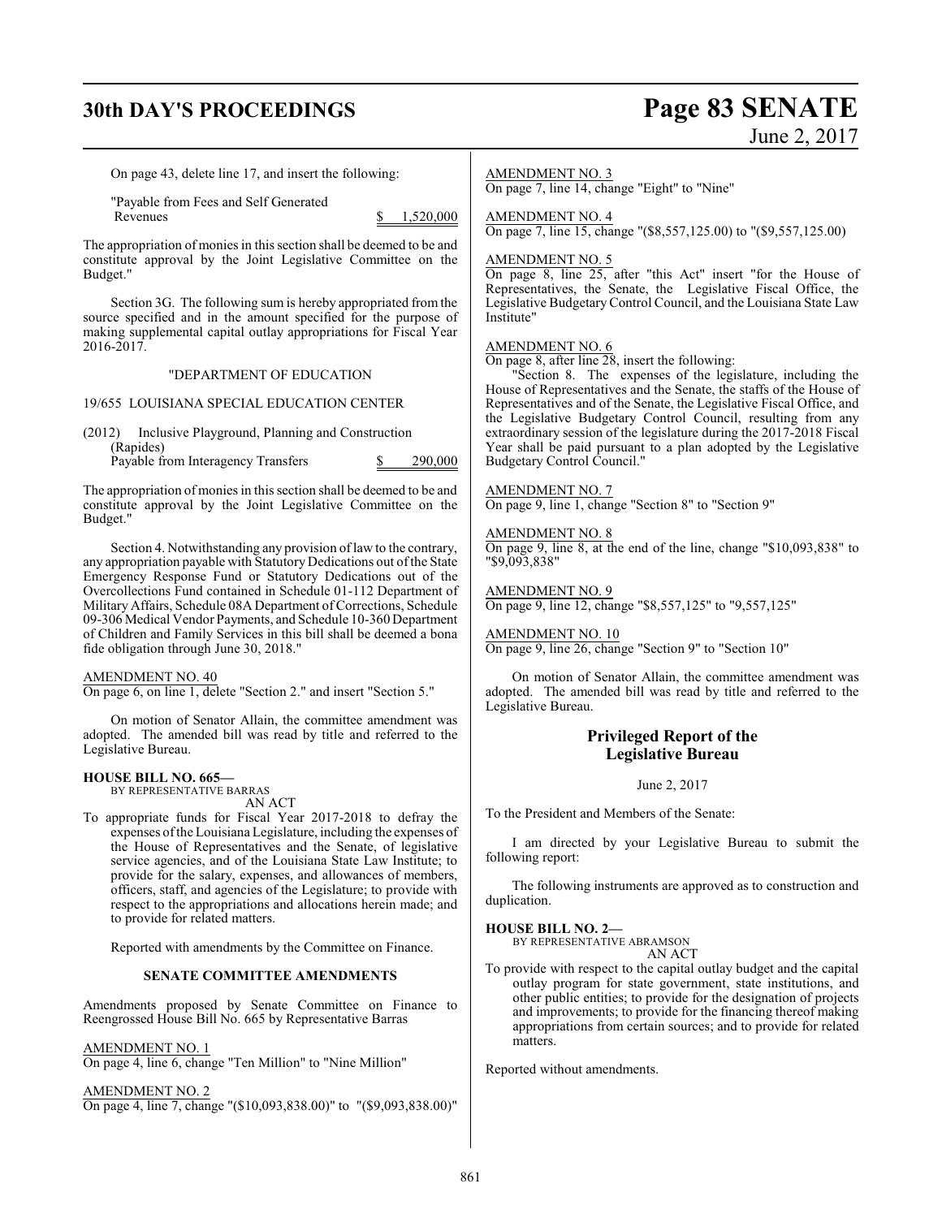On page 43, delete line 17, and insert the following:

"Payable from Fees and Self Generated Revenues $ 1,520,000

The appropriation of monies in this section shall be deemed to be and constitute approval by the Joint Legislative Committee on the Budget."

Section 3G. The following sum is hereby appropriated from the source specified and in the amount specified for the purpose of making supplemental capital outlay appropriations for Fiscal Year 2016-2017.

"DEPARTMENT OF EDUCATION

19/655 LOUISIANA SPECIAL EDUCATION CENTER

(2012) Inclusive Playground, Planning and Construction (Rapides)
Payable from Interagency Transfers $ 290,000

The appropriation of monies in this section shall be deemed to be and constitute approval by the Joint Legislative Committee on the Budget."

Section 4. Notwithstanding any provision of law to the contrary, any appropriation payable with Statutory Dedications out of the State Emergency Response Fund or Statutory Dedications out of the Overcollections Fund contained in Schedule 01-112 Department of Military Affairs, Schedule 08A Department of Corrections, Schedule 09-306 Medical Vendor Payments, and Schedule 10-360 Department of Children and Family Services in this bill shall be deemed a bona fide obligation through June 30, 2018."

AMENDMENT NO. 40
On page 6, on line 1, delete "Section 2." and insert "Section 5."

On motion of Senator Allain, the committee amendment was adopted. The amended bill was read by title and referred to the Legislative Bureau.

**HOUSE BILL NO. 665—**
BY REPRESENTATIVE BARRAS
AN ACT
To appropriate funds for Fiscal Year 2017-2018 to defray the expenses of the Louisiana Legislature, including the expenses of the House of Representatives and the Senate, of legislative service agencies, and of the Louisiana State Law Institute; to provide for the salary, expenses, and allowances of members, officers, staff, and agencies of the Legislature; to provide with respect to the appropriations and allocations herein made; and to provide for related matters.

Reported with amendments by the Committee on Finance.

**SENATE COMMITTEE AMENDMENTS**

Amendments proposed by Senate Committee on Finance to Reengrossed House Bill No. 665 by Representative Barras

AMENDMENT NO. 1
On page 4, line 6, change "Ten Million" to "Nine Million"

AMENDMENT NO. 2
On page 4, line 7, change "($10,093,838.00)" to "($9,093,838.00)"

AMENDMENT NO. 3
On page 7, line 14, change "Eight" to "Nine"

AMENDMENT NO. 4
On page 7, line 15, change "($8,557,125.00) to "($9,557,125.00)

AMENDMENT NO. 5
On page 8, line 25, after "this Act" insert "for the House of Representatives, the Senate, the Legislative Fiscal Office, the Legislative Budgetary Control Council, and the Louisiana State Law Institute"

AMENDMENT NO. 6
On page 8, after line 28, insert the following:

"Section 8. The expenses of the legislature, including the House of Representatives and the Senate, the staffs of the House of Representatives and of the Senate, the Legislative Fiscal Office, and the Legislative Budgetary Control Council, resulting from any extraordinary session of the legislature during the 2017-2018 Fiscal Year shall be paid pursuant to a plan adopted by the Legislative Budgetary Control Council."

AMENDMENT NO. 7
On page 9, line 1, change "Section 8" to "Section 9"

AMENDMENT NO. 8
On page 9, line 8, at the end of the line, change "$10,093,838" to "$9,093,838"

AMENDMENT NO. 9
On page 9, line 12, change "$8,557,125" to "9,557,125"

AMENDMENT NO. 10
On page 9, line 26, change "Section 9" to "Section 10"

On motion of Senator Allain, the committee amendment was adopted. The amended bill was read by title and referred to the Legislative Bureau.

## Privileged Report of the Legislative Bureau

June 2, 2017

To the President and Members of the Senate:

I am directed by your Legislative Bureau to submit the following report:

The following instruments are approved as to construction and duplication.

**HOUSE BILL NO. 2—**
BY REPRESENTATIVE ABRAMSON
AN ACT
To provide with respect to the capital outlay budget and the capital outlay program for state government, state institutions, and other public entities; to provide for the designation of projects and improvements; to provide for the financing thereof making appropriations from certain sources; and to provide for related matters.

Reported without amendments.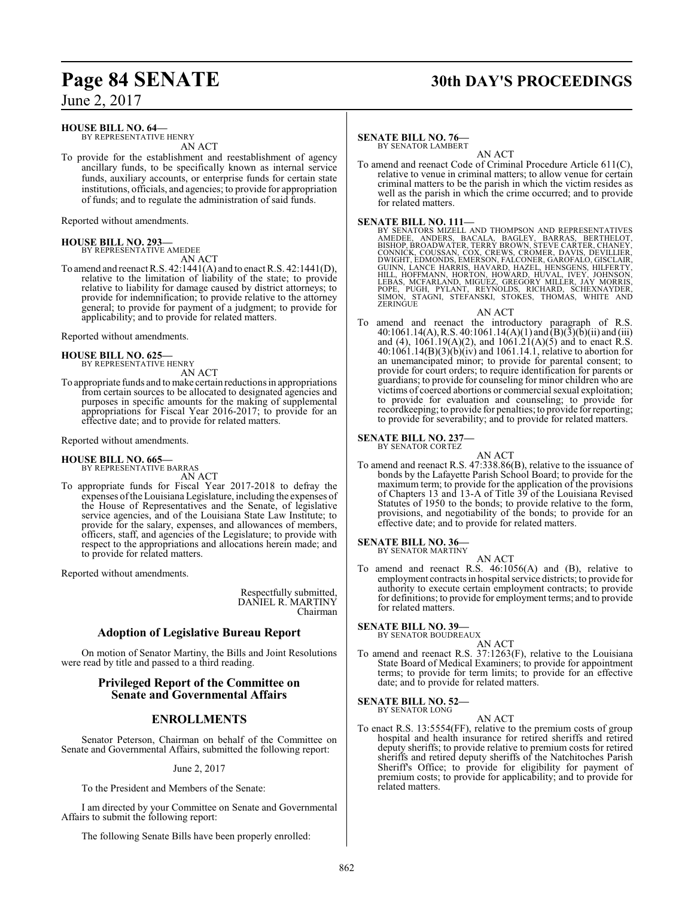**HOUSE BILL NO. 64—**
BY REPRESENTATIVE HENRY

AN ACT

To provide for the establishment and reestablishment of agency ancillary funds, to be specifically known as internal service funds, auxiliary accounts, or enterprise funds for certain state institutions, officials, and agencies; to provide for appropriation of funds; and to regulate the administration of said funds.

Reported without amendments.

**HOUSE BILL NO. 293—**
BY REPRESENTATIVE AMEDEE

AN ACT

To amend and reenact R.S. 42:1441(A) and to enact R.S. 42:1441(D), relative to the limitation of liability of the state; to provide relative to liability for damage caused by district attorneys; to provide for indemnification; to provide relative to the attorney general; to provide for payment of a judgment; to provide for applicability; and to provide for related matters.

Reported without amendments.

**HOUSE BILL NO. 625—**
BY REPRESENTATIVE HENRY

AN ACT

To appropriate funds and to make certain reductions in appropriations from certain sources to be allocated to designated agencies and purposes in specific amounts for the making of supplemental appropriations for Fiscal Year 2016-2017; to provide for an effective date; and to provide for related matters.

Reported without amendments.

**HOUSE BILL NO. 665—**
BY REPRESENTATIVE BARRAS

AN ACT

To appropriate funds for Fiscal Year 2017-2018 to defray the expenses of the Louisiana Legislature, including the expenses of the House of Representatives and the Senate, of legislative service agencies, and of the Louisiana State Law Institute; to provide for the salary, expenses, and allowances of members, officers, staff, and agencies of the Legislature; to provide with respect to the appropriations and allocations herein made; and to provide for related matters.

Reported without amendments.

Respectfully submitted,
DANIEL R. MARTINY
Chairman

## Adoption of Legislative Bureau Report

On motion of Senator Martiny, the Bills and Joint Resolutions were read by title and passed to a third reading.

## Privileged Report of the Committee on Senate and Governmental Affairs

## ENROLLMENTS

Senator Peterson, Chairman on behalf of the Committee on Senate and Governmental Affairs, submitted the following report:

June 2, 2017

To the President and Members of the Senate:

I am directed by your Committee on Senate and Governmental Affairs to submit the following report:

The following Senate Bills have been properly enrolled:

**SENATE BILL NO. 76—**
BY SENATOR LAMBERT

AN ACT

To amend and reenact Code of Criminal Procedure Article 611(C), relative to venue in criminal matters; to allow venue for certain criminal matters to be the parish in which the victim resides as well as the parish in which the crime occurred; and to provide for related matters.

**SENATE BILL NO. 111—**
BY SENATORS MIZELL AND THOMPSON AND REPRESENTATIVES AMEDEE, ANDERS, BACALA, BAGLEY, BARRAS, BERTHELOT, BISHOP, BROADWATER, TERRY BROWN, STEVE CARTER, CHANEY, CONNICK, COUSSAN, COX, CREWS, CROMER, DAVIS, DEVILLIER, DWIGHT, EDMONDS, EMERSON, FALCONER, GAROFALO, GISCLAIR, GUINN, LANCE HARRIS, HAVARD, HAZEL, HENSGENS, HILFERTY, HILL, HOFFMANN, HORTON, HOWARD, HUVAL, IVEY, JOHNSON, LEBAS, MCFARLAND, MIGUEZ, GREGORY MILLER, JAY MORRIS, POPE, PUGH, PYLANT, REYNOLDS, RICHARD, SCHEXNAYDER, SIMON, STAGNI, STEFANSKI, STOKES, THOMAS, WHITE AND ZERINGUE

AN ACT

To amend and reenact the introductory paragraph of R.S. 40:1061.14(A), R.S. 40:1061.14(A)(1) and (B)(3)(b)(ii) and (iii) and (4), 1061.19(A)(2), and 1061.21(A)(5) and to enact R.S. 40:1061.14(B)(3)(b)(iv) and 1061.14.1, relative to abortion for an unemancipated minor; to provide for parental consent; to provide for court orders; to require identification for parents or guardians; to provide for counseling for minor children who are victims of coerced abortions or commercial sexual exploitation; to provide for evaluation and counseling; to provide for recordkeeping; to provide for penalties; to provide for reporting; to provide for severability; and to provide for related matters.

**SENATE BILL NO. 237—**
BY SENATOR CORTEZ

AN ACT

To amend and reenact R.S. 47:338.86(B), relative to the issuance of bonds by the Lafayette Parish School Board; to provide for the maximum term; to provide for the application of the provisions of Chapters 13 and 13-A of Title 39 of the Louisiana Revised Statutes of 1950 to the bonds; to provide relative to the form, provisions, and negotiability of the bonds; to provide for an effective date; and to provide for related matters.

**SENATE BILL NO. 36—**
BY SENATOR MARTINY

AN ACT

To amend and reenact R.S. 46:1056(A) and (B), relative to employment contracts in hospital service districts; to provide for authority to execute certain employment contracts; to provide for definitions; to provide for employment terms; and to provide for related matters.

**SENATE BILL NO. 39—**
BY SENATOR BOUDREAUX

AN ACT

To amend and reenact R.S. 37:1263(F), relative to the Louisiana State Board of Medical Examiners; to provide for appointment terms; to provide for term limits; to provide for an effective date; and to provide for related matters.

**SENATE BILL NO. 52—**
BY SENATOR LONG

AN ACT

To enact R.S. 13:5554(FF), relative to the premium costs of group hospital and health insurance for retired sheriffs and retired deputy sheriffs; to provide relative to premium costs for retired sheriffs and retired deputy sheriffs of the Natchitoches Parish Sheriff's Office; to provide for eligibility for payment of premium costs; to provide for applicability; and to provide for related matters.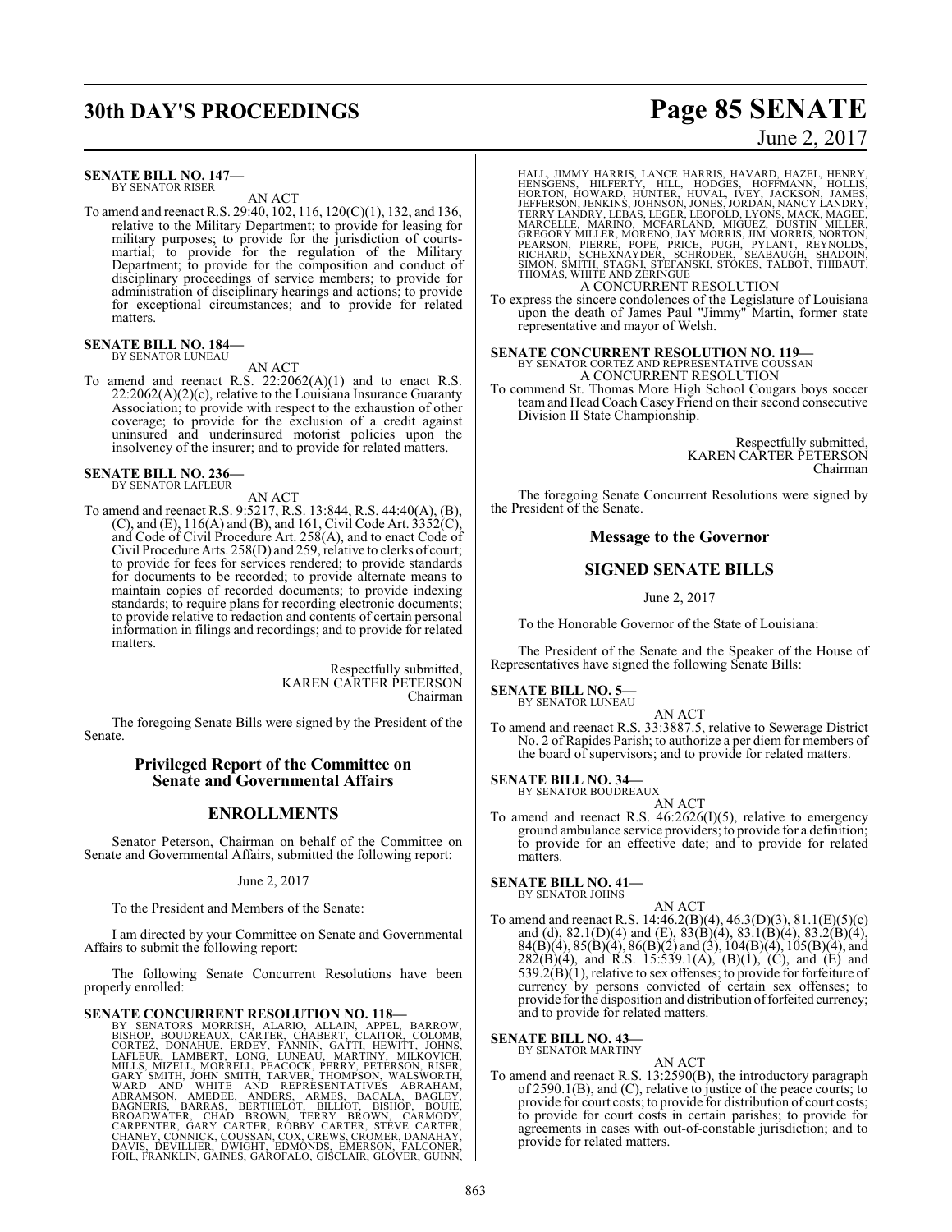**SENATE BILL NO. 147—**
BY SENATOR RISER

AN ACT

To amend and reenact R.S. 29:40, 102, 116, 120(C)(1), 132, and 136, relative to the Military Department; to provide for leasing for military purposes; to provide for the jurisdiction of courts-martial; to provide for the regulation of the Military Department; to provide for the composition and conduct of disciplinary proceedings of service members; to provide for administration of disciplinary hearings and actions; to provide for exceptional circumstances; and to provide for related matters.

**SENATE BILL NO. 184—**
BY SENATOR LUNEAU

AN ACT

To amend and reenact R.S. 22:2062(A)(1) and to enact R.S. 22:2062(A)(2)(c), relative to the Louisiana Insurance Guaranty Association; to provide with respect to the exhaustion of other coverage; to provide for the exclusion of a credit against uninsured and underinsured motorist policies upon the insolvency of the insurer; and to provide for related matters.

**SENATE BILL NO. 236—**
BY SENATOR LAFLEUR

AN ACT

To amend and reenact R.S. 9:5217, R.S. 13:844, R.S. 44:40(A), (B), (C), and (E), 116(A) and (B), and 161, Civil Code Art. 3352(C), and Code of Civil Procedure Art. 258(A), and to enact Code of Civil Procedure Arts. 258(D) and 259, relative to clerks of court; to provide for fees for services rendered; to provide standards for documents to be recorded; to provide alternate means to maintain copies of recorded documents; to provide indexing standards; to require plans for recording electronic documents; to provide relative to redaction and contents of certain personal information in filings and recordings; and to provide for related matters.

Respectfully submitted,
KAREN CARTER PETERSON
Chairman

The foregoing Senate Bills were signed by the President of the Senate.

## Privileged Report of the Committee on Senate and Governmental Affairs

## ENROLLMENTS

Senator Peterson, Chairman on behalf of the Committee on Senate and Governmental Affairs, submitted the following report:

June 2, 2017

To the President and Members of the Senate:

I am directed by your Committee on Senate and Governmental Affairs to submit the following report:

The following Senate Concurrent Resolutions have been properly enrolled:

**SENATE CONCURRENT RESOLUTION NO. 118—**
BY SENATORS MORRISH, ALARIO, ALLAIN, APPEL, BARROW, BISHOP, BOUDREAUX, CARTER, CHABERT, CLAITOR, COLOMB, CORTEZ, DONAHUE, ERDEY, FANNIN, GATTI, HEWITT, JOHNS, LAFLEUR, LAMBERT, LONG, LUNEAU, MARTINY, MILKOVICH, MILLS, MIZELL, MORRELL, PEACOCK, PERRY, PETERSON, RISER, GARY SMITH, JOHN SMITH, TARVER, THOMPSON, WALSWORTH, WARD AND WHITE AND REPRESENTATIVES ABRAHAM, ABRAMSON, AMEDEE, ANDERS, ARMES, BACALA, BAGLEY, BAGNERIS, BARRAS, BERTHELOT, BILLIOT, BISHOP, BOUIE, BROADWATER, CHAD BROWN, TERRY BROWN, CARMODY, CARPENTER, GARY CARTER, ROBBY CARTER, STEVE CARTER, CHANEY, CONNICK, COUSSAN, COX, CREWS, CROMER, DANAHAY, DAVIS, DEVILLIER, DWIGHT, EDMONDS, EMERSON, FALCONER, FOIL, FRANKLIN, GAINES, GAROFALO, GISCLAIR, GLOVER, GUINN, HALL, JIMMY HARRIS, LANCE HARRIS, HAVARD, HAZEL, HENRY, HENSGENS, HILFERTY, HILL, HODGES, HOFFMANN, HOLLIS, HORTON, HOWARD, HUNTER, HUVAL, IVEY, JACKSON, JAMES, JEFFERSON, JENKINS, JOHNSON, JONES, JORDAN, NANCY LANDRY, TERRY LANDRY, LEBAS, LEGER, LEOPOLD, LYONS, MACK, MAGEE, MARCELLE, MARINO, MCFARLAND, MIGUEZ, DUSTIN MILLER, GREGORY MILLER, MORENO, JAY MORRIS, JIM MORRIS, NORTON, PEARSON, PIERRE, POPE, PRICE, PUGH, PYLANT, REYNOLDS, RICHARD, SCHEXNAYDER, SCHRODER, SEABAUGH, SHADOIN, SIMON, SMITH, STAGNI, STEFANSKI, STOKES, TALBOT, THIBAUT, THOMAS, WHITE AND ZERINGUE

A CONCURRENT RESOLUTION

To express the sincere condolences of the Legislature of Louisiana upon the death of James Paul "Jimmy" Martin, former state representative and mayor of Welsh.

**SENATE CONCURRENT RESOLUTION NO. 119—**
BY SENATOR CORTEZ AND REPRESENTATIVE COUSSAN

A CONCURRENT RESOLUTION

To commend St. Thomas More High School Cougars boys soccer team and Head Coach Casey Friend on their second consecutive Division II State Championship.

Respectfully submitted,
KAREN CARTER PETERSON
Chairman

The foregoing Senate Concurrent Resolutions were signed by the President of the Senate.

## Message to the Governor

## SIGNED SENATE BILLS

June 2, 2017

To the Honorable Governor of the State of Louisiana:

The President of the Senate and the Speaker of the House of Representatives have signed the following Senate Bills:

**SENATE BILL NO. 5—**
BY SENATOR LUNEAU

AN ACT

To amend and reenact R.S. 33:3887.5, relative to Sewerage District No. 2 of Rapides Parish; to authorize a per diem for members of the board of supervisors; and to provide for related matters.

**SENATE BILL NO. 34—**
BY SENATOR BOUDREAUX

AN ACT

To amend and reenact R.S. 46:2626(I)(5), relative to emergency ground ambulance service providers; to provide for a definition; to provide for an effective date; and to provide for related matters.

**SENATE BILL NO. 41—**
BY SENATOR JOHNS

AN ACT

To amend and reenact R.S. 14:46.2(B)(4), 46.3(D)(3), 81.1(E)(5)(c) and (d), 82.1(D)(4) and (E), 83(B)(4), 83.1(B)(4), 83.2(B)(4), 84(B)(4), 85(B)(4), 86(B)(2) and (3), 104(B)(4), 105(B)(4), and 282(B)(4), and R.S. 15:539.1(A), (B)(1), (C), and (E) and 539.2(B)(1), relative to sex offenses; to provide for forfeiture of currency by persons convicted of certain sex offenses; to provide for the disposition and distribution of forfeited currency; and to provide for related matters.

**SENATE BILL NO. 43—**
BY SENATOR MARTINY

AN ACT

To amend and reenact R.S. 13:2590(B), the introductory paragraph of 2590.1(B), and (C), relative to justice of the peace courts; to provide for court costs; to provide for distribution of court costs; to provide for court costs in certain parishes; to provide for agreements in cases with out-of-constable jurisdiction; and to provide for related matters.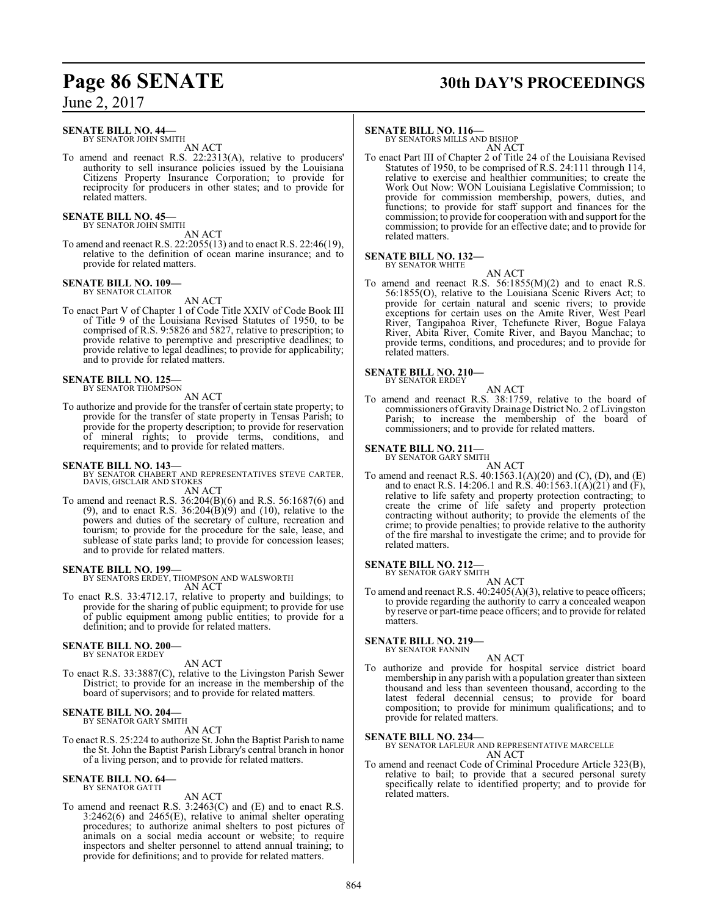**SENATE BILL NO. 44—**
BY SENATOR JOHN SMITH

AN ACT

To amend and reenact R.S. 22:2313(A), relative to producers' authority to sell insurance policies issued by the Louisiana Citizens Property Insurance Corporation; to provide for reciprocity for producers in other states; and to provide for related matters.

**SENATE BILL NO. 45—**
BY SENATOR JOHN SMITH

AN ACT

To amend and reenact R.S. 22:2055(13) and to enact R.S. 22:46(19), relative to the definition of ocean marine insurance; and to provide for related matters.

**SENATE BILL NO. 109—**
BY SENATOR CLAITOR

AN ACT

To enact Part V of Chapter 1 of Code Title XXIV of Code Book III of Title 9 of the Louisiana Revised Statutes of 1950, to be comprised of R.S. 9:5826 and 5827, relative to prescription; to provide relative to peremptive and prescriptive deadlines; to provide relative to legal deadlines; to provide for applicability; and to provide for related matters.

**SENATE BILL NO. 125—**
BY SENATOR THOMPSON

AN ACT

To authorize and provide for the transfer of certain state property; to provide for the transfer of state property in Tensas Parish; to provide for the property description; to provide for reservation of mineral rights; to provide terms, conditions, and requirements; and to provide for related matters.

**SENATE BILL NO. 143—**
BY SENATOR CHABERT AND REPRESENTATIVES STEVE CARTER, DAVIS, GISCLAIR AND STOKES

AN ACT

To amend and reenact R.S. 36:204(B)(6) and R.S. 56:1687(6) and (9), and to enact R.S. 36:204(B)(9) and (10), relative to the powers and duties of the secretary of culture, recreation and tourism; to provide for the procedure for the sale, lease, and sublease of state parks land; to provide for concession leases; and to provide for related matters.

**SENATE BILL NO. 199—**
BY SENATORS ERDEY, THOMPSON AND WALSWORTH

AN ACT

To enact R.S. 33:4712.17, relative to property and buildings; to provide for the sharing of public equipment; to provide for use of public equipment among public entities; to provide for a definition; and to provide for related matters.

**SENATE BILL NO. 200—**
BY SENATOR ERDEY

AN ACT

To enact R.S. 33:3887(C), relative to the Livingston Parish Sewer District; to provide for an increase in the membership of the board of supervisors; and to provide for related matters.

**SENATE BILL NO. 204—**
BY SENATOR GARY SMITH

AN ACT

To enact R.S. 25:224 to authorize St. John the Baptist Parish to name the St. John the Baptist Parish Library's central branch in honor of a living person; and to provide for related matters.

**SENATE BILL NO. 64—**
BY SENATOR GATTI

AN ACT

To amend and reenact R.S. 3:2463(C) and (E) and to enact R.S. 3:2462(6) and 2465(E), relative to animal shelter operating procedures; to authorize animal shelters to post pictures of animals on a social media account or website; to require inspectors and shelter personnel to attend annual training; to provide for definitions; and to provide for related matters.

**SENATE BILL NO. 116—**
BY SENATORS MILLS AND BISHOP

AN ACT

To enact Part III of Chapter 2 of Title 24 of the Louisiana Revised Statutes of 1950, to be comprised of R.S. 24:111 through 114, relative to exercise and healthier communities; to create the Work Out Now: WON Louisiana Legislative Commission; to provide for commission membership, powers, duties, and functions; to provide for staff support and finances for the commission; to provide for cooperation with and support for the commission; to provide for an effective date; and to provide for related matters.

**SENATE BILL NO. 132—**
BY SENATOR WHITE

AN ACT

To amend and reenact R.S. 56:1855(M)(2) and to enact R.S. 56:1855(O), relative to the Louisiana Scenic Rivers Act; to provide for certain natural and scenic rivers; to provide exceptions for certain uses on the Amite River, West Pearl River, Tangipahoa River, Tchefuncte River, Bogue Falaya River, Abita River, Comite River, and Bayou Manchac; to provide terms, conditions, and procedures; and to provide for related matters.

**SENATE BILL NO. 210—**
BY SENATOR ERDEY

AN ACT

To amend and reenact R.S. 38:1759, relative to the board of commissioners of Gravity Drainage District No. 2 of Livingston Parish; to increase the membership of the board of commissioners; and to provide for related matters.

**SENATE BILL NO. 211—**
BY SENATOR GARY SMITH

AN ACT

To amend and reenact R.S. 40:1563.1(A)(20) and (C), (D), and (E) and to enact R.S. 14:206.1 and R.S. 40:1563.1(A)(21) and (F), relative to life safety and property protection contracting; to create the crime of life safety and property protection contracting without authority; to provide the elements of the crime; to provide penalties; to provide relative to the authority of the fire marshal to investigate the crime; and to provide for related matters.

**SENATE BILL NO. 212—**
BY SENATOR GARY SMITH

AN ACT

To amend and reenact R.S. 40:2405(A)(3), relative to peace officers; to provide regarding the authority to carry a concealed weapon by reserve or part-time peace officers; and to provide for related matters.

**SENATE BILL NO. 219—**
BY SENATOR FANNIN

AN ACT

To authorize and provide for hospital service district board membership in any parish with a population greater than sixteen thousand and less than seventeen thousand, according to the latest federal decennial census; to provide for board composition; to provide for minimum qualifications; and to provide for related matters.

**SENATE BILL NO. 234—**
BY SENATOR LAFLEUR AND REPRESENTATIVE MARCELLE

AN ACT

To amend and reenact Code of Criminal Procedure Article 323(B), relative to bail; to provide that a secured personal surety specifically relate to identified property; and to provide for related matters.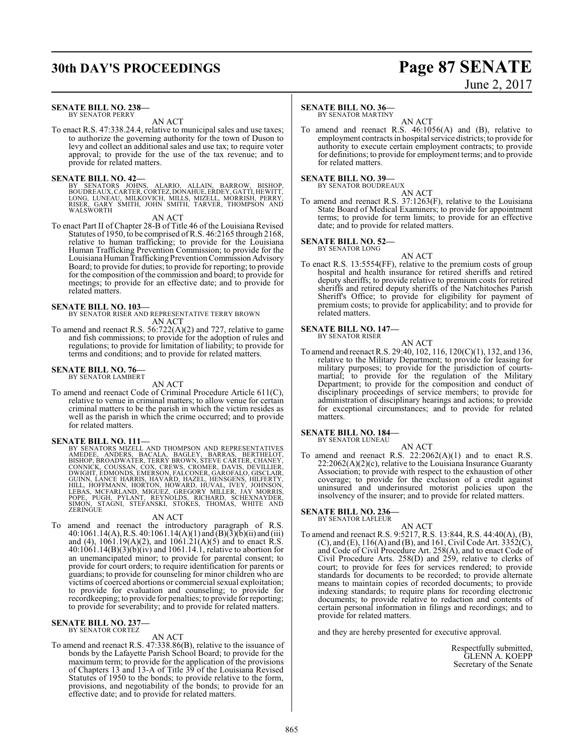**SENATE BILL NO. 238—**
BY SENATOR PERRY

AN ACT

To enact R.S. 47:338.24.4, relative to municipal sales and use taxes; to authorize the governing authority for the town of Duson to levy and collect an additional sales and use tax; to require voter approval; to provide for the use of the tax revenue; and to provide for related matters.

**SENATE BILL NO. 42—**
BY SENATORS JOHNS, ALARIO, ALLAIN, BARROW, BISHOP, BOUDREAUX, CARTER, CORTEZ, DONAHUE, ERDEY, GATTI, HEWITT, LONG, LUNEAU, MILKOVICH, MILLS, MIZELL, MORRISH, PERRY, RISER, GARY SMITH, JOHN SMITH, TARVER, THOMPSON AND WALSWORTH

AN ACT

To enact Part II of Chapter 28-B of Title 46 of the Louisiana Revised Statutes of 1950, to be comprised of R.S. 46:2165 through 2168, relative to human trafficking; to provide for the Louisiana Human Trafficking Prevention Commission; to provide for the Louisiana Human Trafficking Prevention Commission Advisory Board; to provide for duties; to provide for reporting; to provide for the composition of the commission and board; to provide for meetings; to provide for an effective date; and to provide for related matters.

**SENATE BILL NO. 103—**
BY SENATOR RISER AND REPRESENTATIVE TERRY BROWN

AN ACT

To amend and reenact R.S. 56:722(A)(2) and 727, relative to game and fish commissions; to provide for the adoption of rules and regulations; to provide for limitation of liability; to provide for terms and conditions; and to provide for related matters.

**SENATE BILL NO. 76—**
BY SENATOR LAMBERT

AN ACT

To amend and reenact Code of Criminal Procedure Article 611(C), relative to venue in criminal matters; to allow venue for certain criminal matters to be the parish in which the victim resides as well as the parish in which the crime occurred; and to provide for related matters.

**SENATE BILL NO. 111—**
BY SENATORS MIZELL AND THOMPSON AND REPRESENTATIVES AMEDEE, ANDERS, BACALA, BAGLEY, BARRAS, BERTHELOT, BISHOP, BROADWATER, TERRY BROWN, STEVE CARTER, CHANEY, CONNICK, COUSSAN, COX, CREWS, CROMER, DAVIS, DEVILLIER, DWIGHT, EDMONDS, EMERSON, FALCONER, GAROFALO, GISCLAIR, GUINN, LANCE HARRIS, HAVARD, HAZEL, HENSGENS, HILFERTY, HILL, HOFFMANN, HORTON, HOWARD, HUVAL, IVEY, JOHNSON, LEBAS, MCFARLAND, MIGUEZ, GREGORY MILLER, JAY MORRIS, POPE, PUGH, PYLANT, REYNOLDS, RICHARD, SCHEXNAYDER, SIMON, STAGNI, STEFANSKI, STOKES, THOMAS, WHITE AND ZERINGUE

AN ACT

To amend and reenact the introductory paragraph of R.S. 40:1061.14(A), R.S. 40:1061.14(A)(1) and (B)(3)(b)(ii) and (iii) and (4), 1061.19(A)(2), and 1061.21(A)(5) and to enact R.S. 40:1061.14(B)(3)(b)(iv) and 1061.14.1, relative to abortion for an unemancipated minor; to provide for parental consent; to provide for court orders; to require identification for parents or guardians; to provide for counseling for minor children who are victims of coerced abortions or commercial sexual exploitation; to provide for evaluation and counseling; to provide for recordkeeping; to provide for penalties; to provide for reporting; to provide for severability; and to provide for related matters.

**SENATE BILL NO. 237—**
BY SENATOR CORTEZ

AN ACT

To amend and reenact R.S. 47:338.86(B), relative to the issuance of bonds by the Lafayette Parish School Board; to provide for the maximum term; to provide for the application of the provisions of Chapters 13 and 13-A of Title 39 of the Louisiana Revised Statutes of 1950 to the bonds; to provide relative to the form, provisions, and negotiability of the bonds; to provide for an effective date; and to provide for related matters.

**SENATE BILL NO. 36—**
BY SENATOR MARTINY

AN ACT

To amend and reenact R.S. 46:1056(A) and (B), relative to employment contracts in hospital service districts; to provide for authority to execute certain employment contracts; to provide for definitions; to provide for employment terms; and to provide for related matters.

**SENATE BILL NO. 39—**
BY SENATOR BOUDREAUX

AN ACT

To amend and reenact R.S. 37:1263(F), relative to the Louisiana State Board of Medical Examiners; to provide for appointment terms; to provide for term limits; to provide for an effective date; and to provide for related matters.

**SENATE BILL NO. 52—**
BY SENATOR LONG

AN ACT

To enact R.S. 13:5554(FF), relative to the premium costs of group hospital and health insurance for retired sheriffs and retired deputy sheriffs; to provide relative to premium costs for retired sheriffs and retired deputy sheriffs of the Natchitoches Parish Sheriff's Office; to provide for eligibility for payment of premium costs; to provide for applicability; and to provide for related matters.

**SENATE BILL NO. 147—**
BY SENATOR RISER

AN ACT

To amend and reenact R.S. 29:40, 102, 116, 120(C)(1), 132, and 136, relative to the Military Department; to provide for leasing for military purposes; to provide for the jurisdiction of courts-martial; to provide for the regulation of the Military Department; to provide for the composition and conduct of disciplinary proceedings of service members; to provide for administration of disciplinary hearings and actions; to provide for exceptional circumstances; and to provide for related matters.

**SENATE BILL NO. 184—**
BY SENATOR LUNEAU

AN ACT

To amend and reenact R.S. 22:2062(A)(1) and to enact R.S. 22:2062(A)(2)(c), relative to the Louisiana Insurance Guaranty Association; to provide with respect to the exhaustion of other coverage; to provide for the exclusion of a credit against uninsured and underinsured motorist policies upon the insolvency of the insurer; and to provide for related matters.

**SENATE BILL NO. 236—**
BY SENATOR LAFLEUR

AN ACT

To amend and reenact R.S. 9:5217, R.S. 13:844, R.S. 44:40(A), (B), (C), and (E), 116(A) and (B), and 161, Civil Code Art. 3352(C), and Code of Civil Procedure Art. 258(A), and to enact Code of Civil Procedure Arts. 258(D) and 259, relative to clerks of court; to provide for fees for services rendered; to provide standards for documents to be recorded; to provide alternate means to maintain copies of recorded documents; to provide indexing standards; to require plans for recording electronic documents; to provide relative to redaction and contents of certain personal information in filings and recordings; and to provide for related matters.

and they are hereby presented for executive approval.

Respectfully submitted,
GLENN A. KOEPP
Secretary of the Senate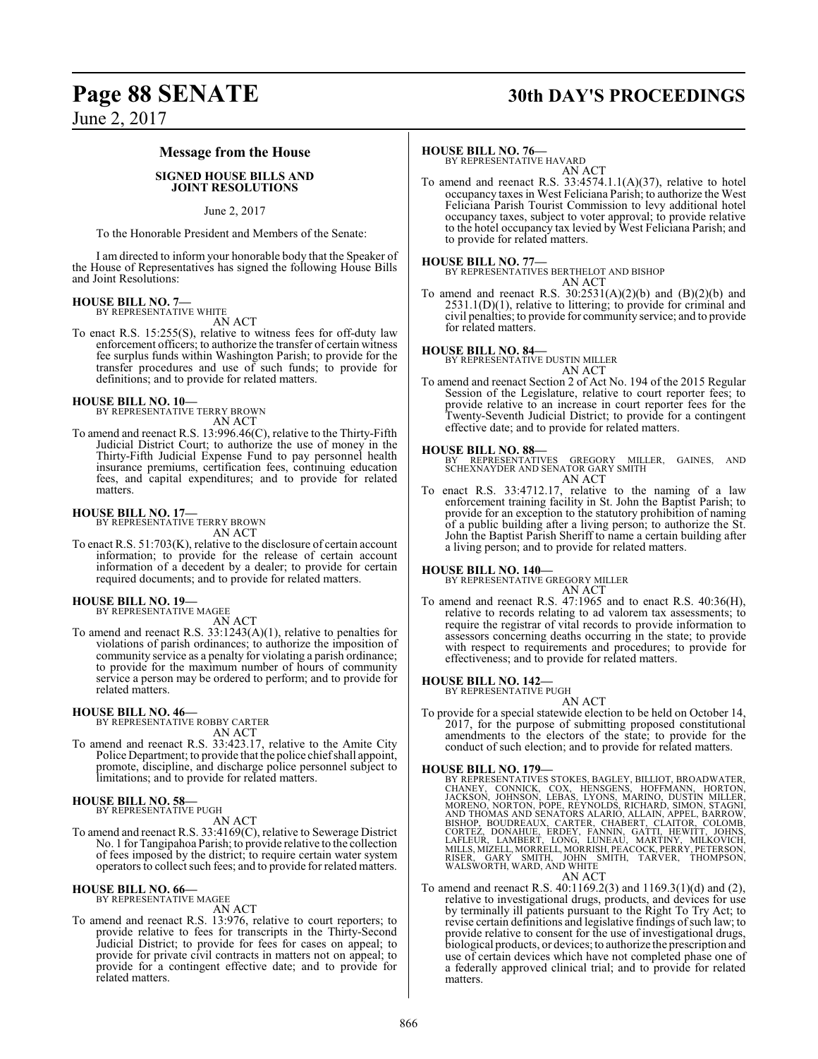## Message from the House

### SIGNED HOUSE BILLS AND JOINT RESOLUTIONS

June 2, 2017

To the Honorable President and Members of the Senate:

I am directed to inform your honorable body that the Speaker of the House of Representatives has signed the following House Bills and Joint Resolutions:

**HOUSE BILL NO. 7—**
BY REPRESENTATIVE WHITE
AN ACT
To enact R.S. 15:255(S), relative to witness fees for off-duty law enforcement officers; to authorize the transfer of certain witness fee surplus funds within Washington Parish; to provide for the transfer procedures and use of such funds; to provide for definitions; and to provide for related matters.

**HOUSE BILL NO. 10—**
BY REPRESENTATIVE TERRY BROWN
AN ACT
To amend and reenact R.S. 13:996.46(C), relative to the Thirty-Fifth Judicial District Court; to authorize the use of money in the Thirty-Fifth Judicial Expense Fund to pay personnel health insurance premiums, certification fees, continuing education fees, and capital expenditures; and to provide for related matters.

**HOUSE BILL NO. 17—**
BY REPRESENTATIVE TERRY BROWN
AN ACT
To enact R.S. 51:703(K), relative to the disclosure of certain account information; to provide for the release of certain account information of a decedent by a dealer; to provide for certain required documents; and to provide for related matters.

**HOUSE BILL NO. 19—**
BY REPRESENTATIVE MAGEE
AN ACT
To amend and reenact R.S. 33:1243(A)(1), relative to penalties for violations of parish ordinances; to authorize the imposition of community service as a penalty for violating a parish ordinance; to provide for the maximum number of hours of community service a person may be ordered to perform; and to provide for related matters.

**HOUSE BILL NO. 46—**
BY REPRESENTATIVE ROBBY CARTER
AN ACT
To amend and reenact R.S. 33:423.17, relative to the Amite City Police Department; to provide that the police chief shall appoint, promote, discipline, and discharge police personnel subject to limitations; and to provide for related matters.

**HOUSE BILL NO. 58—**
BY REPRESENTATIVE PUGH
AN ACT
To amend and reenact R.S. 33:4169(C), relative to Sewerage District No. 1 for Tangipahoa Parish; to provide relative to the collection of fees imposed by the district; to require certain water system operators to collect such fees; and to provide for related matters.

**HOUSE BILL NO. 66—**
BY REPRESENTATIVE MAGEE
AN ACT
To amend and reenact R.S. 13:976, relative to court reporters; to provide relative to fees for transcripts in the Thirty-Second Judicial District; to provide for fees for cases on appeal; to provide for private civil contracts in matters not on appeal; to provide for a contingent effective date; and to provide for related matters.

**HOUSE BILL NO. 76—**
BY REPRESENTATIVE HAVARD
AN ACT
To amend and reenact R.S. 33:4574.1.1(A)(37), relative to hotel occupancy taxes in West Feliciana Parish; to authorize the West Feliciana Parish Tourist Commission to levy additional hotel occupancy taxes, subject to voter approval; to provide relative to the hotel occupancy tax levied by West Feliciana Parish; and to provide for related matters.

**HOUSE BILL NO. 77—**
BY REPRESENTATIVES BERTHELOT AND BISHOP
AN ACT
To amend and reenact R.S. 30:2531(A)(2)(b) and (B)(2)(b) and 2531.1(D)(1), relative to littering; to provide for criminal and civil penalties; to provide for community service; and to provide for related matters.

**HOUSE BILL NO. 84—**
BY REPRESENTATIVE DUSTIN MILLER
AN ACT
To amend and reenact Section 2 of Act No. 194 of the 2015 Regular Session of the Legislature, relative to court reporter fees; to provide relative to an increase in court reporter fees for the Twenty-Seventh Judicial District; to provide for a contingent effective date; and to provide for related matters.

**HOUSE BILL NO. 88—**
BY REPRESENTATIVES GREGORY MILLER, GAINES, AND SCHEXNAYDER AND SENATOR GARY SMITH
AN ACT
To enact R.S. 33:4712.17, relative to the naming of a law enforcement training facility in St. John the Baptist Parish; to provide for an exception to the statutory prohibition of naming of a public building after a living person; to authorize the St. John the Baptist Parish Sheriff to name a certain building after a living person; and to provide for related matters.

**HOUSE BILL NO. 140—**
BY REPRESENTATIVE GREGORY MILLER
AN ACT
To amend and reenact R.S. 47:1965 and to enact R.S. 40:36(H), relative to records relating to ad valorem tax assessments; to require the registrar of vital records to provide information to assessors concerning deaths occurring in the state; to provide with respect to requirements and procedures; to provide for effectiveness; and to provide for related matters.

**HOUSE BILL NO. 142—**
BY REPRESENTATIVE PUGH
AN ACT
To provide for a special statewide election to be held on October 14, 2017, for the purpose of submitting proposed constitutional amendments to the electors of the state; to provide for the conduct of such election; and to provide for related matters.

**HOUSE BILL NO. 179—**
BY REPRESENTATIVES STOKES, BAGLEY, BILLIOT, BROADWATER, CHANEY, CONNICK, COX, HENSGENS, HOFFMANN, HORTON, JACKSON, JOHNSON, LEBAS, LYONS, MARINO, DUSTIN MILLER, MORENO, NORTON, POPE, REYNOLDS, RICHARD, SIMON, STAGNI, AND THOMAS AND SENATORS ALARIO, ALLAIN, APPEL, BARROW, BISHOP, BOUDREAUX, CARTER, CHABERT, CLAITOR, COLOMB, CORTEZ, DONAHUE, ERDEY, FANNIN, GATTI, HEWITT, JOHNS, LAFLEUR, LAMBERT, LONG, LUNEAU, MARTINY, MILKOVICH, MILLS, MIZELL, MORRELL, MORRISH, PEACOCK, PERRY, PETERSON, RISER, GARY SMITH, JOHN SMITH, TARVER, THOMPSON, WALSWORTH, WARD, AND WHITE
AN ACT
To amend and reenact R.S. 40:1169.2(3) and 1169.3(1)(d) and (2), relative to investigational drugs, products, and devices for use by terminally ill patients pursuant to the Right To Try Act; to revise certain definitions and legislative findings of such law; to provide relative to consent for the use of investigational drugs, biological products, or devices; to authorize the prescription and use of certain devices which have not completed phase one of a federally approved clinical trial; and to provide for related matters.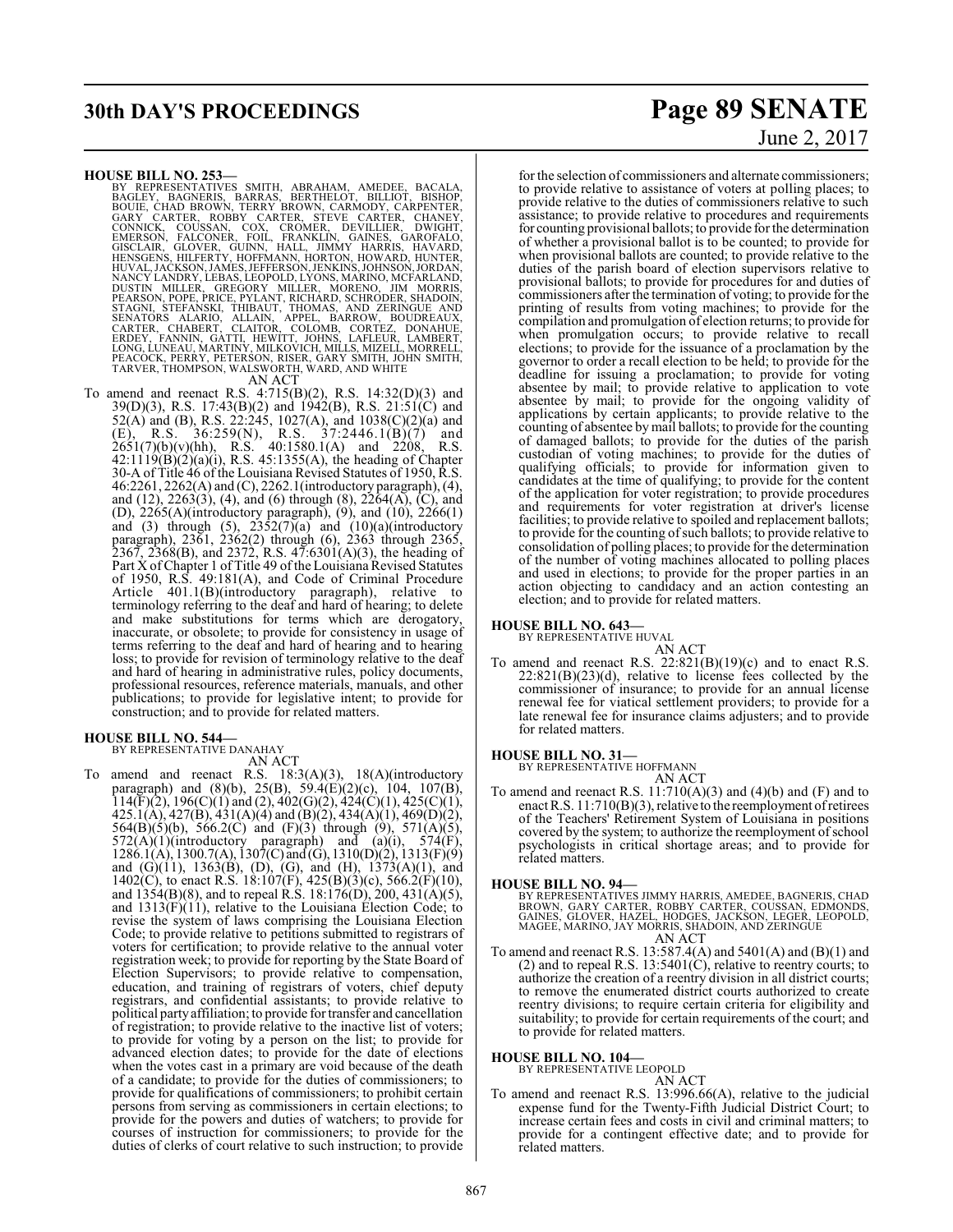**HOUSE BILL NO. 253—**

BY REPRESENTATIVES SMITH, ABRAHAM, AMEDEE, BACALA, BAGLEY, BAGNERIS, BARRAS, BERTHELOT, BILLIOT, BISHOP, BOUIE, CHAD BROWN, TERRY BROWN, CARMODY, CARPENTER, GARY CARTER, ROBBY CARTER, STEVE CARTER, CHANEY, CONNICK, COUSSAN, COX, CROMER, DEVILLIER, DWIGHT, EMERSON, FALCONER, FOIL, FRANKLIN, GAINES, GAROFALO, GISCLAIR, GLOVER, GUINN, HALL, JIMMY HARRIS, HAVARD, HENSGENS, HILFERTY, HOFFMANN, HORTON, HOWARD, HUNTER, HUVAL, JACKSON, JAMES, JEFFERSON, JENKINS, JOHNSON, JORDAN, NANCY LANDRY, LEBAS, LEOPOLD, LYONS, MARINO, MCFARLAND, DUSTIN MILLER, GREGORY MILLER, MORENO, JIM MORRIS, PEARSON, POPE, PRICE, PYLANT, RICHARD, SCHRODER, SHADOIN, STAGNI, STEFANSKI, THIBAUT, THOMAS, AND ZERINGUE AND SENATORS ALARIO, ALLAIN, APPEL, BARROW, BOUDREAUX, CARTER, CHABERT, CLAITOR, COLOMB, CORTEZ, DONAHUE, ERDEY, FANNIN, GATTI, HEWITT, JOHNS, LAFLEUR, LAMBERT, LONG, LUNEAU, MARTINY, MILKOVICH, MILLS, MIZELL, MORRELL, PEACOCK, PERRY, PETERSON, RISER, GARY SMITH, JOHN SMITH, TARVER, THOMPSON, WALSWORTH, WARD, AND WHITE

AN ACT

To amend and reenact R.S. 4:715(B)(2), R.S. 14:32(D)(3) and 39(D)(3), R.S. 17:43(B)(2) and 1942(B), R.S. 21:51(C) and 52(A) and (B), R.S. 22:245, 1027(A), and 1038(C)(2)(a) and (E), R.S. 36:259(N), R.S. 37:2446.1(B)(7) and 2651(7)(b)(v)(hh), R.S. 40:1580.1(A) and 2208, R.S. 42:1119(B)(2)(a)(i), R.S. 45:1355(A), the heading of Chapter 30-A of Title 46 of the Louisiana Revised Statutes of 1950, R.S. 46:2261, 2262(A) and (C), 2262.1(introductory paragraph), (4), and (12), 2263(3), (4), and (6) through (8), 2264(A), (C), and (D), 2265(A)(introductory paragraph), (9), and (10), 2266(1) and (3) through (5), 2352(7)(a) and (10)(a)(introductory paragraph), 2361, 2362(2) through (6), 2363 through 2365, 2367, 2368(B), and 2372, R.S. 47:6301(A)(3), the heading of Part X of Chapter 1 of Title 49 of the Louisiana Revised Statutes of 1950, R.S. 49:181(A), and Code of Criminal Procedure Article 401.1(B)(introductory paragraph), relative to terminology referring to the deaf and hard of hearing; to delete and make substitutions for terms which are derogatory, inaccurate, or obsolete; to provide for consistency in usage of terms referring to the deaf and hard of hearing and to hearing loss; to provide for revision of terminology relative to the deaf and hard of hearing in administrative rules, policy documents, professional resources, reference materials, manuals, and other publications; to provide for legislative intent; to provide for construction; and to provide for related matters.

**HOUSE BILL NO. 544—**

BY REPRESENTATIVE DANAHAY

AN ACT

To amend and reenact R.S. 18:3(A)(3), 18(A)(introductory paragraph) and (8)(b), 25(B), 59.4(E)(2)(c), 104, 107(B), 114(F)(2), 196(C)(1) and (2), 402(G)(2), 424(C)(1), 425(C)(1), 425.1(A), 427(B), 431(A)(4) and (B)(2), 434(A)(1), 469(D)(2), 564(B)(5)(b), 566.2(C) and (F)(3) through (9), 571(A)(5), 572(A)(1)(introductory paragraph) and (a)(i), 574(F), 1286.1(A), 1300.7(A), 1307(C) and (G), 1310(D)(2), 1313(F)(9) and (G)(11), 1363(B), (D), (G), and (H), 1373(A)(1), and 1402(C), to enact R.S. 18:107(F), 425(B)(3)(c), 566.2(F)(10), and 1354(B)(8), and to repeal R.S. 18:176(D), 200, 431(A)(5), and 1313(F)(11), relative to the Louisiana Election Code; to revise the system of laws comprising the Louisiana Election Code; to provide relative to petitions submitted to registrars of voters for certification; to provide relative to the annual voter registration week; to provide for reporting by the State Board of Election Supervisors; to provide relative to compensation, education, and training of registrars of voters, chief deputy registrars, and confidential assistants; to provide relative to political party affiliation; to provide for transfer and cancellation of registration; to provide relative to the inactive list of voters; to provide for voting by a person on the list; to provide for advanced election dates; to provide for the date of elections when the votes cast in a primary are void because of the death of a candidate; to provide for the duties of commissioners; to provide for qualifications of commissioners; to prohibit certain persons from serving as commissioners in certain elections; to provide for the powers and duties of watchers; to provide for courses of instruction for commissioners; to provide for the duties of clerks of court relative to such instruction; to provide for the selection of commissioners and alternate commissioners; to provide relative to assistance of voters at polling places; to provide relative to the duties of commissioners relative to such assistance; to provide relative to procedures and requirements for counting provisional ballots; to provide for the determination of whether a provisional ballot is to be counted; to provide for when provisional ballots are counted; to provide relative to the duties of the parish board of election supervisors relative to provisional ballots; to provide for procedures for and duties of commissioners after the termination of voting; to provide for the printing of results from voting machines; to provide for the compilation and promulgation of election returns; to provide for when promulgation occurs; to provide relative to recall elections; to provide for the issuance of a proclamation by the governor to order a recall election to be held; to provide for the deadline for issuing a proclamation; to provide for voting absentee by mail; to provide relative to application to vote absentee by mail; to provide for the ongoing validity of applications by certain applicants; to provide relative to the counting of absentee by mail ballots; to provide for the counting of damaged ballots; to provide for the duties of the parish custodian of voting machines; to provide for the duties of qualifying officials; to provide for information given to candidates at the time of qualifying; to provide for the content of the application for voter registration; to provide procedures and requirements for voter registration at driver's license facilities; to provide relative to spoiled and replacement ballots; to provide for the counting of such ballots; to provide relative to consolidation of polling places; to provide for the determination of the number of voting machines allocated to polling places and used in elections; to provide for the proper parties in an action objecting to candidacy and an action contesting an election; and to provide for related matters.

**HOUSE BILL NO. 643—**

BY REPRESENTATIVE HUVAL

AN ACT

To amend and reenact R.S. 22:821(B)(19)(c) and to enact R.S. 22:821(B)(23)(d), relative to license fees collected by the commissioner of insurance; to provide for an annual license renewal fee for viatical settlement providers; to provide for a late renewal fee for insurance claims adjusters; and to provide for related matters.

**HOUSE BILL NO. 31—**

BY REPRESENTATIVE HOFFMANN

AN ACT

To amend and reenact R.S. 11:710(A)(3) and (4)(b) and (F) and to enact R.S. 11:710(B)(3), relative to the reemployment of retirees of the Teachers' Retirement System of Louisiana in positions covered by the system; to authorize the reemployment of school psychologists in critical shortage areas; and to provide for related matters.

**HOUSE BILL NO. 94—**

BY REPRESENTATIVES JIMMY HARRIS, AMEDEE, BAGNERIS, CHAD BROWN, GARY CARTER, ROBBY CARTER, COUSSAN, EDMONDS, GAINES, GLOVER, HAZEL, HODGES, JACKSON, LEGER, LEOPOLD, MAGEE, MARINO, JAY MORRIS, SHADOIN, AND ZERINGUE

AN ACT

To amend and reenact R.S. 13:587.4(A) and 5401(A) and (B)(1) and (2) and to repeal R.S. 13:5401(C), relative to reentry courts; to authorize the creation of a reentry division in all district courts; to remove the enumerated district courts authorized to create reentry divisions; to require certain criteria for eligibility and suitability; to provide for certain requirements of the court; and to provide for related matters.

**HOUSE BILL NO. 104—**

BY REPRESENTATIVE LEOPOLD

AN ACT

To amend and reenact R.S. 13:996.66(A), relative to the judicial expense fund for the Twenty-Fifth Judicial District Court; to increase certain fees and costs in civil and criminal matters; to provide for a contingent effective date; and to provide for related matters.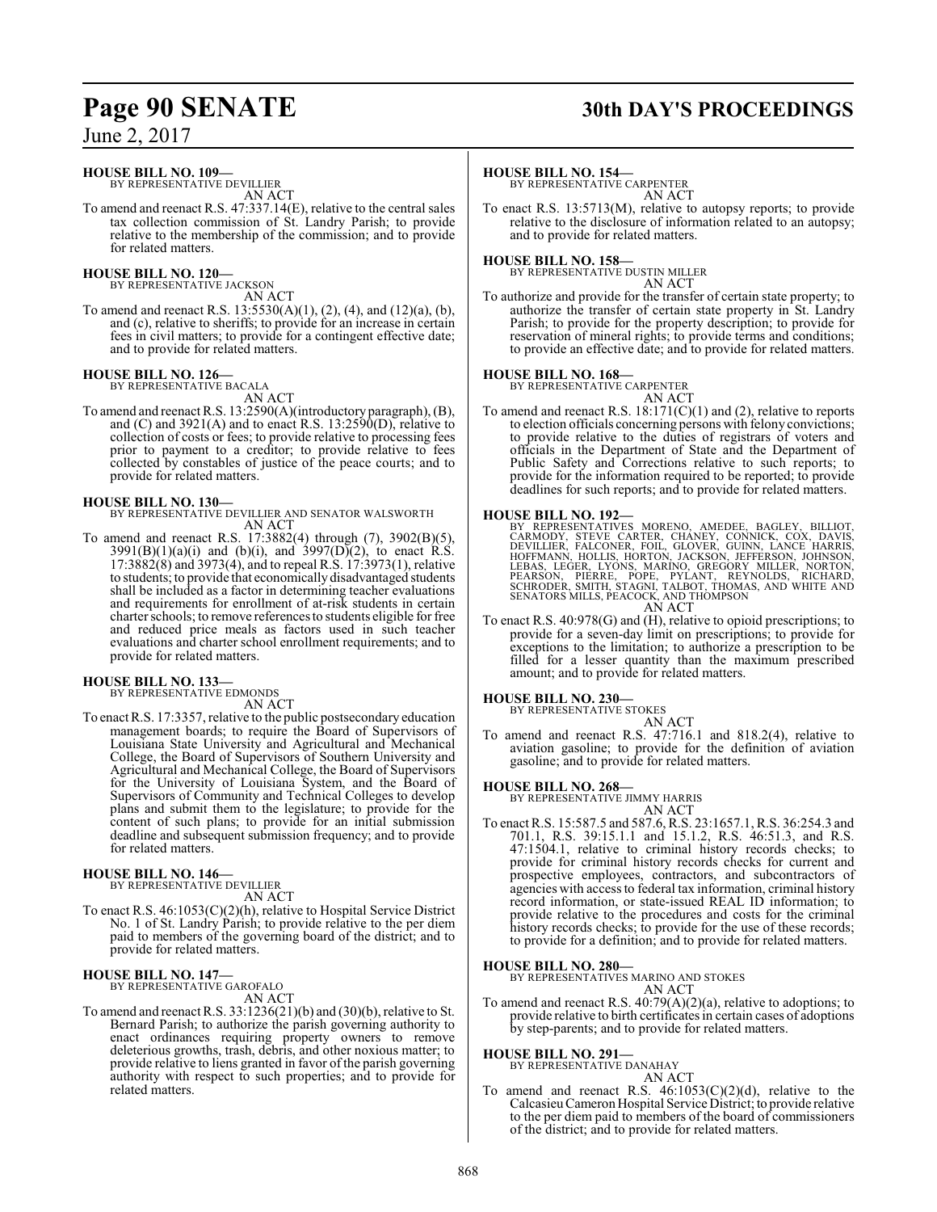**HOUSE BILL NO. 109—**
BY REPRESENTATIVE DEVILLIER
AN ACT

To amend and reenact R.S. 47:337.14(E), relative to the central sales tax collection commission of St. Landry Parish; to provide relative to the membership of the commission; and to provide for related matters.

**HOUSE BILL NO. 120—**
BY REPRESENTATIVE JACKSON
AN ACT

To amend and reenact R.S. 13:5530(A)(1), (2), (4), and (12)(a), (b), and (c), relative to sheriffs; to provide for an increase in certain fees in civil matters; to provide for a contingent effective date; and to provide for related matters.

**HOUSE BILL NO. 126—**
BY REPRESENTATIVE BACALA
AN ACT

To amend and reenact R.S. 13:2590(A)(introductory paragraph), (B), and (C) and 3921(A) and to enact R.S. 13:2590(D), relative to collection of costs or fees; to provide relative to processing fees prior to payment to a creditor; to provide relative to fees collected by constables of justice of the peace courts; and to provide for related matters.

**HOUSE BILL NO. 130—**
BY REPRESENTATIVE DEVILLIER AND SENATOR WALSWORTH
AN ACT

To amend and reenact R.S. 17:3882(4) through (7), 3902(B)(5), 3991(B)(1)(a)(i) and (b)(i), and 3997(D)(2), to enact R.S. 17:3882(8) and 3973(4), and to repeal R.S. 17:3973(1), relative to students; to provide that economically disadvantaged students shall be included as a factor in determining teacher evaluations and requirements for enrollment of at-risk students in certain charter schools; to remove references to students eligible for free and reduced price meals as factors used in such teacher evaluations and charter school enrollment requirements; and to provide for related matters.

**HOUSE BILL NO. 133—**
BY REPRESENTATIVE EDMONDS
AN ACT

To enact R.S. 17:3357, relative to the public postsecondary education management boards; to require the Board of Supervisors of Louisiana State University and Agricultural and Mechanical College, the Board of Supervisors of Southern University and Agricultural and Mechanical College, the Board of Supervisors for the University of Louisiana System, and the Board of Supervisors of Community and Technical Colleges to develop plans and submit them to the legislature; to provide for the content of such plans; to provide for an initial submission deadline and subsequent submission frequency; and to provide for related matters.

**HOUSE BILL NO. 146—**
BY REPRESENTATIVE DEVILLIER
AN ACT

To enact R.S. 46:1053(C)(2)(h), relative to Hospital Service District No. 1 of St. Landry Parish; to provide relative to the per diem paid to members of the governing board of the district; and to provide for related matters.

**HOUSE BILL NO. 147—**
BY REPRESENTATIVE GAROFALO
AN ACT

To amend and reenact R.S. 33:1236(21)(b) and (30)(b), relative to St. Bernard Parish; to authorize the parish governing authority to enact ordinances requiring property owners to remove deleterious growths, trash, debris, and other noxious matter; to provide relative to liens granted in favor of the parish governing authority with respect to such properties; and to provide for related matters.

**HOUSE BILL NO. 154—**
BY REPRESENTATIVE CARPENTER
AN ACT

To enact R.S. 13:5713(M), relative to autopsy reports; to provide relative to the disclosure of information related to an autopsy; and to provide for related matters.

**HOUSE BILL NO. 158—**
BY REPRESENTATIVE DUSTIN MILLER
AN ACT

To authorize and provide for the transfer of certain state property; to authorize the transfer of certain state property in St. Landry Parish; to provide for the property description; to provide for reservation of mineral rights; to provide terms and conditions; to provide an effective date; and to provide for related matters.

**HOUSE BILL NO. 168—**
BY REPRESENTATIVE CARPENTER
AN ACT

To amend and reenact R.S. 18:171(C)(1) and (2), relative to reports to election officials concerning persons with felony convictions; to provide relative to the duties of registrars of voters and officials in the Department of State and the Department of Public Safety and Corrections relative to such reports; to provide for the information required to be reported; to provide deadlines for such reports; and to provide for related matters.

**HOUSE BILL NO. 192—**
BY REPRESENTATIVES MORENO, AMEDEE, BAGLEY, BILLIOT, CARMODY, STEVE CARTER, CHANEY, CONNICK, COX, DAVIS, DEVILLIER, FALCONER, FOIL, GLOVER, GUINN, LANCE HARRIS, HOFFMANN, HOLLIS, HORTON, JACKSON, JEFFERSON, JOHNSON, LEBAS, LEGER, LYONS, MARINO, GREGORY MILLER, NORTON, PEARSON, PIERRE, POPE, PYLANT, REYNOLDS, RICHARD, SCHRODER, SMITH, STAGNI, TALBOT, THOMAS, AND WHITE AND SENATORS MILLS, PEACOCK, AND THOMPSON
AN ACT

To enact R.S. 40:978(G) and (H), relative to opioid prescriptions; to provide for a seven-day limit on prescriptions; to provide for exceptions to the limitation; to authorize a prescription to be filled for a lesser quantity than the maximum prescribed amount; and to provide for related matters.

**HOUSE BILL NO. 230—**
BY REPRESENTATIVE STOKES
AN ACT

To amend and reenact R.S. 47:716.1 and 818.2(4), relative to aviation gasoline; to provide for the definition of aviation gasoline; and to provide for related matters.

**HOUSE BILL NO. 268—**
BY REPRESENTATIVE JIMMY HARRIS
AN ACT

To enact R.S. 15:587.5 and 587.6, R.S. 23:1657.1, R.S. 36:254.3 and 701.1, R.S. 39:15.1.1 and 15.1.2, R.S. 46:51.3, and R.S. 47:1504.1, relative to criminal history records checks; to provide for criminal history records checks for current and prospective employees, contractors, and subcontractors of agencies with access to federal tax information, criminal history record information, or state-issued REAL ID information; to provide relative to the procedures and costs for the criminal history records checks; to provide for the use of these records; to provide for a definition; and to provide for related matters.

**HOUSE BILL NO. 280—**
BY REPRESENTATIVES MARINO AND STOKES
AN ACT

To amend and reenact R.S. 40:79(A)(2)(a), relative to adoptions; to provide relative to birth certificates in certain cases of adoptions by step-parents; and to provide for related matters.

**HOUSE BILL NO. 291—**
BY REPRESENTATIVE DANAHAY
AN ACT

To amend and reenact R.S. 46:1053(C)(2)(d), relative to the Calcasieu Cameron Hospital Service District; to provide relative to the per diem paid to members of the board of commissioners of the district; and to provide for related matters.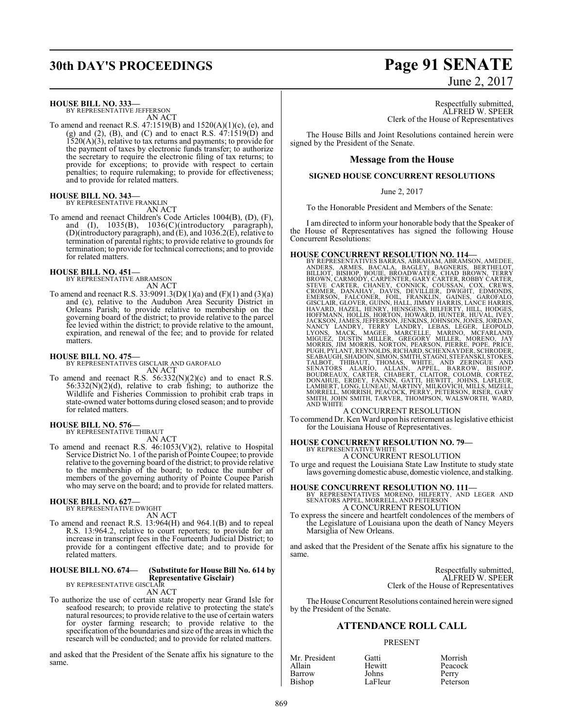**HOUSE BILL NO. 333—**
BY REPRESENTATIVE JEFFERSON
AN ACT

To amend and reenact R.S. 47:1519(B) and 1520(A)(1)(c), (e), and (g) and (2), (B), and (C) and to enact R.S. 47:1519(D) and 1520(A)(3), relative to tax returns and payments; to provide for the payment of taxes by electronic funds transfer; to authorize the secretary to require the electronic filing of tax returns; to provide for exceptions; to provide with respect to certain penalties; to require rulemaking; to provide for effectiveness; and to provide for related matters.

**HOUSE BILL NO. 343—**
BY REPRESENTATIVE FRANKLIN
AN ACT

To amend and reenact Children's Code Articles 1004(B), (D), (F), and (I), 1035(B), 1036(C)(introductory paragraph), (D)(introductory paragraph), and (E), and 1036.2(E), relative to termination of parental rights; to provide relative to grounds for termination; to provide for technical corrections; and to provide for related matters.

**HOUSE BILL NO. 451—**
BY REPRESENTATIVE ABRAMSON
AN ACT

To amend and reenact R.S. 33:9091.3(D)(1)(a) and (F)(1) and (3)(a) and (c), relative to the Audubon Area Security District in Orleans Parish; to provide relative to membership on the governing board of the district; to provide relative to the parcel fee levied within the district; to provide relative to the amount, expiration, and renewal of the fee; and to provide for related matters.

**HOUSE BILL NO. 475—**
BY REPRESENTATIVES GISCLAIR AND GAROFALO
AN ACT

To amend and reenact R.S. 56:332(N)(2)(c) and to enact R.S. 56:332(N)(2)(d), relative to crab fishing; to authorize the Wildlife and Fisheries Commission to prohibit crab traps in state-owned water bottoms during closed season; and to provide for related matters.

**HOUSE BILL NO. 576—**
BY REPRESENTATIVE THIBAUT
AN ACT

To amend and reenact R.S. 46:1053(V)(2), relative to Hospital Service District No. 1 of the parish of Pointe Coupee; to provide relative to the governing board of the district; to provide relative to the membership of the board; to reduce the number of members of the governing authority of Pointe Coupee Parish who may serve on the board; and to provide for related matters.

**HOUSE BILL NO. 627—**
BY REPRESENTATIVE DWIGHT
AN ACT

To amend and reenact R.S. 13:964(H) and 964.1(B) and to repeal R.S. 13:964.2, relative to court reporters; to provide for an increase in transcript fees in the Fourteenth Judicial District; to provide for a contingent effective date; and to provide for related matters.

**HOUSE BILL NO. 674— (Substitute for House Bill No. 614 by Representative Gisclair)**
BY REPRESENTATIVE GISCLAIR
AN ACT

To authorize the use of certain state property near Grand Isle for seafood research; to provide relative to protecting the state's natural resources; to provide relative to the use of certain waters for oyster farming research; to provide relative to the specification of the boundaries and size of the areas in which the research will be conducted; and to provide for related matters.

and asked that the President of the Senate affix his signature to the same.

Respectfully submitted,
ALFRED W. SPEER
Clerk of the House of Representatives

The House Bills and Joint Resolutions contained herein were signed by the President of the Senate.

## Message from the House

### SIGNED HOUSE CONCURRENT RESOLUTIONS

June 2, 2017

To the Honorable President and Members of the Senate:

I am directed to inform your honorable body that the Speaker of the House of Representatives has signed the following House Concurrent Resolutions:

**HOUSE CONCURRENT RESOLUTION NO. 114—**
BY REPRESENTATIVES BARRAS, ABRAHAM, ABRAMSON, AMEDEE, ANDERS, ARMES, BACALA, BAGLEY, BAGNERIS, BERTHELOT, BILLIOT, BISHOP, BOUIE, BROADWATER, CHAD BROWN, TERRY BROWN, CARMODY, CARPENTER, GARY CARTER, ROBBY CARTER, STEVE CARTER, CHANEY, CONNICK, COUSSAN, COX, CREWS, CROMER, DANAHAY, DAVIS, DEVILLIER, DWIGHT, EDMONDS, EMERSON, FALCONER, FOIL, FRANKLIN, GAINES, GAROFALO, GISCLAIR, GLOVER, GUINN, HALL, JIMMY HARRIS, LANCE HARRIS, HAVARD, HAZEL, HENRY, HENSGENS, HILFERTY, HILL, HODGES, HOFFMANN, HOLLIS, HORTON, HOWARD, HUNTER, HUVAL, IVEY, JACKSON, JAMES, JEFFERSON, JENKINS, JOHNSON, JONES, JORDAN, NANCY LANDRY, TERRY LANDRY, LEBAS, LEGER, LEOPOLD, LYONS, MACK, MAGEE, MARCELLE, MARINO, MCFARLAND, MIGUEZ, DUSTIN MILLER, GREGORY MILLER, MORENO, JAY MORRIS, JIM MORRIS, NORTON, PEARSON, PIERRE, POPE, PRICE, PUGH, PYLANT, REYNOLDS, RICHARD, SCHEXNAYDER, SCHRODER, SEABAUGH, SHADOIN, SIMON, SMITH, STAGNI, STEFANSKI, STOKES, TALBOT, THIBAUT, THOMAS, WHITE, AND ZERINGUE AND SENATORS ALARIO, ALLAIN, APPEL, BARROW, BISHOP, BOUDREAUX, CARTER, CHABERT, CLAITOR, COLOMB, CORTEZ, DONAHUE, ERDEY, FANNIN, GATTI, HEWITT, JOHNS, LAFLEUR, LAMBERT, LONG, LUNEAU, MARTINY, MILKOVICH, MILLS, MIZELL, MORRELL, MORRISH, PEACOCK, PERRY, PETERSON, RISER, GARY SMITH, JOHN SMITH, TARVER, THOMPSON, WALSWORTH, WARD, AND WHITE
A CONCURRENT RESOLUTION

To commend Dr. Ken Ward upon his retirement as legislative ethicist for the Louisiana House of Representatives.

**HOUSE CONCURRENT RESOLUTION NO. 79—**
BY REPRESENTATIVE WHITE
A CONCURRENT RESOLUTION

To urge and request the Louisiana State Law Institute to study state laws governing domestic abuse, domestic violence, and stalking.

**HOUSE CONCURRENT RESOLUTION NO. 111—**
BY REPRESENTATIVES MORENO, HILFERTY, AND LEGER AND SENATORS APPEL, MORRELL, AND PETERSON
A CONCURRENT RESOLUTION

To express the sincere and heartfelt condolences of the members of the Legislature of Louisiana upon the death of Nancy Meyers Marsiglia of New Orleans.

and asked that the President of the Senate affix his signature to the same.

Respectfully submitted,
ALFRED W. SPEER
Clerk of the House of Representatives

The House Concurrent Resolutions contained herein were signed by the President of the Senate.

## ATTENDANCE ROLL CALL

PRESENT

| | | |
|---|---|---|
| Mr. President | Gatti | Morrish |
| Allain | Hewitt | Peacock |
| Barrow | Johns | Perry |
| Bishop | LaFleur | Peterson |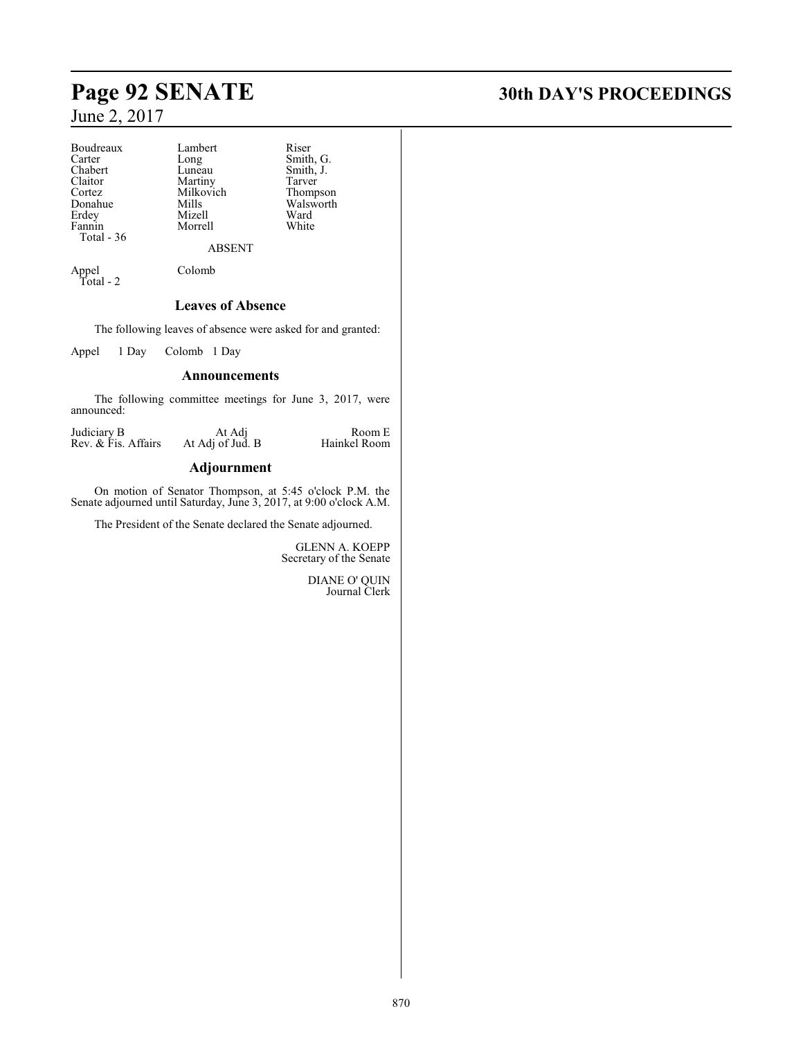| | | |
|---|---|---|
| Boudreaux | Lambert | Riser |
| Carter | Long | Smith, G. |
| Chabert | Luneau | Smith, J. |
| Claitor | Martiny | Tarver |
| Cortez | Milkovich | Thompson |
| Donahue | Mills | Walsworth |
| Erdey | Mizell | Ward |
| Fannin | Morrell | White |

Total - 36

ABSENT

| | |
|---|---|
| Appel | Colomb |

Total - 2

## Leaves of Absence

The following leaves of absence were asked for and granted:

Appel 1 Day Colomb 1 Day

## Announcements

The following committee meetings for June 3, 2017, were announced:

| | | |
|---|---|---|
| Judiciary B | At Adj | Room E |
| Rev. & Fis. Affairs | At Adj of Jud. B | Hainkel Room |

## Adjournment

On motion of Senator Thompson, at 5:45 o'clock P.M. the Senate adjourned until Saturday, June 3, 2017, at 9:00 o'clock A.M.

The President of the Senate declared the Senate adjourned.

GLENN A. KOEPP
Secretary of the Senate

DIANE O' QUIN
Journal Clerk